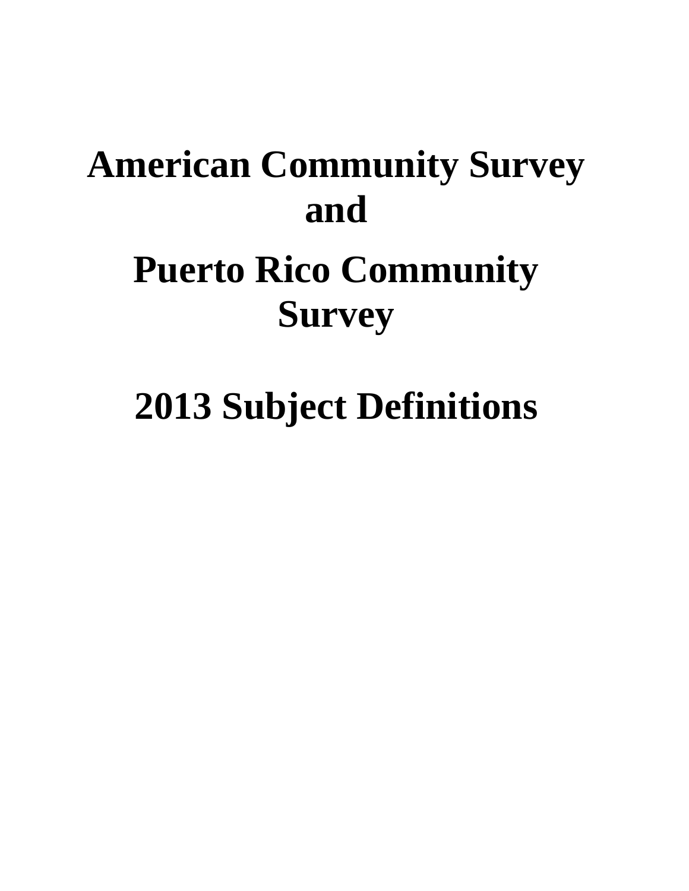# American Community Survey and

# Puerto Rico Community Survey

# 2013 Subject Definitions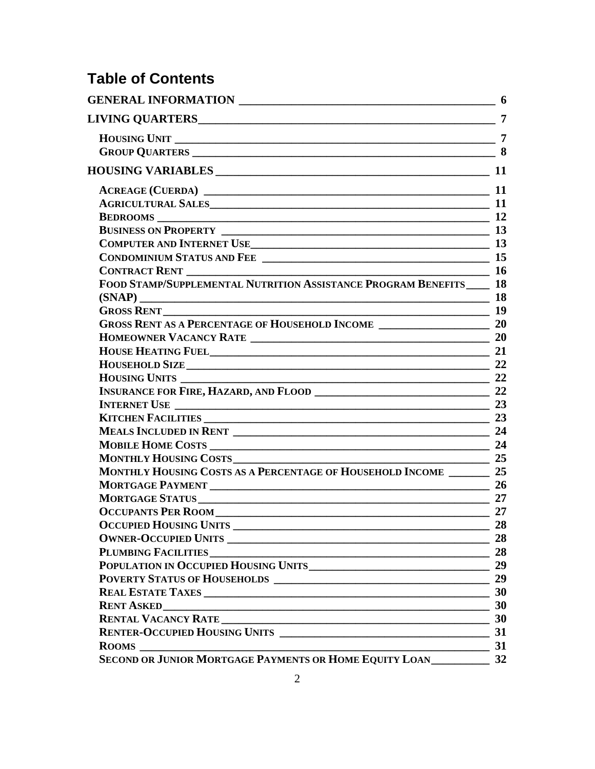# Table of Contents

**GENERAL INFORMATION** 6

**LIVING QUARTERS** 7

- **Housing Unit** 7
- **Group Quarters** 8

**HOUSING VARIABLES** 11

- **Acreage (Cuerda)** 11
- **Agricultural Sales** 11
- **Bedrooms** 12
- **Business on Property** 13
- **Computer and Internet Use** 13
- **Condominium Status and Fee** 15
- **Contract Rent** 16
- **Food Stamp/Supplemental Nutrition Assistance Program Benefits** 18
- **(SNAP)** 18
- **Gross Rent** 19
- **Gross Rent as a Percentage of Household Income** 20
- **Homeowner Vacancy Rate** 20
- **House Heating Fuel** 21
- **Household Size** 22
- **Housing Units** 22
- **Insurance for Fire, Hazard, and Flood** 22
- **Internet Use** 23
- **Kitchen Facilities** 23
- **Meals Included in Rent** 24
- **Mobile Home Costs** 24
- **Monthly Housing Costs** 25
- **Monthly Housing Costs as a Percentage of Household Income** 25
- **Mortgage Payment** 26
- **Mortgage Status** 27
- **Occupants Per Room** 27
- **Occupied Housing Units** 28
- **Owner-Occupied Units** 28
- **Plumbing Facilities** 28
- **Population in Occupied Housing Units** 29
- **Poverty Status of Households** 29
- **Real Estate Taxes** 30
- **Rent Asked** 30
- **Rental Vacancy Rate** 30
- **Renter-Occupied Housing Units** 31
- **Rooms** 31
- **Second or Junior Mortgage Payments or Home Equity Loan** 32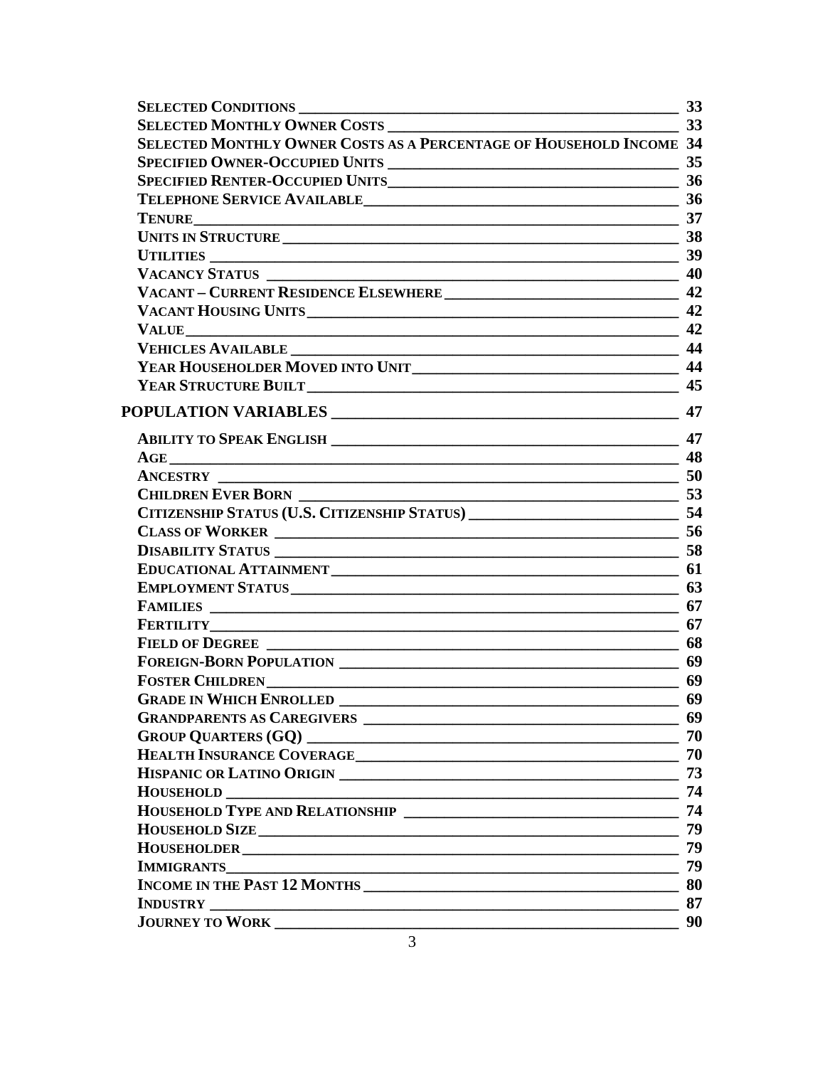**Selected Conditions** 33
**Selected Monthly Owner Costs** 33
**Selected Monthly Owner Costs as a Percentage of Household Income** 34
**Specified Owner-Occupied Units** 35
**Specified Renter-Occupied Units** 36
**Telephone Service Available** 36
**Tenure** 37
**Units in Structure** 38
**Utilities** 39
**Vacancy Status** 40
**Vacant – Current Residence Elsewhere** 42
**Vacant Housing Units** 42
**Value** 42
**Vehicles Available** 44
**Year Householder Moved into Unit** 44
**Year Structure Built** 45

**POPULATION VARIABLES** 47

**Ability to Speak English** 47
**Age** 48
**Ancestry** 50
**Children Ever Born** 53
**Citizenship Status (U.S. Citizenship Status)** 54
**Class of Worker** 56
**Disability Status** 58
**Educational Attainment** 61
**Employment Status** 63
**Families** 67
**Fertility** 67
**Field of Degree** 68
**Foreign-Born Population** 69
**Foster Children** 69
**Grade in Which Enrolled** 69
**Grandparents as Caregivers** 69
**Group Quarters (GQ)** 70
**Health Insurance Coverage** 70
**Hispanic or Latino Origin** 73
**Household** 74
**Household Type and Relationship** 74
**Household Size** 79
**Householder** 79
**Immigrants** 79
**Income in the Past 12 Months** 80
**Industry** 87
**Journey to Work** 90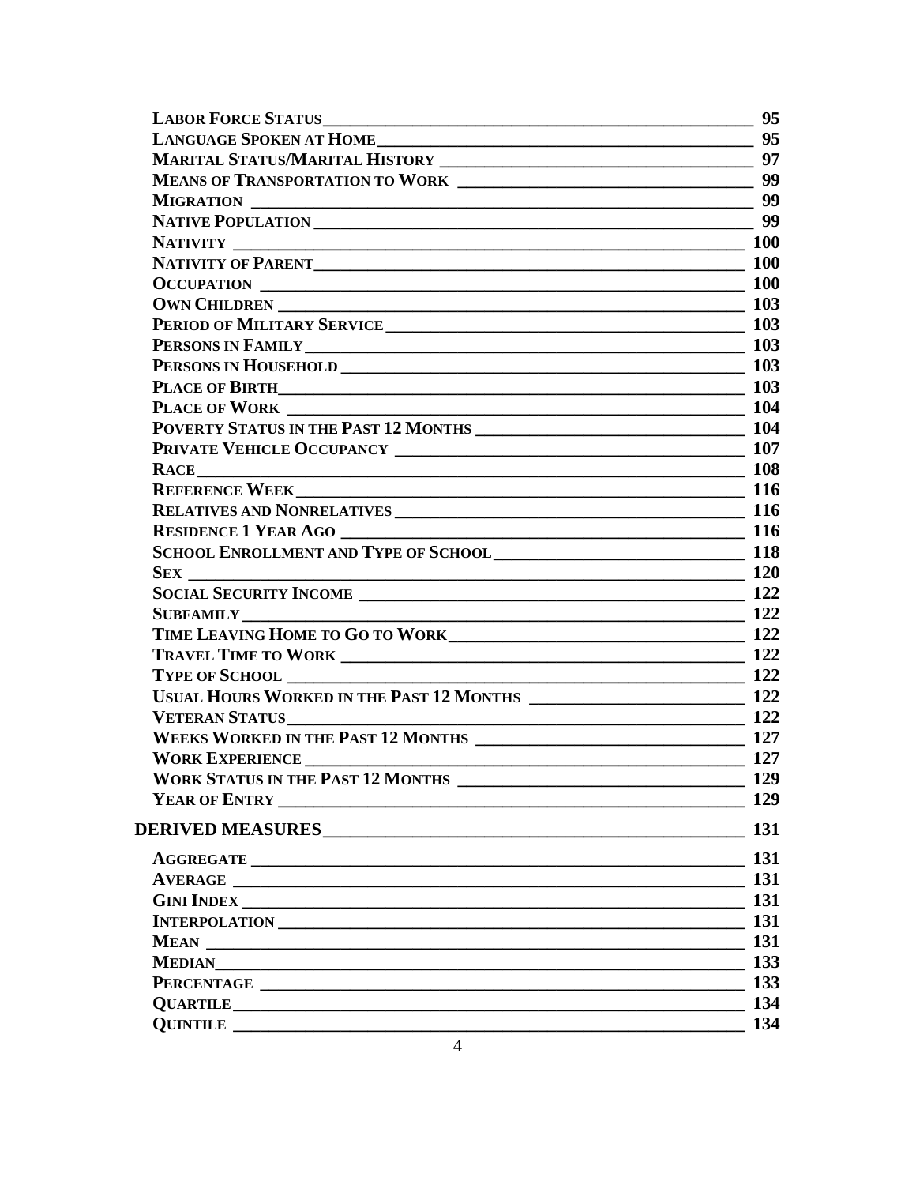LABOR FORCE STATUS \_\_\_ 95
LANGUAGE SPOKEN AT HOME \_\_\_ 95
MARITAL STATUS/MARITAL HISTORY \_\_\_ 97
MEANS OF TRANSPORTATION TO WORK \_\_\_ 99
MIGRATION \_\_\_ 99
NATIVE POPULATION \_\_\_ 99
NATIVITY \_\_\_ 100
NATIVITY OF PARENT \_\_\_ 100
OCCUPATION \_\_\_ 100
OWN CHILDREN \_\_\_ 103
PERIOD OF MILITARY SERVICE \_\_\_ 103
PERSONS IN FAMILY \_\_\_ 103
PERSONS IN HOUSEHOLD \_\_\_ 103
PLACE OF BIRTH \_\_\_ 103
PLACE OF WORK \_\_\_ 104
POVERTY STATUS IN THE PAST 12 MONTHS \_\_\_ 104
PRIVATE VEHICLE OCCUPANCY \_\_\_ 107
RACE \_\_\_ 108
REFERENCE WEEK \_\_\_ 116
RELATIVES AND NONRELATIVES \_\_\_ 116
RESIDENCE 1 YEAR AGO \_\_\_ 116
SCHOOL ENROLLMENT AND TYPE OF SCHOOL \_\_\_ 118
SEX \_\_\_ 120
SOCIAL SECURITY INCOME \_\_\_ 122
SUBFAMILY \_\_\_ 122
TIME LEAVING HOME TO GO TO WORK \_\_\_ 122
TRAVEL TIME TO WORK \_\_\_ 122
TYPE OF SCHOOL \_\_\_ 122
USUAL HOURS WORKED IN THE PAST 12 MONTHS \_\_\_ 122
VETERAN STATUS \_\_\_ 122
WEEKS WORKED IN THE PAST 12 MONTHS \_\_\_ 127
WORK EXPERIENCE \_\_\_ 127
WORK STATUS IN THE PAST 12 MONTHS \_\_\_ 129
YEAR OF ENTRY \_\_\_ 129

**DERIVED MEASURES \_\_\_ 131**

AGGREGATE \_\_\_ 131
AVERAGE \_\_\_ 131
GINI INDEX \_\_\_ 131
INTERPOLATION \_\_\_ 131
MEAN \_\_\_ 131
MEDIAN \_\_\_ 133
PERCENTAGE \_\_\_ 133
QUARTILE \_\_\_ 134
QUINTILE \_\_\_ 134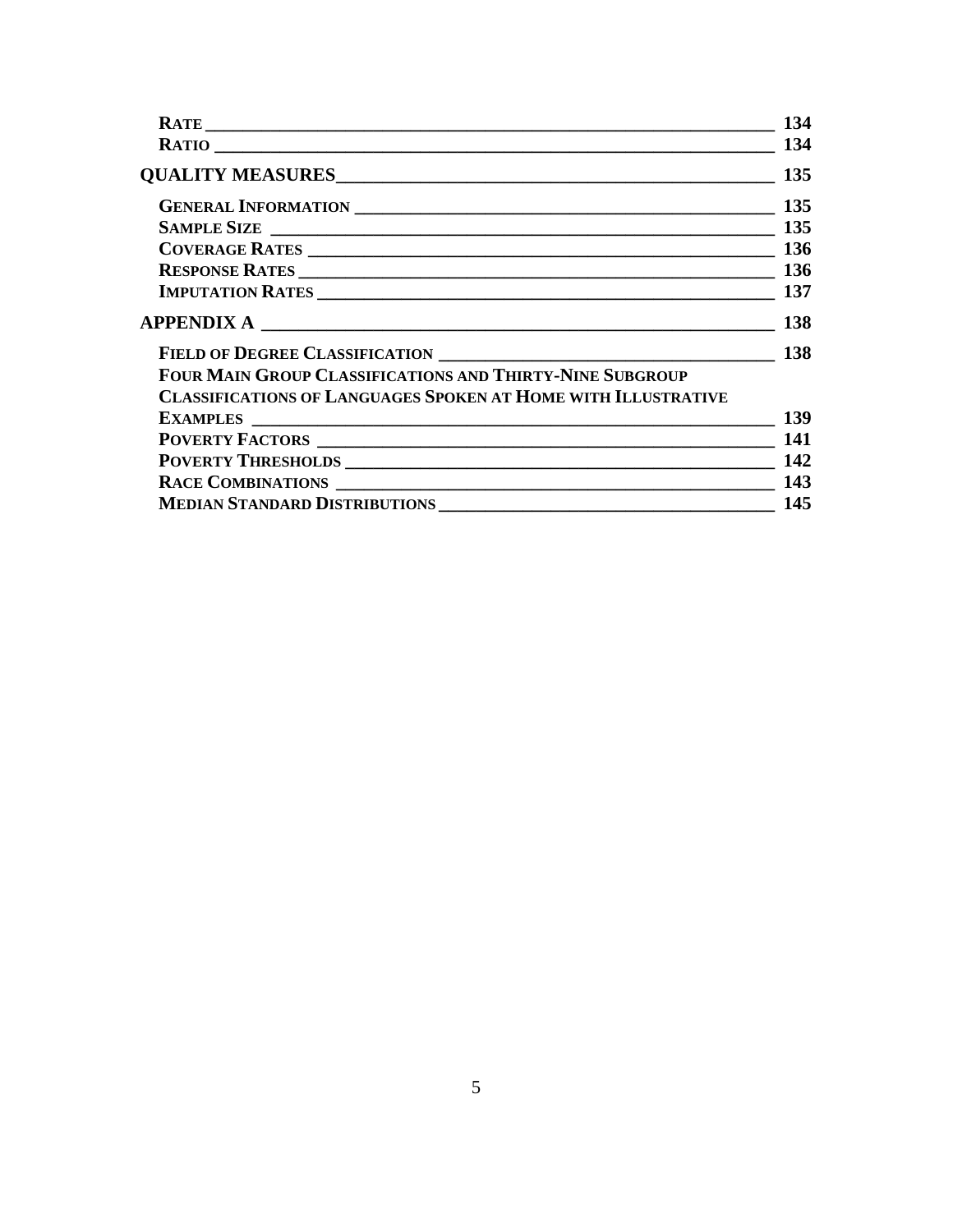| | |
|---|---|
| **RATE** | **134** |
| **RATIO** | **134** |
| **QUALITY MEASURES** | **135** |
| **GENERAL INFORMATION** | **135** |
| **SAMPLE SIZE** | **135** |
| **COVERAGE RATES** | **136** |
| **RESPONSE RATES** | **136** |
| **IMPUTATION RATES** | **137** |
| **APPENDIX A** | **138** |
| **FIELD OF DEGREE CLASSIFICATION** | **138** |
| **FOUR MAIN GROUP CLASSIFICATIONS AND THIRTY-NINE SUBGROUP CLASSIFICATIONS OF LANGUAGES SPOKEN AT HOME WITH ILLUSTRATIVE EXAMPLES** | **139** |
| **POVERTY FACTORS** | **141** |
| **POVERTY THRESHOLDS** | **142** |
| **RACE COMBINATIONS** | **143** |
| **MEDIAN STANDARD DISTRIBUTIONS** | **145** |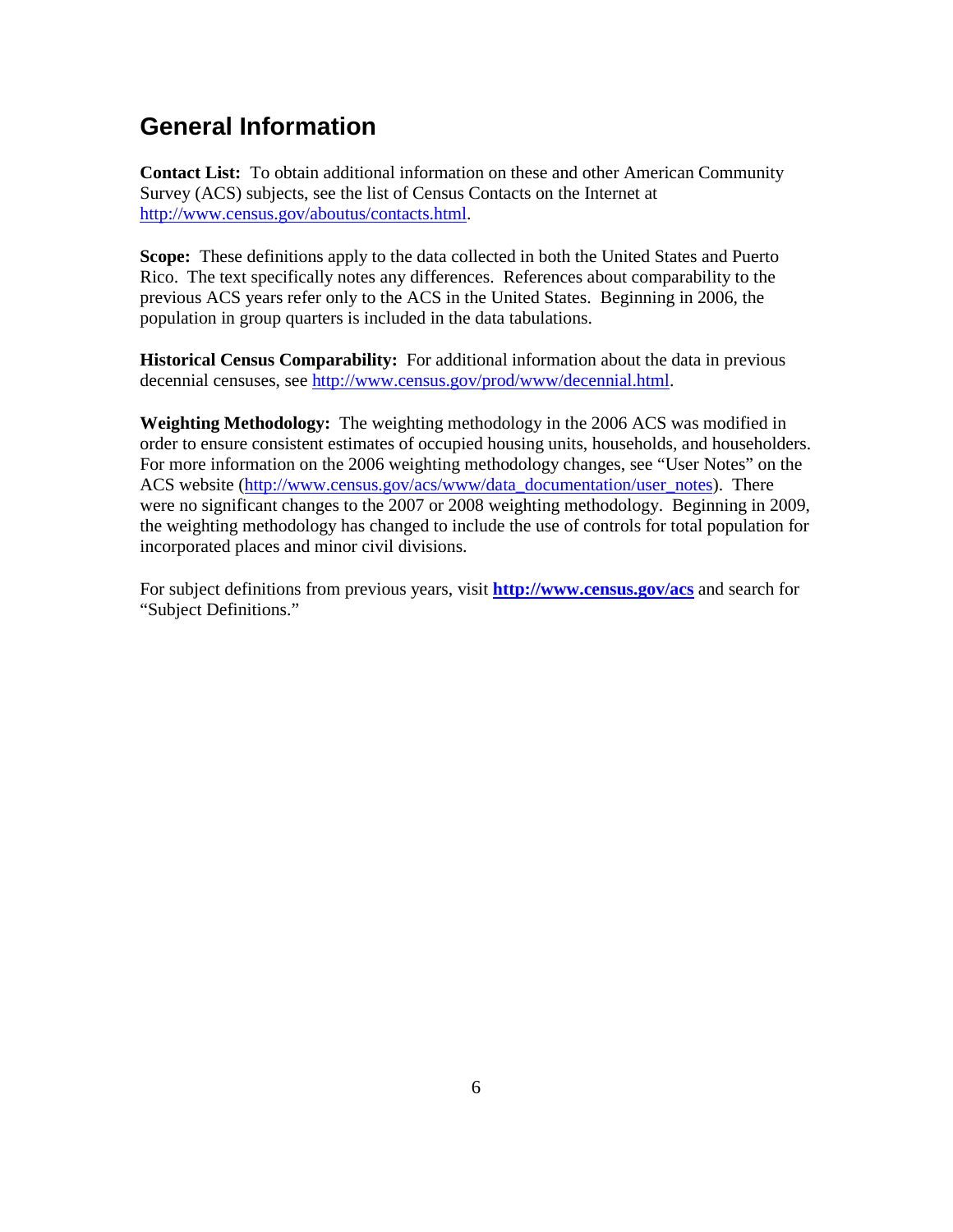## General Information

**Contact List:** To obtain additional information on these and other American Community Survey (ACS) subjects, see the list of Census Contacts on the Internet at http://www.census.gov/aboutus/contacts.html.

**Scope:** These definitions apply to the data collected in both the United States and Puerto Rico. The text specifically notes any differences. References about comparability to the previous ACS years refer only to the ACS in the United States. Beginning in 2006, the population in group quarters is included in the data tabulations.

**Historical Census Comparability:** For additional information about the data in previous decennial censuses, see http://www.census.gov/prod/www/decennial.html.

**Weighting Methodology:** The weighting methodology in the 2006 ACS was modified in order to ensure consistent estimates of occupied housing units, households, and householders. For more information on the 2006 weighting methodology changes, see "User Notes" on the ACS website (http://www.census.gov/acs/www/data_documentation/user_notes). There were no significant changes to the 2007 or 2008 weighting methodology. Beginning in 2009, the weighting methodology has changed to include the use of controls for total population for incorporated places and minor civil divisions.

For subject definitions from previous years, visit **http://www.census.gov/acs** and search for "Subject Definitions."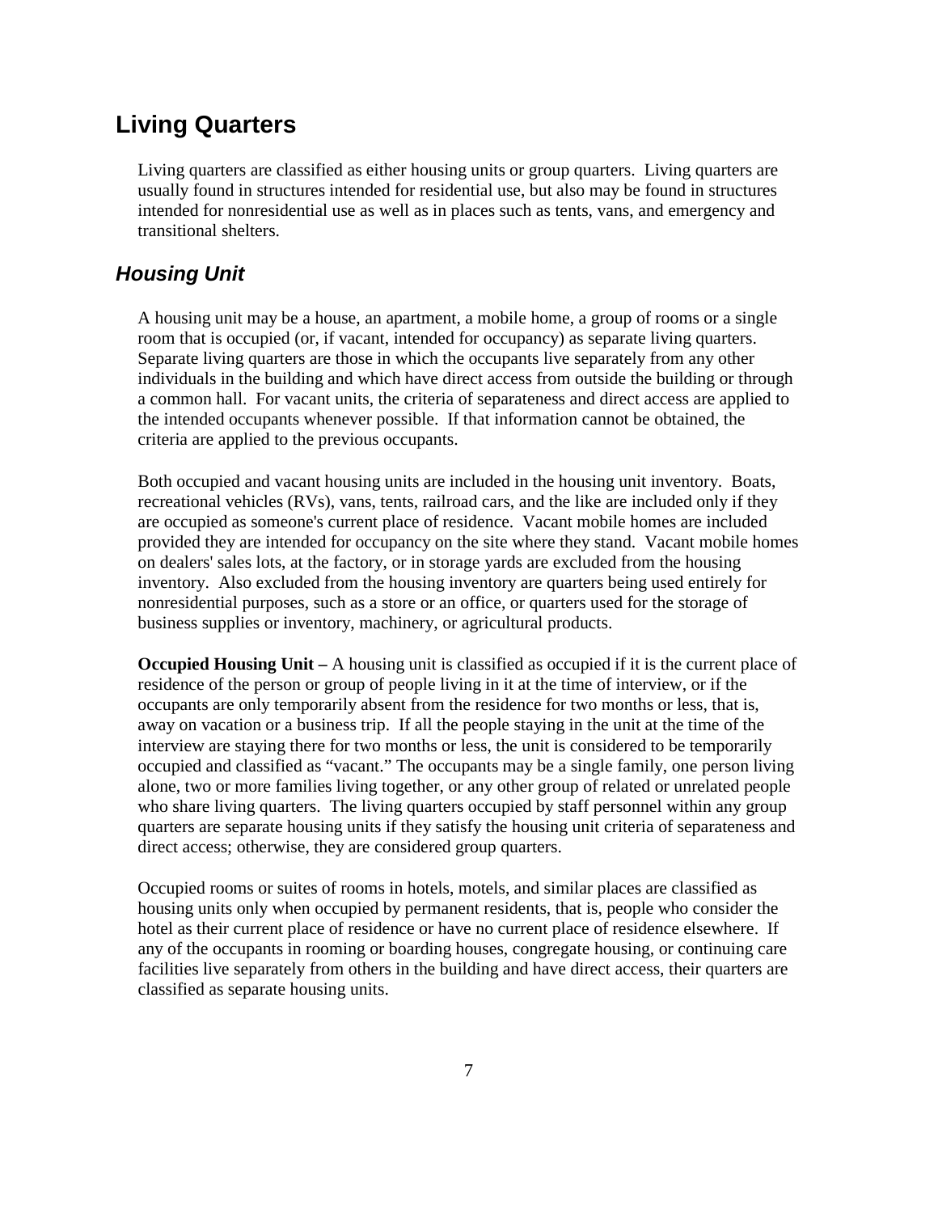## Living Quarters

Living quarters are classified as either housing units or group quarters. Living quarters are usually found in structures intended for residential use, but also may be found in structures intended for nonresidential use as well as in places such as tents, vans, and emergency and transitional shelters.

### *Housing Unit*

A housing unit may be a house, an apartment, a mobile home, a group of rooms or a single room that is occupied (or, if vacant, intended for occupancy) as separate living quarters. Separate living quarters are those in which the occupants live separately from any other individuals in the building and which have direct access from outside the building or through a common hall. For vacant units, the criteria of separateness and direct access are applied to the intended occupants whenever possible. If that information cannot be obtained, the criteria are applied to the previous occupants.

Both occupied and vacant housing units are included in the housing unit inventory. Boats, recreational vehicles (RVs), vans, tents, railroad cars, and the like are included only if they are occupied as someone's current place of residence. Vacant mobile homes are included provided they are intended for occupancy on the site where they stand. Vacant mobile homes on dealers' sales lots, at the factory, or in storage yards are excluded from the housing inventory. Also excluded from the housing inventory are quarters being used entirely for nonresidential purposes, such as a store or an office, or quarters used for the storage of business supplies or inventory, machinery, or agricultural products.

**Occupied Housing Unit –** A housing unit is classified as occupied if it is the current place of residence of the person or group of people living in it at the time of interview, or if the occupants are only temporarily absent from the residence for two months or less, that is, away on vacation or a business trip. If all the people staying in the unit at the time of the interview are staying there for two months or less, the unit is considered to be temporarily occupied and classified as "vacant." The occupants may be a single family, one person living alone, two or more families living together, or any other group of related or unrelated people who share living quarters. The living quarters occupied by staff personnel within any group quarters are separate housing units if they satisfy the housing unit criteria of separateness and direct access; otherwise, they are considered group quarters.

Occupied rooms or suites of rooms in hotels, motels, and similar places are classified as housing units only when occupied by permanent residents, that is, people who consider the hotel as their current place of residence or have no current place of residence elsewhere. If any of the occupants in rooming or boarding houses, congregate housing, or continuing care facilities live separately from others in the building and have direct access, their quarters are classified as separate housing units.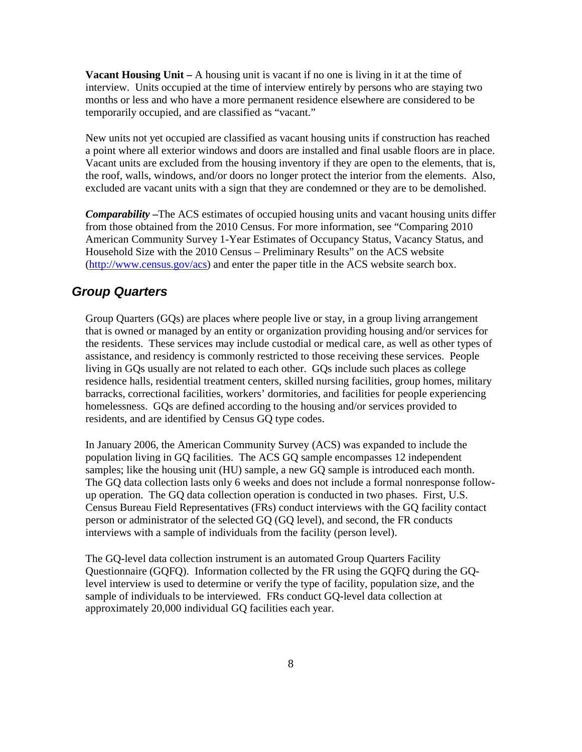**Vacant Housing Unit –** A housing unit is vacant if no one is living in it at the time of interview. Units occupied at the time of interview entirely by persons who are staying two months or less and who have a more permanent residence elsewhere are considered to be temporarily occupied, and are classified as "vacant."

New units not yet occupied are classified as vacant housing units if construction has reached a point where all exterior windows and doors are installed and final usable floors are in place. Vacant units are excluded from the housing inventory if they are open to the elements, that is, the roof, walls, windows, and/or doors no longer protect the interior from the elements. Also, excluded are vacant units with a sign that they are condemned or they are to be demolished.

***Comparability*** **–**The ACS estimates of occupied housing units and vacant housing units differ from those obtained from the 2010 Census. For more information, see "Comparing 2010 American Community Survey 1-Year Estimates of Occupancy Status, Vacancy Status, and Household Size with the 2010 Census – Preliminary Results" on the ACS website (http://www.census.gov/acs) and enter the paper title in the ACS website search box.

## *Group Quarters*

Group Quarters (GQs) are places where people live or stay, in a group living arrangement that is owned or managed by an entity or organization providing housing and/or services for the residents. These services may include custodial or medical care, as well as other types of assistance, and residency is commonly restricted to those receiving these services. People living in GQs usually are not related to each other. GQs include such places as college residence halls, residential treatment centers, skilled nursing facilities, group homes, military barracks, correctional facilities, workers' dormitories, and facilities for people experiencing homelessness. GQs are defined according to the housing and/or services provided to residents, and are identified by Census GQ type codes.

In January 2006, the American Community Survey (ACS) was expanded to include the population living in GQ facilities. The ACS GQ sample encompasses 12 independent samples; like the housing unit (HU) sample, a new GQ sample is introduced each month. The GQ data collection lasts only 6 weeks and does not include a formal nonresponse follow-up operation. The GQ data collection operation is conducted in two phases. First, U.S. Census Bureau Field Representatives (FRs) conduct interviews with the GQ facility contact person or administrator of the selected GQ (GQ level), and second, the FR conducts interviews with a sample of individuals from the facility (person level).

The GQ-level data collection instrument is an automated Group Quarters Facility Questionnaire (GQFQ). Information collected by the FR using the GQFQ during the GQ-level interview is used to determine or verify the type of facility, population size, and the sample of individuals to be interviewed. FRs conduct GQ-level data collection at approximately 20,000 individual GQ facilities each year.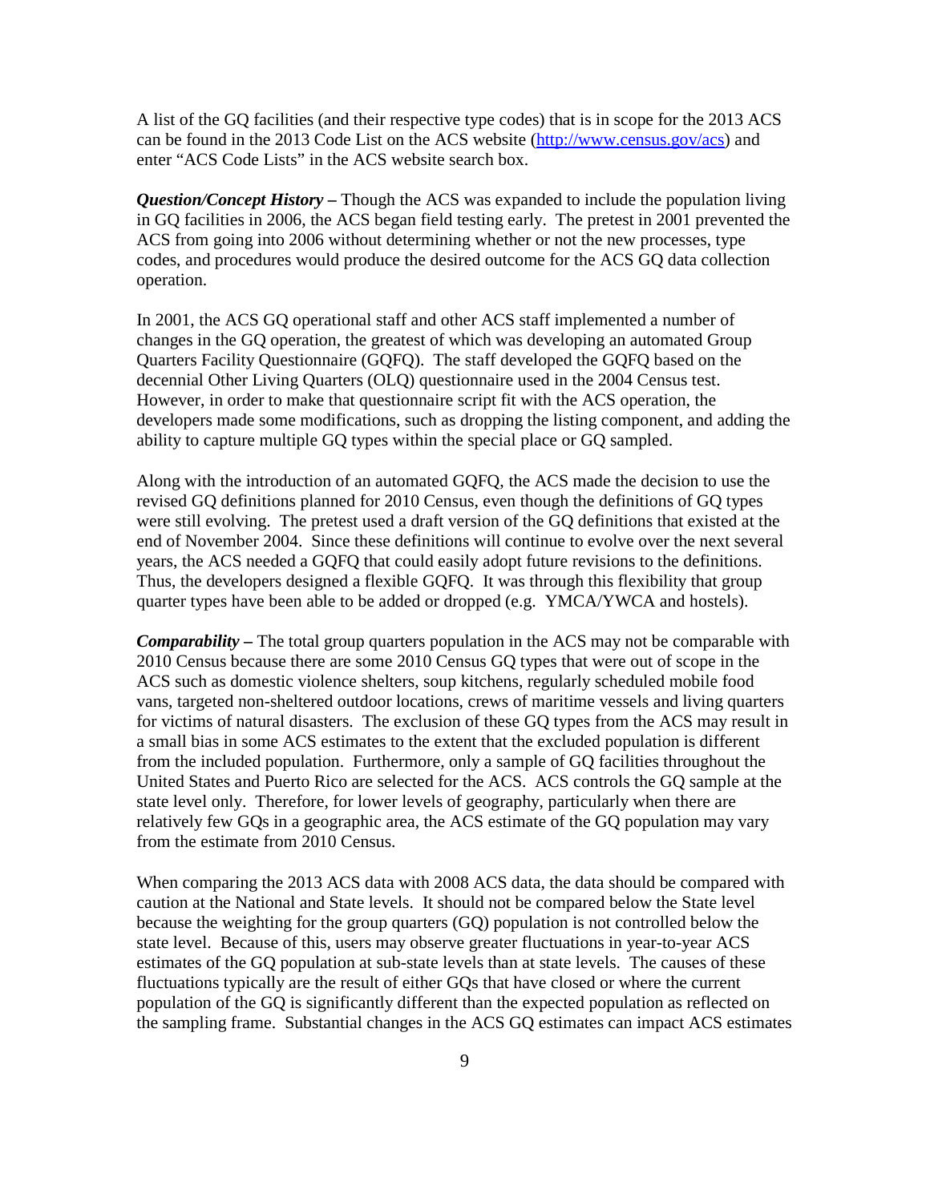A list of the GQ facilities (and their respective type codes) that is in scope for the 2013 ACS can be found in the 2013 Code List on the ACS website (http://www.census.gov/acs) and enter "ACS Code Lists" in the ACS website search box.

***Question/Concept History –*** Though the ACS was expanded to include the population living in GQ facilities in 2006, the ACS began field testing early. The pretest in 2001 prevented the ACS from going into 2006 without determining whether or not the new processes, type codes, and procedures would produce the desired outcome for the ACS GQ data collection operation.

In 2001, the ACS GQ operational staff and other ACS staff implemented a number of changes in the GQ operation, the greatest of which was developing an automated Group Quarters Facility Questionnaire (GQFQ). The staff developed the GQFQ based on the decennial Other Living Quarters (OLQ) questionnaire used in the 2004 Census test. However, in order to make that questionnaire script fit with the ACS operation, the developers made some modifications, such as dropping the listing component, and adding the ability to capture multiple GQ types within the special place or GQ sampled.

Along with the introduction of an automated GQFQ, the ACS made the decision to use the revised GQ definitions planned for 2010 Census, even though the definitions of GQ types were still evolving. The pretest used a draft version of the GQ definitions that existed at the end of November 2004. Since these definitions will continue to evolve over the next several years, the ACS needed a GQFQ that could easily adopt future revisions to the definitions. Thus, the developers designed a flexible GQFQ. It was through this flexibility that group quarter types have been able to be added or dropped (e.g. YMCA/YWCA and hostels).

***Comparability –*** The total group quarters population in the ACS may not be comparable with 2010 Census because there are some 2010 Census GQ types that were out of scope in the ACS such as domestic violence shelters, soup kitchens, regularly scheduled mobile food vans, targeted non-sheltered outdoor locations, crews of maritime vessels and living quarters for victims of natural disasters. The exclusion of these GQ types from the ACS may result in a small bias in some ACS estimates to the extent that the excluded population is different from the included population. Furthermore, only a sample of GQ facilities throughout the United States and Puerto Rico are selected for the ACS. ACS controls the GQ sample at the state level only. Therefore, for lower levels of geography, particularly when there are relatively few GQs in a geographic area, the ACS estimate of the GQ population may vary from the estimate from 2010 Census.

When comparing the 2013 ACS data with 2008 ACS data, the data should be compared with caution at the National and State levels. It should not be compared below the State level because the weighting for the group quarters (GQ) population is not controlled below the state level. Because of this, users may observe greater fluctuations in year-to-year ACS estimates of the GQ population at sub-state levels than at state levels. The causes of these fluctuations typically are the result of either GQs that have closed or where the current population of the GQ is significantly different than the expected population as reflected on the sampling frame. Substantial changes in the ACS GQ estimates can impact ACS estimates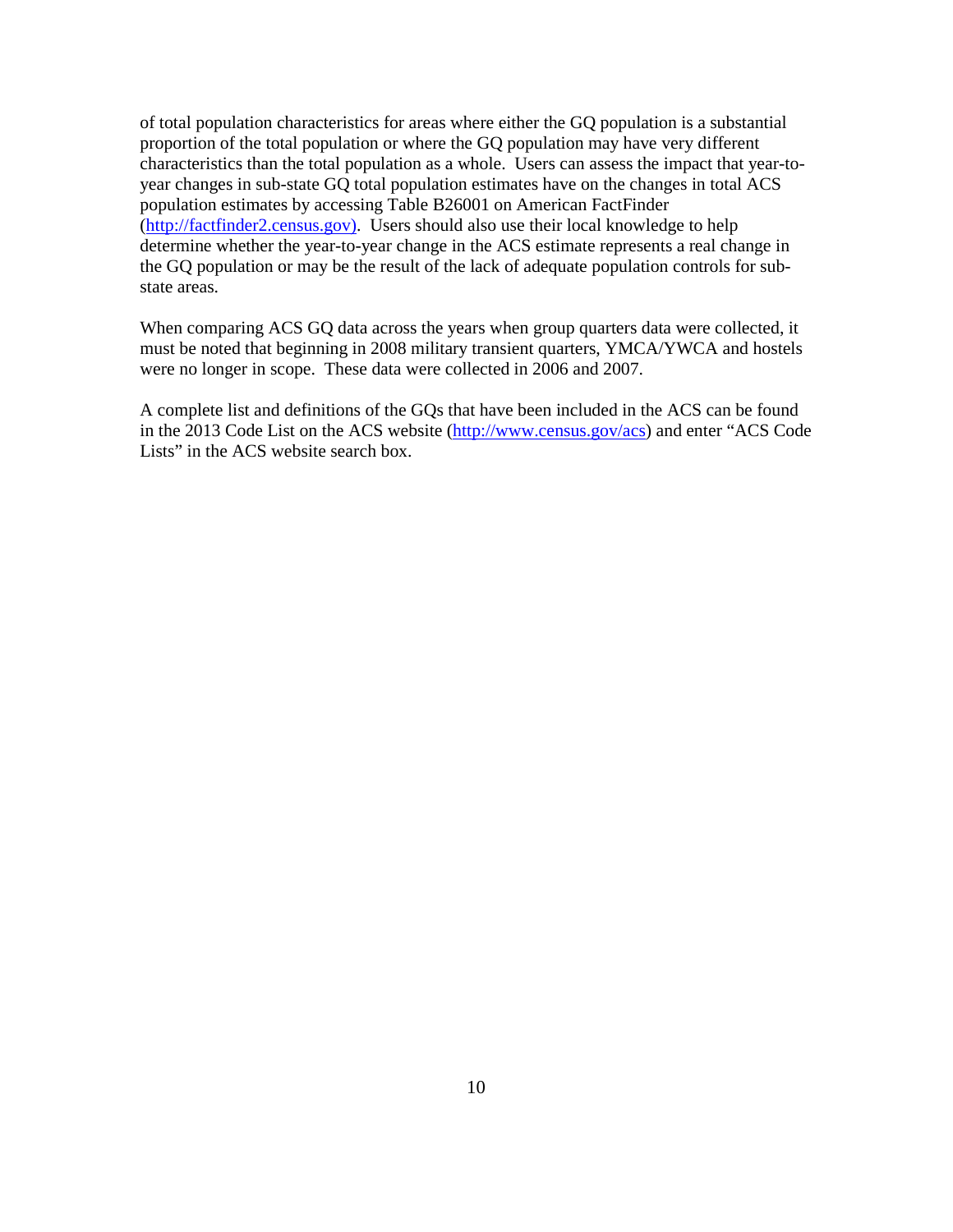of total population characteristics for areas where either the GQ population is a substantial proportion of the total population or where the GQ population may have very different characteristics than the total population as a whole. Users can assess the impact that year-to-year changes in sub-state GQ total population estimates have on the changes in total ACS population estimates by accessing Table B26001 on American FactFinder (http://factfinder2.census.gov). Users should also use their local knowledge to help determine whether the year-to-year change in the ACS estimate represents a real change in the GQ population or may be the result of the lack of adequate population controls for sub-state areas.

When comparing ACS GQ data across the years when group quarters data were collected, it must be noted that beginning in 2008 military transient quarters, YMCA/YWCA and hostels were no longer in scope. These data were collected in 2006 and 2007.

A complete list and definitions of the GQs that have been included in the ACS can be found in the 2013 Code List on the ACS website (http://www.census.gov/acs) and enter "ACS Code Lists" in the ACS website search box.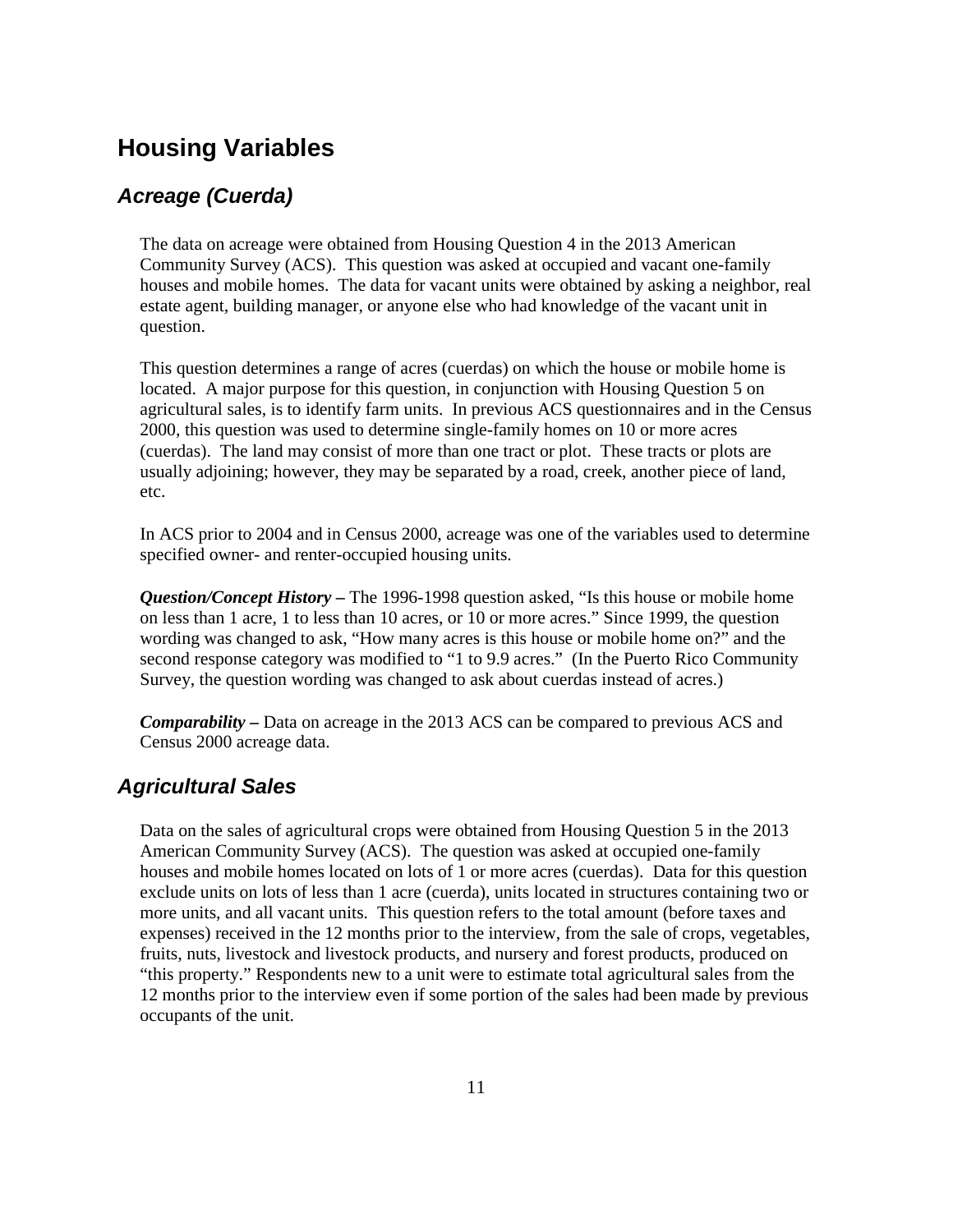# Housing Variables

## *Acreage (Cuerda)*

The data on acreage were obtained from Housing Question 4 in the 2013 American Community Survey (ACS). This question was asked at occupied and vacant one-family houses and mobile homes. The data for vacant units were obtained by asking a neighbor, real estate agent, building manager, or anyone else who had knowledge of the vacant unit in question.

This question determines a range of acres (cuerdas) on which the house or mobile home is located. A major purpose for this question, in conjunction with Housing Question 5 on agricultural sales, is to identify farm units. In previous ACS questionnaires and in the Census 2000, this question was used to determine single-family homes on 10 or more acres (cuerdas). The land may consist of more than one tract or plot. These tracts or plots are usually adjoining; however, they may be separated by a road, creek, another piece of land, etc.

In ACS prior to 2004 and in Census 2000, acreage was one of the variables used to determine specified owner- and renter-occupied housing units.

***Question/Concept History –*** The 1996-1998 question asked, "Is this house or mobile home on less than 1 acre, 1 to less than 10 acres, or 10 or more acres." Since 1999, the question wording was changed to ask, "How many acres is this house or mobile home on?" and the second response category was modified to "1 to 9.9 acres." (In the Puerto Rico Community Survey, the question wording was changed to ask about cuerdas instead of acres.)

***Comparability –*** Data on acreage in the 2013 ACS can be compared to previous ACS and Census 2000 acreage data.

## *Agricultural Sales*

Data on the sales of agricultural crops were obtained from Housing Question 5 in the 2013 American Community Survey (ACS). The question was asked at occupied one-family houses and mobile homes located on lots of 1 or more acres (cuerdas). Data for this question exclude units on lots of less than 1 acre (cuerda), units located in structures containing two or more units, and all vacant units. This question refers to the total amount (before taxes and expenses) received in the 12 months prior to the interview, from the sale of crops, vegetables, fruits, nuts, livestock and livestock products, and nursery and forest products, produced on "this property." Respondents new to a unit were to estimate total agricultural sales from the 12 months prior to the interview even if some portion of the sales had been made by previous occupants of the unit.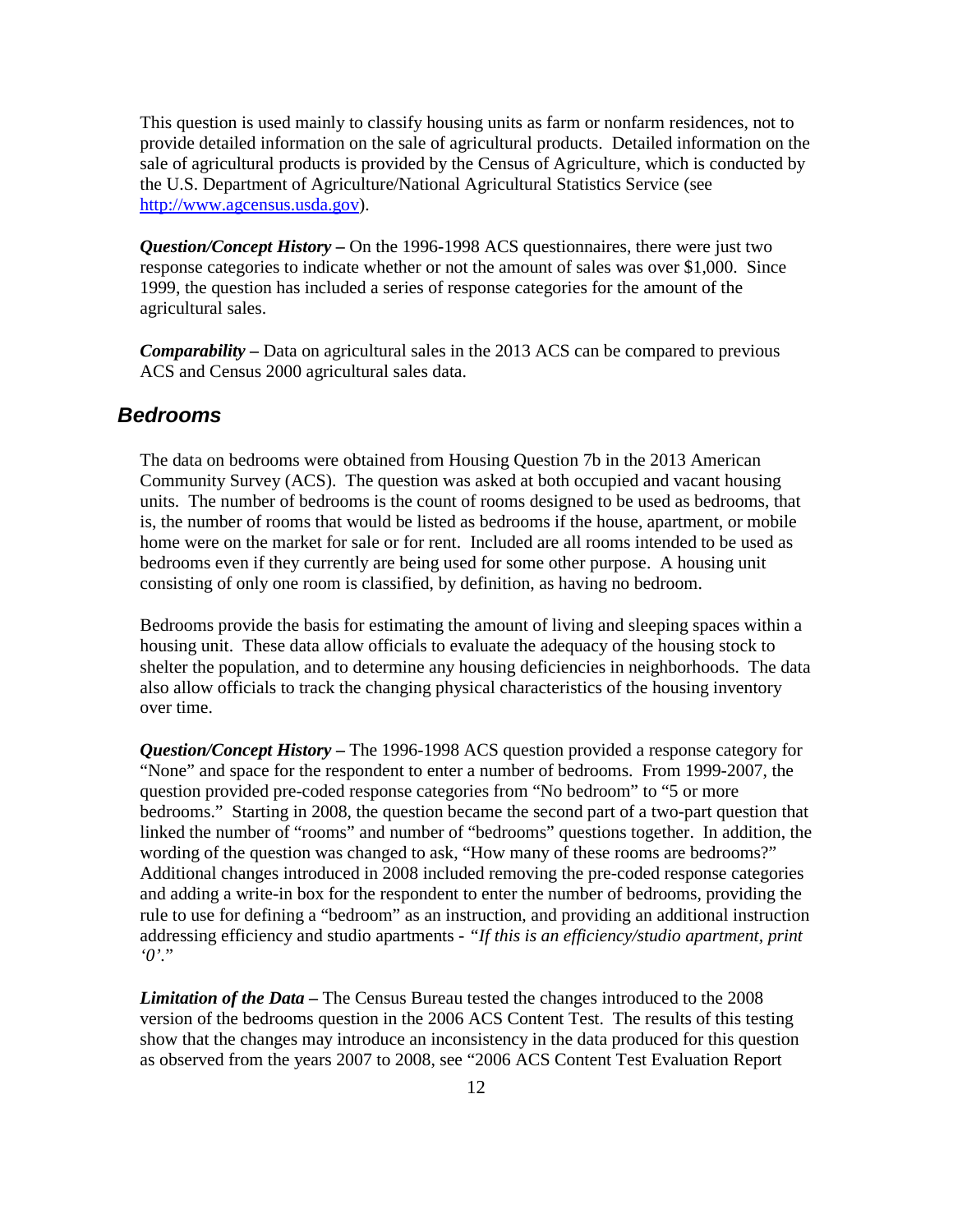This question is used mainly to classify housing units as farm or nonfarm residences, not to provide detailed information on the sale of agricultural products. Detailed information on the sale of agricultural products is provided by the Census of Agriculture, which is conducted by the U.S. Department of Agriculture/National Agricultural Statistics Service (see [http://www.agcensus.usda.gov](http://www.agcensus.usda.gov)).

***Question/Concept History –*** On the 1996-1998 ACS questionnaires, there were just two response categories to indicate whether or not the amount of sales was over $1,000. Since 1999, the question has included a series of response categories for the amount of the agricultural sales.

***Comparability –*** Data on agricultural sales in the 2013 ACS can be compared to previous ACS and Census 2000 agricultural sales data.

## *Bedrooms*

The data on bedrooms were obtained from Housing Question 7b in the 2013 American Community Survey (ACS). The question was asked at both occupied and vacant housing units. The number of bedrooms is the count of rooms designed to be used as bedrooms, that is, the number of rooms that would be listed as bedrooms if the house, apartment, or mobile home were on the market for sale or for rent. Included are all rooms intended to be used as bedrooms even if they currently are being used for some other purpose. A housing unit consisting of only one room is classified, by definition, as having no bedroom.

Bedrooms provide the basis for estimating the amount of living and sleeping spaces within a housing unit. These data allow officials to evaluate the adequacy of the housing stock to shelter the population, and to determine any housing deficiencies in neighborhoods. The data also allow officials to track the changing physical characteristics of the housing inventory over time.

***Question/Concept History –*** The 1996-1998 ACS question provided a response category for "None" and space for the respondent to enter a number of bedrooms. From 1999-2007, the question provided pre-coded response categories from "No bedroom" to "5 or more bedrooms." Starting in 2008, the question became the second part of a two-part question that linked the number of "rooms" and number of "bedrooms" questions together. In addition, the wording of the question was changed to ask, "How many of these rooms are bedrooms?" Additional changes introduced in 2008 included removing the pre-coded response categories and adding a write-in box for the respondent to enter the number of bedrooms, providing the rule to use for defining a "bedroom" as an instruction, and providing an additional instruction addressing efficiency and studio apartments - "*If this is an efficiency/studio apartment, print '0'.*"

***Limitation of the Data –*** The Census Bureau tested the changes introduced to the 2008 version of the bedrooms question in the 2006 ACS Content Test. The results of this testing show that the changes may introduce an inconsistency in the data produced for this question as observed from the years 2007 to 2008, see "2006 ACS Content Test Evaluation Report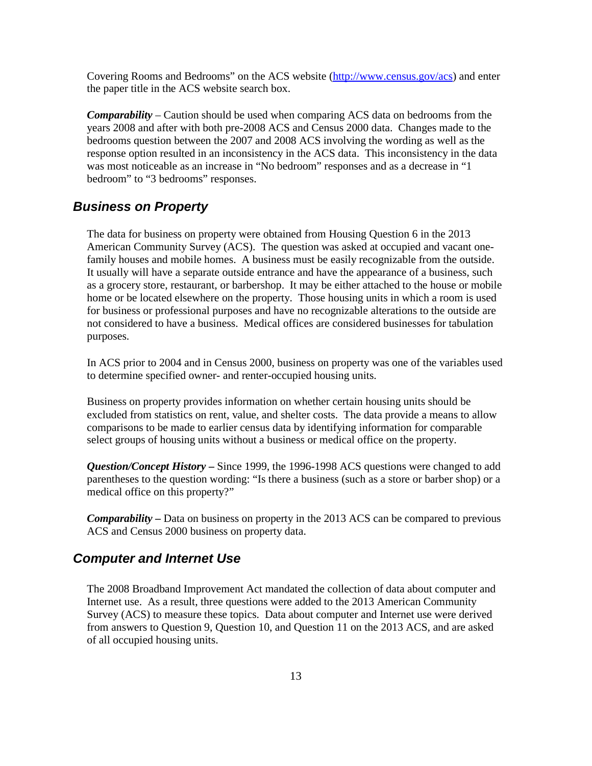Covering Rooms and Bedrooms" on the ACS website ([http://www.census.gov/acs](http://www.census.gov/acs)) and enter the paper title in the ACS website search box.

***Comparability*** – Caution should be used when comparing ACS data on bedrooms from the years 2008 and after with both pre-2008 ACS and Census 2000 data. Changes made to the bedrooms question between the 2007 and 2008 ACS involving the wording as well as the response option resulted in an inconsistency in the ACS data. This inconsistency in the data was most noticeable as an increase in "No bedroom" responses and as a decrease in "1 bedroom" to "3 bedrooms" responses.

## *Business on Property*

The data for business on property were obtained from Housing Question 6 in the 2013 American Community Survey (ACS). The question was asked at occupied and vacant one-family houses and mobile homes. A business must be easily recognizable from the outside. It usually will have a separate outside entrance and have the appearance of a business, such as a grocery store, restaurant, or barbershop. It may be either attached to the house or mobile home or be located elsewhere on the property. Those housing units in which a room is used for business or professional purposes and have no recognizable alterations to the outside are not considered to have a business. Medical offices are considered businesses for tabulation purposes.

In ACS prior to 2004 and in Census 2000, business on property was one of the variables used to determine specified owner- and renter-occupied housing units.

Business on property provides information on whether certain housing units should be excluded from statistics on rent, value, and shelter costs. The data provide a means to allow comparisons to be made to earlier census data by identifying information for comparable select groups of housing units without a business or medical office on the property.

***Question/Concept History –*** Since 1999, the 1996-1998 ACS questions were changed to add parentheses to the question wording: "Is there a business (such as a store or barber shop) or a medical office on this property?"

***Comparability –*** Data on business on property in the 2013 ACS can be compared to previous ACS and Census 2000 business on property data.

## *Computer and Internet Use*

The 2008 Broadband Improvement Act mandated the collection of data about computer and Internet use. As a result, three questions were added to the 2013 American Community Survey (ACS) to measure these topics. Data about computer and Internet use were derived from answers to Question 9, Question 10, and Question 11 on the 2013 ACS, and are asked of all occupied housing units.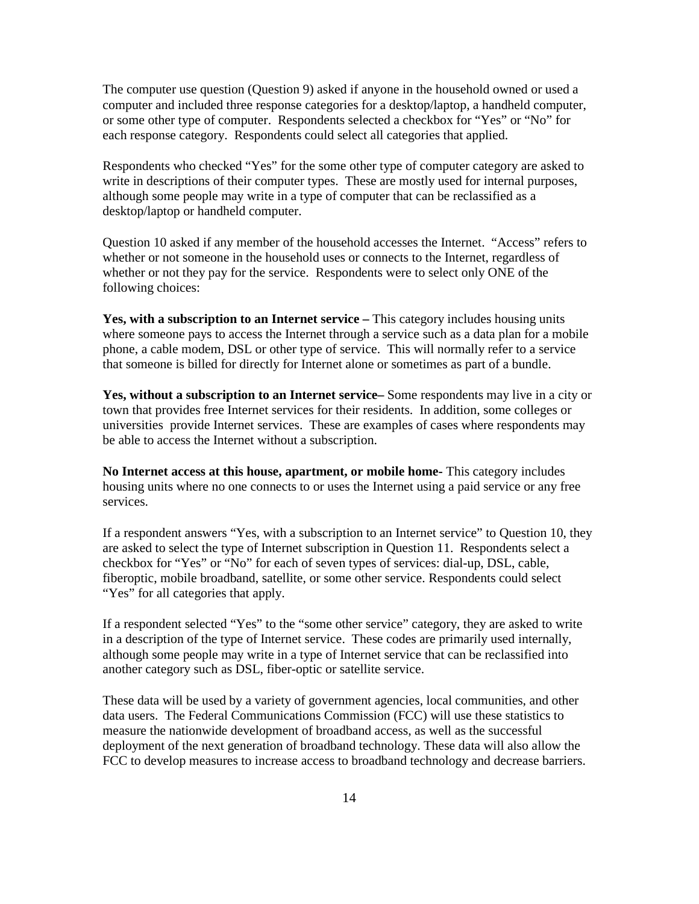The computer use question (Question 9) asked if anyone in the household owned or used a computer and included three response categories for a desktop/laptop, a handheld computer, or some other type of computer. Respondents selected a checkbox for "Yes" or "No" for each response category. Respondents could select all categories that applied.

Respondents who checked "Yes" for the some other type of computer category are asked to write in descriptions of their computer types. These are mostly used for internal purposes, although some people may write in a type of computer that can be reclassified as a desktop/laptop or handheld computer.

Question 10 asked if any member of the household accesses the Internet. "Access" refers to whether or not someone in the household uses or connects to the Internet, regardless of whether or not they pay for the service. Respondents were to select only ONE of the following choices:

**Yes, with a subscription to an Internet service –** This category includes housing units where someone pays to access the Internet through a service such as a data plan for a mobile phone, a cable modem, DSL or other type of service. This will normally refer to a service that someone is billed for directly for Internet alone or sometimes as part of a bundle.

**Yes, without a subscription to an Internet service–** Some respondents may live in a city or town that provides free Internet services for their residents. In addition, some colleges or universities provide Internet services. These are examples of cases where respondents may be able to access the Internet without a subscription.

**No Internet access at this house, apartment, or mobile home-** This category includes housing units where no one connects to or uses the Internet using a paid service or any free services.

If a respondent answers "Yes, with a subscription to an Internet service" to Question 10, they are asked to select the type of Internet subscription in Question 11. Respondents select a checkbox for "Yes" or "No" for each of seven types of services: dial-up, DSL, cable, fiberoptic, mobile broadband, satellite, or some other service. Respondents could select "Yes" for all categories that apply.

If a respondent selected "Yes" to the "some other service" category, they are asked to write in a description of the type of Internet service. These codes are primarily used internally, although some people may write in a type of Internet service that can be reclassified into another category such as DSL, fiber-optic or satellite service.

These data will be used by a variety of government agencies, local communities, and other data users. The Federal Communications Commission (FCC) will use these statistics to measure the nationwide development of broadband access, as well as the successful deployment of the next generation of broadband technology. These data will also allow the FCC to develop measures to increase access to broadband technology and decrease barriers.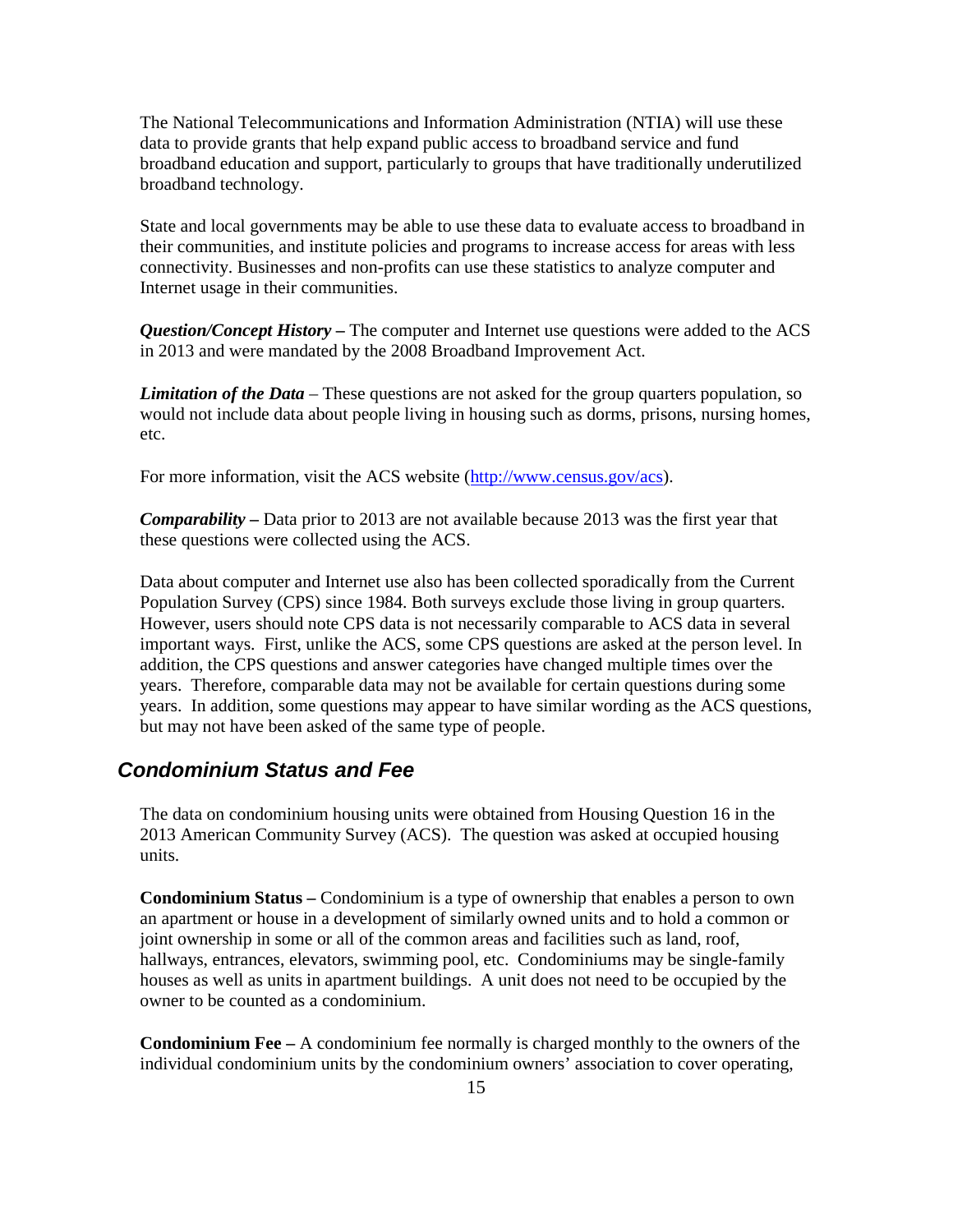The National Telecommunications and Information Administration (NTIA) will use these data to provide grants that help expand public access to broadband service and fund broadband education and support, particularly to groups that have traditionally underutilized broadband technology.

State and local governments may be able to use these data to evaluate access to broadband in their communities, and institute policies and programs to increase access for areas with less connectivity. Businesses and non-profits can use these statistics to analyze computer and Internet usage in their communities.

***Question/Concept History –*** The computer and Internet use questions were added to the ACS in 2013 and were mandated by the 2008 Broadband Improvement Act.

***Limitation of the Data*** – These questions are not asked for the group quarters population, so would not include data about people living in housing such as dorms, prisons, nursing homes, etc.

For more information, visit the ACS website (http://www.census.gov/acs).

***Comparability –*** Data prior to 2013 are not available because 2013 was the first year that these questions were collected using the ACS.

Data about computer and Internet use also has been collected sporadically from the Current Population Survey (CPS) since 1984. Both surveys exclude those living in group quarters. However, users should note CPS data is not necessarily comparable to ACS data in several important ways. First, unlike the ACS, some CPS questions are asked at the person level. In addition, the CPS questions and answer categories have changed multiple times over the years. Therefore, comparable data may not be available for certain questions during some years. In addition, some questions may appear to have similar wording as the ACS questions, but may not have been asked of the same type of people.

## *Condominium Status and Fee*

The data on condominium housing units were obtained from Housing Question 16 in the 2013 American Community Survey (ACS). The question was asked at occupied housing units.

**Condominium Status –** Condominium is a type of ownership that enables a person to own an apartment or house in a development of similarly owned units and to hold a common or joint ownership in some or all of the common areas and facilities such as land, roof, hallways, entrances, elevators, swimming pool, etc. Condominiums may be single-family houses as well as units in apartment buildings. A unit does not need to be occupied by the owner to be counted as a condominium.

**Condominium Fee –** A condominium fee normally is charged monthly to the owners of the individual condominium units by the condominium owners' association to cover operating,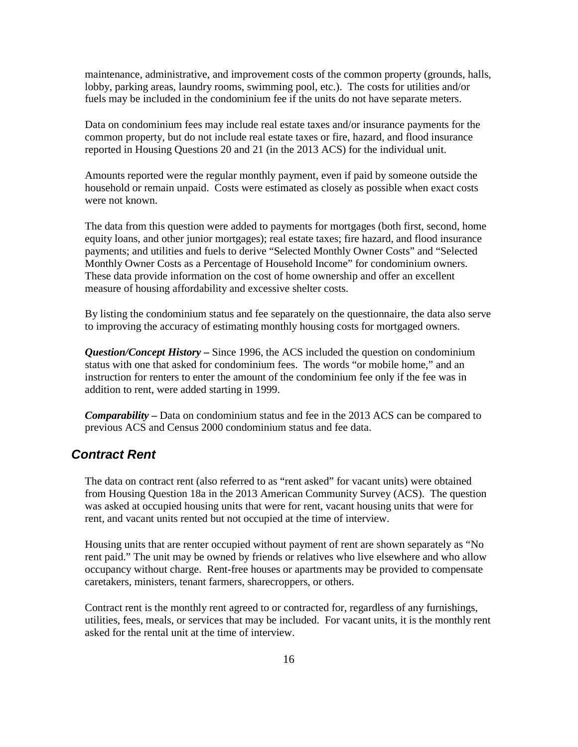maintenance, administrative, and improvement costs of the common property (grounds, halls, lobby, parking areas, laundry rooms, swimming pool, etc.). The costs for utilities and/or fuels may be included in the condominium fee if the units do not have separate meters.

Data on condominium fees may include real estate taxes and/or insurance payments for the common property, but do not include real estate taxes or fire, hazard, and flood insurance reported in Housing Questions 20 and 21 (in the 2013 ACS) for the individual unit.

Amounts reported were the regular monthly payment, even if paid by someone outside the household or remain unpaid. Costs were estimated as closely as possible when exact costs were not known.

The data from this question were added to payments for mortgages (both first, second, home equity loans, and other junior mortgages); real estate taxes; fire hazard, and flood insurance payments; and utilities and fuels to derive "Selected Monthly Owner Costs" and "Selected Monthly Owner Costs as a Percentage of Household Income" for condominium owners. These data provide information on the cost of home ownership and offer an excellent measure of housing affordability and excessive shelter costs.

By listing the condominium status and fee separately on the questionnaire, the data also serve to improving the accuracy of estimating monthly housing costs for mortgaged owners.

***Question/Concept History –*** Since 1996, the ACS included the question on condominium status with one that asked for condominium fees. The words "or mobile home," and an instruction for renters to enter the amount of the condominium fee only if the fee was in addition to rent, were added starting in 1999.

***Comparability –*** Data on condominium status and fee in the 2013 ACS can be compared to previous ACS and Census 2000 condominium status and fee data.

## Contract Rent

The data on contract rent (also referred to as "rent asked" for vacant units) were obtained from Housing Question 18a in the 2013 American Community Survey (ACS). The question was asked at occupied housing units that were for rent, vacant housing units that were for rent, and vacant units rented but not occupied at the time of interview.

Housing units that are renter occupied without payment of rent are shown separately as "No rent paid." The unit may be owned by friends or relatives who live elsewhere and who allow occupancy without charge. Rent-free houses or apartments may be provided to compensate caretakers, ministers, tenant farmers, sharecroppers, or others.

Contract rent is the monthly rent agreed to or contracted for, regardless of any furnishings, utilities, fees, meals, or services that may be included. For vacant units, it is the monthly rent asked for the rental unit at the time of interview.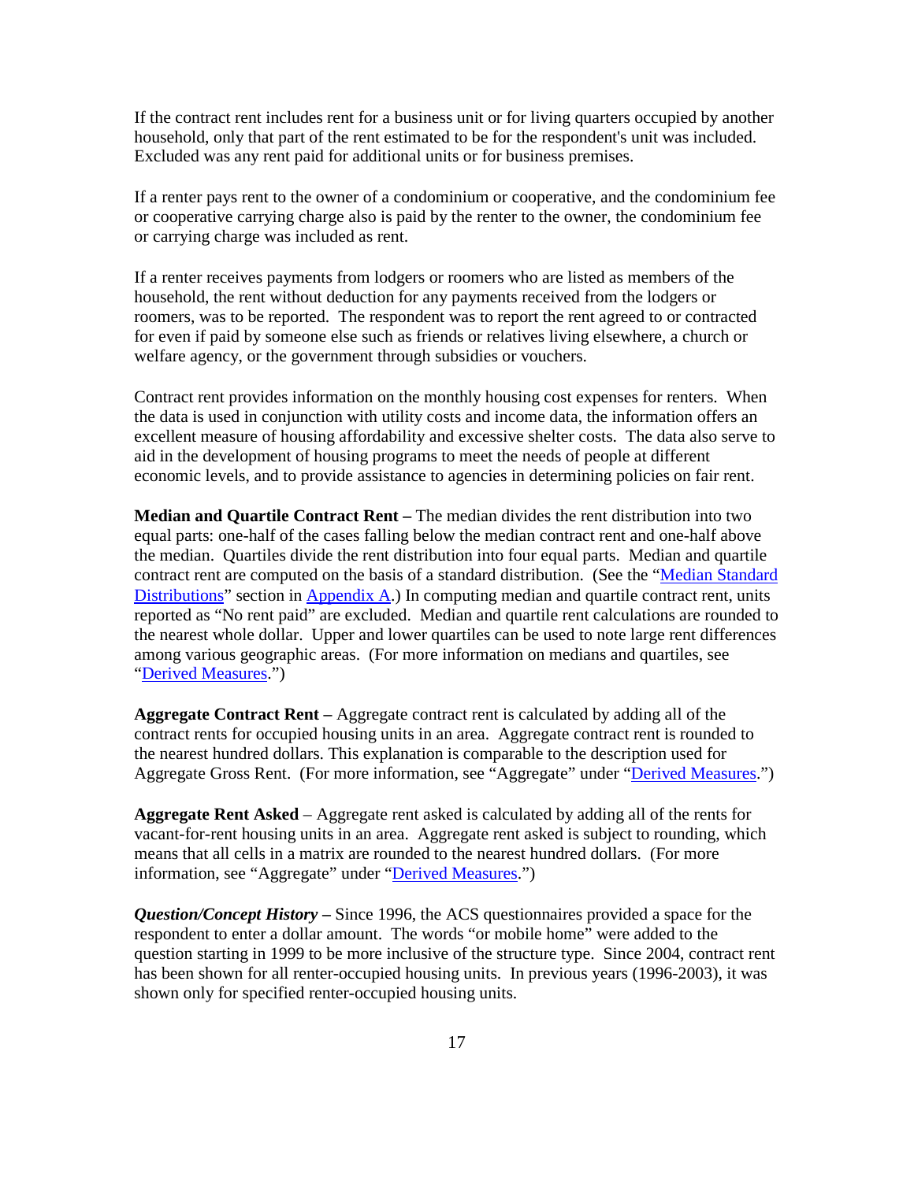If the contract rent includes rent for a business unit or for living quarters occupied by another household, only that part of the rent estimated to be for the respondent's unit was included. Excluded was any rent paid for additional units or for business premises.

If a renter pays rent to the owner of a condominium or cooperative, and the condominium fee or cooperative carrying charge also is paid by the renter to the owner, the condominium fee or carrying charge was included as rent.

If a renter receives payments from lodgers or roomers who are listed as members of the household, the rent without deduction for any payments received from the lodgers or roomers, was to be reported. The respondent was to report the rent agreed to or contracted for even if paid by someone else such as friends or relatives living elsewhere, a church or welfare agency, or the government through subsidies or vouchers.

Contract rent provides information on the monthly housing cost expenses for renters. When the data is used in conjunction with utility costs and income data, the information offers an excellent measure of housing affordability and excessive shelter costs. The data also serve to aid in the development of housing programs to meet the needs of people at different economic levels, and to provide assistance to agencies in determining policies on fair rent.

**Median and Quartile Contract Rent –** The median divides the rent distribution into two equal parts: one-half of the cases falling below the median contract rent and one-half above the median. Quartiles divide the rent distribution into four equal parts. Median and quartile contract rent are computed on the basis of a standard distribution. (See the "Median Standard Distributions" section in Appendix A.) In computing median and quartile contract rent, units reported as "No rent paid" are excluded. Median and quartile rent calculations are rounded to the nearest whole dollar. Upper and lower quartiles can be used to note large rent differences among various geographic areas. (For more information on medians and quartiles, see "Derived Measures.")

**Aggregate Contract Rent –** Aggregate contract rent is calculated by adding all of the contract rents for occupied housing units in an area. Aggregate contract rent is rounded to the nearest hundred dollars. This explanation is comparable to the description used for Aggregate Gross Rent. (For more information, see "Aggregate" under "Derived Measures.")

**Aggregate Rent Asked** – Aggregate rent asked is calculated by adding all of the rents for vacant-for-rent housing units in an area. Aggregate rent asked is subject to rounding, which means that all cells in a matrix are rounded to the nearest hundred dollars. (For more information, see "Aggregate" under "Derived Measures.")

***Question/Concept History* –** Since 1996, the ACS questionnaires provided a space for the respondent to enter a dollar amount. The words "or mobile home" were added to the question starting in 1999 to be more inclusive of the structure type. Since 2004, contract rent has been shown for all renter-occupied housing units. In previous years (1996-2003), it was shown only for specified renter-occupied housing units.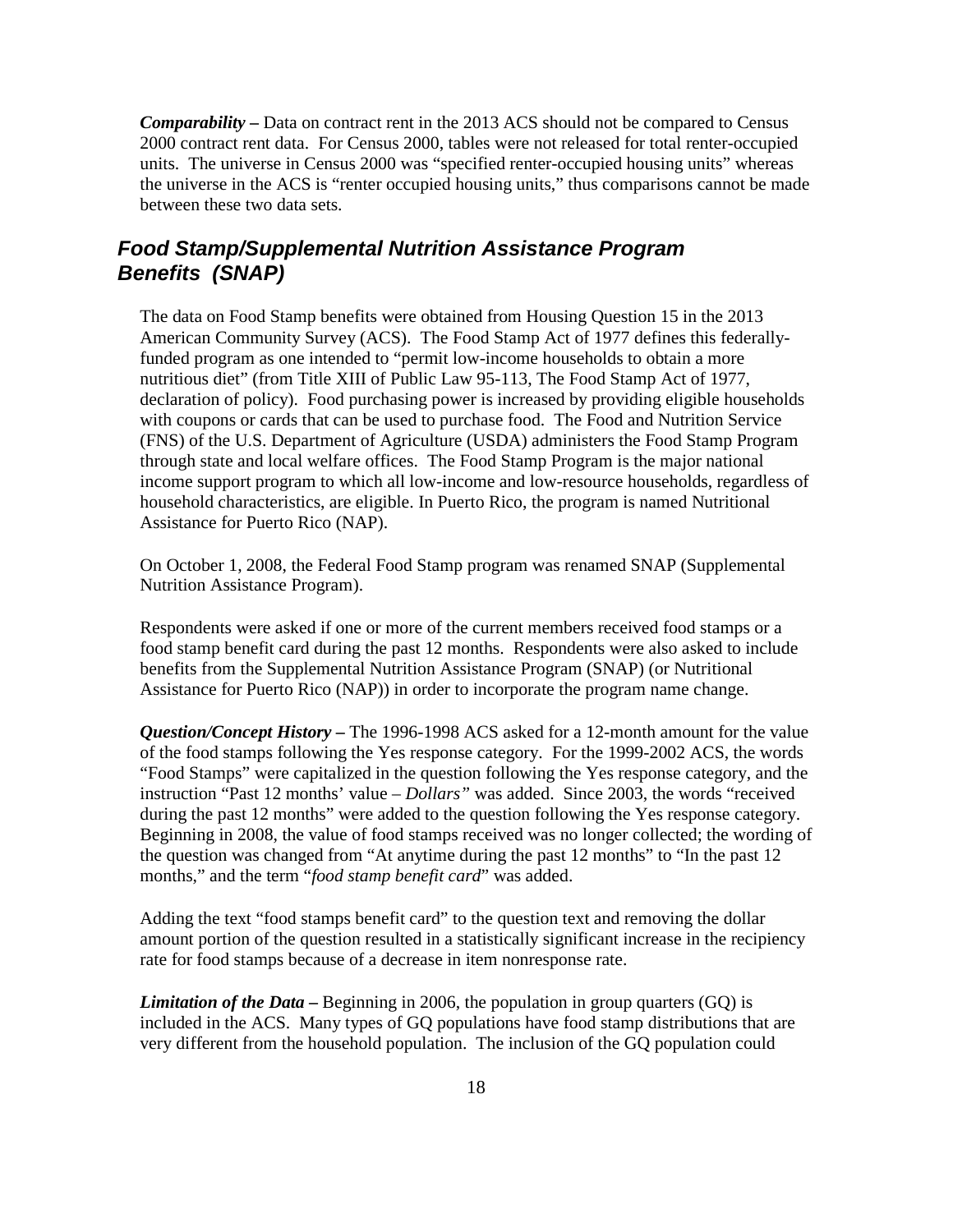***Comparability –*** Data on contract rent in the 2013 ACS should not be compared to Census 2000 contract rent data. For Census 2000, tables were not released for total renter-occupied units. The universe in Census 2000 was "specified renter-occupied housing units" whereas the universe in the ACS is "renter occupied housing units," thus comparisons cannot be made between these two data sets.

## *Food Stamp/Supplemental Nutrition Assistance Program Benefits (SNAP)*

The data on Food Stamp benefits were obtained from Housing Question 15 in the 2013 American Community Survey (ACS). The Food Stamp Act of 1977 defines this federally-funded program as one intended to "permit low-income households to obtain a more nutritious diet" (from Title XIII of Public Law 95-113, The Food Stamp Act of 1977, declaration of policy). Food purchasing power is increased by providing eligible households with coupons or cards that can be used to purchase food. The Food and Nutrition Service (FNS) of the U.S. Department of Agriculture (USDA) administers the Food Stamp Program through state and local welfare offices. The Food Stamp Program is the major national income support program to which all low-income and low-resource households, regardless of household characteristics, are eligible. In Puerto Rico, the program is named Nutritional Assistance for Puerto Rico (NAP).

On October 1, 2008, the Federal Food Stamp program was renamed SNAP (Supplemental Nutrition Assistance Program).

Respondents were asked if one or more of the current members received food stamps or a food stamp benefit card during the past 12 months. Respondents were also asked to include benefits from the Supplemental Nutrition Assistance Program (SNAP) (or Nutritional Assistance for Puerto Rico (NAP)) in order to incorporate the program name change.

***Question/Concept History –*** The 1996-1998 ACS asked for a 12-month amount for the value of the food stamps following the Yes response category. For the 1999-2002 ACS, the words "Food Stamps" were capitalized in the question following the Yes response category, and the instruction "Past 12 months' value – *Dollars"* was added. Since 2003, the words "received during the past 12 months" were added to the question following the Yes response category. Beginning in 2008, the value of food stamps received was no longer collected; the wording of the question was changed from "At anytime during the past 12 months" to "In the past 12 months," and the term "*food stamp benefit card*" was added.

Adding the text "food stamps benefit card" to the question text and removing the dollar amount portion of the question resulted in a statistically significant increase in the recipiency rate for food stamps because of a decrease in item nonresponse rate.

***Limitation of the Data –*** Beginning in 2006, the population in group quarters (GQ) is included in the ACS. Many types of GQ populations have food stamp distributions that are very different from the household population. The inclusion of the GQ population could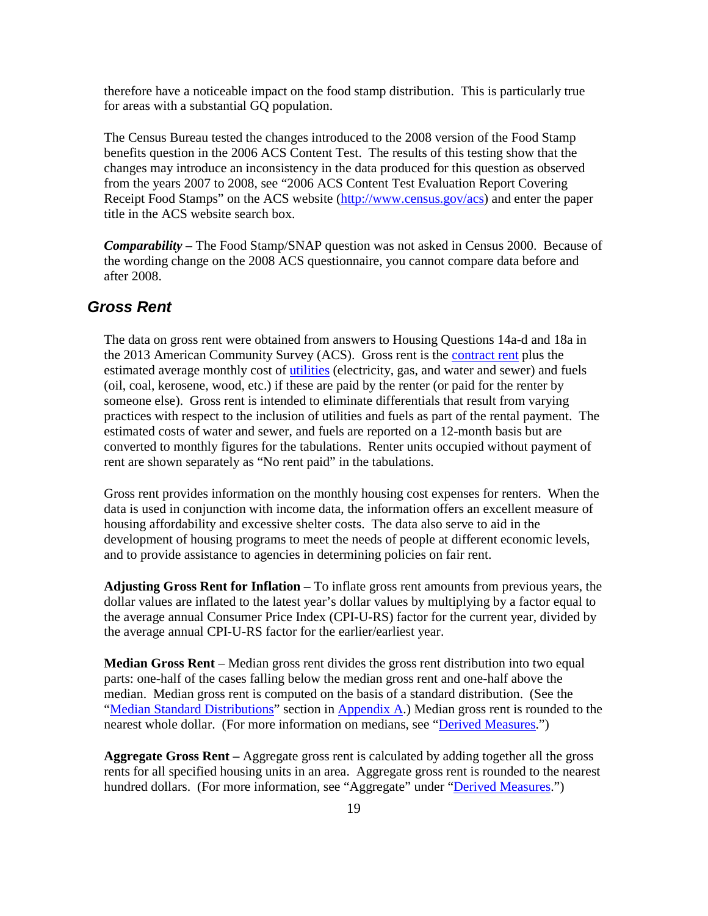therefore have a noticeable impact on the food stamp distribution. This is particularly true for areas with a substantial GQ population.

The Census Bureau tested the changes introduced to the 2008 version of the Food Stamp benefits question in the 2006 ACS Content Test. The results of this testing show that the changes may introduce an inconsistency in the data produced for this question as observed from the years 2007 to 2008, see "2006 ACS Content Test Evaluation Report Covering Receipt Food Stamps" on the ACS website (http://www.census.gov/acs) and enter the paper title in the ACS website search box.

***Comparability*** **–** The Food Stamp/SNAP question was not asked in Census 2000. Because of the wording change on the 2008 ACS questionnaire, you cannot compare data before and after 2008.

## *Gross Rent*

The data on gross rent were obtained from answers to Housing Questions 14a-d and 18a in the 2013 American Community Survey (ACS). Gross rent is the contract rent plus the estimated average monthly cost of utilities (electricity, gas, and water and sewer) and fuels (oil, coal, kerosene, wood, etc.) if these are paid by the renter (or paid for the renter by someone else). Gross rent is intended to eliminate differentials that result from varying practices with respect to the inclusion of utilities and fuels as part of the rental payment. The estimated costs of water and sewer, and fuels are reported on a 12-month basis but are converted to monthly figures for the tabulations. Renter units occupied without payment of rent are shown separately as "No rent paid" in the tabulations.

Gross rent provides information on the monthly housing cost expenses for renters. When the data is used in conjunction with income data, the information offers an excellent measure of housing affordability and excessive shelter costs. The data also serve to aid in the development of housing programs to meet the needs of people at different economic levels, and to provide assistance to agencies in determining policies on fair rent.

**Adjusting Gross Rent for Inflation –** To inflate gross rent amounts from previous years, the dollar values are inflated to the latest year's dollar values by multiplying by a factor equal to the average annual Consumer Price Index (CPI-U-RS) factor for the current year, divided by the average annual CPI-U-RS factor for the earlier/earliest year.

**Median Gross Rent** – Median gross rent divides the gross rent distribution into two equal parts: one-half of the cases falling below the median gross rent and one-half above the median. Median gross rent is computed on the basis of a standard distribution. (See the "Median Standard Distributions" section in Appendix A.) Median gross rent is rounded to the nearest whole dollar. (For more information on medians, see "Derived Measures.")

**Aggregate Gross Rent –** Aggregate gross rent is calculated by adding together all the gross rents for all specified housing units in an area. Aggregate gross rent is rounded to the nearest hundred dollars. (For more information, see "Aggregate" under "Derived Measures.")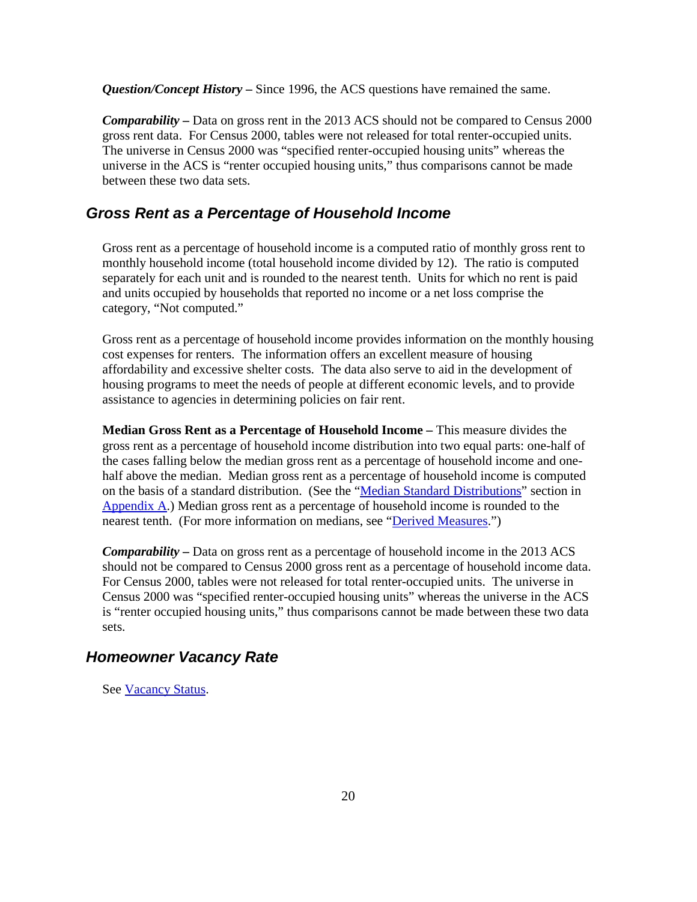***Question/Concept History –*** Since 1996, the ACS questions have remained the same.

***Comparability –*** Data on gross rent in the 2013 ACS should not be compared to Census 2000 gross rent data. For Census 2000, tables were not released for total renter-occupied units. The universe in Census 2000 was "specified renter-occupied housing units" whereas the universe in the ACS is "renter occupied housing units," thus comparisons cannot be made between these two data sets.

## *Gross Rent as a Percentage of Household Income*

Gross rent as a percentage of household income is a computed ratio of monthly gross rent to monthly household income (total household income divided by 12). The ratio is computed separately for each unit and is rounded to the nearest tenth. Units for which no rent is paid and units occupied by households that reported no income or a net loss comprise the category, "Not computed."

Gross rent as a percentage of household income provides information on the monthly housing cost expenses for renters. The information offers an excellent measure of housing affordability and excessive shelter costs. The data also serve to aid in the development of housing programs to meet the needs of people at different economic levels, and to provide assistance to agencies in determining policies on fair rent.

**Median Gross Rent as a Percentage of Household Income –** This measure divides the gross rent as a percentage of household income distribution into two equal parts: one-half of the cases falling below the median gross rent as a percentage of household income and one-half above the median. Median gross rent as a percentage of household income is computed on the basis of a standard distribution. (See the "Median Standard Distributions" section in Appendix A.) Median gross rent as a percentage of household income is rounded to the nearest tenth. (For more information on medians, see "Derived Measures.")

***Comparability –*** Data on gross rent as a percentage of household income in the 2013 ACS should not be compared to Census 2000 gross rent as a percentage of household income data. For Census 2000, tables were not released for total renter-occupied units. The universe in Census 2000 was "specified renter-occupied housing units" whereas the universe in the ACS is "renter occupied housing units," thus comparisons cannot be made between these two data sets.

## *Homeowner Vacancy Rate*

See Vacancy Status.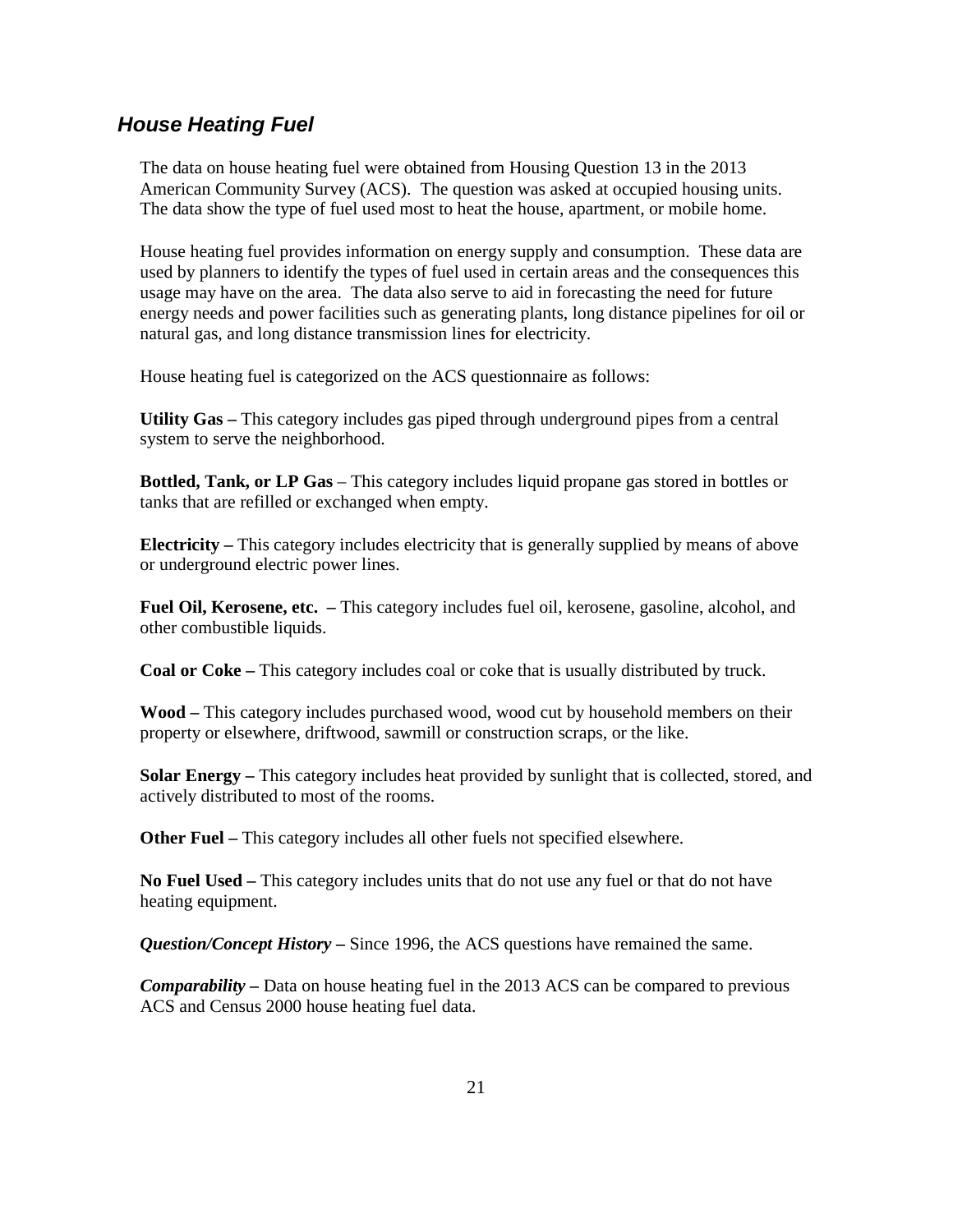## *House Heating Fuel*

The data on house heating fuel were obtained from Housing Question 13 in the 2013 American Community Survey (ACS). The question was asked at occupied housing units. The data show the type of fuel used most to heat the house, apartment, or mobile home.

House heating fuel provides information on energy supply and consumption. These data are used by planners to identify the types of fuel used in certain areas and the consequences this usage may have on the area. The data also serve to aid in forecasting the need for future energy needs and power facilities such as generating plants, long distance pipelines for oil or natural gas, and long distance transmission lines for electricity.

House heating fuel is categorized on the ACS questionnaire as follows:

**Utility Gas –** This category includes gas piped through underground pipes from a central system to serve the neighborhood.

**Bottled, Tank, or LP Gas** – This category includes liquid propane gas stored in bottles or tanks that are refilled or exchanged when empty.

**Electricity –** This category includes electricity that is generally supplied by means of above or underground electric power lines.

**Fuel Oil, Kerosene, etc. –** This category includes fuel oil, kerosene, gasoline, alcohol, and other combustible liquids.

**Coal or Coke –** This category includes coal or coke that is usually distributed by truck.

**Wood –** This category includes purchased wood, wood cut by household members on their property or elsewhere, driftwood, sawmill or construction scraps, or the like.

**Solar Energy –** This category includes heat provided by sunlight that is collected, stored, and actively distributed to most of the rooms.

**Other Fuel –** This category includes all other fuels not specified elsewhere.

**No Fuel Used –** This category includes units that do not use any fuel or that do not have heating equipment.

***Question/Concept History* –** Since 1996, the ACS questions have remained the same.

***Comparability* –** Data on house heating fuel in the 2013 ACS can be compared to previous ACS and Census 2000 house heating fuel data.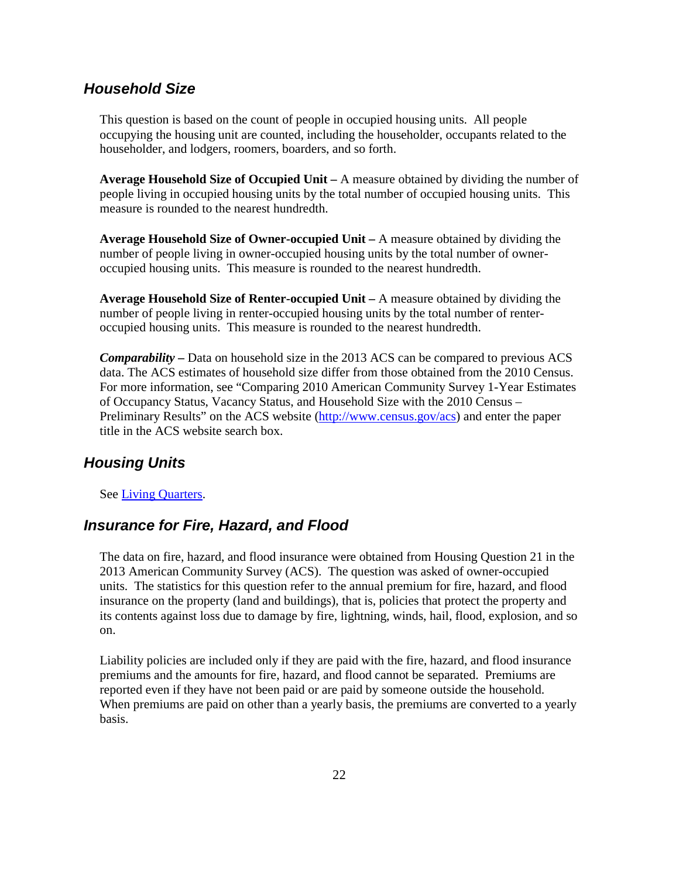## *Household Size*

This question is based on the count of people in occupied housing units. All people occupying the housing unit are counted, including the householder, occupants related to the householder, and lodgers, roomers, boarders, and so forth.

**Average Household Size of Occupied Unit –** A measure obtained by dividing the number of people living in occupied housing units by the total number of occupied housing units. This measure is rounded to the nearest hundredth.

**Average Household Size of Owner-occupied Unit –** A measure obtained by dividing the number of people living in owner-occupied housing units by the total number of owner-occupied housing units. This measure is rounded to the nearest hundredth.

**Average Household Size of Renter-occupied Unit –** A measure obtained by dividing the number of people living in renter-occupied housing units by the total number of renter-occupied housing units. This measure is rounded to the nearest hundredth.

***Comparability* –** Data on household size in the 2013 ACS can be compared to previous ACS data. The ACS estimates of household size differ from those obtained from the 2010 Census. For more information, see "Comparing 2010 American Community Survey 1-Year Estimates of Occupancy Status, Vacancy Status, and Household Size with the 2010 Census – Preliminary Results" on the ACS website (http://www.census.gov/acs) and enter the paper title in the ACS website search box.

## *Housing Units*

See Living Quarters.

## *Insurance for Fire, Hazard, and Flood*

The data on fire, hazard, and flood insurance were obtained from Housing Question 21 in the 2013 American Community Survey (ACS). The question was asked of owner-occupied units. The statistics for this question refer to the annual premium for fire, hazard, and flood insurance on the property (land and buildings), that is, policies that protect the property and its contents against loss due to damage by fire, lightning, winds, hail, flood, explosion, and so on.

Liability policies are included only if they are paid with the fire, hazard, and flood insurance premiums and the amounts for fire, hazard, and flood cannot be separated. Premiums are reported even if they have not been paid or are paid by someone outside the household. When premiums are paid on other than a yearly basis, the premiums are converted to a yearly basis.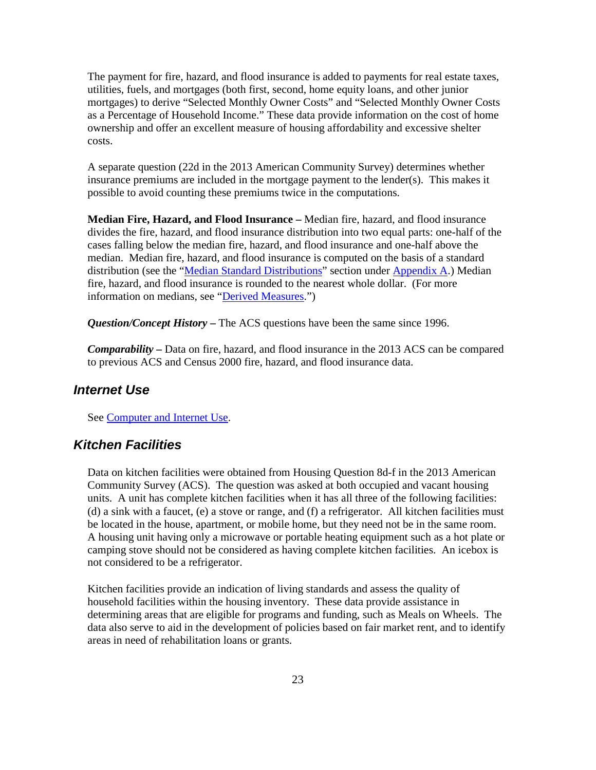The payment for fire, hazard, and flood insurance is added to payments for real estate taxes, utilities, fuels, and mortgages (both first, second, home equity loans, and other junior mortgages) to derive "Selected Monthly Owner Costs" and "Selected Monthly Owner Costs as a Percentage of Household Income." These data provide information on the cost of home ownership and offer an excellent measure of housing affordability and excessive shelter costs.

A separate question (22d in the 2013 American Community Survey) determines whether insurance premiums are included in the mortgage payment to the lender(s). This makes it possible to avoid counting these premiums twice in the computations.

**Median Fire, Hazard, and Flood Insurance –** Median fire, hazard, and flood insurance divides the fire, hazard, and flood insurance distribution into two equal parts: one-half of the cases falling below the median fire, hazard, and flood insurance and one-half above the median. Median fire, hazard, and flood insurance is computed on the basis of a standard distribution (see the "Median Standard Distributions" section under Appendix A.) Median fire, hazard, and flood insurance is rounded to the nearest whole dollar. (For more information on medians, see "Derived Measures.")

***Question/Concept History –*** The ACS questions have been the same since 1996.

***Comparability –*** Data on fire, hazard, and flood insurance in the 2013 ACS can be compared to previous ACS and Census 2000 fire, hazard, and flood insurance data.

## Internet Use

See Computer and Internet Use.

## Kitchen Facilities

Data on kitchen facilities were obtained from Housing Question 8d-f in the 2013 American Community Survey (ACS). The question was asked at both occupied and vacant housing units. A unit has complete kitchen facilities when it has all three of the following facilities: (d) a sink with a faucet, (e) a stove or range, and (f) a refrigerator. All kitchen facilities must be located in the house, apartment, or mobile home, but they need not be in the same room. A housing unit having only a microwave or portable heating equipment such as a hot plate or camping stove should not be considered as having complete kitchen facilities. An icebox is not considered to be a refrigerator.

Kitchen facilities provide an indication of living standards and assess the quality of household facilities within the housing inventory. These data provide assistance in determining areas that are eligible for programs and funding, such as Meals on Wheels. The data also serve to aid in the development of policies based on fair market rent, and to identify areas in need of rehabilitation loans or grants.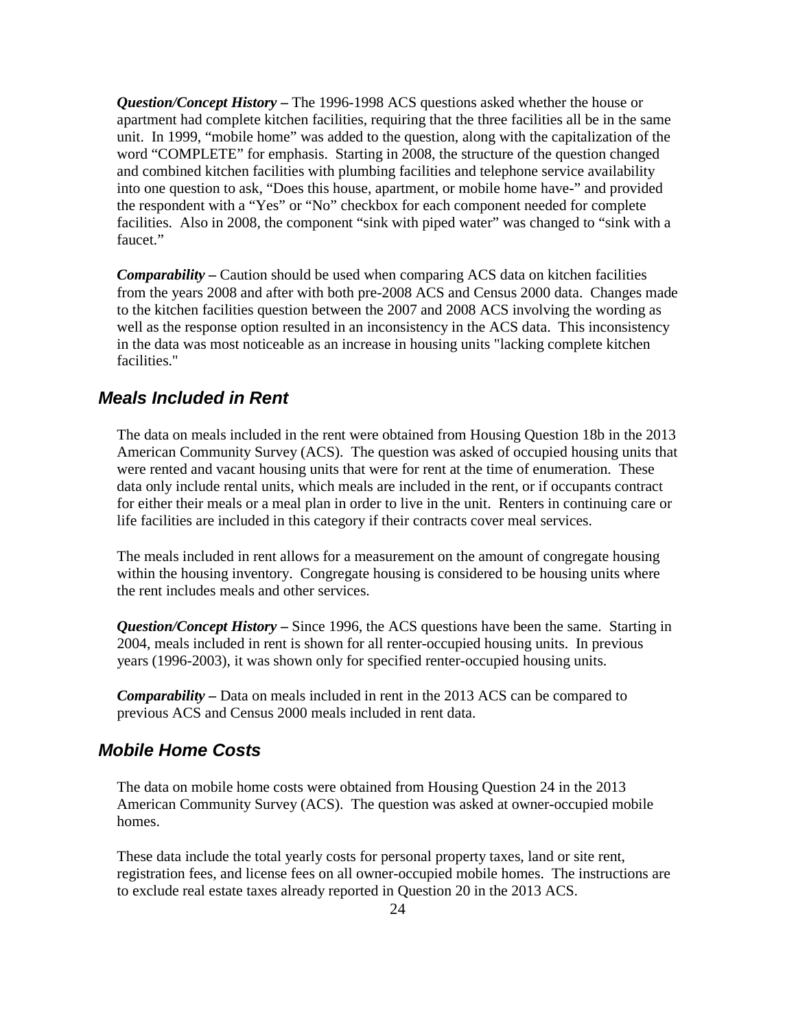***Question/Concept History –*** The 1996-1998 ACS questions asked whether the house or apartment had complete kitchen facilities, requiring that the three facilities all be in the same unit. In 1999, "mobile home" was added to the question, along with the capitalization of the word "COMPLETE" for emphasis. Starting in 2008, the structure of the question changed and combined kitchen facilities with plumbing facilities and telephone service availability into one question to ask, "Does this house, apartment, or mobile home have-" and provided the respondent with a "Yes" or "No" checkbox for each component needed for complete facilities. Also in 2008, the component "sink with piped water" was changed to "sink with a faucet."

***Comparability –*** Caution should be used when comparing ACS data on kitchen facilities from the years 2008 and after with both pre-2008 ACS and Census 2000 data. Changes made to the kitchen facilities question between the 2007 and 2008 ACS involving the wording as well as the response option resulted in an inconsistency in the ACS data. This inconsistency in the data was most noticeable as an increase in housing units "lacking complete kitchen facilities."

## *Meals Included in Rent*

The data on meals included in the rent were obtained from Housing Question 18b in the 2013 American Community Survey (ACS). The question was asked of occupied housing units that were rented and vacant housing units that were for rent at the time of enumeration. These data only include rental units, which meals are included in the rent, or if occupants contract for either their meals or a meal plan in order to live in the unit. Renters in continuing care or life facilities are included in this category if their contracts cover meal services.

The meals included in rent allows for a measurement on the amount of congregate housing within the housing inventory. Congregate housing is considered to be housing units where the rent includes meals and other services.

***Question/Concept History –*** Since 1996, the ACS questions have been the same. Starting in 2004, meals included in rent is shown for all renter-occupied housing units. In previous years (1996-2003), it was shown only for specified renter-occupied housing units.

***Comparability –*** Data on meals included in rent in the 2013 ACS can be compared to previous ACS and Census 2000 meals included in rent data.

## *Mobile Home Costs*

The data on mobile home costs were obtained from Housing Question 24 in the 2013 American Community Survey (ACS). The question was asked at owner-occupied mobile homes.

These data include the total yearly costs for personal property taxes, land or site rent, registration fees, and license fees on all owner-occupied mobile homes. The instructions are to exclude real estate taxes already reported in Question 20 in the 2013 ACS.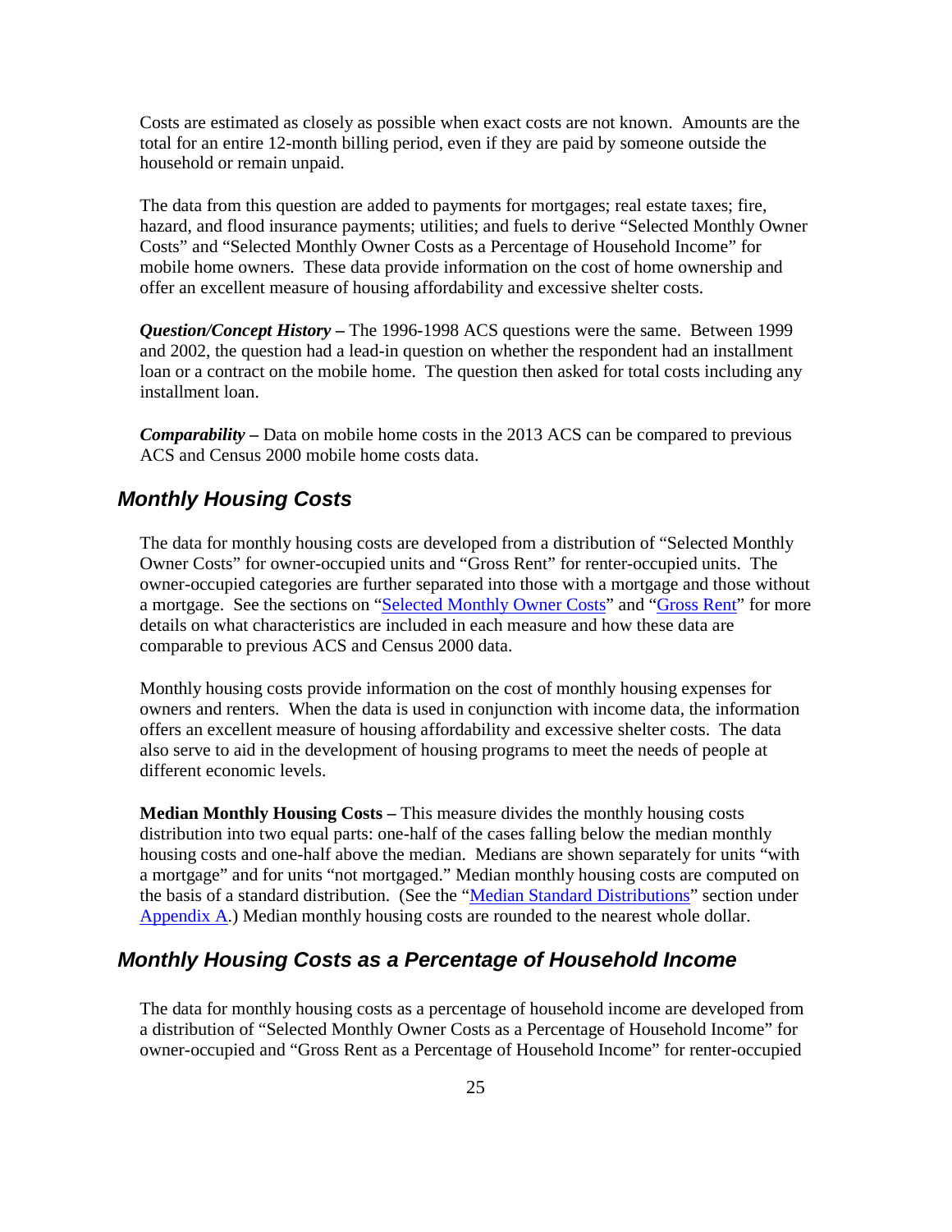Costs are estimated as closely as possible when exact costs are not known. Amounts are the total for an entire 12-month billing period, even if they are paid by someone outside the household or remain unpaid.

The data from this question are added to payments for mortgages; real estate taxes; fire, hazard, and flood insurance payments; utilities; and fuels to derive "Selected Monthly Owner Costs" and "Selected Monthly Owner Costs as a Percentage of Household Income" for mobile home owners. These data provide information on the cost of home ownership and offer an excellent measure of housing affordability and excessive shelter costs.

***Question/Concept History –*** The 1996-1998 ACS questions were the same. Between 1999 and 2002, the question had a lead-in question on whether the respondent had an installment loan or a contract on the mobile home. The question then asked for total costs including any installment loan.

***Comparability –*** Data on mobile home costs in the 2013 ACS can be compared to previous ACS and Census 2000 mobile home costs data.

## *Monthly Housing Costs*

The data for monthly housing costs are developed from a distribution of "Selected Monthly Owner Costs" for owner-occupied units and "Gross Rent" for renter-occupied units. The owner-occupied categories are further separated into those with a mortgage and those without a mortgage. See the sections on "Selected Monthly Owner Costs" and "Gross Rent" for more details on what characteristics are included in each measure and how these data are comparable to previous ACS and Census 2000 data.

Monthly housing costs provide information on the cost of monthly housing expenses for owners and renters. When the data is used in conjunction with income data, the information offers an excellent measure of housing affordability and excessive shelter costs. The data also serve to aid in the development of housing programs to meet the needs of people at different economic levels.

**Median Monthly Housing Costs –** This measure divides the monthly housing costs distribution into two equal parts: one-half of the cases falling below the median monthly housing costs and one-half above the median. Medians are shown separately for units "with a mortgage" and for units "not mortgaged." Median monthly housing costs are computed on the basis of a standard distribution. (See the "Median Standard Distributions" section under Appendix A.) Median monthly housing costs are rounded to the nearest whole dollar.

## *Monthly Housing Costs as a Percentage of Household Income*

The data for monthly housing costs as a percentage of household income are developed from a distribution of "Selected Monthly Owner Costs as a Percentage of Household Income" for owner-occupied and "Gross Rent as a Percentage of Household Income" for renter-occupied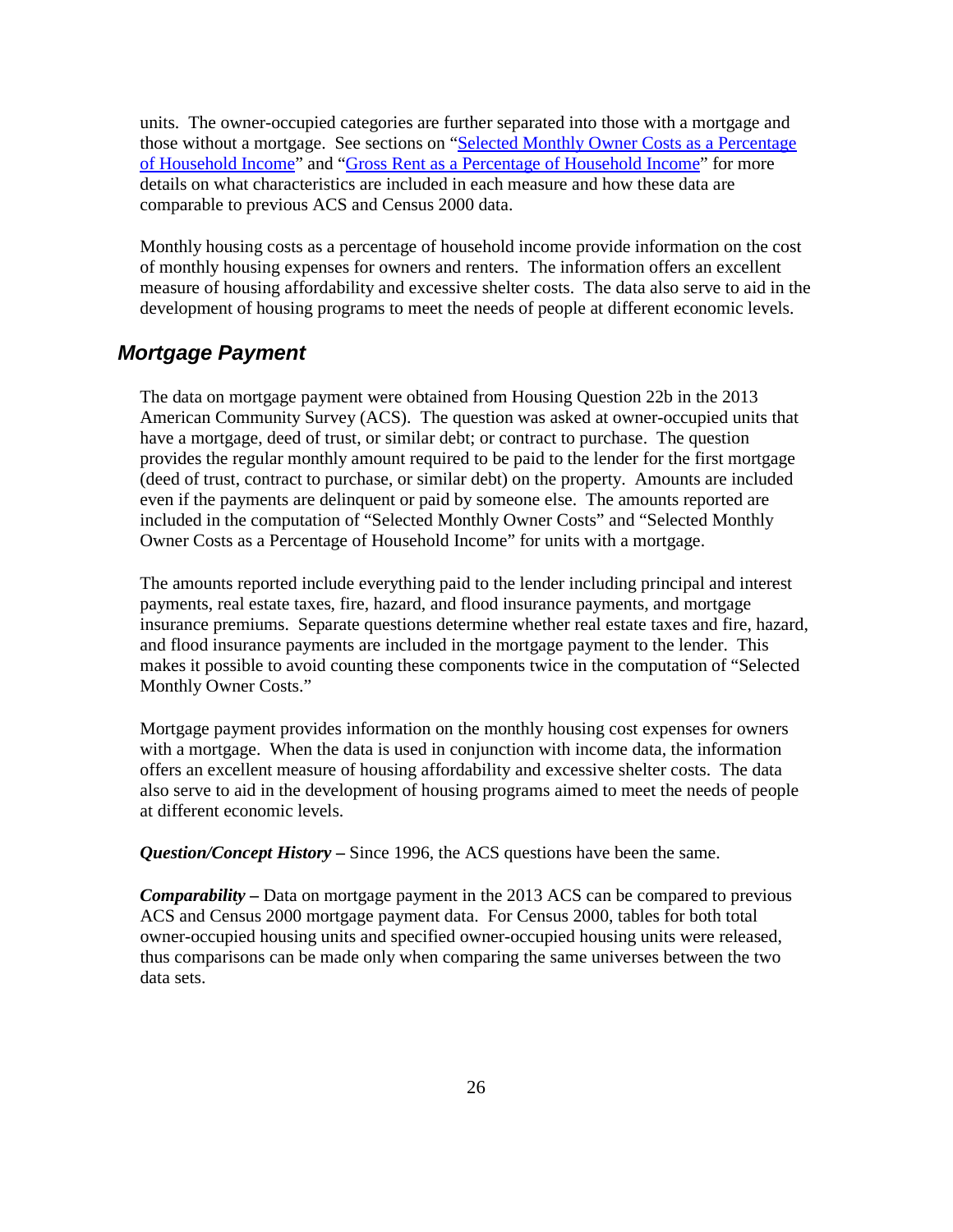units. The owner-occupied categories are further separated into those with a mortgage and those without a mortgage. See sections on "[Selected Monthly Owner Costs as a Percentage of Household Income]()" and "[Gross Rent as a Percentage of Household Income]()" for more details on what characteristics are included in each measure and how these data are comparable to previous ACS and Census 2000 data.

Monthly housing costs as a percentage of household income provide information on the cost of monthly housing expenses for owners and renters. The information offers an excellent measure of housing affordability and excessive shelter costs. The data also serve to aid in the development of housing programs to meet the needs of people at different economic levels.

## *Mortgage Payment*

The data on mortgage payment were obtained from Housing Question 22b in the 2013 American Community Survey (ACS). The question was asked at owner-occupied units that have a mortgage, deed of trust, or similar debt; or contract to purchase. The question provides the regular monthly amount required to be paid to the lender for the first mortgage (deed of trust, contract to purchase, or similar debt) on the property. Amounts are included even if the payments are delinquent or paid by someone else. The amounts reported are included in the computation of "Selected Monthly Owner Costs" and "Selected Monthly Owner Costs as a Percentage of Household Income" for units with a mortgage.

The amounts reported include everything paid to the lender including principal and interest payments, real estate taxes, fire, hazard, and flood insurance payments, and mortgage insurance premiums. Separate questions determine whether real estate taxes and fire, hazard, and flood insurance payments are included in the mortgage payment to the lender. This makes it possible to avoid counting these components twice in the computation of "Selected Monthly Owner Costs."

Mortgage payment provides information on the monthly housing cost expenses for owners with a mortgage. When the data is used in conjunction with income data, the information offers an excellent measure of housing affordability and excessive shelter costs. The data also serve to aid in the development of housing programs aimed to meet the needs of people at different economic levels.

***Question/Concept History –*** Since 1996, the ACS questions have been the same.

***Comparability –*** Data on mortgage payment in the 2013 ACS can be compared to previous ACS and Census 2000 mortgage payment data. For Census 2000, tables for both total owner-occupied housing units and specified owner-occupied housing units were released, thus comparisons can be made only when comparing the same universes between the two data sets.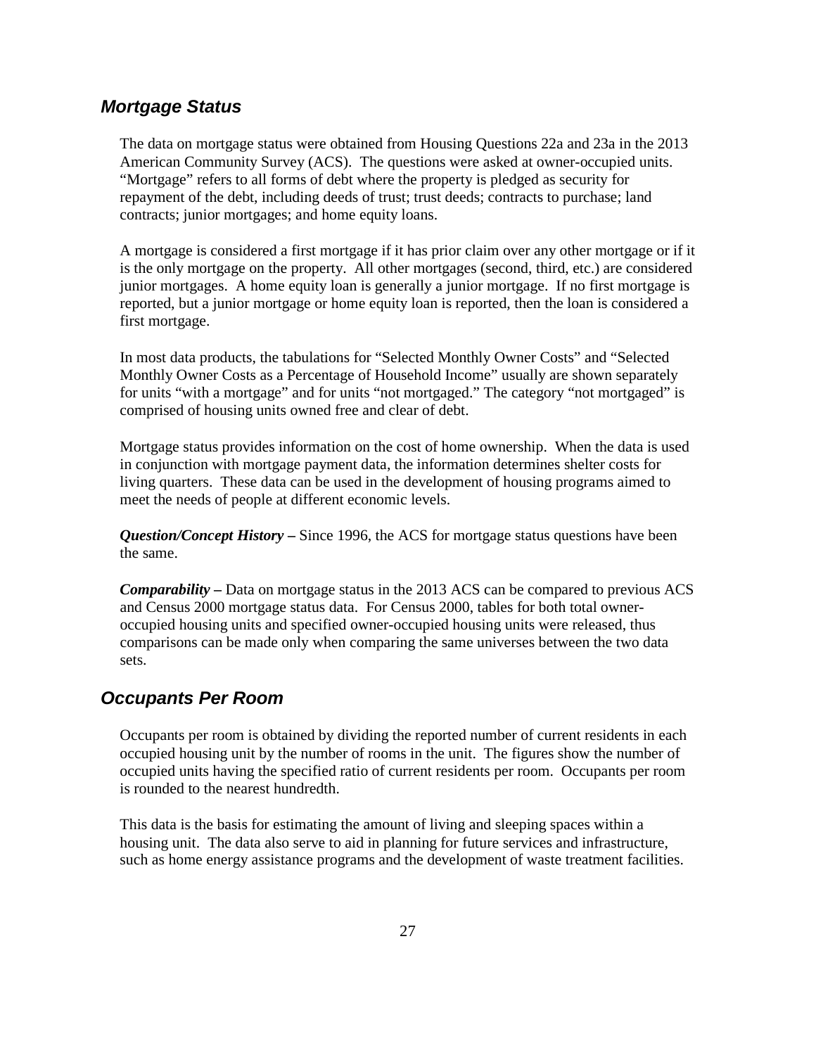## *Mortgage Status*

The data on mortgage status were obtained from Housing Questions 22a and 23a in the 2013 American Community Survey (ACS). The questions were asked at owner-occupied units. "Mortgage" refers to all forms of debt where the property is pledged as security for repayment of the debt, including deeds of trust; trust deeds; contracts to purchase; land contracts; junior mortgages; and home equity loans.

A mortgage is considered a first mortgage if it has prior claim over any other mortgage or if it is the only mortgage on the property. All other mortgages (second, third, etc.) are considered junior mortgages. A home equity loan is generally a junior mortgage. If no first mortgage is reported, but a junior mortgage or home equity loan is reported, then the loan is considered a first mortgage.

In most data products, the tabulations for "Selected Monthly Owner Costs" and "Selected Monthly Owner Costs as a Percentage of Household Income" usually are shown separately for units "with a mortgage" and for units "not mortgaged." The category "not mortgaged" is comprised of housing units owned free and clear of debt.

Mortgage status provides information on the cost of home ownership. When the data is used in conjunction with mortgage payment data, the information determines shelter costs for living quarters. These data can be used in the development of housing programs aimed to meet the needs of people at different economic levels.

***Question/Concept History –*** Since 1996, the ACS for mortgage status questions have been the same.

***Comparability –*** Data on mortgage status in the 2013 ACS can be compared to previous ACS and Census 2000 mortgage status data. For Census 2000, tables for both total owner-occupied housing units and specified owner-occupied housing units were released, thus comparisons can be made only when comparing the same universes between the two data sets.

## *Occupants Per Room*

Occupants per room is obtained by dividing the reported number of current residents in each occupied housing unit by the number of rooms in the unit. The figures show the number of occupied units having the specified ratio of current residents per room. Occupants per room is rounded to the nearest hundredth.

This data is the basis for estimating the amount of living and sleeping spaces within a housing unit. The data also serve to aid in planning for future services and infrastructure, such as home energy assistance programs and the development of waste treatment facilities.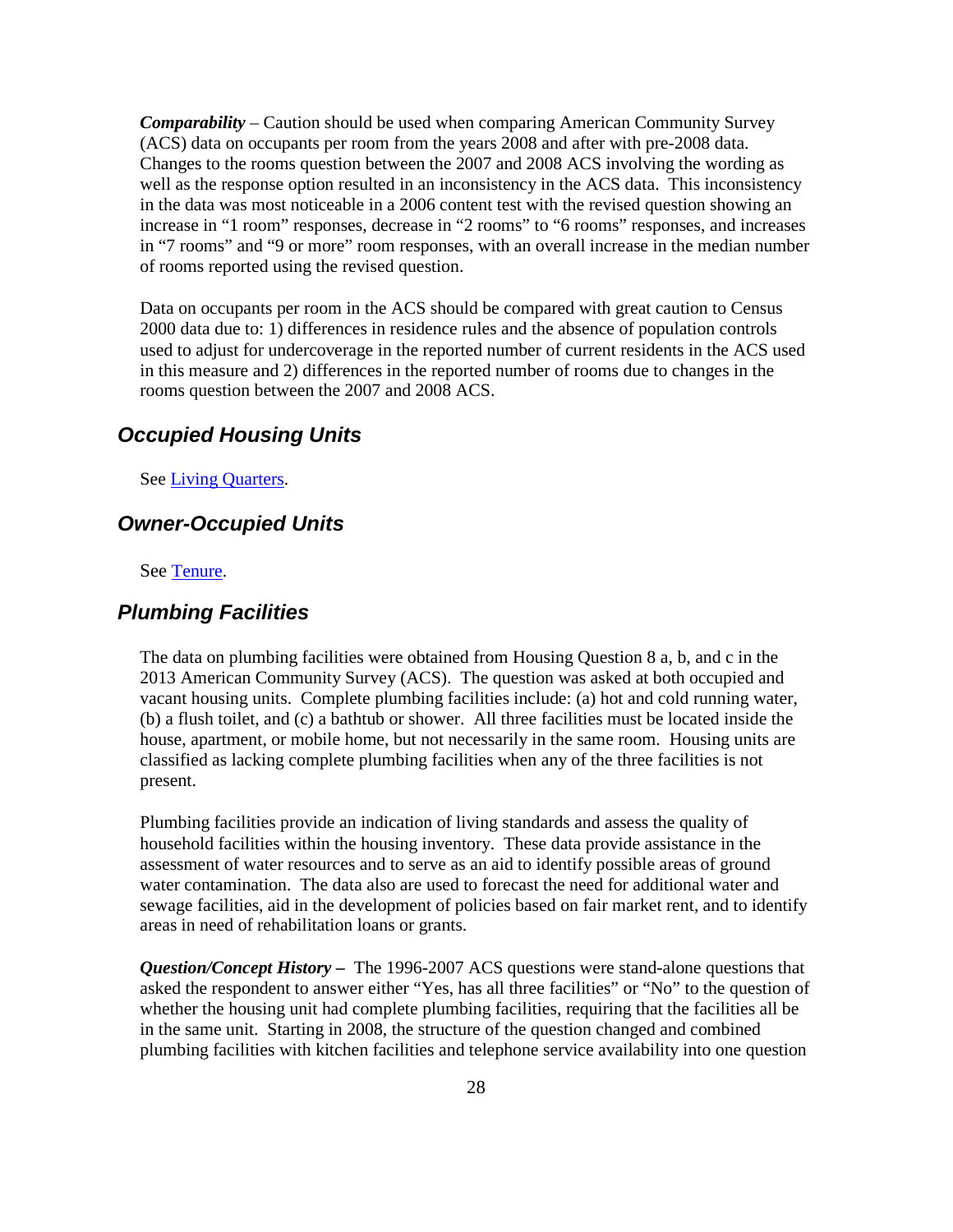***Comparability*** – Caution should be used when comparing American Community Survey (ACS) data on occupants per room from the years 2008 and after with pre-2008 data. Changes to the rooms question between the 2007 and 2008 ACS involving the wording as well as the response option resulted in an inconsistency in the ACS data. This inconsistency in the data was most noticeable in a 2006 content test with the revised question showing an increase in "1 room" responses, decrease in "2 rooms" to "6 rooms" responses, and increases in "7 rooms" and "9 or more" room responses, with an overall increase in the median number of rooms reported using the revised question.

Data on occupants per room in the ACS should be compared with great caution to Census 2000 data due to: 1) differences in residence rules and the absence of population controls used to adjust for undercoverage in the reported number of current residents in the ACS used in this measure and 2) differences in the reported number of rooms due to changes in the rooms question between the 2007 and 2008 ACS.

## *Occupied Housing Units*

See [Living Quarters].

## *Owner-Occupied Units*

See [Tenure].

## *Plumbing Facilities*

The data on plumbing facilities were obtained from Housing Question 8 a, b, and c in the 2013 American Community Survey (ACS). The question was asked at both occupied and vacant housing units. Complete plumbing facilities include: (a) hot and cold running water, (b) a flush toilet, and (c) a bathtub or shower. All three facilities must be located inside the house, apartment, or mobile home, but not necessarily in the same room. Housing units are classified as lacking complete plumbing facilities when any of the three facilities is not present.

Plumbing facilities provide an indication of living standards and assess the quality of household facilities within the housing inventory. These data provide assistance in the assessment of water resources and to serve as an aid to identify possible areas of ground water contamination. The data also are used to forecast the need for additional water and sewage facilities, aid in the development of policies based on fair market rent, and to identify areas in need of rehabilitation loans or grants.

***Question/Concept History –*** The 1996-2007 ACS questions were stand-alone questions that asked the respondent to answer either "Yes, has all three facilities" or "No" to the question of whether the housing unit had complete plumbing facilities, requiring that the facilities all be in the same unit. Starting in 2008, the structure of the question changed and combined plumbing facilities with kitchen facilities and telephone service availability into one question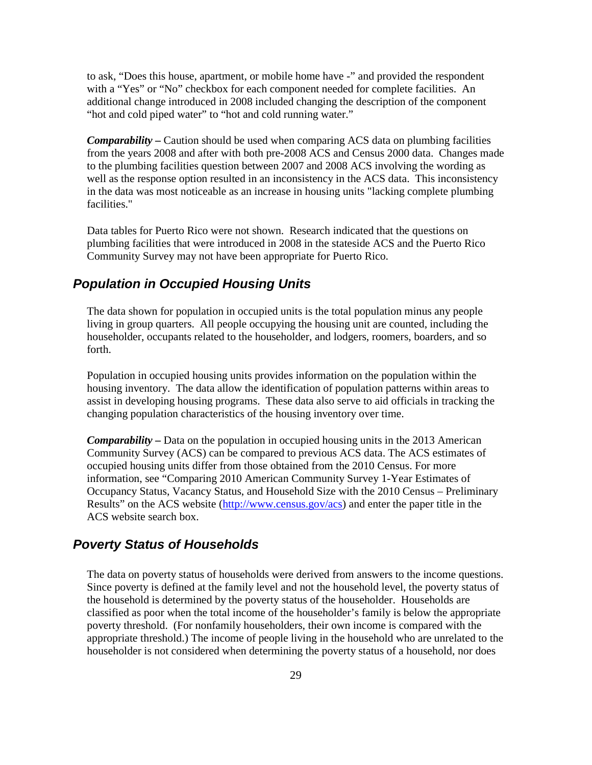to ask, "Does this house, apartment, or mobile home have -" and provided the respondent with a "Yes" or "No" checkbox for each component needed for complete facilities. An additional change introduced in 2008 included changing the description of the component "hot and cold piped water" to "hot and cold running water."

***Comparability –*** Caution should be used when comparing ACS data on plumbing facilities from the years 2008 and after with both pre-2008 ACS and Census 2000 data. Changes made to the plumbing facilities question between 2007 and 2008 ACS involving the wording as well as the response option resulted in an inconsistency in the ACS data. This inconsistency in the data was most noticeable as an increase in housing units "lacking complete plumbing facilities."

Data tables for Puerto Rico were not shown. Research indicated that the questions on plumbing facilities that were introduced in 2008 in the stateside ACS and the Puerto Rico Community Survey may not have been appropriate for Puerto Rico.

## *Population in Occupied Housing Units*

The data shown for population in occupied units is the total population minus any people living in group quarters. All people occupying the housing unit are counted, including the householder, occupants related to the householder, and lodgers, roomers, boarders, and so forth.

Population in occupied housing units provides information on the population within the housing inventory. The data allow the identification of population patterns within areas to assist in developing housing programs. These data also serve to aid officials in tracking the changing population characteristics of the housing inventory over time.

***Comparability –*** Data on the population in occupied housing units in the 2013 American Community Survey (ACS) can be compared to previous ACS data. The ACS estimates of occupied housing units differ from those obtained from the 2010 Census. For more information, see "Comparing 2010 American Community Survey 1-Year Estimates of Occupancy Status, Vacancy Status, and Household Size with the 2010 Census – Preliminary Results" on the ACS website (http://www.census.gov/acs) and enter the paper title in the ACS website search box.

## *Poverty Status of Households*

The data on poverty status of households were derived from answers to the income questions. Since poverty is defined at the family level and not the household level, the poverty status of the household is determined by the poverty status of the householder. Households are classified as poor when the total income of the householder's family is below the appropriate poverty threshold. (For nonfamily householders, their own income is compared with the appropriate threshold.) The income of people living in the household who are unrelated to the householder is not considered when determining the poverty status of a household, nor does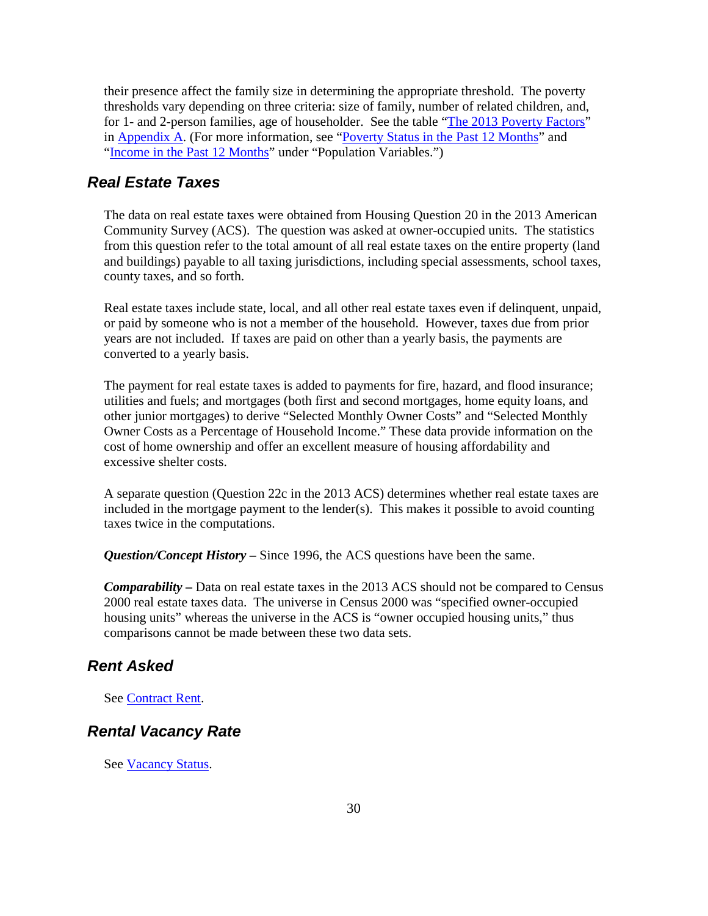their presence affect the family size in determining the appropriate threshold. The poverty thresholds vary depending on three criteria: size of family, number of related children, and, for 1- and 2-person families, age of householder. See the table "The 2013 Poverty Factors" in Appendix A. (For more information, see "Poverty Status in the Past 12 Months" and "Income in the Past 12 Months" under "Population Variables.")

## Real Estate Taxes

The data on real estate taxes were obtained from Housing Question 20 in the 2013 American Community Survey (ACS). The question was asked at owner-occupied units. The statistics from this question refer to the total amount of all real estate taxes on the entire property (land and buildings) payable to all taxing jurisdictions, including special assessments, school taxes, county taxes, and so forth.

Real estate taxes include state, local, and all other real estate taxes even if delinquent, unpaid, or paid by someone who is not a member of the household. However, taxes due from prior years are not included. If taxes are paid on other than a yearly basis, the payments are converted to a yearly basis.

The payment for real estate taxes is added to payments for fire, hazard, and flood insurance; utilities and fuels; and mortgages (both first and second mortgages, home equity loans, and other junior mortgages) to derive "Selected Monthly Owner Costs" and "Selected Monthly Owner Costs as a Percentage of Household Income." These data provide information on the cost of home ownership and offer an excellent measure of housing affordability and excessive shelter costs.

A separate question (Question 22c in the 2013 ACS) determines whether real estate taxes are included in the mortgage payment to the lender(s). This makes it possible to avoid counting taxes twice in the computations.

***Question/Concept History –*** Since 1996, the ACS questions have been the same.

***Comparability –*** Data on real estate taxes in the 2013 ACS should not be compared to Census 2000 real estate taxes data. The universe in Census 2000 was "specified owner-occupied housing units" whereas the universe in the ACS is "owner occupied housing units," thus comparisons cannot be made between these two data sets.

## Rent Asked

See Contract Rent.

## Rental Vacancy Rate

See Vacancy Status.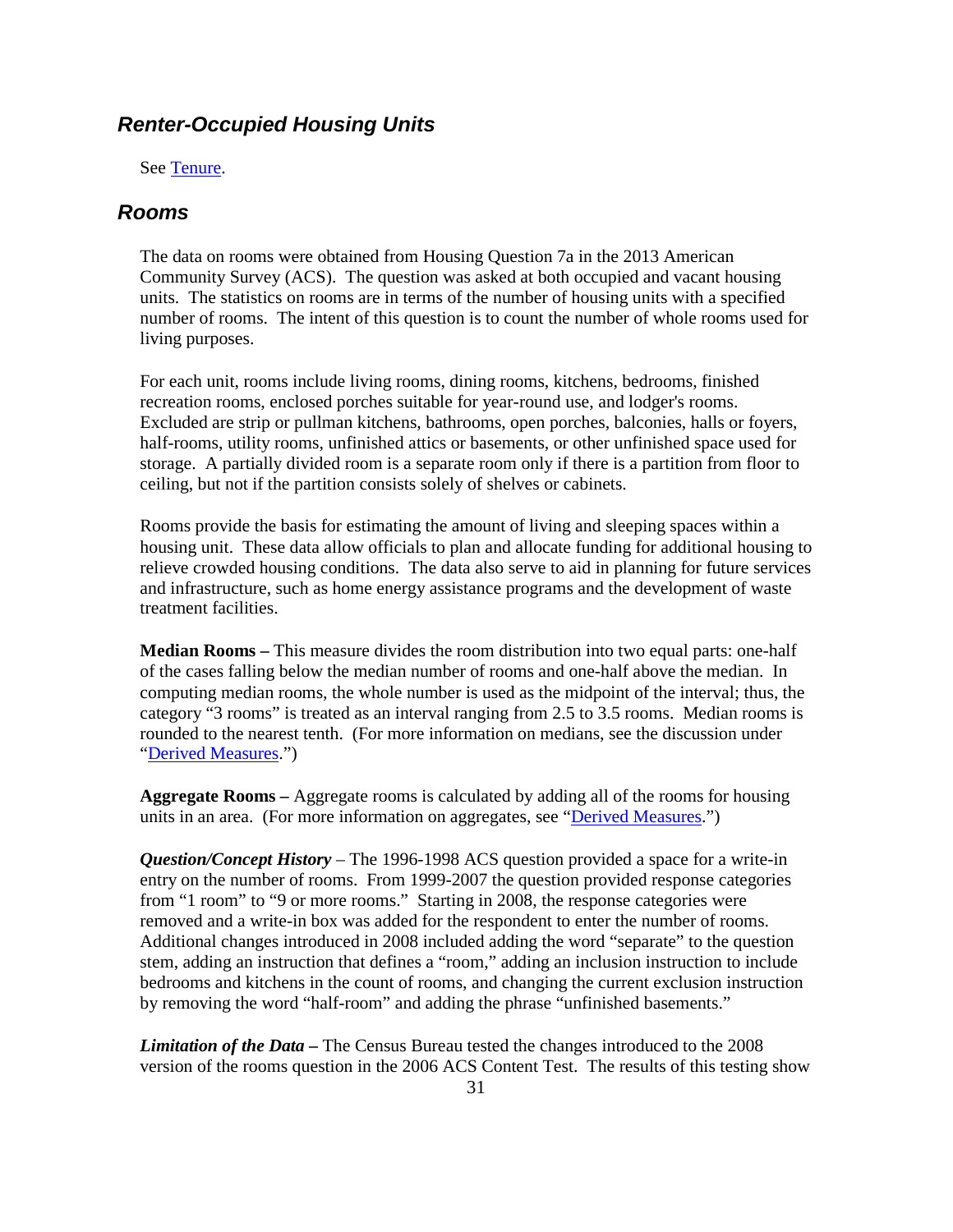## *Renter-Occupied Housing Units*

See Tenure.

## *Rooms*

The data on rooms were obtained from Housing Question 7a in the 2013 American Community Survey (ACS). The question was asked at both occupied and vacant housing units. The statistics on rooms are in terms of the number of housing units with a specified number of rooms. The intent of this question is to count the number of whole rooms used for living purposes.

For each unit, rooms include living rooms, dining rooms, kitchens, bedrooms, finished recreation rooms, enclosed porches suitable for year-round use, and lodger's rooms. Excluded are strip or pullman kitchens, bathrooms, open porches, balconies, halls or foyers, half-rooms, utility rooms, unfinished attics or basements, or other unfinished space used for storage. A partially divided room is a separate room only if there is a partition from floor to ceiling, but not if the partition consists solely of shelves or cabinets.

Rooms provide the basis for estimating the amount of living and sleeping spaces within a housing unit. These data allow officials to plan and allocate funding for additional housing to relieve crowded housing conditions. The data also serve to aid in planning for future services and infrastructure, such as home energy assistance programs and the development of waste treatment facilities.

**Median Rooms –** This measure divides the room distribution into two equal parts: one-half of the cases falling below the median number of rooms and one-half above the median. In computing median rooms, the whole number is used as the midpoint of the interval; thus, the category "3 rooms" is treated as an interval ranging from 2.5 to 3.5 rooms. Median rooms is rounded to the nearest tenth. (For more information on medians, see the discussion under "Derived Measures.")

**Aggregate Rooms –** Aggregate rooms is calculated by adding all of the rooms for housing units in an area. (For more information on aggregates, see "Derived Measures.")

***Question/Concept History*** – The 1996-1998 ACS question provided a space for a write-in entry on the number of rooms. From 1999-2007 the question provided response categories from "1 room" to "9 or more rooms." Starting in 2008, the response categories were removed and a write-in box was added for the respondent to enter the number of rooms. Additional changes introduced in 2008 included adding the word "separate" to the question stem, adding an instruction that defines a "room," adding an inclusion instruction to include bedrooms and kitchens in the count of rooms, and changing the current exclusion instruction by removing the word "half-room" and adding the phrase "unfinished basements."

***Limitation of the Data* –** The Census Bureau tested the changes introduced to the 2008 version of the rooms question in the 2006 ACS Content Test. The results of this testing show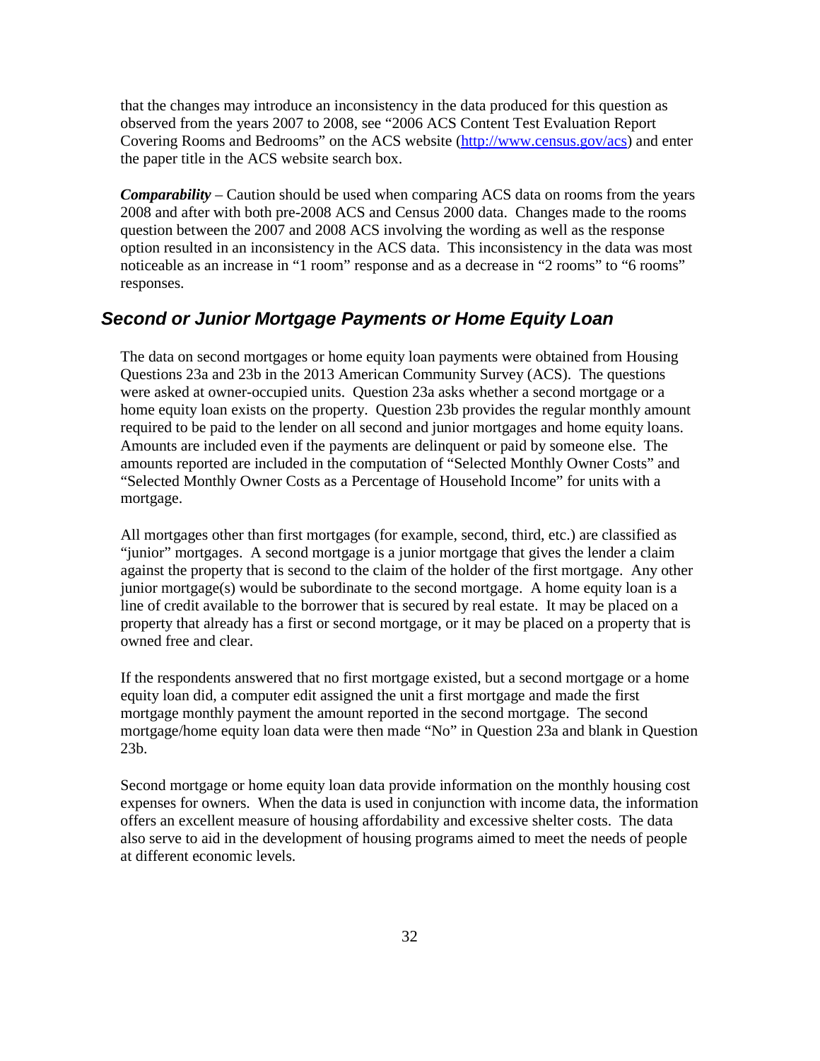that the changes may introduce an inconsistency in the data produced for this question as observed from the years 2007 to 2008, see "2006 ACS Content Test Evaluation Report Covering Rooms and Bedrooms" on the ACS website (http://www.census.gov/acs) and enter the paper title in the ACS website search box.

***Comparability*** – Caution should be used when comparing ACS data on rooms from the years 2008 and after with both pre-2008 ACS and Census 2000 data. Changes made to the rooms question between the 2007 and 2008 ACS involving the wording as well as the response option resulted in an inconsistency in the ACS data. This inconsistency in the data was most noticeable as an increase in "1 room" response and as a decrease in "2 rooms" to "6 rooms" responses.

## *Second or Junior Mortgage Payments or Home Equity Loan*

The data on second mortgages or home equity loan payments were obtained from Housing Questions 23a and 23b in the 2013 American Community Survey (ACS). The questions were asked at owner-occupied units. Question 23a asks whether a second mortgage or a home equity loan exists on the property. Question 23b provides the regular monthly amount required to be paid to the lender on all second and junior mortgages and home equity loans. Amounts are included even if the payments are delinquent or paid by someone else. The amounts reported are included in the computation of "Selected Monthly Owner Costs" and "Selected Monthly Owner Costs as a Percentage of Household Income" for units with a mortgage.

All mortgages other than first mortgages (for example, second, third, etc.) are classified as "junior" mortgages. A second mortgage is a junior mortgage that gives the lender a claim against the property that is second to the claim of the holder of the first mortgage. Any other junior mortgage(s) would be subordinate to the second mortgage. A home equity loan is a line of credit available to the borrower that is secured by real estate. It may be placed on a property that already has a first or second mortgage, or it may be placed on a property that is owned free and clear.

If the respondents answered that no first mortgage existed, but a second mortgage or a home equity loan did, a computer edit assigned the unit a first mortgage and made the first mortgage monthly payment the amount reported in the second mortgage. The second mortgage/home equity loan data were then made "No" in Question 23a and blank in Question 23b.

Second mortgage or home equity loan data provide information on the monthly housing cost expenses for owners. When the data is used in conjunction with income data, the information offers an excellent measure of housing affordability and excessive shelter costs. The data also serve to aid in the development of housing programs aimed to meet the needs of people at different economic levels.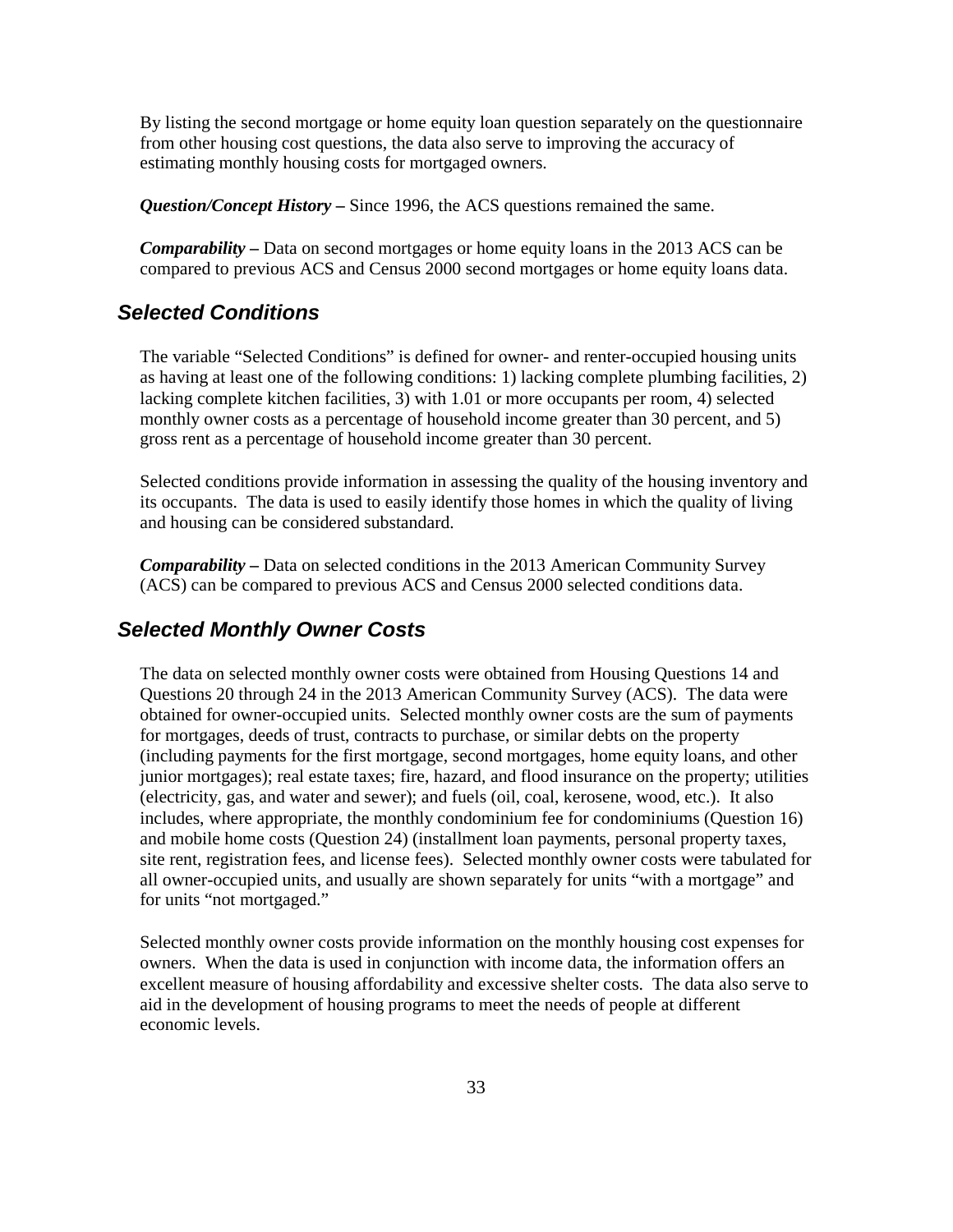By listing the second mortgage or home equity loan question separately on the questionnaire from other housing cost questions, the data also serve to improving the accuracy of estimating monthly housing costs for mortgaged owners.

***Question/Concept History –*** Since 1996, the ACS questions remained the same.

***Comparability –*** Data on second mortgages or home equity loans in the 2013 ACS can be compared to previous ACS and Census 2000 second mortgages or home equity loans data.

## Selected Conditions

The variable "Selected Conditions" is defined for owner- and renter-occupied housing units as having at least one of the following conditions: 1) lacking complete plumbing facilities, 2) lacking complete kitchen facilities, 3) with 1.01 or more occupants per room, 4) selected monthly owner costs as a percentage of household income greater than 30 percent, and 5) gross rent as a percentage of household income greater than 30 percent.

Selected conditions provide information in assessing the quality of the housing inventory and its occupants. The data is used to easily identify those homes in which the quality of living and housing can be considered substandard.

***Comparability –*** Data on selected conditions in the 2013 American Community Survey (ACS) can be compared to previous ACS and Census 2000 selected conditions data.

## Selected Monthly Owner Costs

The data on selected monthly owner costs were obtained from Housing Questions 14 and Questions 20 through 24 in the 2013 American Community Survey (ACS). The data were obtained for owner-occupied units. Selected monthly owner costs are the sum of payments for mortgages, deeds of trust, contracts to purchase, or similar debts on the property (including payments for the first mortgage, second mortgages, home equity loans, and other junior mortgages); real estate taxes; fire, hazard, and flood insurance on the property; utilities (electricity, gas, and water and sewer); and fuels (oil, coal, kerosene, wood, etc.). It also includes, where appropriate, the monthly condominium fee for condominiums (Question 16) and mobile home costs (Question 24) (installment loan payments, personal property taxes, site rent, registration fees, and license fees). Selected monthly owner costs were tabulated for all owner-occupied units, and usually are shown separately for units "with a mortgage" and for units "not mortgaged."

Selected monthly owner costs provide information on the monthly housing cost expenses for owners. When the data is used in conjunction with income data, the information offers an excellent measure of housing affordability and excessive shelter costs. The data also serve to aid in the development of housing programs to meet the needs of people at different economic levels.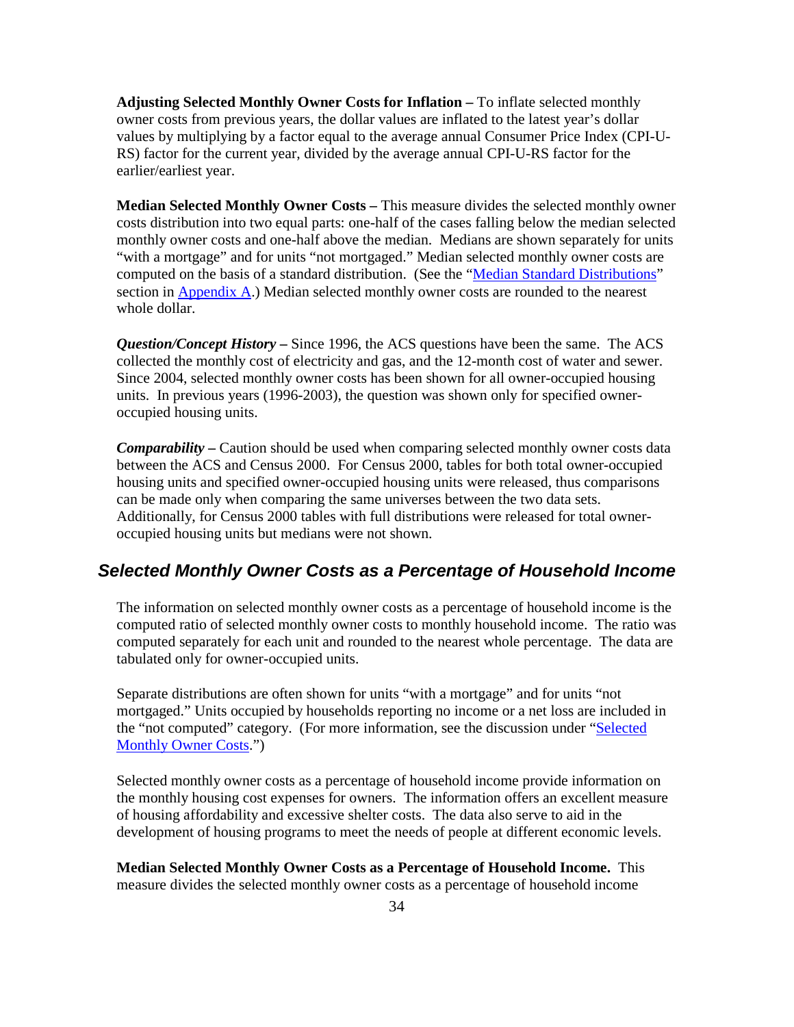**Adjusting Selected Monthly Owner Costs for Inflation –** To inflate selected monthly owner costs from previous years, the dollar values are inflated to the latest year's dollar values by multiplying by a factor equal to the average annual Consumer Price Index (CPI-U-RS) factor for the current year, divided by the average annual CPI-U-RS factor for the earlier/earliest year.

**Median Selected Monthly Owner Costs –** This measure divides the selected monthly owner costs distribution into two equal parts: one-half of the cases falling below the median selected monthly owner costs and one-half above the median. Medians are shown separately for units "with a mortgage" and for units "not mortgaged." Median selected monthly owner costs are computed on the basis of a standard distribution. (See the "Median Standard Distributions" section in Appendix A.) Median selected monthly owner costs are rounded to the nearest whole dollar.

***Question/Concept History –*** Since 1996, the ACS questions have been the same. The ACS collected the monthly cost of electricity and gas, and the 12-month cost of water and sewer. Since 2004, selected monthly owner costs has been shown for all owner-occupied housing units. In previous years (1996-2003), the question was shown only for specified owner-occupied housing units.

***Comparability –*** Caution should be used when comparing selected monthly owner costs data between the ACS and Census 2000. For Census 2000, tables for both total owner-occupied housing units and specified owner-occupied housing units were released, thus comparisons can be made only when comparing the same universes between the two data sets. Additionally, for Census 2000 tables with full distributions were released for total owner-occupied housing units but medians were not shown.

## Selected Monthly Owner Costs as a Percentage of Household Income

The information on selected monthly owner costs as a percentage of household income is the computed ratio of selected monthly owner costs to monthly household income. The ratio was computed separately for each unit and rounded to the nearest whole percentage. The data are tabulated only for owner-occupied units.

Separate distributions are often shown for units "with a mortgage" and for units "not mortgaged." Units occupied by households reporting no income or a net loss are included in the "not computed" category. (For more information, see the discussion under "Selected Monthly Owner Costs.")

Selected monthly owner costs as a percentage of household income provide information on the monthly housing cost expenses for owners. The information offers an excellent measure of housing affordability and excessive shelter costs. The data also serve to aid in the development of housing programs to meet the needs of people at different economic levels.

**Median Selected Monthly Owner Costs as a Percentage of Household Income.** This measure divides the selected monthly owner costs as a percentage of household income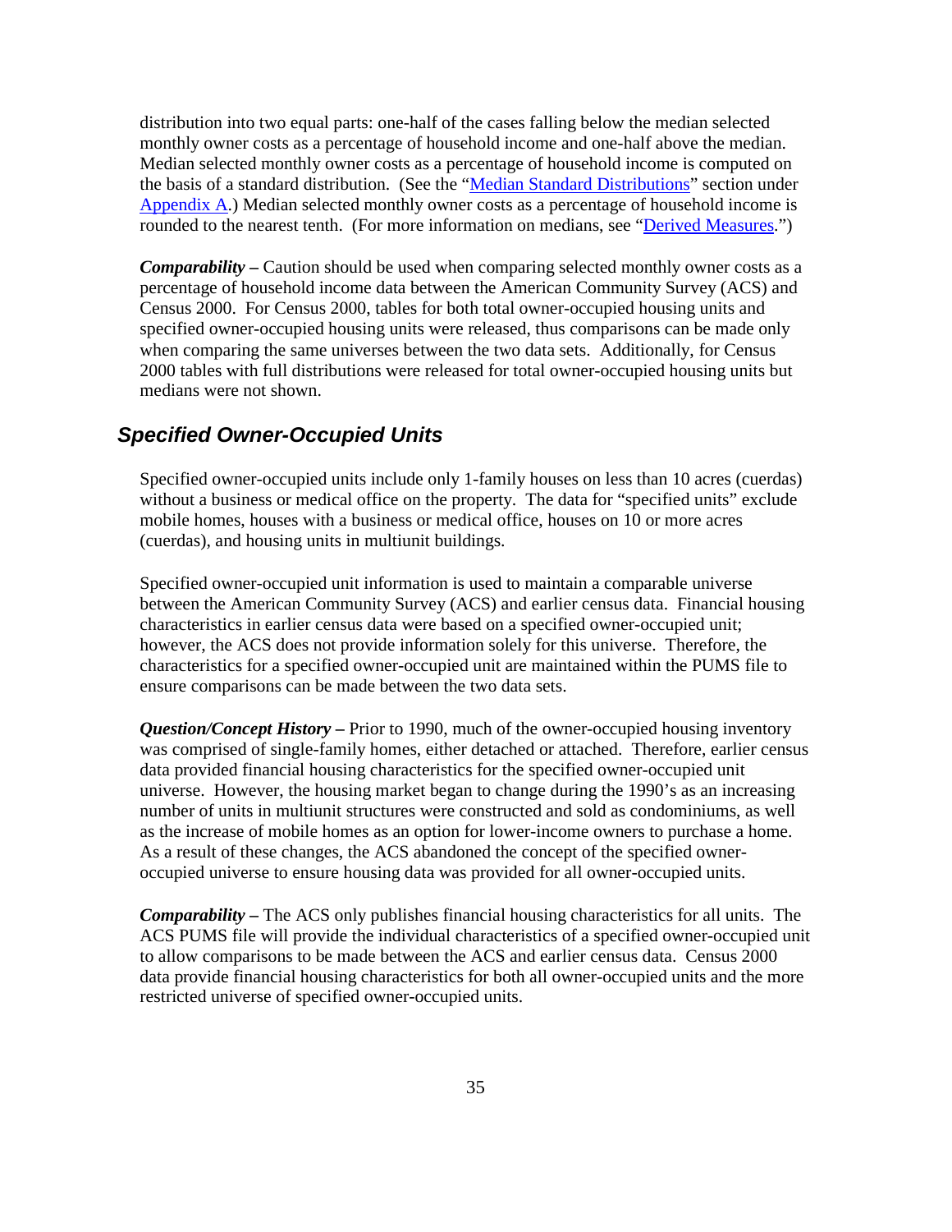distribution into two equal parts: one-half of the cases falling below the median selected monthly owner costs as a percentage of household income and one-half above the median. Median selected monthly owner costs as a percentage of household income is computed on the basis of a standard distribution. (See the "Median Standard Distributions" section under Appendix A.) Median selected monthly owner costs as a percentage of household income is rounded to the nearest tenth. (For more information on medians, see "Derived Measures.")

***Comparability –*** Caution should be used when comparing selected monthly owner costs as a percentage of household income data between the American Community Survey (ACS) and Census 2000. For Census 2000, tables for both total owner-occupied housing units and specified owner-occupied housing units were released, thus comparisons can be made only when comparing the same universes between the two data sets. Additionally, for Census 2000 tables with full distributions were released for total owner-occupied housing units but medians were not shown.

## *Specified Owner-Occupied Units*

Specified owner-occupied units include only 1-family houses on less than 10 acres (cuerdas) without a business or medical office on the property. The data for "specified units" exclude mobile homes, houses with a business or medical office, houses on 10 or more acres (cuerdas), and housing units in multiunit buildings.

Specified owner-occupied unit information is used to maintain a comparable universe between the American Community Survey (ACS) and earlier census data. Financial housing characteristics in earlier census data were based on a specified owner-occupied unit; however, the ACS does not provide information solely for this universe. Therefore, the characteristics for a specified owner-occupied unit are maintained within the PUMS file to ensure comparisons can be made between the two data sets.

***Question/Concept History –*** Prior to 1990, much of the owner-occupied housing inventory was comprised of single-family homes, either detached or attached. Therefore, earlier census data provided financial housing characteristics for the specified owner-occupied unit universe. However, the housing market began to change during the 1990's as an increasing number of units in multiunit structures were constructed and sold as condominiums, as well as the increase of mobile homes as an option for lower-income owners to purchase a home. As a result of these changes, the ACS abandoned the concept of the specified owner-occupied universe to ensure housing data was provided for all owner-occupied units.

***Comparability –*** The ACS only publishes financial housing characteristics for all units. The ACS PUMS file will provide the individual characteristics of a specified owner-occupied unit to allow comparisons to be made between the ACS and earlier census data. Census 2000 data provide financial housing characteristics for both all owner-occupied units and the more restricted universe of specified owner-occupied units.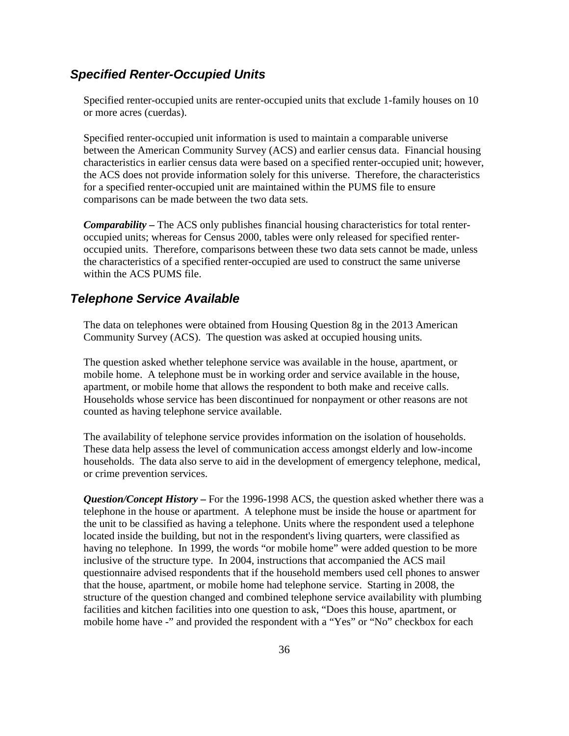## *Specified Renter-Occupied Units*

Specified renter-occupied units are renter-occupied units that exclude 1-family houses on 10 or more acres (cuerdas).

Specified renter-occupied unit information is used to maintain a comparable universe between the American Community Survey (ACS) and earlier census data. Financial housing characteristics in earlier census data were based on a specified renter-occupied unit; however, the ACS does not provide information solely for this universe. Therefore, the characteristics for a specified renter-occupied unit are maintained within the PUMS file to ensure comparisons can be made between the two data sets.

***Comparability –*** The ACS only publishes financial housing characteristics for total renter-occupied units; whereas for Census 2000, tables were only released for specified renter-occupied units. Therefore, comparisons between these two data sets cannot be made, unless the characteristics of a specified renter-occupied are used to construct the same universe within the ACS PUMS file.

## *Telephone Service Available*

The data on telephones were obtained from Housing Question 8g in the 2013 American Community Survey (ACS). The question was asked at occupied housing units.

The question asked whether telephone service was available in the house, apartment, or mobile home. A telephone must be in working order and service available in the house, apartment, or mobile home that allows the respondent to both make and receive calls. Households whose service has been discontinued for nonpayment or other reasons are not counted as having telephone service available.

The availability of telephone service provides information on the isolation of households. These data help assess the level of communication access amongst elderly and low-income households. The data also serve to aid in the development of emergency telephone, medical, or crime prevention services.

***Question/Concept History –*** For the 1996-1998 ACS, the question asked whether there was a telephone in the house or apartment. A telephone must be inside the house or apartment for the unit to be classified as having a telephone. Units where the respondent used a telephone located inside the building, but not in the respondent's living quarters, were classified as having no telephone. In 1999, the words "or mobile home" were added question to be more inclusive of the structure type. In 2004, instructions that accompanied the ACS mail questionnaire advised respondents that if the household members used cell phones to answer that the house, apartment, or mobile home had telephone service. Starting in 2008, the structure of the question changed and combined telephone service availability with plumbing facilities and kitchen facilities into one question to ask, "Does this house, apartment, or mobile home have -" and provided the respondent with a "Yes" or "No" checkbox for each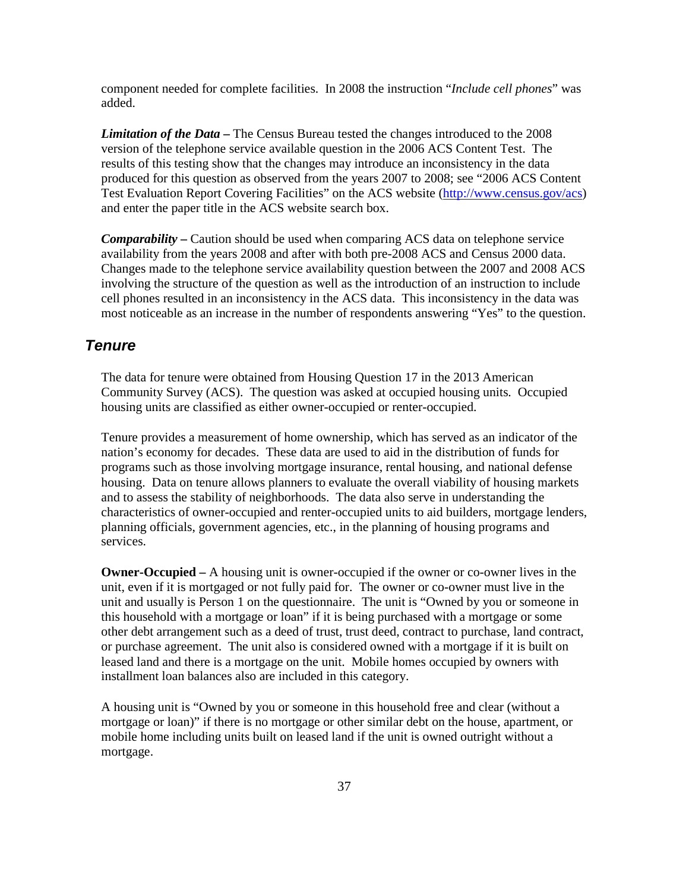component needed for complete facilities. In 2008 the instruction "*Include cell phones*" was added.

***Limitation of the Data –*** The Census Bureau tested the changes introduced to the 2008 version of the telephone service available question in the 2006 ACS Content Test. The results of this testing show that the changes may introduce an inconsistency in the data produced for this question as observed from the years 2007 to 2008; see "2006 ACS Content Test Evaluation Report Covering Facilities" on the ACS website (http://www.census.gov/acs) and enter the paper title in the ACS website search box.

***Comparability –*** Caution should be used when comparing ACS data on telephone service availability from the years 2008 and after with both pre-2008 ACS and Census 2000 data. Changes made to the telephone service availability question between the 2007 and 2008 ACS involving the structure of the question as well as the introduction of an instruction to include cell phones resulted in an inconsistency in the ACS data. This inconsistency in the data was most noticeable as an increase in the number of respondents answering "Yes" to the question.

## *Tenure*

The data for tenure were obtained from Housing Question 17 in the 2013 American Community Survey (ACS). The question was asked at occupied housing units. Occupied housing units are classified as either owner-occupied or renter-occupied.

Tenure provides a measurement of home ownership, which has served as an indicator of the nation's economy for decades. These data are used to aid in the distribution of funds for programs such as those involving mortgage insurance, rental housing, and national defense housing. Data on tenure allows planners to evaluate the overall viability of housing markets and to assess the stability of neighborhoods. The data also serve in understanding the characteristics of owner-occupied and renter-occupied units to aid builders, mortgage lenders, planning officials, government agencies, etc., in the planning of housing programs and services.

**Owner-Occupied –** A housing unit is owner-occupied if the owner or co-owner lives in the unit, even if it is mortgaged or not fully paid for. The owner or co-owner must live in the unit and usually is Person 1 on the questionnaire. The unit is "Owned by you or someone in this household with a mortgage or loan" if it is being purchased with a mortgage or some other debt arrangement such as a deed of trust, trust deed, contract to purchase, land contract, or purchase agreement. The unit also is considered owned with a mortgage if it is built on leased land and there is a mortgage on the unit. Mobile homes occupied by owners with installment loan balances also are included in this category.

A housing unit is "Owned by you or someone in this household free and clear (without a mortgage or loan)" if there is no mortgage or other similar debt on the house, apartment, or mobile home including units built on leased land if the unit is owned outright without a mortgage.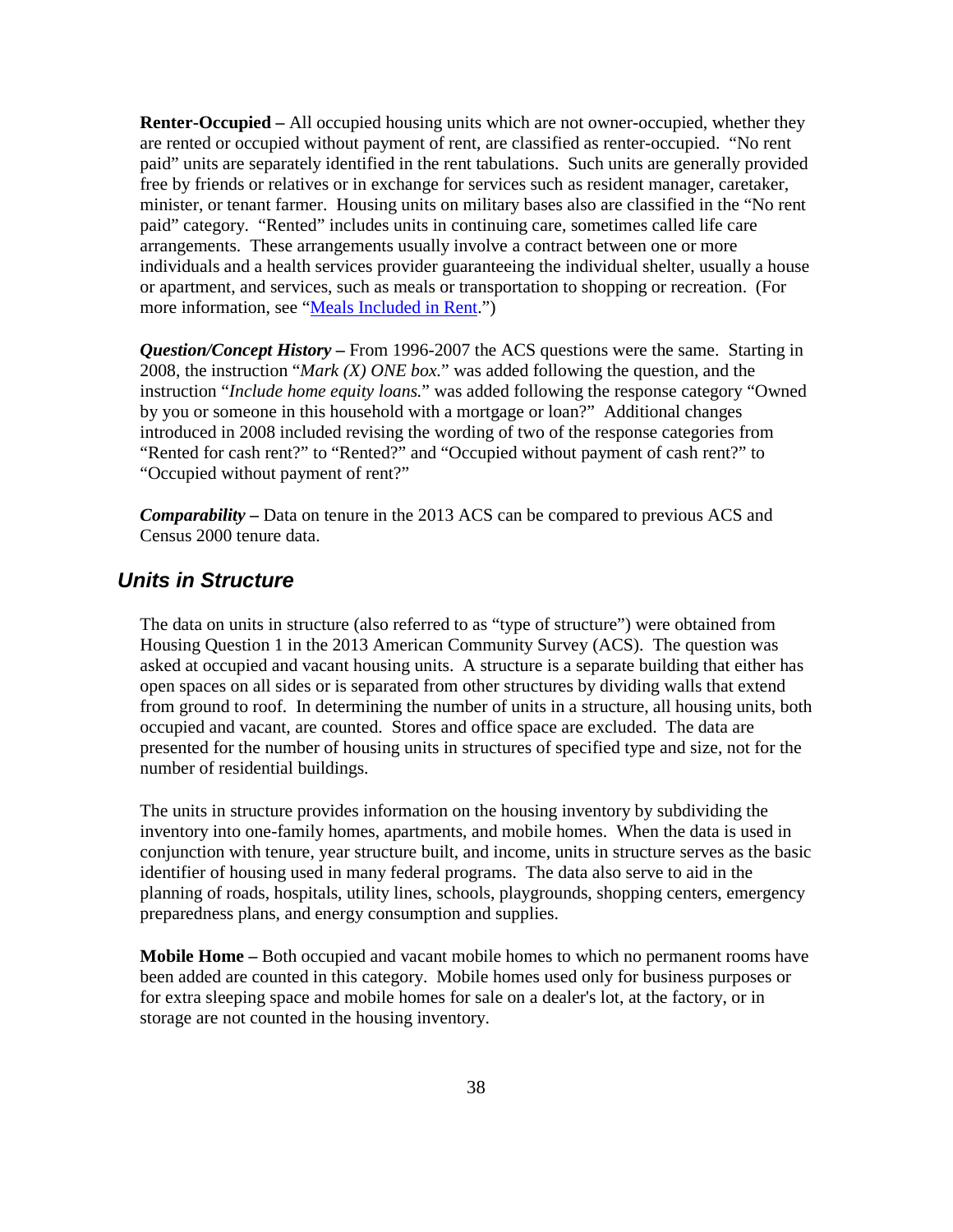**Renter-Occupied –** All occupied housing units which are not owner-occupied, whether they are rented or occupied without payment of rent, are classified as renter-occupied. "No rent paid" units are separately identified in the rent tabulations. Such units are generally provided free by friends or relatives or in exchange for services such as resident manager, caretaker, minister, or tenant farmer. Housing units on military bases also are classified in the "No rent paid" category. "Rented" includes units in continuing care, sometimes called life care arrangements. These arrangements usually involve a contract between one or more individuals and a health services provider guaranteeing the individual shelter, usually a house or apartment, and services, such as meals or transportation to shopping or recreation. (For more information, see "Meals Included in Rent.")

***Question/Concept History –*** From 1996-2007 the ACS questions were the same. Starting in 2008, the instruction "*Mark (X) ONE box.*" was added following the question, and the instruction "*Include home equity loans.*" was added following the response category "Owned by you or someone in this household with a mortgage or loan?" Additional changes introduced in 2008 included revising the wording of two of the response categories from "Rented for cash rent?" to "Rented?" and "Occupied without payment of cash rent?" to "Occupied without payment of rent?"

***Comparability –*** Data on tenure in the 2013 ACS can be compared to previous ACS and Census 2000 tenure data.

## *Units in Structure*

The data on units in structure (also referred to as "type of structure") were obtained from Housing Question 1 in the 2013 American Community Survey (ACS). The question was asked at occupied and vacant housing units. A structure is a separate building that either has open spaces on all sides or is separated from other structures by dividing walls that extend from ground to roof. In determining the number of units in a structure, all housing units, both occupied and vacant, are counted. Stores and office space are excluded. The data are presented for the number of housing units in structures of specified type and size, not for the number of residential buildings.

The units in structure provides information on the housing inventory by subdividing the inventory into one-family homes, apartments, and mobile homes. When the data is used in conjunction with tenure, year structure built, and income, units in structure serves as the basic identifier of housing used in many federal programs. The data also serve to aid in the planning of roads, hospitals, utility lines, schools, playgrounds, shopping centers, emergency preparedness plans, and energy consumption and supplies.

**Mobile Home –** Both occupied and vacant mobile homes to which no permanent rooms have been added are counted in this category. Mobile homes used only for business purposes or for extra sleeping space and mobile homes for sale on a dealer's lot, at the factory, or in storage are not counted in the housing inventory.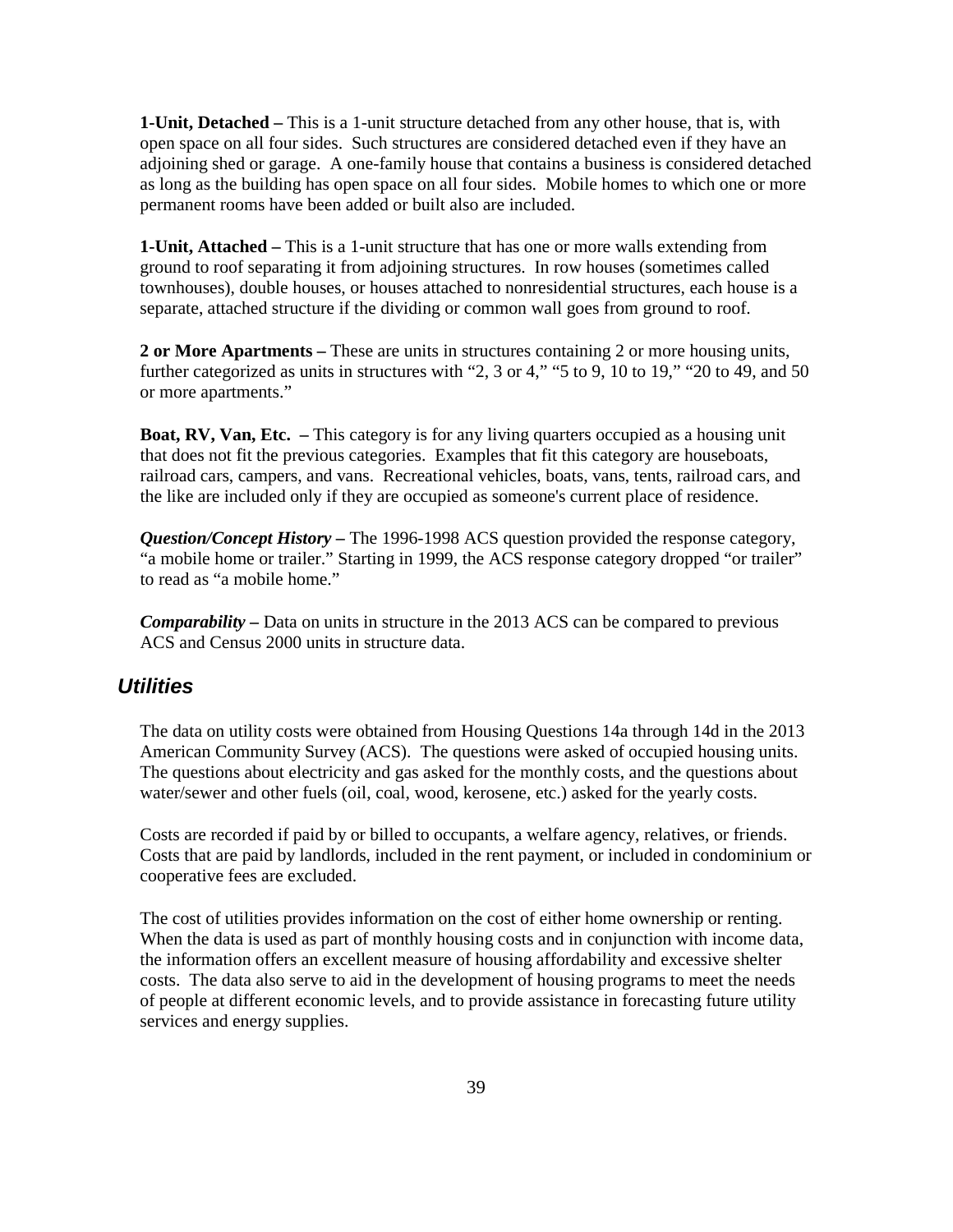**1-Unit, Detached –** This is a 1-unit structure detached from any other house, that is, with open space on all four sides. Such structures are considered detached even if they have an adjoining shed or garage. A one-family house that contains a business is considered detached as long as the building has open space on all four sides. Mobile homes to which one or more permanent rooms have been added or built also are included.

**1-Unit, Attached –** This is a 1-unit structure that has one or more walls extending from ground to roof separating it from adjoining structures. In row houses (sometimes called townhouses), double houses, or houses attached to nonresidential structures, each house is a separate, attached structure if the dividing or common wall goes from ground to roof.

**2 or More Apartments –** These are units in structures containing 2 or more housing units, further categorized as units in structures with "2, 3 or 4," "5 to 9, 10 to 19," "20 to 49, and 50 or more apartments."

**Boat, RV, Van, Etc. –** This category is for any living quarters occupied as a housing unit that does not fit the previous categories. Examples that fit this category are houseboats, railroad cars, campers, and vans. Recreational vehicles, boats, vans, tents, railroad cars, and the like are included only if they are occupied as someone's current place of residence.

***Question/Concept History* –** The 1996-1998 ACS question provided the response category, "a mobile home or trailer." Starting in 1999, the ACS response category dropped "or trailer" to read as "a mobile home."

***Comparability* –** Data on units in structure in the 2013 ACS can be compared to previous ACS and Census 2000 units in structure data.

## *Utilities*

The data on utility costs were obtained from Housing Questions 14a through 14d in the 2013 American Community Survey (ACS). The questions were asked of occupied housing units. The questions about electricity and gas asked for the monthly costs, and the questions about water/sewer and other fuels (oil, coal, wood, kerosene, etc.) asked for the yearly costs.

Costs are recorded if paid by or billed to occupants, a welfare agency, relatives, or friends. Costs that are paid by landlords, included in the rent payment, or included in condominium or cooperative fees are excluded.

The cost of utilities provides information on the cost of either home ownership or renting. When the data is used as part of monthly housing costs and in conjunction with income data, the information offers an excellent measure of housing affordability and excessive shelter costs. The data also serve to aid in the development of housing programs to meet the needs of people at different economic levels, and to provide assistance in forecasting future utility services and energy supplies.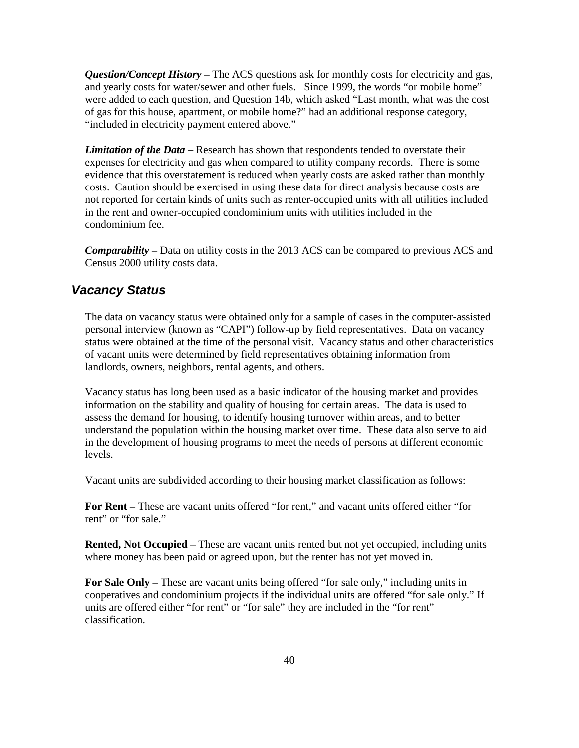***Question/Concept History –*** The ACS questions ask for monthly costs for electricity and gas, and yearly costs for water/sewer and other fuels. Since 1999, the words "or mobile home" were added to each question, and Question 14b, which asked "Last month, what was the cost of gas for this house, apartment, or mobile home?" had an additional response category, "included in electricity payment entered above."

***Limitation of the Data –*** Research has shown that respondents tended to overstate their expenses for electricity and gas when compared to utility company records. There is some evidence that this overstatement is reduced when yearly costs are asked rather than monthly costs. Caution should be exercised in using these data for direct analysis because costs are not reported for certain kinds of units such as renter-occupied units with all utilities included in the rent and owner-occupied condominium units with utilities included in the condominium fee.

***Comparability –*** Data on utility costs in the 2013 ACS can be compared to previous ACS and Census 2000 utility costs data.

## *Vacancy Status*

The data on vacancy status were obtained only for a sample of cases in the computer-assisted personal interview (known as "CAPI") follow-up by field representatives. Data on vacancy status were obtained at the time of the personal visit. Vacancy status and other characteristics of vacant units were determined by field representatives obtaining information from landlords, owners, neighbors, rental agents, and others.

Vacancy status has long been used as a basic indicator of the housing market and provides information on the stability and quality of housing for certain areas. The data is used to assess the demand for housing, to identify housing turnover within areas, and to better understand the population within the housing market over time. These data also serve to aid in the development of housing programs to meet the needs of persons at different economic levels.

Vacant units are subdivided according to their housing market classification as follows:

**For Rent –** These are vacant units offered "for rent," and vacant units offered either "for rent" or "for sale."

**Rented, Not Occupied** – These are vacant units rented but not yet occupied, including units where money has been paid or agreed upon, but the renter has not yet moved in.

**For Sale Only –** These are vacant units being offered "for sale only," including units in cooperatives and condominium projects if the individual units are offered "for sale only." If units are offered either "for rent" or "for sale" they are included in the "for rent" classification.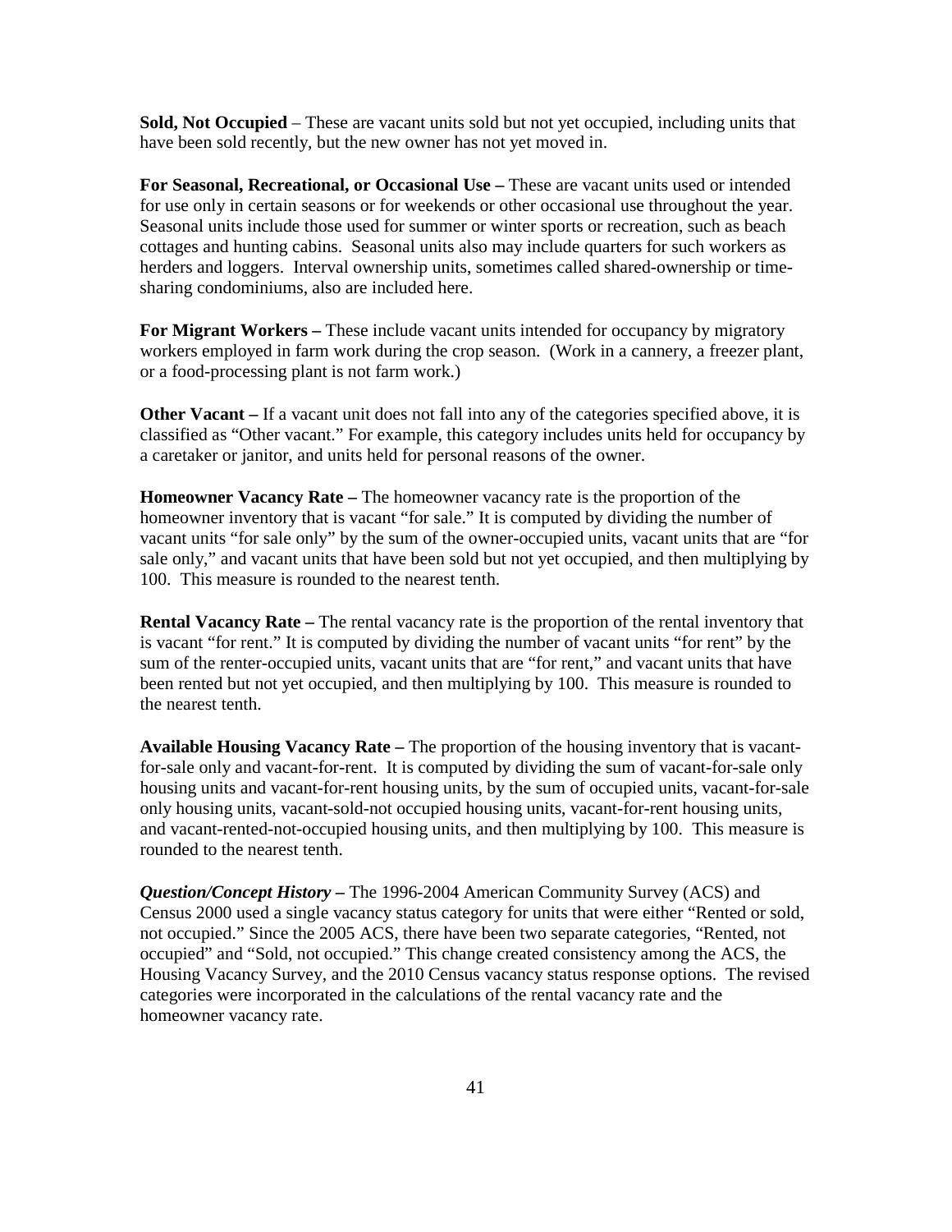**Sold, Not Occupied** – These are vacant units sold but not yet occupied, including units that have been sold recently, but the new owner has not yet moved in.

**For Seasonal, Recreational, or Occasional Use –** These are vacant units used or intended for use only in certain seasons or for weekends or other occasional use throughout the year. Seasonal units include those used for summer or winter sports or recreation, such as beach cottages and hunting cabins. Seasonal units also may include quarters for such workers as herders and loggers. Interval ownership units, sometimes called shared-ownership or time-sharing condominiums, also are included here.

**For Migrant Workers –** These include vacant units intended for occupancy by migratory workers employed in farm work during the crop season. (Work in a cannery, a freezer plant, or a food-processing plant is not farm work.)

**Other Vacant –** If a vacant unit does not fall into any of the categories specified above, it is classified as "Other vacant." For example, this category includes units held for occupancy by a caretaker or janitor, and units held for personal reasons of the owner.

**Homeowner Vacancy Rate –** The homeowner vacancy rate is the proportion of the homeowner inventory that is vacant "for sale." It is computed by dividing the number of vacant units "for sale only" by the sum of the owner-occupied units, vacant units that are "for sale only," and vacant units that have been sold but not yet occupied, and then multiplying by 100. This measure is rounded to the nearest tenth.

**Rental Vacancy Rate –** The rental vacancy rate is the proportion of the rental inventory that is vacant "for rent." It is computed by dividing the number of vacant units "for rent" by the sum of the renter-occupied units, vacant units that are "for rent," and vacant units that have been rented but not yet occupied, and then multiplying by 100. This measure is rounded to the nearest tenth.

**Available Housing Vacancy Rate –** The proportion of the housing inventory that is vacant-for-sale only and vacant-for-rent. It is computed by dividing the sum of vacant-for-sale only housing units and vacant-for-rent housing units, by the sum of occupied units, vacant-for-sale only housing units, vacant-sold-not occupied housing units, vacant-for-rent housing units, and vacant-rented-not-occupied housing units, and then multiplying by 100. This measure is rounded to the nearest tenth.

***Question/Concept History* –** The 1996-2004 American Community Survey (ACS) and Census 2000 used a single vacancy status category for units that were either "Rented or sold, not occupied." Since the 2005 ACS, there have been two separate categories, "Rented, not occupied" and "Sold, not occupied." This change created consistency among the ACS, the Housing Vacancy Survey, and the 2010 Census vacancy status response options. The revised categories were incorporated in the calculations of the rental vacancy rate and the homeowner vacancy rate.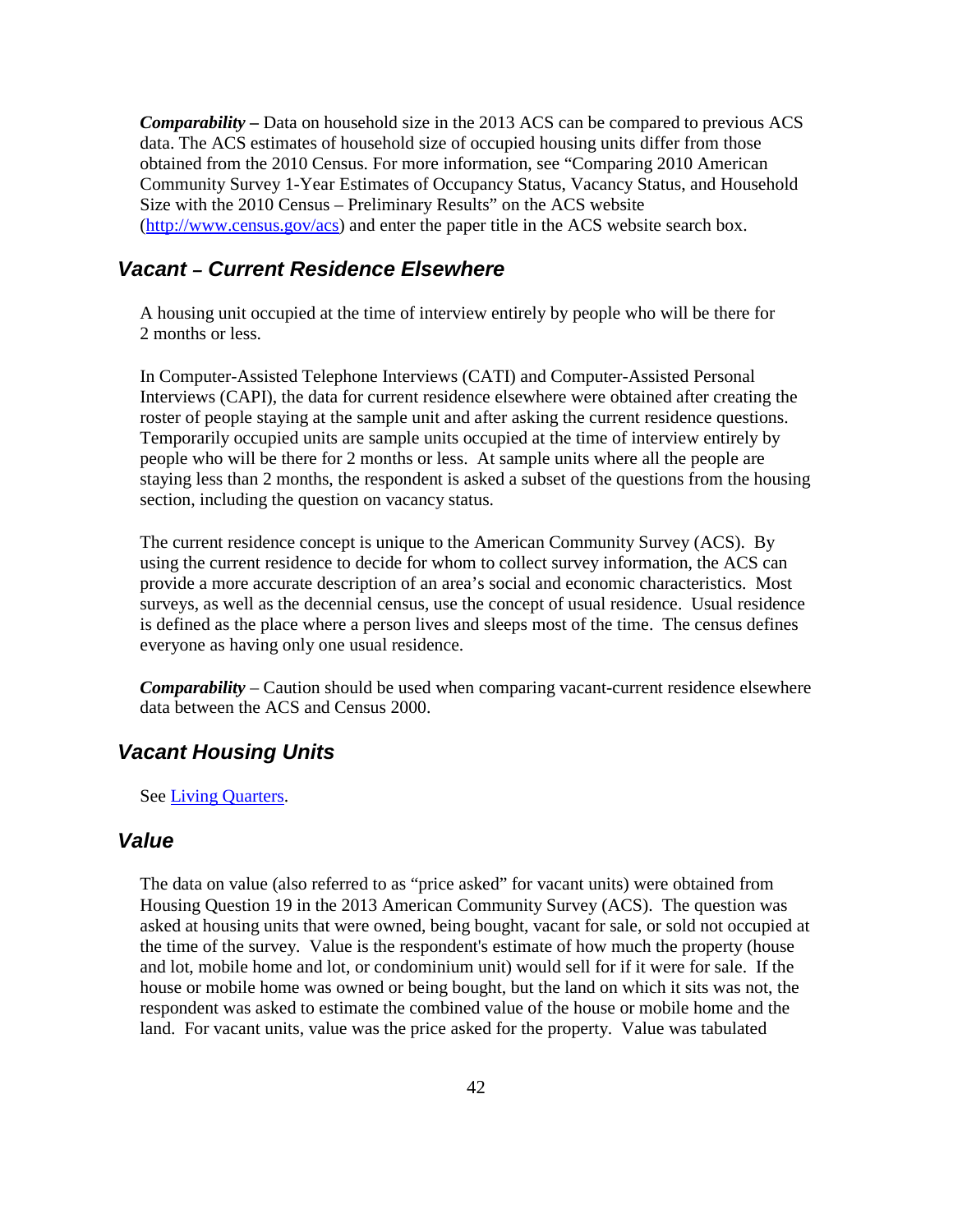***Comparability –*** Data on household size in the 2013 ACS can be compared to previous ACS data. The ACS estimates of household size of occupied housing units differ from those obtained from the 2010 Census. For more information, see "Comparing 2010 American Community Survey 1-Year Estimates of Occupancy Status, Vacancy Status, and Household Size with the 2010 Census – Preliminary Results" on the ACS website (http://www.census.gov/acs) and enter the paper title in the ACS website search box.

## *Vacant – Current Residence Elsewhere*

A housing unit occupied at the time of interview entirely by people who will be there for 2 months or less.

In Computer-Assisted Telephone Interviews (CATI) and Computer-Assisted Personal Interviews (CAPI), the data for current residence elsewhere were obtained after creating the roster of people staying at the sample unit and after asking the current residence questions. Temporarily occupied units are sample units occupied at the time of interview entirely by people who will be there for 2 months or less. At sample units where all the people are staying less than 2 months, the respondent is asked a subset of the questions from the housing section, including the question on vacancy status.

The current residence concept is unique to the American Community Survey (ACS). By using the current residence to decide for whom to collect survey information, the ACS can provide a more accurate description of an area's social and economic characteristics. Most surveys, as well as the decennial census, use the concept of usual residence. Usual residence is defined as the place where a person lives and sleeps most of the time. The census defines everyone as having only one usual residence.

***Comparability*** – Caution should be used when comparing vacant-current residence elsewhere data between the ACS and Census 2000.

## *Vacant Housing Units*

See Living Quarters.

## *Value*

The data on value (also referred to as "price asked" for vacant units) were obtained from Housing Question 19 in the 2013 American Community Survey (ACS). The question was asked at housing units that were owned, being bought, vacant for sale, or sold not occupied at the time of the survey. Value is the respondent's estimate of how much the property (house and lot, mobile home and lot, or condominium unit) would sell for if it were for sale. If the house or mobile home was owned or being bought, but the land on which it sits was not, the respondent was asked to estimate the combined value of the house or mobile home and the land. For vacant units, value was the price asked for the property. Value was tabulated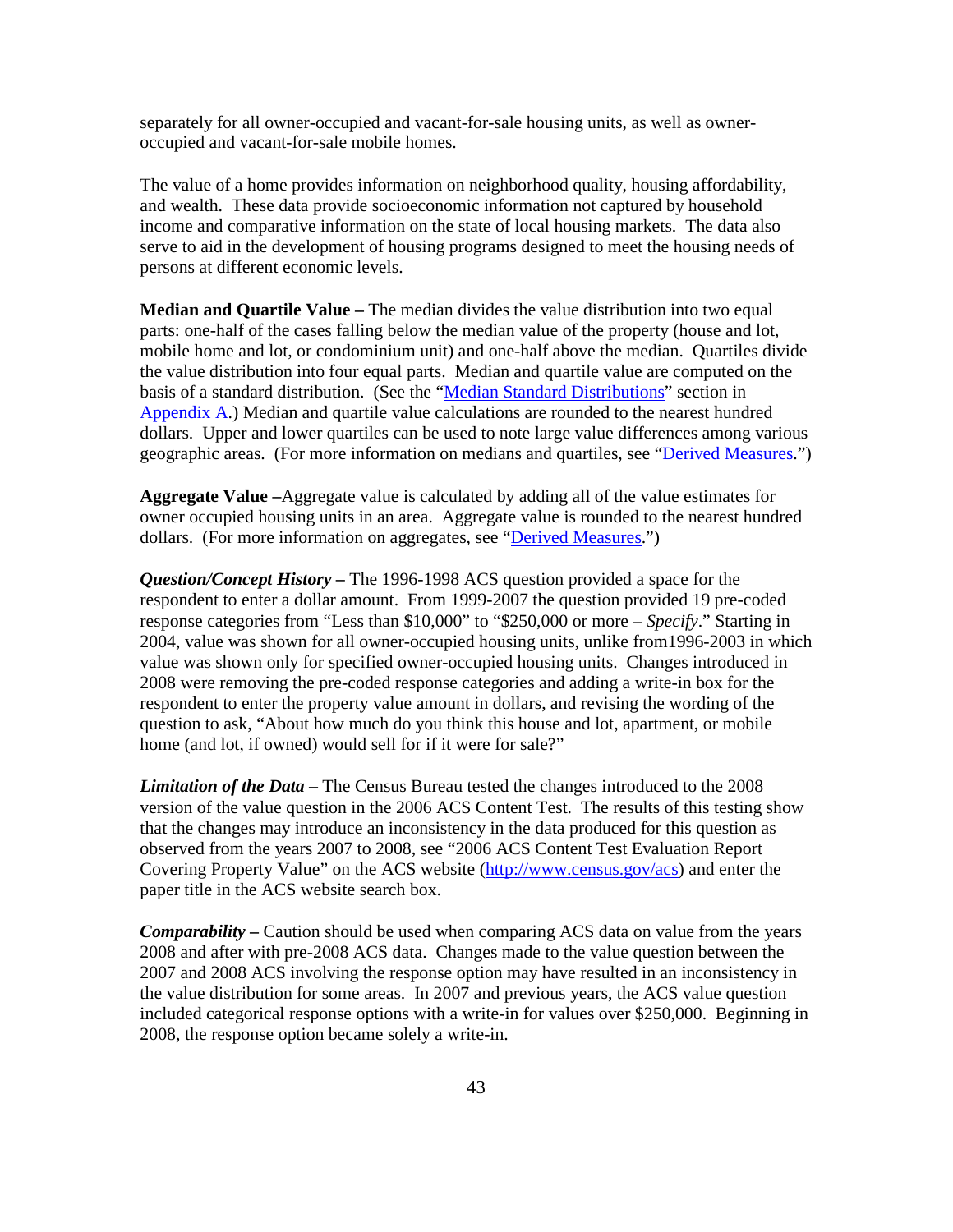separately for all owner-occupied and vacant-for-sale housing units, as well as owner-occupied and vacant-for-sale mobile homes.

The value of a home provides information on neighborhood quality, housing affordability, and wealth. These data provide socioeconomic information not captured by household income and comparative information on the state of local housing markets. The data also serve to aid in the development of housing programs designed to meet the housing needs of persons at different economic levels.

**Median and Quartile Value –** The median divides the value distribution into two equal parts: one-half of the cases falling below the median value of the property (house and lot, mobile home and lot, or condominium unit) and one-half above the median. Quartiles divide the value distribution into four equal parts. Median and quartile value are computed on the basis of a standard distribution. (See the "Median Standard Distributions" section in Appendix A.) Median and quartile value calculations are rounded to the nearest hundred dollars. Upper and lower quartiles can be used to note large value differences among various geographic areas. (For more information on medians and quartiles, see "Derived Measures.")

**Aggregate Value –**Aggregate value is calculated by adding all of the value estimates for owner occupied housing units in an area. Aggregate value is rounded to the nearest hundred dollars. (For more information on aggregates, see "Derived Measures.")

***Question/Concept History –*** The 1996-1998 ACS question provided a space for the respondent to enter a dollar amount. From 1999-2007 the question provided 19 pre-coded response categories from "Less than $10,000" to "$250,000 or more – *Specify*." Starting in 2004, value was shown for all owner-occupied housing units, unlike from1996-2003 in which value was shown only for specified owner-occupied housing units. Changes introduced in 2008 were removing the pre-coded response categories and adding a write-in box for the respondent to enter the property value amount in dollars, and revising the wording of the question to ask, "About how much do you think this house and lot, apartment, or mobile home (and lot, if owned) would sell for if it were for sale?"

***Limitation of the Data –*** The Census Bureau tested the changes introduced to the 2008 version of the value question in the 2006 ACS Content Test. The results of this testing show that the changes may introduce an inconsistency in the data produced for this question as observed from the years 2007 to 2008, see "2006 ACS Content Test Evaluation Report Covering Property Value" on the ACS website (http://www.census.gov/acs) and enter the paper title in the ACS website search box.

***Comparability –*** Caution should be used when comparing ACS data on value from the years 2008 and after with pre-2008 ACS data. Changes made to the value question between the 2007 and 2008 ACS involving the response option may have resulted in an inconsistency in the value distribution for some areas. In 2007 and previous years, the ACS value question included categorical response options with a write-in for values over $250,000. Beginning in 2008, the response option became solely a write-in.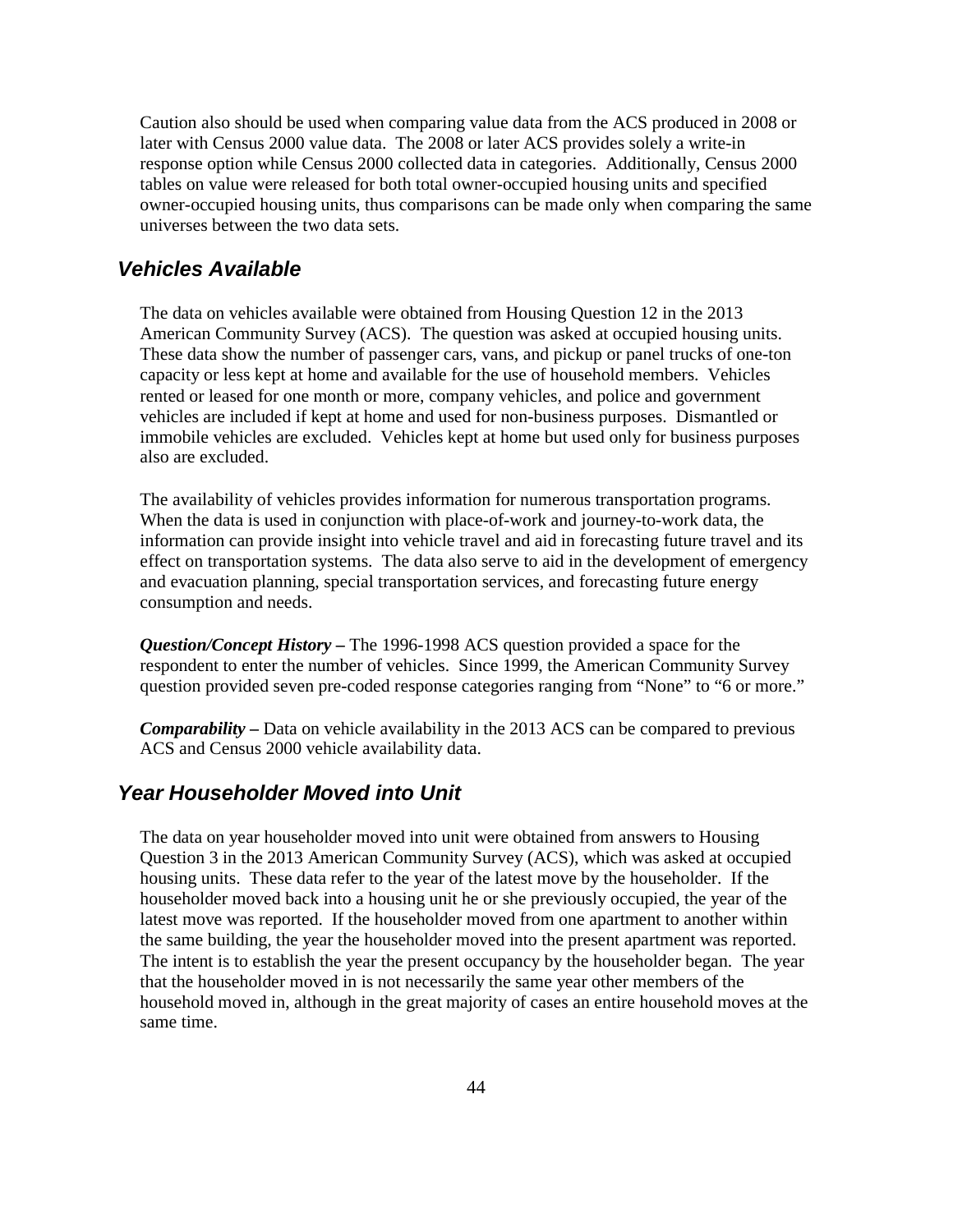Caution also should be used when comparing value data from the ACS produced in 2008 or later with Census 2000 value data. The 2008 or later ACS provides solely a write-in response option while Census 2000 collected data in categories. Additionally, Census 2000 tables on value were released for both total owner-occupied housing units and specified owner-occupied housing units, thus comparisons can be made only when comparing the same universes between the two data sets.

## *Vehicles Available*

The data on vehicles available were obtained from Housing Question 12 in the 2013 American Community Survey (ACS). The question was asked at occupied housing units. These data show the number of passenger cars, vans, and pickup or panel trucks of one-ton capacity or less kept at home and available for the use of household members. Vehicles rented or leased for one month or more, company vehicles, and police and government vehicles are included if kept at home and used for non-business purposes. Dismantled or immobile vehicles are excluded. Vehicles kept at home but used only for business purposes also are excluded.

The availability of vehicles provides information for numerous transportation programs. When the data is used in conjunction with place-of-work and journey-to-work data, the information can provide insight into vehicle travel and aid in forecasting future travel and its effect on transportation systems. The data also serve to aid in the development of emergency and evacuation planning, special transportation services, and forecasting future energy consumption and needs.

***Question/Concept History –*** The 1996-1998 ACS question provided a space for the respondent to enter the number of vehicles. Since 1999, the American Community Survey question provided seven pre-coded response categories ranging from “None” to “6 or more.”

***Comparability –*** Data on vehicle availability in the 2013 ACS can be compared to previous ACS and Census 2000 vehicle availability data.

## *Year Householder Moved into Unit*

The data on year householder moved into unit were obtained from answers to Housing Question 3 in the 2013 American Community Survey (ACS), which was asked at occupied housing units. These data refer to the year of the latest move by the householder. If the householder moved back into a housing unit he or she previously occupied, the year of the latest move was reported. If the householder moved from one apartment to another within the same building, the year the householder moved into the present apartment was reported. The intent is to establish the year the present occupancy by the householder began. The year that the householder moved in is not necessarily the same year other members of the household moved in, although in the great majority of cases an entire household moves at the same time.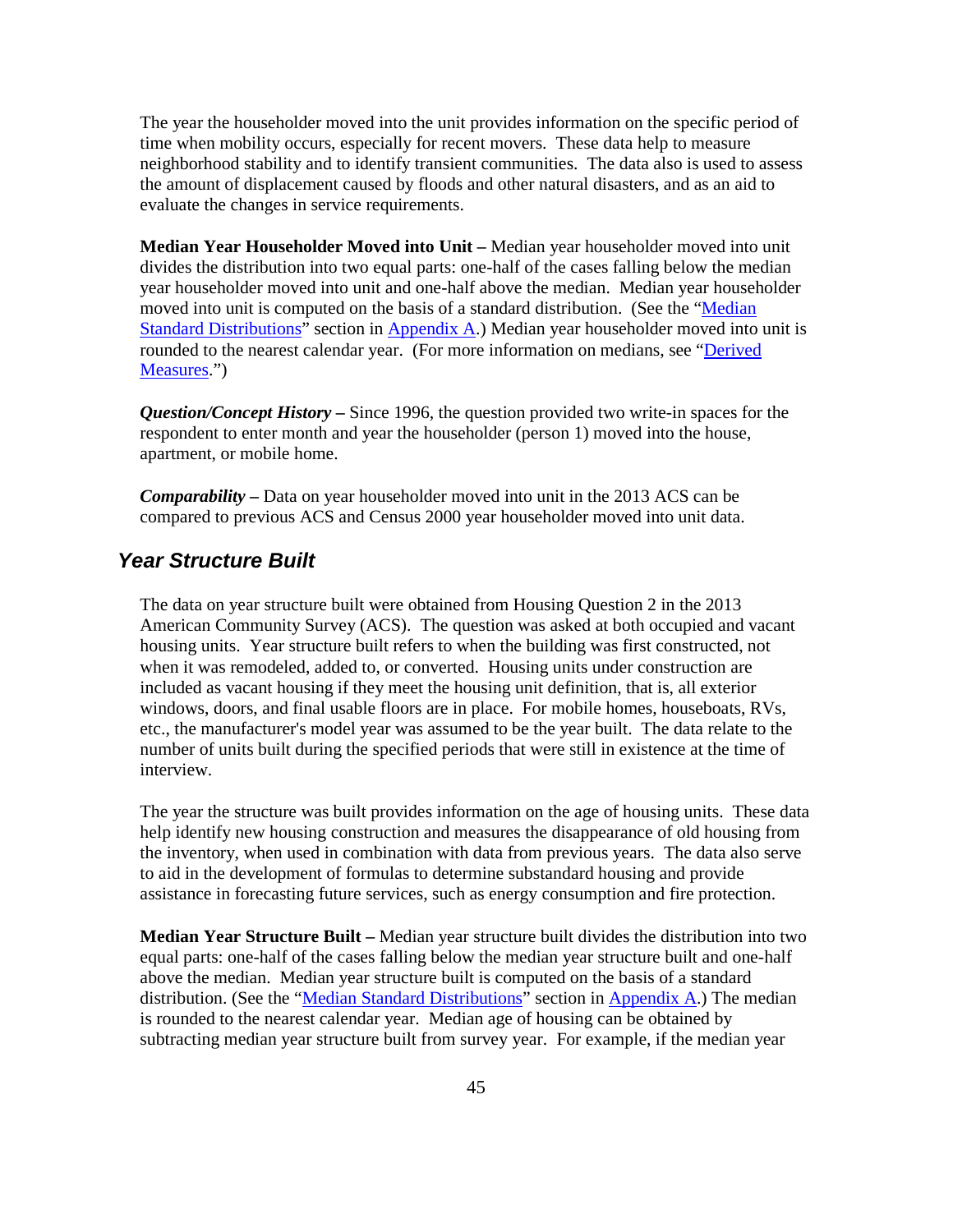The year the householder moved into the unit provides information on the specific period of time when mobility occurs, especially for recent movers. These data help to measure neighborhood stability and to identify transient communities. The data also is used to assess the amount of displacement caused by floods and other natural disasters, and as an aid to evaluate the changes in service requirements.

**Median Year Householder Moved into Unit –** Median year householder moved into unit divides the distribution into two equal parts: one-half of the cases falling below the median year householder moved into unit and one-half above the median. Median year householder moved into unit is computed on the basis of a standard distribution. (See the "Median Standard Distributions" section in Appendix A.) Median year householder moved into unit is rounded to the nearest calendar year. (For more information on medians, see "Derived Measures.")

***Question/Concept History –*** Since 1996, the question provided two write-in spaces for the respondent to enter month and year the householder (person 1) moved into the house, apartment, or mobile home.

***Comparability –*** Data on year householder moved into unit in the 2013 ACS can be compared to previous ACS and Census 2000 year householder moved into unit data.

## *Year Structure Built*

The data on year structure built were obtained from Housing Question 2 in the 2013 American Community Survey (ACS). The question was asked at both occupied and vacant housing units. Year structure built refers to when the building was first constructed, not when it was remodeled, added to, or converted. Housing units under construction are included as vacant housing if they meet the housing unit definition, that is, all exterior windows, doors, and final usable floors are in place. For mobile homes, houseboats, RVs, etc., the manufacturer's model year was assumed to be the year built. The data relate to the number of units built during the specified periods that were still in existence at the time of interview.

The year the structure was built provides information on the age of housing units. These data help identify new housing construction and measures the disappearance of old housing from the inventory, when used in combination with data from previous years. The data also serve to aid in the development of formulas to determine substandard housing and provide assistance in forecasting future services, such as energy consumption and fire protection.

**Median Year Structure Built –** Median year structure built divides the distribution into two equal parts: one-half of the cases falling below the median year structure built and one-half above the median. Median year structure built is computed on the basis of a standard distribution. (See the "Median Standard Distributions" section in Appendix A.) The median is rounded to the nearest calendar year. Median age of housing can be obtained by subtracting median year structure built from survey year. For example, if the median year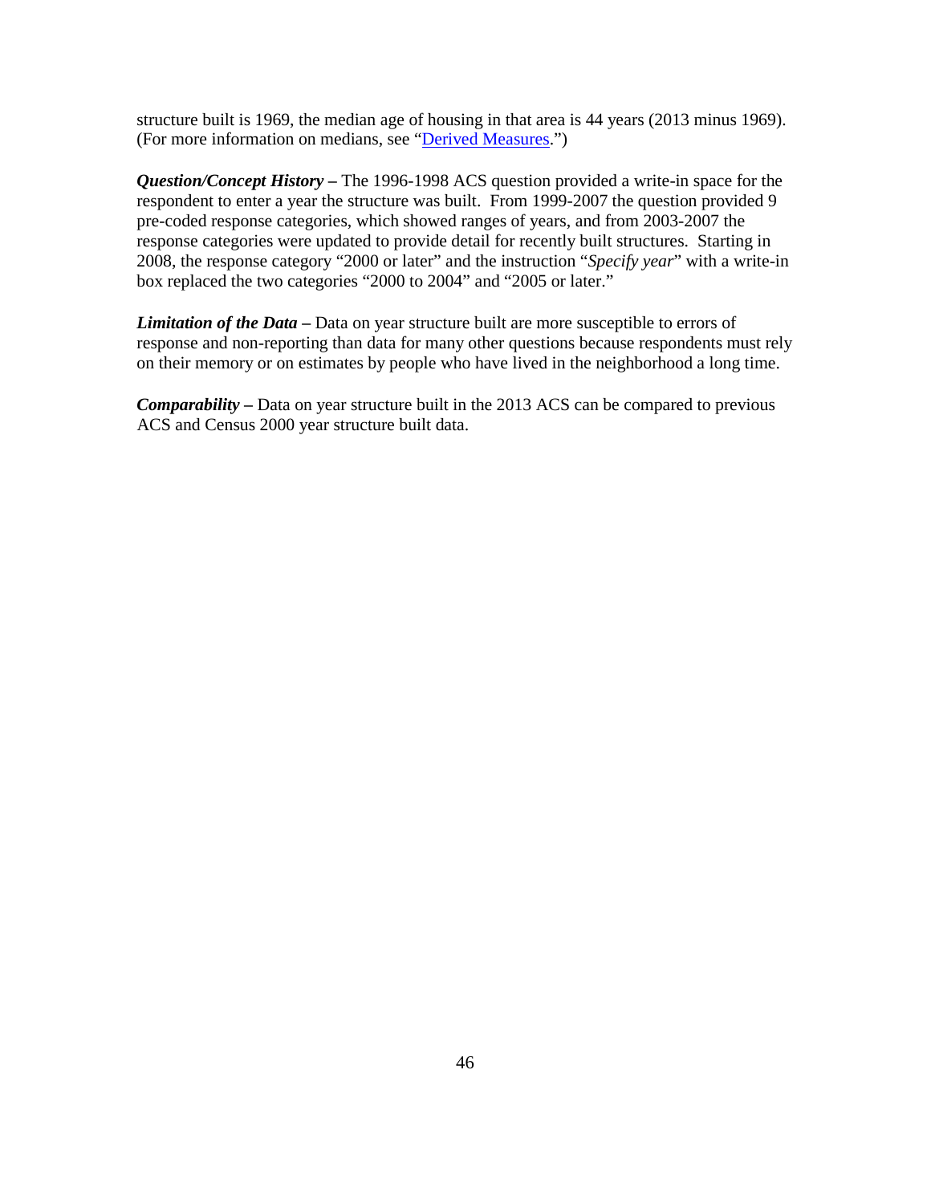structure built is 1969, the median age of housing in that area is 44 years (2013 minus 1969). (For more information on medians, see "Derived Measures.")

***Question/Concept History –*** The 1996-1998 ACS question provided a write-in space for the respondent to enter a year the structure was built. From 1999-2007 the question provided 9 pre-coded response categories, which showed ranges of years, and from 2003-2007 the response categories were updated to provide detail for recently built structures. Starting in 2008, the response category "2000 or later" and the instruction "*Specify year*" with a write-in box replaced the two categories "2000 to 2004" and "2005 or later."

***Limitation of the Data –*** Data on year structure built are more susceptible to errors of response and non-reporting than data for many other questions because respondents must rely on their memory or on estimates by people who have lived in the neighborhood a long time.

***Comparability –*** Data on year structure built in the 2013 ACS can be compared to previous ACS and Census 2000 year structure built data.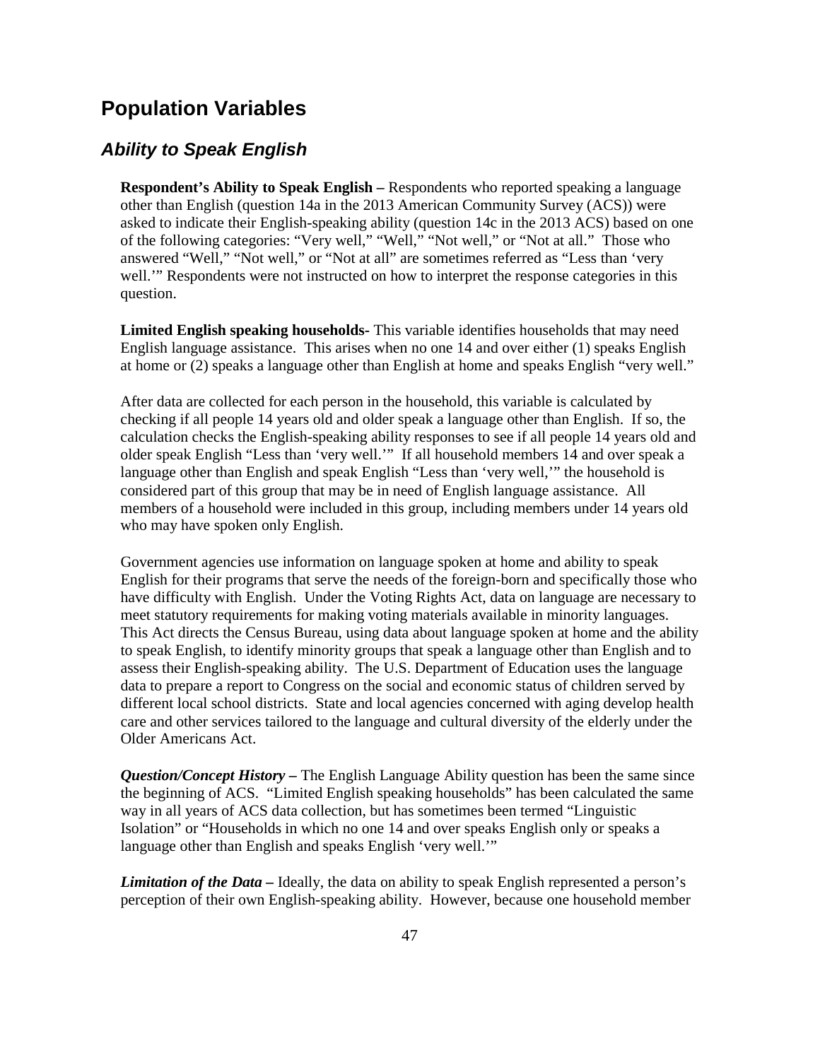# Population Variables

## *Ability to Speak English*

**Respondent's Ability to Speak English –** Respondents who reported speaking a language other than English (question 14a in the 2013 American Community Survey (ACS)) were asked to indicate their English-speaking ability (question 14c in the 2013 ACS) based on one of the following categories: "Very well," "Well," "Not well," or "Not at all." Those who answered "Well," "Not well," or "Not at all" are sometimes referred as "Less than 'very well.'" Respondents were not instructed on how to interpret the response categories in this question.

**Limited English speaking households-** This variable identifies households that may need English language assistance. This arises when no one 14 and over either (1) speaks English at home or (2) speaks a language other than English at home and speaks English "very well."

After data are collected for each person in the household, this variable is calculated by checking if all people 14 years old and older speak a language other than English. If so, the calculation checks the English-speaking ability responses to see if all people 14 years old and older speak English "Less than 'very well.'" If all household members 14 and over speak a language other than English and speak English "Less than 'very well,'" the household is considered part of this group that may be in need of English language assistance. All members of a household were included in this group, including members under 14 years old who may have spoken only English.

Government agencies use information on language spoken at home and ability to speak English for their programs that serve the needs of the foreign-born and specifically those who have difficulty with English. Under the Voting Rights Act, data on language are necessary to meet statutory requirements for making voting materials available in minority languages. This Act directs the Census Bureau, using data about language spoken at home and the ability to speak English, to identify minority groups that speak a language other than English and to assess their English-speaking ability. The U.S. Department of Education uses the language data to prepare a report to Congress on the social and economic status of children served by different local school districts. State and local agencies concerned with aging develop health care and other services tailored to the language and cultural diversity of the elderly under the Older Americans Act.

***Question/Concept History* –** The English Language Ability question has been the same since the beginning of ACS. "Limited English speaking households" has been calculated the same way in all years of ACS data collection, but has sometimes been termed "Linguistic Isolation" or "Households in which no one 14 and over speaks English only or speaks a language other than English and speaks English 'very well.'"

***Limitation of the Data* –** Ideally, the data on ability to speak English represented a person's perception of their own English-speaking ability. However, because one household member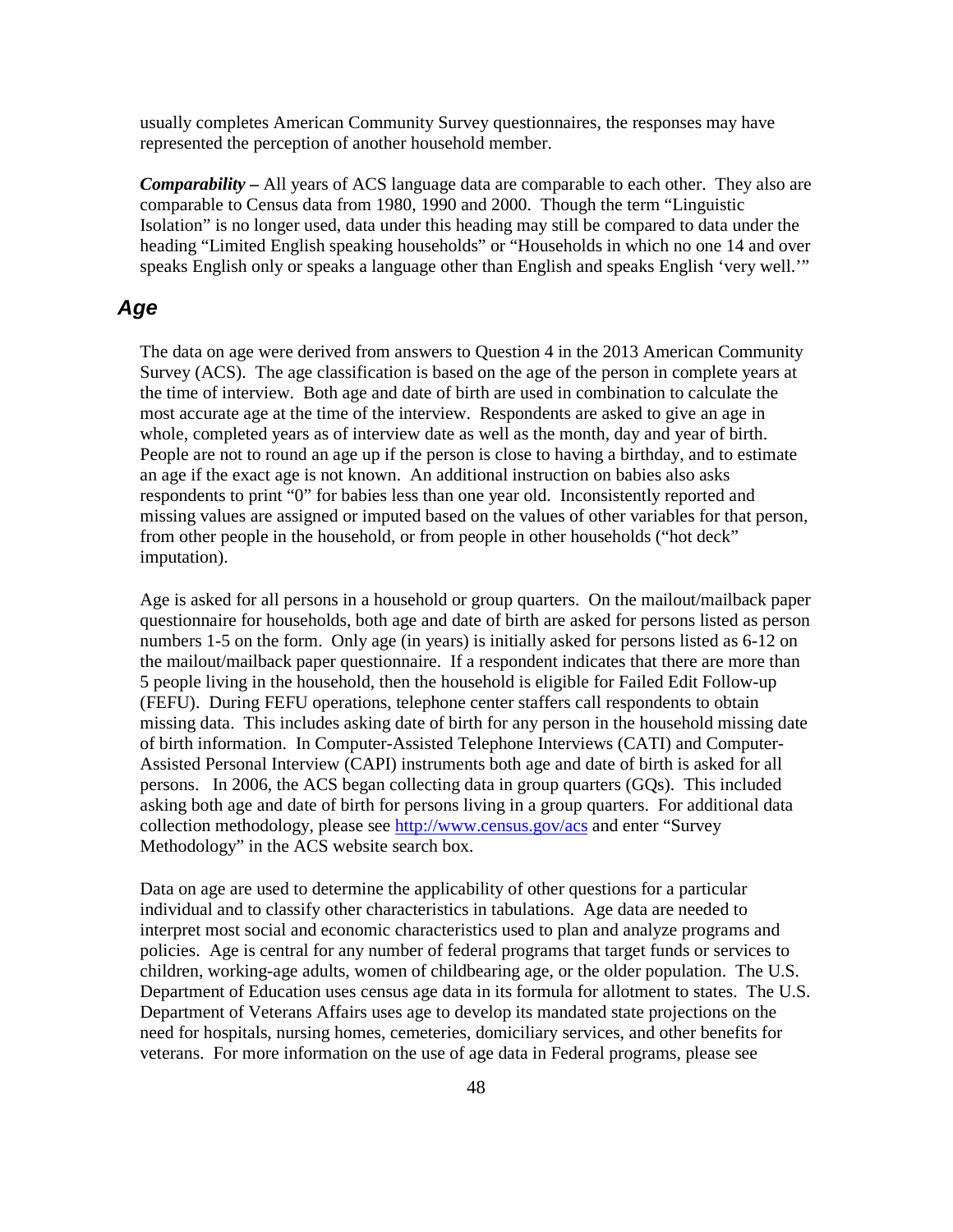usually completes American Community Survey questionnaires, the responses may have represented the perception of another household member.

***Comparability*** **–** All years of ACS language data are comparable to each other. They also are comparable to Census data from 1980, 1990 and 2000. Though the term "Linguistic Isolation" is no longer used, data under this heading may still be compared to data under the heading "Limited English speaking households" or "Households in which no one 14 and over speaks English only or speaks a language other than English and speaks English 'very well.'"

## *Age*

The data on age were derived from answers to Question 4 in the 2013 American Community Survey (ACS). The age classification is based on the age of the person in complete years at the time of interview. Both age and date of birth are used in combination to calculate the most accurate age at the time of the interview. Respondents are asked to give an age in whole, completed years as of interview date as well as the month, day and year of birth. People are not to round an age up if the person is close to having a birthday, and to estimate an age if the exact age is not known. An additional instruction on babies also asks respondents to print "0" for babies less than one year old. Inconsistently reported and missing values are assigned or imputed based on the values of other variables for that person, from other people in the household, or from people in other households ("hot deck" imputation).

Age is asked for all persons in a household or group quarters. On the mailout/mailback paper questionnaire for households, both age and date of birth are asked for persons listed as person numbers 1-5 on the form. Only age (in years) is initially asked for persons listed as 6-12 on the mailout/mailback paper questionnaire. If a respondent indicates that there are more than 5 people living in the household, then the household is eligible for Failed Edit Follow-up (FEFU). During FEFU operations, telephone center staffers call respondents to obtain missing data. This includes asking date of birth for any person in the household missing date of birth information. In Computer-Assisted Telephone Interviews (CATI) and Computer-Assisted Personal Interview (CAPI) instruments both age and date of birth is asked for all persons. In 2006, the ACS began collecting data in group quarters (GQs). This included asking both age and date of birth for persons living in a group quarters. For additional data collection methodology, please see http://www.census.gov/acs and enter "Survey Methodology" in the ACS website search box.

Data on age are used to determine the applicability of other questions for a particular individual and to classify other characteristics in tabulations. Age data are needed to interpret most social and economic characteristics used to plan and analyze programs and policies. Age is central for any number of federal programs that target funds or services to children, working-age adults, women of childbearing age, or the older population. The U.S. Department of Education uses census age data in its formula for allotment to states. The U.S. Department of Veterans Affairs uses age to develop its mandated state projections on the need for hospitals, nursing homes, cemeteries, domiciliary services, and other benefits for veterans. For more information on the use of age data in Federal programs, please see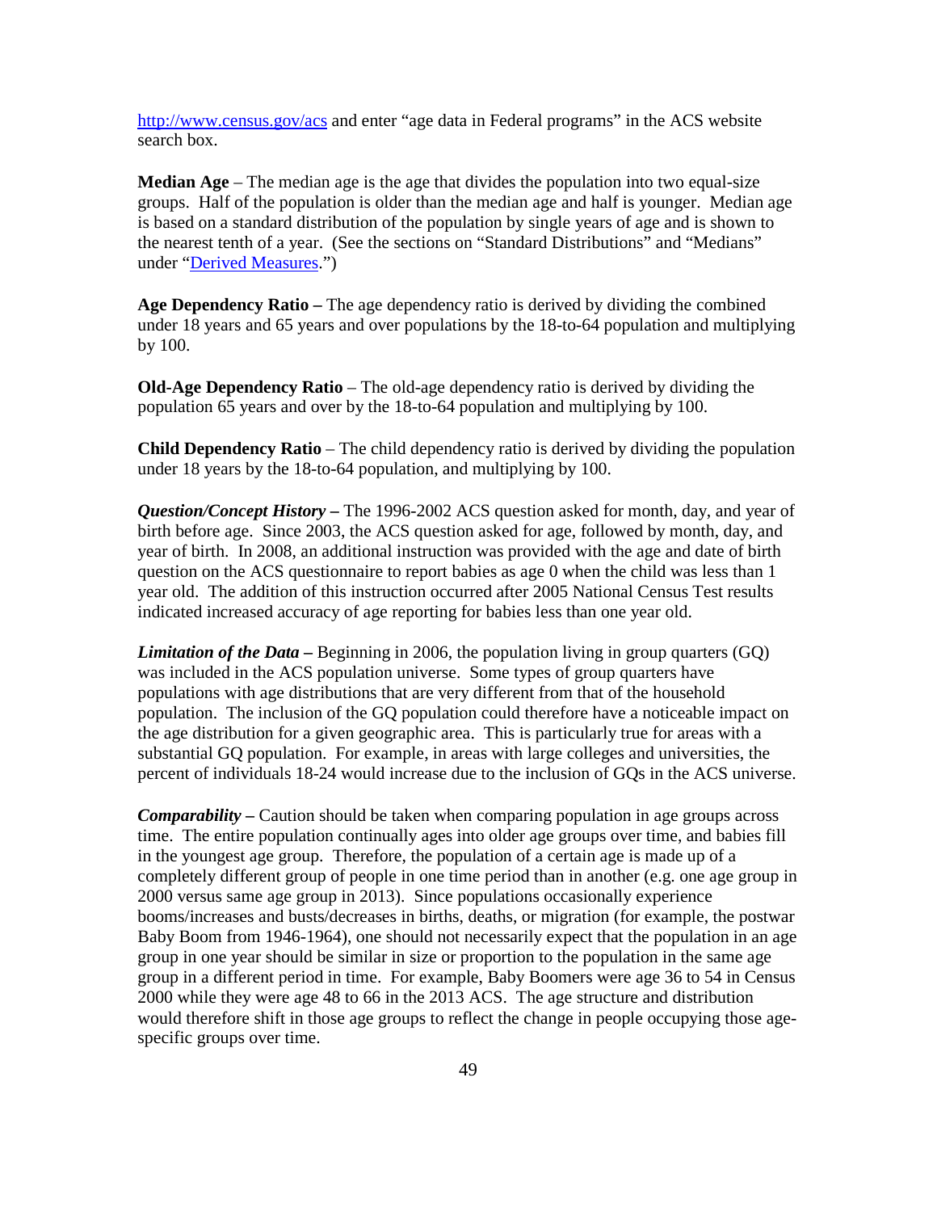http://www.census.gov/acs and enter "age data in Federal programs" in the ACS website search box.

**Median Age** – The median age is the age that divides the population into two equal-size groups. Half of the population is older than the median age and half is younger. Median age is based on a standard distribution of the population by single years of age and is shown to the nearest tenth of a year. (See the sections on "Standard Distributions" and "Medians" under "Derived Measures.")

**Age Dependency Ratio –** The age dependency ratio is derived by dividing the combined under 18 years and 65 years and over populations by the 18-to-64 population and multiplying by 100.

**Old-Age Dependency Ratio** – The old-age dependency ratio is derived by dividing the population 65 years and over by the 18-to-64 population and multiplying by 100.

**Child Dependency Ratio** – The child dependency ratio is derived by dividing the population under 18 years by the 18-to-64 population, and multiplying by 100.

***Question/Concept History –*** The 1996-2002 ACS question asked for month, day, and year of birth before age. Since 2003, the ACS question asked for age, followed by month, day, and year of birth. In 2008, an additional instruction was provided with the age and date of birth question on the ACS questionnaire to report babies as age 0 when the child was less than 1 year old. The addition of this instruction occurred after 2005 National Census Test results indicated increased accuracy of age reporting for babies less than one year old.

***Limitation of the Data –*** Beginning in 2006, the population living in group quarters (GQ) was included in the ACS population universe. Some types of group quarters have populations with age distributions that are very different from that of the household population. The inclusion of the GQ population could therefore have a noticeable impact on the age distribution for a given geographic area. This is particularly true for areas with a substantial GQ population. For example, in areas with large colleges and universities, the percent of individuals 18-24 would increase due to the inclusion of GQs in the ACS universe.

***Comparability –*** Caution should be taken when comparing population in age groups across time. The entire population continually ages into older age groups over time, and babies fill in the youngest age group. Therefore, the population of a certain age is made up of a completely different group of people in one time period than in another (e.g. one age group in 2000 versus same age group in 2013). Since populations occasionally experience booms/increases and busts/decreases in births, deaths, or migration (for example, the postwar Baby Boom from 1946-1964), one should not necessarily expect that the population in an age group in one year should be similar in size or proportion to the population in the same age group in a different period in time. For example, Baby Boomers were age 36 to 54 in Census 2000 while they were age 48 to 66 in the 2013 ACS. The age structure and distribution would therefore shift in those age groups to reflect the change in people occupying those age-specific groups over time.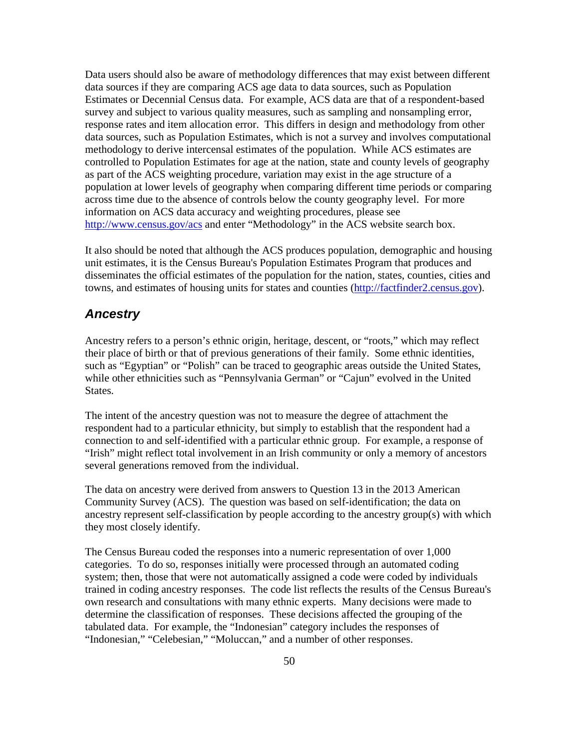Data users should also be aware of methodology differences that may exist between different data sources if they are comparing ACS age data to data sources, such as Population Estimates or Decennial Census data. For example, ACS data are that of a respondent-based survey and subject to various quality measures, such as sampling and nonsampling error, response rates and item allocation error. This differs in design and methodology from other data sources, such as Population Estimates, which is not a survey and involves computational methodology to derive intercensal estimates of the population. While ACS estimates are controlled to Population Estimates for age at the nation, state and county levels of geography as part of the ACS weighting procedure, variation may exist in the age structure of a population at lower levels of geography when comparing different time periods or comparing across time due to the absence of controls below the county geography level. For more information on ACS data accuracy and weighting procedures, please see [http://www.census.gov/acs](http://www.census.gov/acs) and enter "Methodology" in the ACS website search box.

It also should be noted that although the ACS produces population, demographic and housing unit estimates, it is the Census Bureau's Population Estimates Program that produces and disseminates the official estimates of the population for the nation, states, counties, cities and towns, and estimates of housing units for states and counties ([http://factfinder2.census.gov](http://factfinder2.census.gov)).

## *Ancestry*

Ancestry refers to a person's ethnic origin, heritage, descent, or "roots," which may reflect their place of birth or that of previous generations of their family. Some ethnic identities, such as "Egyptian" or "Polish" can be traced to geographic areas outside the United States, while other ethnicities such as "Pennsylvania German" or "Cajun" evolved in the United States.

The intent of the ancestry question was not to measure the degree of attachment the respondent had to a particular ethnicity, but simply to establish that the respondent had a connection to and self-identified with a particular ethnic group. For example, a response of "Irish" might reflect total involvement in an Irish community or only a memory of ancestors several generations removed from the individual.

The data on ancestry were derived from answers to Question 13 in the 2013 American Community Survey (ACS). The question was based on self-identification; the data on ancestry represent self-classification by people according to the ancestry group(s) with which they most closely identify.

The Census Bureau coded the responses into a numeric representation of over 1,000 categories. To do so, responses initially were processed through an automated coding system; then, those that were not automatically assigned a code were coded by individuals trained in coding ancestry responses. The code list reflects the results of the Census Bureau's own research and consultations with many ethnic experts. Many decisions were made to determine the classification of responses. These decisions affected the grouping of the tabulated data. For example, the "Indonesian" category includes the responses of "Indonesian," "Celebesian," "Moluccan," and a number of other responses.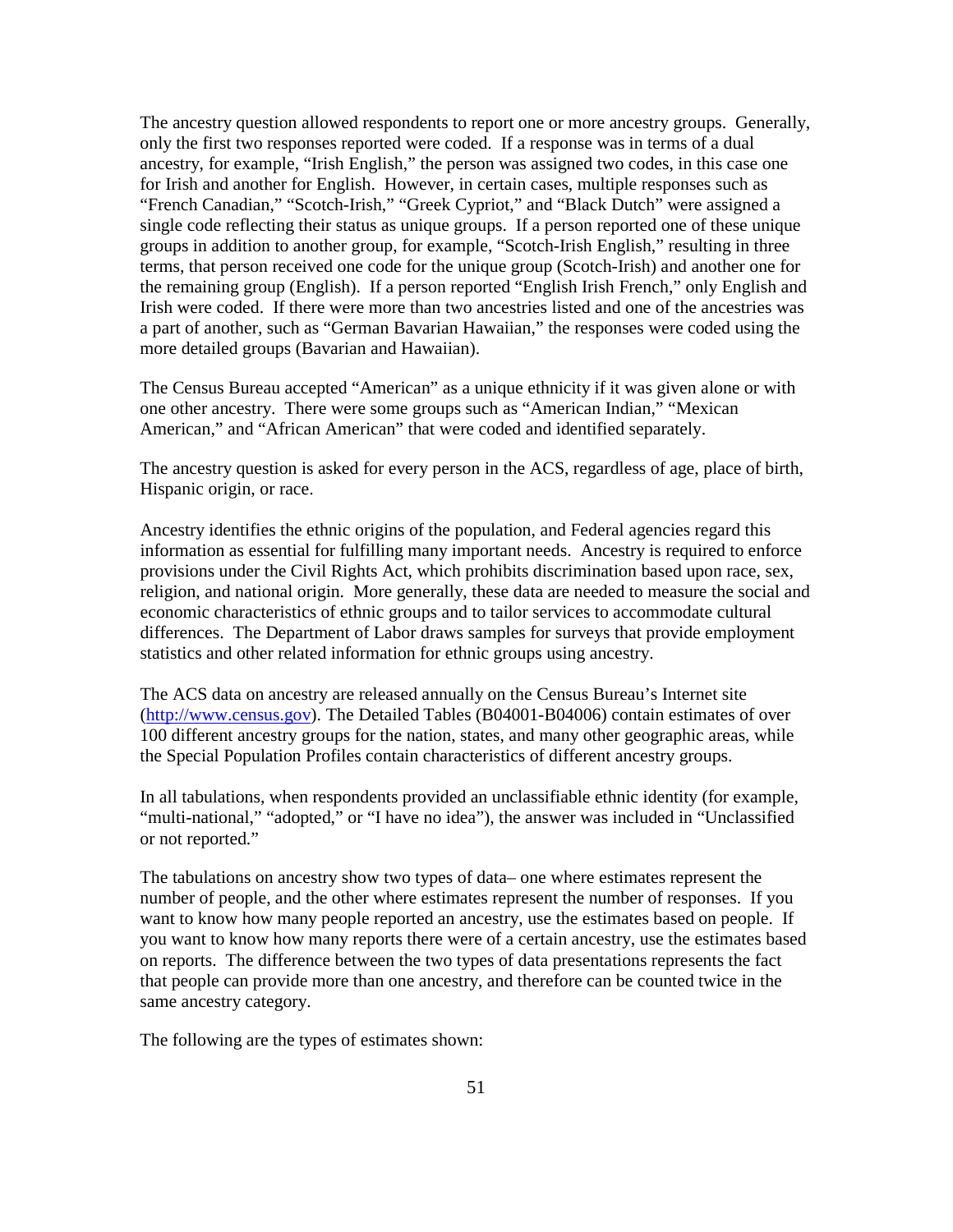The ancestry question allowed respondents to report one or more ancestry groups. Generally, only the first two responses reported were coded. If a response was in terms of a dual ancestry, for example, "Irish English," the person was assigned two codes, in this case one for Irish and another for English. However, in certain cases, multiple responses such as "French Canadian," "Scotch-Irish," "Greek Cypriot," and "Black Dutch" were assigned a single code reflecting their status as unique groups. If a person reported one of these unique groups in addition to another group, for example, "Scotch-Irish English," resulting in three terms, that person received one code for the unique group (Scotch-Irish) and another one for the remaining group (English). If a person reported "English Irish French," only English and Irish were coded. If there were more than two ancestries listed and one of the ancestries was a part of another, such as "German Bavarian Hawaiian," the responses were coded using the more detailed groups (Bavarian and Hawaiian).

The Census Bureau accepted "American" as a unique ethnicity if it was given alone or with one other ancestry. There were some groups such as "American Indian," "Mexican American," and "African American" that were coded and identified separately.

The ancestry question is asked for every person in the ACS, regardless of age, place of birth, Hispanic origin, or race.

Ancestry identifies the ethnic origins of the population, and Federal agencies regard this information as essential for fulfilling many important needs. Ancestry is required to enforce provisions under the Civil Rights Act, which prohibits discrimination based upon race, sex, religion, and national origin. More generally, these data are needed to measure the social and economic characteristics of ethnic groups and to tailor services to accommodate cultural differences. The Department of Labor draws samples for surveys that provide employment statistics and other related information for ethnic groups using ancestry.

The ACS data on ancestry are released annually on the Census Bureau's Internet site (http://www.census.gov). The Detailed Tables (B04001-B04006) contain estimates of over 100 different ancestry groups for the nation, states, and many other geographic areas, while the Special Population Profiles contain characteristics of different ancestry groups.

In all tabulations, when respondents provided an unclassifiable ethnic identity (for example, "multi-national," "adopted," or "I have no idea"), the answer was included in "Unclassified or not reported."

The tabulations on ancestry show two types of data– one where estimates represent the number of people, and the other where estimates represent the number of responses. If you want to know how many people reported an ancestry, use the estimates based on people. If you want to know how many reports there were of a certain ancestry, use the estimates based on reports. The difference between the two types of data presentations represents the fact that people can provide more than one ancestry, and therefore can be counted twice in the same ancestry category.

The following are the types of estimates shown: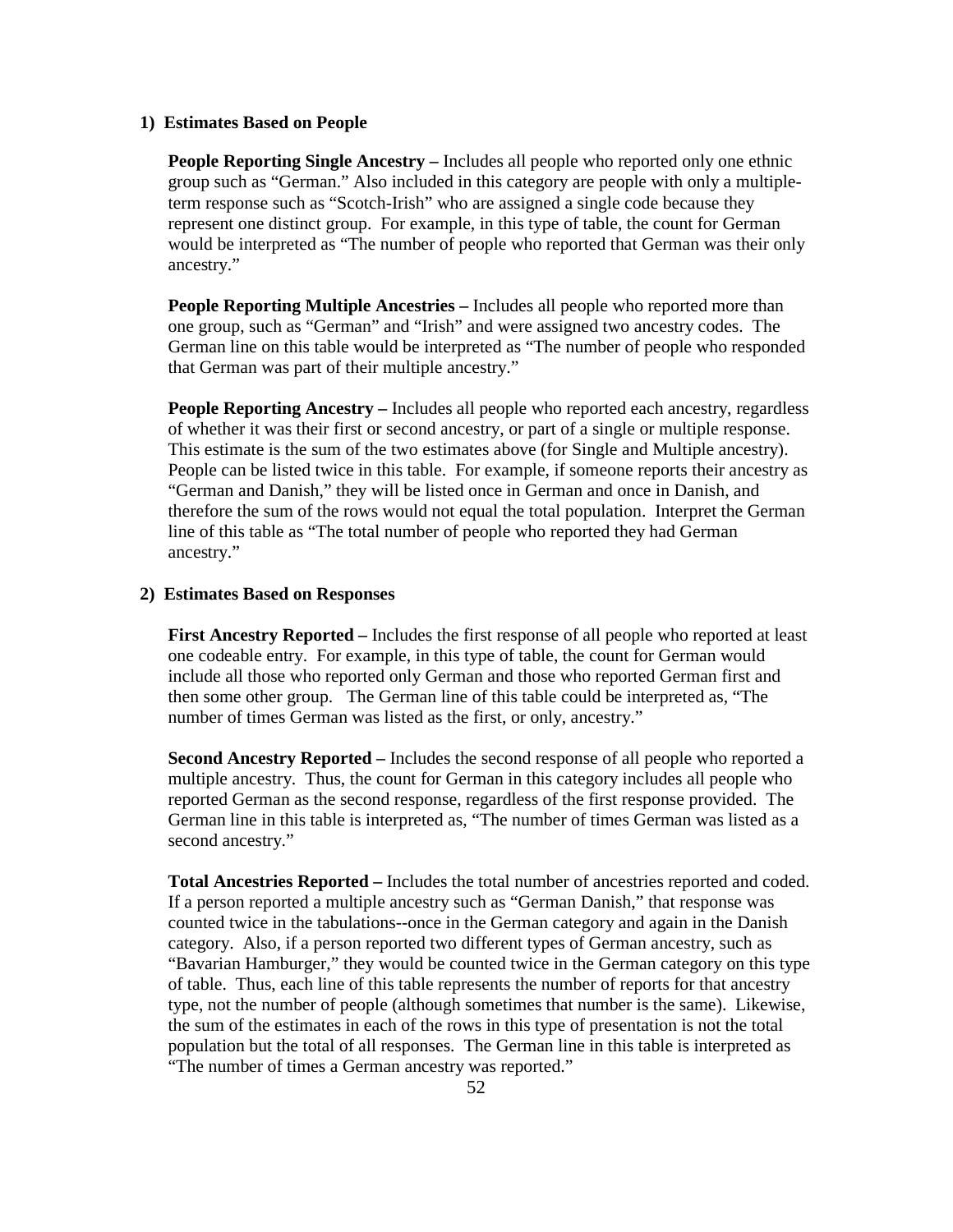**1) Estimates Based on People**

**People Reporting Single Ancestry –** Includes all people who reported only one ethnic group such as “German.” Also included in this category are people with only a multiple-term response such as “Scotch-Irish” who are assigned a single code because they represent one distinct group. For example, in this type of table, the count for German would be interpreted as “The number of people who reported that German was their only ancestry.”

**People Reporting Multiple Ancestries –** Includes all people who reported more than one group, such as “German” and “Irish” and were assigned two ancestry codes. The German line on this table would be interpreted as “The number of people who responded that German was part of their multiple ancestry.”

**People Reporting Ancestry –** Includes all people who reported each ancestry, regardless of whether it was their first or second ancestry, or part of a single or multiple response. This estimate is the sum of the two estimates above (for Single and Multiple ancestry). People can be listed twice in this table. For example, if someone reports their ancestry as “German and Danish,” they will be listed once in German and once in Danish, and therefore the sum of the rows would not equal the total population. Interpret the German line of this table as “The total number of people who reported they had German ancestry.”

**2) Estimates Based on Responses**

**First Ancestry Reported –** Includes the first response of all people who reported at least one codeable entry. For example, in this type of table, the count for German would include all those who reported only German and those who reported German first and then some other group. The German line of this table could be interpreted as, “The number of times German was listed as the first, or only, ancestry.”

**Second Ancestry Reported –** Includes the second response of all people who reported a multiple ancestry. Thus, the count for German in this category includes all people who reported German as the second response, regardless of the first response provided. The German line in this table is interpreted as, “The number of times German was listed as a second ancestry.”

**Total Ancestries Reported –** Includes the total number of ancestries reported and coded. If a person reported a multiple ancestry such as “German Danish,” that response was counted twice in the tabulations--once in the German category and again in the Danish category. Also, if a person reported two different types of German ancestry, such as “Bavarian Hamburger,” they would be counted twice in the German category on this type of table. Thus, each line of this table represents the number of reports for that ancestry type, not the number of people (although sometimes that number is the same). Likewise, the sum of the estimates in each of the rows in this type of presentation is not the total population but the total of all responses. The German line in this table is interpreted as “The number of times a German ancestry was reported.”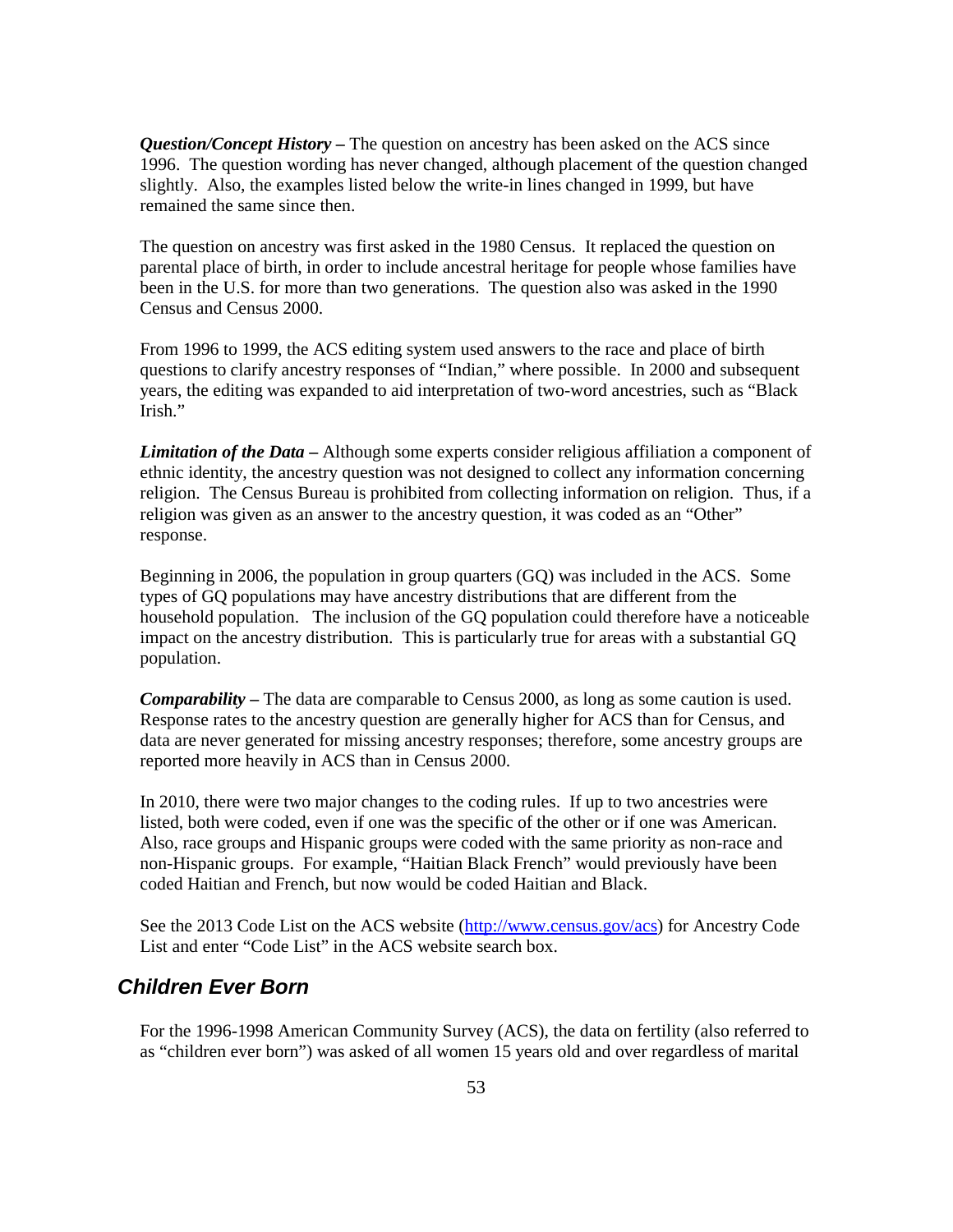***Question/Concept History –*** The question on ancestry has been asked on the ACS since 1996. The question wording has never changed, although placement of the question changed slightly. Also, the examples listed below the write-in lines changed in 1999, but have remained the same since then.

The question on ancestry was first asked in the 1980 Census. It replaced the question on parental place of birth, in order to include ancestral heritage for people whose families have been in the U.S. for more than two generations. The question also was asked in the 1990 Census and Census 2000.

From 1996 to 1999, the ACS editing system used answers to the race and place of birth questions to clarify ancestry responses of "Indian," where possible. In 2000 and subsequent years, the editing was expanded to aid interpretation of two-word ancestries, such as "Black Irish."

***Limitation of the Data –*** Although some experts consider religious affiliation a component of ethnic identity, the ancestry question was not designed to collect any information concerning religion. The Census Bureau is prohibited from collecting information on religion. Thus, if a religion was given as an answer to the ancestry question, it was coded as an "Other" response.

Beginning in 2006, the population in group quarters (GQ) was included in the ACS. Some types of GQ populations may have ancestry distributions that are different from the household population. The inclusion of the GQ population could therefore have a noticeable impact on the ancestry distribution. This is particularly true for areas with a substantial GQ population.

***Comparability –*** The data are comparable to Census 2000, as long as some caution is used. Response rates to the ancestry question are generally higher for ACS than for Census, and data are never generated for missing ancestry responses; therefore, some ancestry groups are reported more heavily in ACS than in Census 2000.

In 2010, there were two major changes to the coding rules. If up to two ancestries were listed, both were coded, even if one was the specific of the other or if one was American. Also, race groups and Hispanic groups were coded with the same priority as non-race and non-Hispanic groups. For example, "Haitian Black French" would previously have been coded Haitian and French, but now would be coded Haitian and Black.

See the 2013 Code List on the ACS website (http://www.census.gov/acs) for Ancestry Code List and enter "Code List" in the ACS website search box.

## Children Ever Born

For the 1996-1998 American Community Survey (ACS), the data on fertility (also referred to as "children ever born") was asked of all women 15 years old and over regardless of marital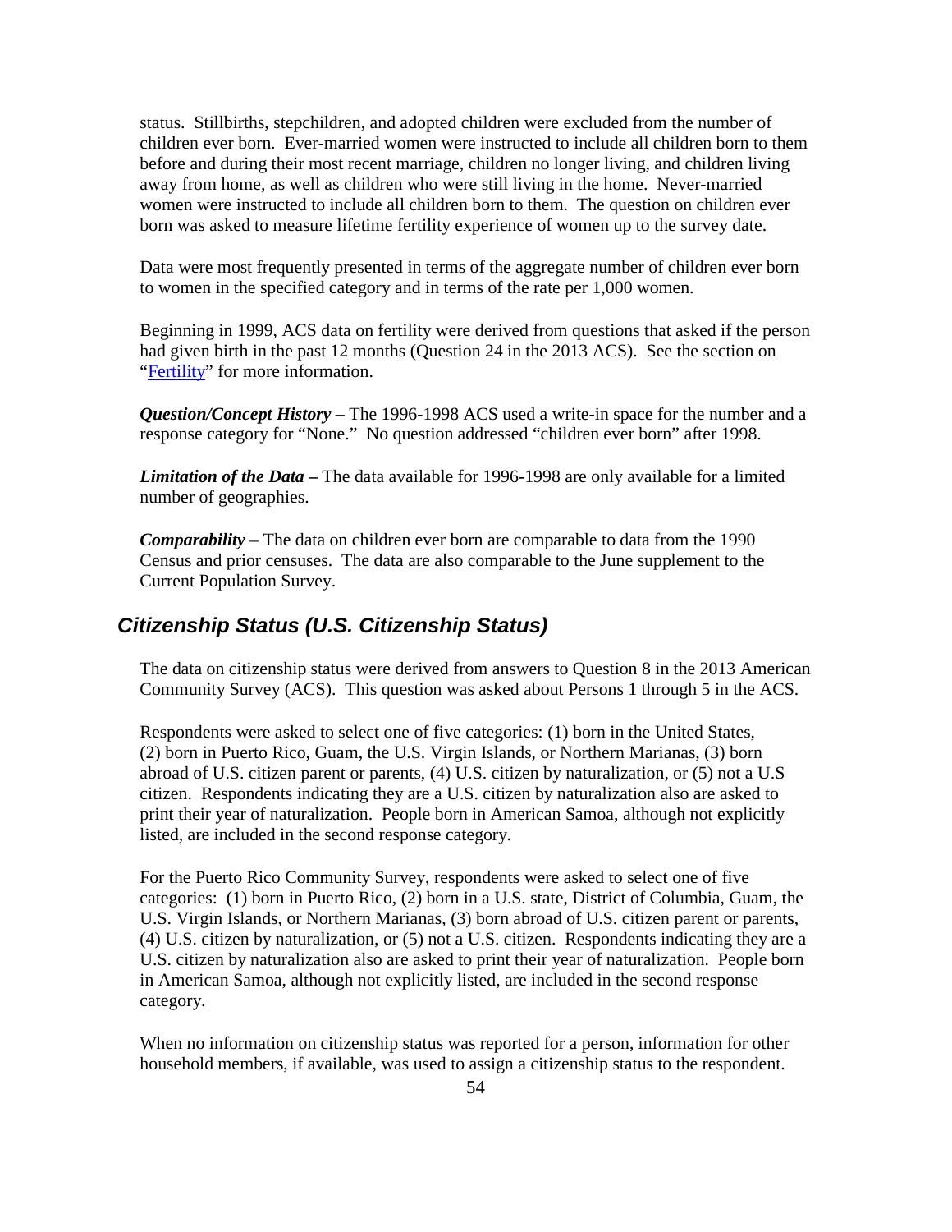status. Stillbirths, stepchildren, and adopted children were excluded from the number of children ever born. Ever-married women were instructed to include all children born to them before and during their most recent marriage, children no longer living, and children living away from home, as well as children who were still living in the home. Never-married women were instructed to include all children born to them. The question on children ever born was asked to measure lifetime fertility experience of women up to the survey date.

Data were most frequently presented in terms of the aggregate number of children ever born to women in the specified category and in terms of the rate per 1,000 women.

Beginning in 1999, ACS data on fertility were derived from questions that asked if the person had given birth in the past 12 months (Question 24 in the 2013 ACS). See the section on "Fertility" for more information.

***Question/Concept History –*** The 1996-1998 ACS used a write-in space for the number and a response category for "None." No question addressed "children ever born" after 1998.

***Limitation of the Data –*** The data available for 1996-1998 are only available for a limited number of geographies.

***Comparability*** – The data on children ever born are comparable to data from the 1990 Census and prior censuses. The data are also comparable to the June supplement to the Current Population Survey.

## *Citizenship Status (U.S. Citizenship Status)*

The data on citizenship status were derived from answers to Question 8 in the 2013 American Community Survey (ACS). This question was asked about Persons 1 through 5 in the ACS.

Respondents were asked to select one of five categories: (1) born in the United States, (2) born in Puerto Rico, Guam, the U.S. Virgin Islands, or Northern Marianas, (3) born abroad of U.S. citizen parent or parents, (4) U.S. citizen by naturalization, or (5) not a U.S citizen. Respondents indicating they are a U.S. citizen by naturalization also are asked to print their year of naturalization. People born in American Samoa, although not explicitly listed, are included in the second response category.

For the Puerto Rico Community Survey, respondents were asked to select one of five categories: (1) born in Puerto Rico, (2) born in a U.S. state, District of Columbia, Guam, the U.S. Virgin Islands, or Northern Marianas, (3) born abroad of U.S. citizen parent or parents, (4) U.S. citizen by naturalization, or (5) not a U.S. citizen. Respondents indicating they are a U.S. citizen by naturalization also are asked to print their year of naturalization. People born in American Samoa, although not explicitly listed, are included in the second response category.

When no information on citizenship status was reported for a person, information for other household members, if available, was used to assign a citizenship status to the respondent.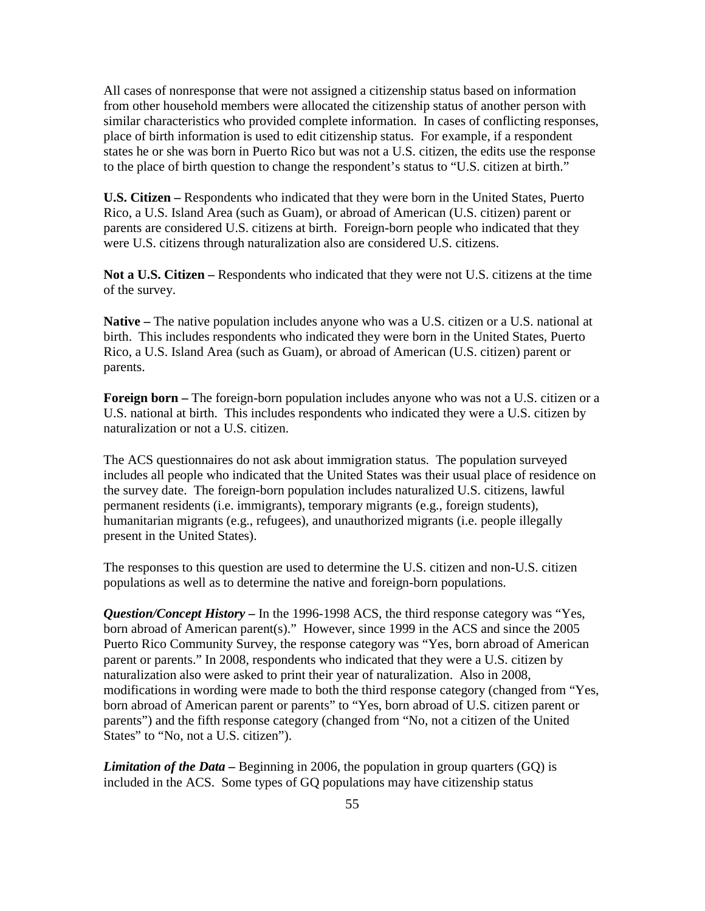All cases of nonresponse that were not assigned a citizenship status based on information from other household members were allocated the citizenship status of another person with similar characteristics who provided complete information. In cases of conflicting responses, place of birth information is used to edit citizenship status. For example, if a respondent states he or she was born in Puerto Rico but was not a U.S. citizen, the edits use the response to the place of birth question to change the respondent's status to "U.S. citizen at birth."

**U.S. Citizen –** Respondents who indicated that they were born in the United States, Puerto Rico, a U.S. Island Area (such as Guam), or abroad of American (U.S. citizen) parent or parents are considered U.S. citizens at birth. Foreign-born people who indicated that they were U.S. citizens through naturalization also are considered U.S. citizens.

**Not a U.S. Citizen –** Respondents who indicated that they were not U.S. citizens at the time of the survey.

**Native –** The native population includes anyone who was a U.S. citizen or a U.S. national at birth. This includes respondents who indicated they were born in the United States, Puerto Rico, a U.S. Island Area (such as Guam), or abroad of American (U.S. citizen) parent or parents.

**Foreign born –** The foreign-born population includes anyone who was not a U.S. citizen or a U.S. national at birth. This includes respondents who indicated they were a U.S. citizen by naturalization or not a U.S. citizen.

The ACS questionnaires do not ask about immigration status. The population surveyed includes all people who indicated that the United States was their usual place of residence on the survey date. The foreign-born population includes naturalized U.S. citizens, lawful permanent residents (i.e. immigrants), temporary migrants (e.g., foreign students), humanitarian migrants (e.g., refugees), and unauthorized migrants (i.e. people illegally present in the United States).

The responses to this question are used to determine the U.S. citizen and non-U.S. citizen populations as well as to determine the native and foreign-born populations.

***Question/Concept History –*** In the 1996-1998 ACS, the third response category was "Yes, born abroad of American parent(s)." However, since 1999 in the ACS and since the 2005 Puerto Rico Community Survey, the response category was "Yes, born abroad of American parent or parents." In 2008, respondents who indicated that they were a U.S. citizen by naturalization also were asked to print their year of naturalization. Also in 2008, modifications in wording were made to both the third response category (changed from "Yes, born abroad of American parent or parents" to "Yes, born abroad of U.S. citizen parent or parents") and the fifth response category (changed from "No, not a citizen of the United States" to "No, not a U.S. citizen").

***Limitation of the Data –*** Beginning in 2006, the population in group quarters (GQ) is included in the ACS. Some types of GQ populations may have citizenship status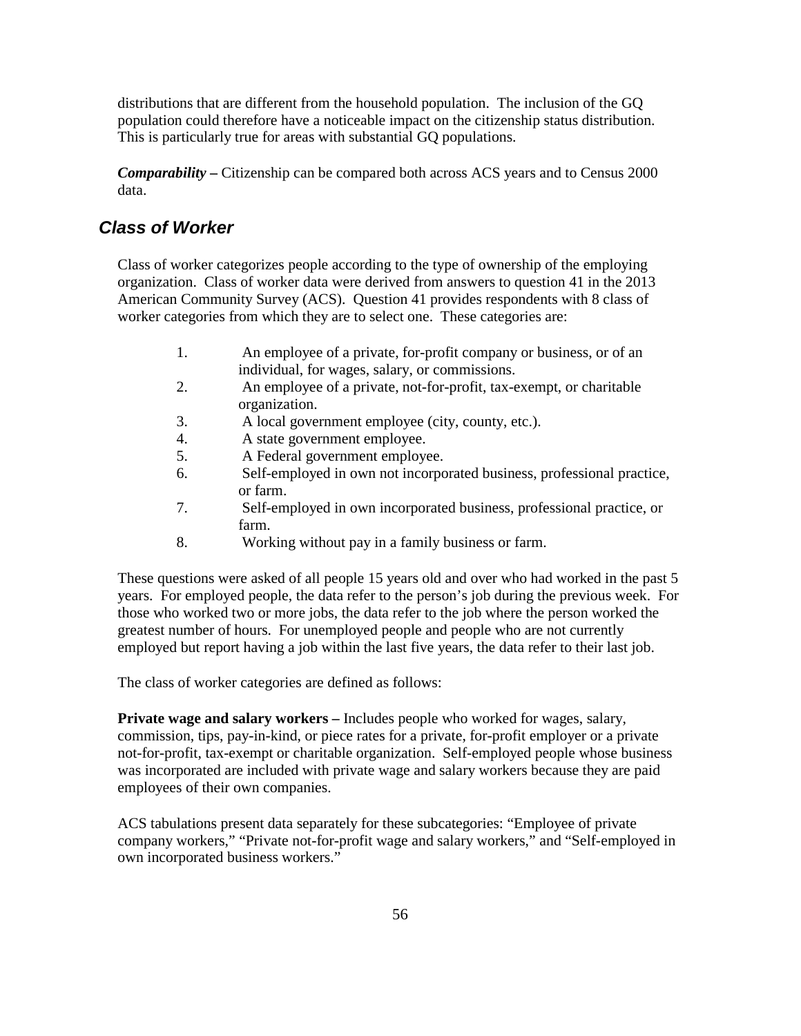distributions that are different from the household population. The inclusion of the GQ population could therefore have a noticeable impact on the citizenship status distribution. This is particularly true for areas with substantial GQ populations.

***Comparability* –** Citizenship can be compared both across ACS years and to Census 2000 data.

## *Class of Worker*

Class of worker categorizes people according to the type of ownership of the employing organization. Class of worker data were derived from answers to question 41 in the 2013 American Community Survey (ACS). Question 41 provides respondents with 8 class of worker categories from which they are to select one. These categories are:

1. An employee of a private, for-profit company or business, or of an individual, for wages, salary, or commissions.
2. An employee of a private, not-for-profit, tax-exempt, or charitable organization.
3. A local government employee (city, county, etc.).
4. A state government employee.
5. A Federal government employee.
6. Self-employed in own not incorporated business, professional practice, or farm.
7. Self-employed in own incorporated business, professional practice, or farm.
8. Working without pay in a family business or farm.

These questions were asked of all people 15 years old and over who had worked in the past 5 years. For employed people, the data refer to the person's job during the previous week. For those who worked two or more jobs, the data refer to the job where the person worked the greatest number of hours. For unemployed people and people who are not currently employed but report having a job within the last five years, the data refer to their last job.

The class of worker categories are defined as follows:

**Private wage and salary workers –** Includes people who worked for wages, salary, commission, tips, pay-in-kind, or piece rates for a private, for-profit employer or a private not-for-profit, tax-exempt or charitable organization. Self-employed people whose business was incorporated are included with private wage and salary workers because they are paid employees of their own companies.

ACS tabulations present data separately for these subcategories: "Employee of private company workers," "Private not-for-profit wage and salary workers," and "Self-employed in own incorporated business workers."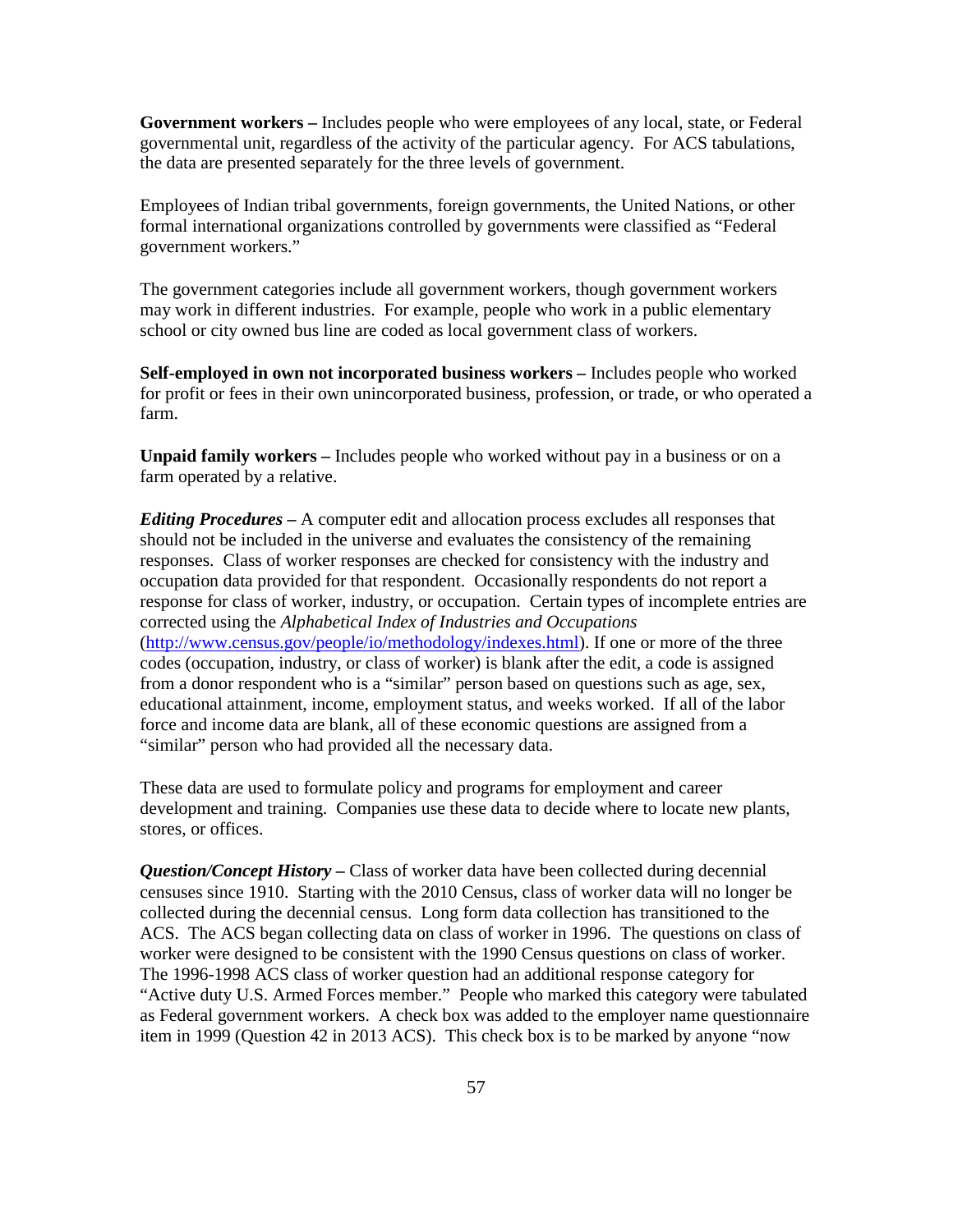**Government workers –** Includes people who were employees of any local, state, or Federal governmental unit, regardless of the activity of the particular agency. For ACS tabulations, the data are presented separately for the three levels of government.

Employees of Indian tribal governments, foreign governments, the United Nations, or other formal international organizations controlled by governments were classified as "Federal government workers."

The government categories include all government workers, though government workers may work in different industries. For example, people who work in a public elementary school or city owned bus line are coded as local government class of workers.

**Self-employed in own not incorporated business workers –** Includes people who worked for profit or fees in their own unincorporated business, profession, or trade, or who operated a farm.

**Unpaid family workers –** Includes people who worked without pay in a business or on a farm operated by a relative.

***Editing Procedures* –** A computer edit and allocation process excludes all responses that should not be included in the universe and evaluates the consistency of the remaining responses. Class of worker responses are checked for consistency with the industry and occupation data provided for that respondent. Occasionally respondents do not report a response for class of worker, industry, or occupation. Certain types of incomplete entries are corrected using the *Alphabetical Index of Industries and Occupations* ([http://www.census.gov/people/io/methodology/indexes.html](http://www.census.gov/people/io/methodology/indexes.html)). If one or more of the three codes (occupation, industry, or class of worker) is blank after the edit, a code is assigned from a donor respondent who is a "similar" person based on questions such as age, sex, educational attainment, income, employment status, and weeks worked. If all of the labor force and income data are blank, all of these economic questions are assigned from a "similar" person who had provided all the necessary data.

These data are used to formulate policy and programs for employment and career development and training. Companies use these data to decide where to locate new plants, stores, or offices.

***Question/Concept History* –** Class of worker data have been collected during decennial censuses since 1910. Starting with the 2010 Census, class of worker data will no longer be collected during the decennial census. Long form data collection has transitioned to the ACS. The ACS began collecting data on class of worker in 1996. The questions on class of worker were designed to be consistent with the 1990 Census questions on class of worker. The 1996-1998 ACS class of worker question had an additional response category for "Active duty U.S. Armed Forces member." People who marked this category were tabulated as Federal government workers. A check box was added to the employer name questionnaire item in 1999 (Question 42 in 2013 ACS). This check box is to be marked by anyone "now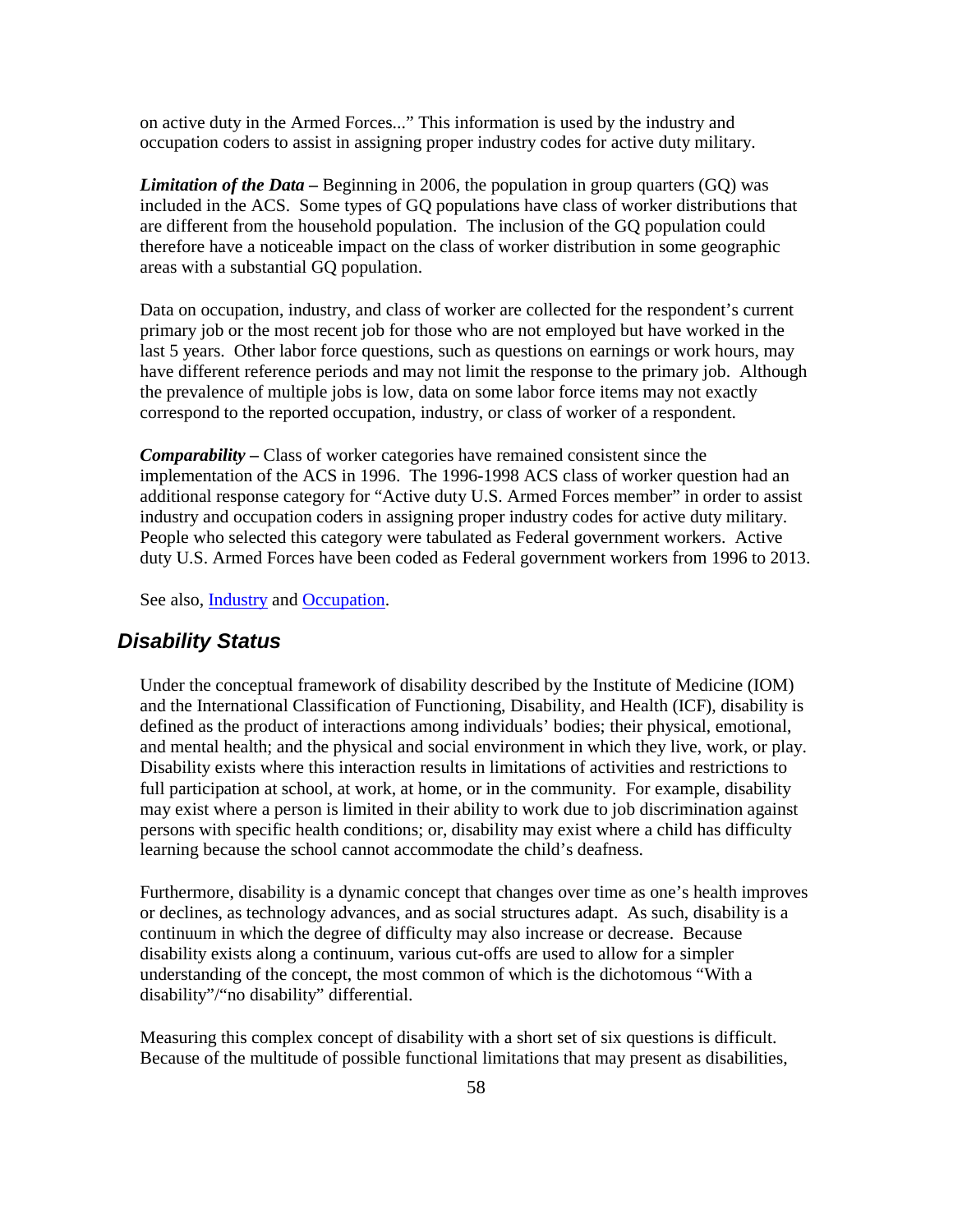on active duty in the Armed Forces..." This information is used by the industry and occupation coders to assist in assigning proper industry codes for active duty military.

***Limitation of the Data*** **–** Beginning in 2006, the population in group quarters (GQ) was included in the ACS. Some types of GQ populations have class of worker distributions that are different from the household population. The inclusion of the GQ population could therefore have a noticeable impact on the class of worker distribution in some geographic areas with a substantial GQ population.

Data on occupation, industry, and class of worker are collected for the respondent's current primary job or the most recent job for those who are not employed but have worked in the last 5 years. Other labor force questions, such as questions on earnings or work hours, may have different reference periods and may not limit the response to the primary job. Although the prevalence of multiple jobs is low, data on some labor force items may not exactly correspond to the reported occupation, industry, or class of worker of a respondent.

***Comparability*** **–** Class of worker categories have remained consistent since the implementation of the ACS in 1996. The 1996-1998 ACS class of worker question had an additional response category for "Active duty U.S. Armed Forces member" in order to assist industry and occupation coders in assigning proper industry codes for active duty military. People who selected this category were tabulated as Federal government workers. Active duty U.S. Armed Forces have been coded as Federal government workers from 1996 to 2013.

See also, Industry and Occupation.

## *Disability Status*

Under the conceptual framework of disability described by the Institute of Medicine (IOM) and the International Classification of Functioning, Disability, and Health (ICF), disability is defined as the product of interactions among individuals' bodies; their physical, emotional, and mental health; and the physical and social environment in which they live, work, or play. Disability exists where this interaction results in limitations of activities and restrictions to full participation at school, at work, at home, or in the community. For example, disability may exist where a person is limited in their ability to work due to job discrimination against persons with specific health conditions; or, disability may exist where a child has difficulty learning because the school cannot accommodate the child's deafness.

Furthermore, disability is a dynamic concept that changes over time as one's health improves or declines, as technology advances, and as social structures adapt. As such, disability is a continuum in which the degree of difficulty may also increase or decrease. Because disability exists along a continuum, various cut-offs are used to allow for a simpler understanding of the concept, the most common of which is the dichotomous "With a disability"/"no disability" differential.

Measuring this complex concept of disability with a short set of six questions is difficult. Because of the multitude of possible functional limitations that may present as disabilities,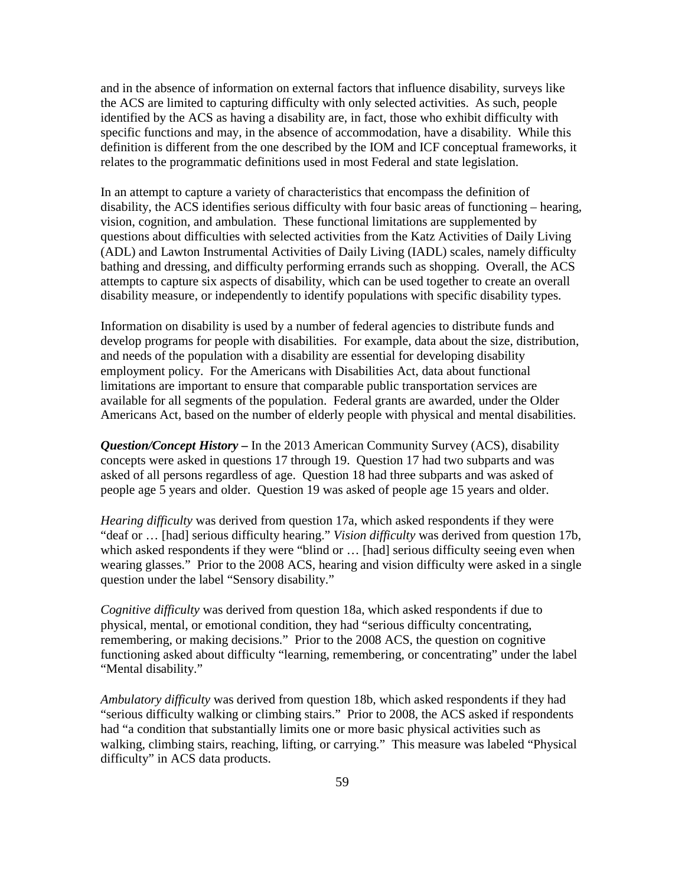and in the absence of information on external factors that influence disability, surveys like the ACS are limited to capturing difficulty with only selected activities. As such, people identified by the ACS as having a disability are, in fact, those who exhibit difficulty with specific functions and may, in the absence of accommodation, have a disability. While this definition is different from the one described by the IOM and ICF conceptual frameworks, it relates to the programmatic definitions used in most Federal and state legislation.

In an attempt to capture a variety of characteristics that encompass the definition of disability, the ACS identifies serious difficulty with four basic areas of functioning – hearing, vision, cognition, and ambulation. These functional limitations are supplemented by questions about difficulties with selected activities from the Katz Activities of Daily Living (ADL) and Lawton Instrumental Activities of Daily Living (IADL) scales, namely difficulty bathing and dressing, and difficulty performing errands such as shopping. Overall, the ACS attempts to capture six aspects of disability, which can be used together to create an overall disability measure, or independently to identify populations with specific disability types.

Information on disability is used by a number of federal agencies to distribute funds and develop programs for people with disabilities. For example, data about the size, distribution, and needs of the population with a disability are essential for developing disability employment policy. For the Americans with Disabilities Act, data about functional limitations are important to ensure that comparable public transportation services are available for all segments of the population. Federal grants are awarded, under the Older Americans Act, based on the number of elderly people with physical and mental disabilities.

***Question/Concept History –*** In the 2013 American Community Survey (ACS), disability concepts were asked in questions 17 through 19. Question 17 had two subparts and was asked of all persons regardless of age. Question 18 had three subparts and was asked of people age 5 years and older. Question 19 was asked of people age 15 years and older.

*Hearing difficulty* was derived from question 17a, which asked respondents if they were "deaf or … [had] serious difficulty hearing." *Vision difficulty* was derived from question 17b, which asked respondents if they were "blind or … [had] serious difficulty seeing even when wearing glasses." Prior to the 2008 ACS, hearing and vision difficulty were asked in a single question under the label "Sensory disability."

*Cognitive difficulty* was derived from question 18a, which asked respondents if due to physical, mental, or emotional condition, they had "serious difficulty concentrating, remembering, or making decisions." Prior to the 2008 ACS, the question on cognitive functioning asked about difficulty "learning, remembering, or concentrating" under the label "Mental disability."

*Ambulatory difficulty* was derived from question 18b, which asked respondents if they had "serious difficulty walking or climbing stairs." Prior to 2008, the ACS asked if respondents had "a condition that substantially limits one or more basic physical activities such as walking, climbing stairs, reaching, lifting, or carrying." This measure was labeled "Physical difficulty" in ACS data products.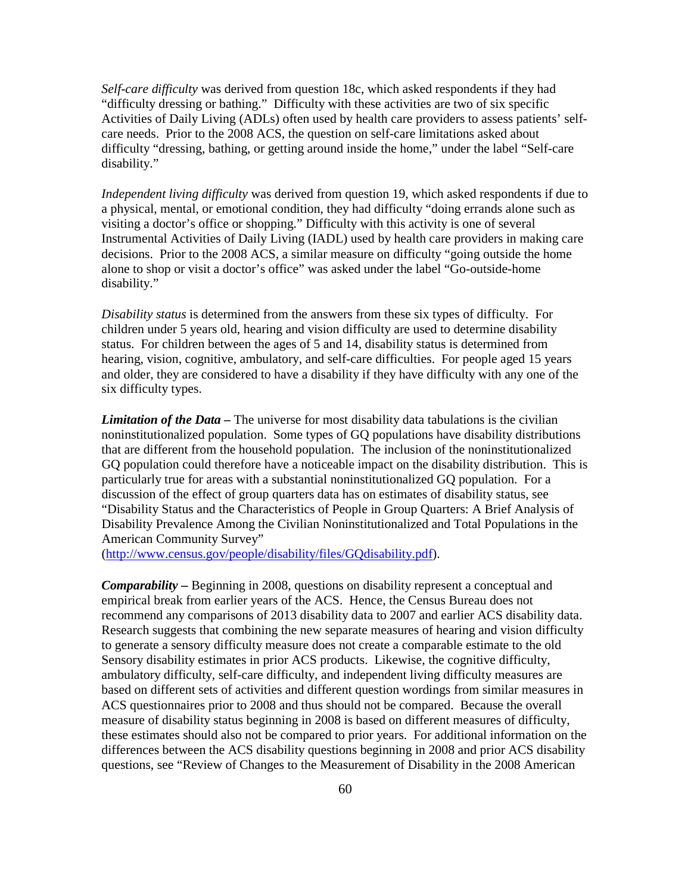*Self-care difficulty* was derived from question 18c, which asked respondents if they had "difficulty dressing or bathing." Difficulty with these activities are two of six specific Activities of Daily Living (ADLs) often used by health care providers to assess patients' self-care needs. Prior to the 2008 ACS, the question on self-care limitations asked about difficulty "dressing, bathing, or getting around inside the home," under the label "Self-care disability."

*Independent living difficulty* was derived from question 19, which asked respondents if due to a physical, mental, or emotional condition, they had difficulty "doing errands alone such as visiting a doctor's office or shopping." Difficulty with this activity is one of several Instrumental Activities of Daily Living (IADL) used by health care providers in making care decisions. Prior to the 2008 ACS, a similar measure on difficulty "going outside the home alone to shop or visit a doctor's office" was asked under the label "Go-outside-home disability."

*Disability status* is determined from the answers from these six types of difficulty. For children under 5 years old, hearing and vision difficulty are used to determine disability status. For children between the ages of 5 and 14, disability status is determined from hearing, vision, cognitive, ambulatory, and self-care difficulties. For people aged 15 years and older, they are considered to have a disability if they have difficulty with any one of the six difficulty types.

***Limitation of the Data –*** The universe for most disability data tabulations is the civilian noninstitutionalized population. Some types of GQ populations have disability distributions that are different from the household population. The inclusion of the noninstitutionalized GQ population could therefore have a noticeable impact on the disability distribution. This is particularly true for areas with a substantial noninstitutionalized GQ population. For a discussion of the effect of group quarters data has on estimates of disability status, see "Disability Status and the Characteristics of People in Group Quarters: A Brief Analysis of Disability Prevalence Among the Civilian Noninstitutionalized and Total Populations in the American Community Survey" (http://www.census.gov/people/disability/files/GQdisability.pdf).

***Comparability –*** Beginning in 2008, questions on disability represent a conceptual and empirical break from earlier years of the ACS. Hence, the Census Bureau does not recommend any comparisons of 2013 disability data to 2007 and earlier ACS disability data. Research suggests that combining the new separate measures of hearing and vision difficulty to generate a sensory difficulty measure does not create a comparable estimate to the old Sensory disability estimates in prior ACS products. Likewise, the cognitive difficulty, ambulatory difficulty, self-care difficulty, and independent living difficulty measures are based on different sets of activities and different question wordings from similar measures in ACS questionnaires prior to 2008 and thus should not be compared. Because the overall measure of disability status beginning in 2008 is based on different measures of difficulty, these estimates should also not be compared to prior years. For additional information on the differences between the ACS disability questions beginning in 2008 and prior ACS disability questions, see "Review of Changes to the Measurement of Disability in the 2008 American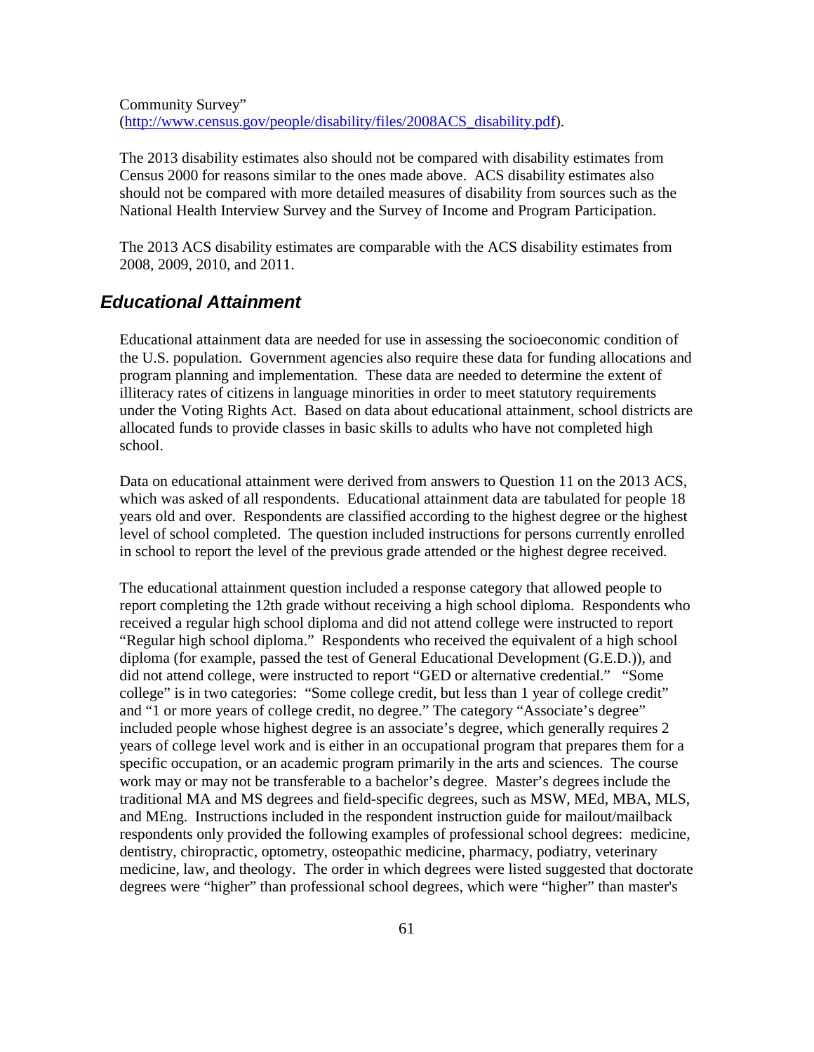Community Survey" (http://www.census.gov/people/disability/files/2008ACS_disability.pdf).

The 2013 disability estimates also should not be compared with disability estimates from Census 2000 for reasons similar to the ones made above. ACS disability estimates also should not be compared with more detailed measures of disability from sources such as the National Health Interview Survey and the Survey of Income and Program Participation.

The 2013 ACS disability estimates are comparable with the ACS disability estimates from 2008, 2009, 2010, and 2011.

## *Educational Attainment*

Educational attainment data are needed for use in assessing the socioeconomic condition of the U.S. population. Government agencies also require these data for funding allocations and program planning and implementation. These data are needed to determine the extent of illiteracy rates of citizens in language minorities in order to meet statutory requirements under the Voting Rights Act. Based on data about educational attainment, school districts are allocated funds to provide classes in basic skills to adults who have not completed high school.

Data on educational attainment were derived from answers to Question 11 on the 2013 ACS, which was asked of all respondents. Educational attainment data are tabulated for people 18 years old and over. Respondents are classified according to the highest degree or the highest level of school completed. The question included instructions for persons currently enrolled in school to report the level of the previous grade attended or the highest degree received.

The educational attainment question included a response category that allowed people to report completing the 12th grade without receiving a high school diploma. Respondents who received a regular high school diploma and did not attend college were instructed to report "Regular high school diploma." Respondents who received the equivalent of a high school diploma (for example, passed the test of General Educational Development (G.E.D.)), and did not attend college, were instructed to report "GED or alternative credential." "Some college" is in two categories: "Some college credit, but less than 1 year of college credit" and "1 or more years of college credit, no degree." The category "Associate's degree" included people whose highest degree is an associate's degree, which generally requires 2 years of college level work and is either in an occupational program that prepares them for a specific occupation, or an academic program primarily in the arts and sciences. The course work may or may not be transferable to a bachelor's degree. Master's degrees include the traditional MA and MS degrees and field-specific degrees, such as MSW, MEd, MBA, MLS, and MEng. Instructions included in the respondent instruction guide for mailout/mailback respondents only provided the following examples of professional school degrees: medicine, dentistry, chiropractic, optometry, osteopathic medicine, pharmacy, podiatry, veterinary medicine, law, and theology. The order in which degrees were listed suggested that doctorate degrees were "higher" than professional school degrees, which were "higher" than master's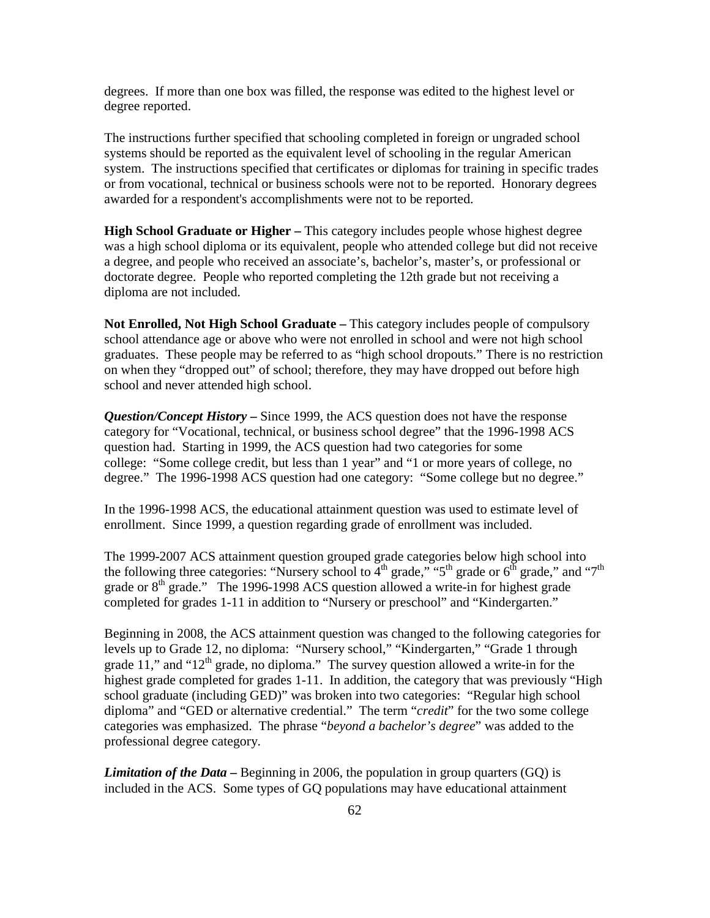degrees. If more than one box was filled, the response was edited to the highest level or degree reported.

The instructions further specified that schooling completed in foreign or ungraded school systems should be reported as the equivalent level of schooling in the regular American system. The instructions specified that certificates or diplomas for training in specific trades or from vocational, technical or business schools were not to be reported. Honorary degrees awarded for a respondent's accomplishments were not to be reported.

**High School Graduate or Higher –** This category includes people whose highest degree was a high school diploma or its equivalent, people who attended college but did not receive a degree, and people who received an associate's, bachelor's, master's, or professional or doctorate degree. People who reported completing the 12th grade but not receiving a diploma are not included.

**Not Enrolled, Not High School Graduate –** This category includes people of compulsory school attendance age or above who were not enrolled in school and were not high school graduates. These people may be referred to as "high school dropouts." There is no restriction on when they "dropped out" of school; therefore, they may have dropped out before high school and never attended high school.

***Question/Concept History –*** Since 1999, the ACS question does not have the response category for "Vocational, technical, or business school degree" that the 1996-1998 ACS question had. Starting in 1999, the ACS question had two categories for some college: "Some college credit, but less than 1 year" and "1 or more years of college, no degree." The 1996-1998 ACS question had one category: "Some college but no degree."

In the 1996-1998 ACS, the educational attainment question was used to estimate level of enrollment. Since 1999, a question regarding grade of enrollment was included.

The 1999-2007 ACS attainment question grouped grade categories below high school into the following three categories: "Nursery school to 4th grade," "5th grade or 6th grade," and "7th grade or 8th grade." The 1996-1998 ACS question allowed a write-in for highest grade completed for grades 1-11 in addition to "Nursery or preschool" and "Kindergarten."

Beginning in 2008, the ACS attainment question was changed to the following categories for levels up to Grade 12, no diploma: "Nursery school," "Kindergarten," "Grade 1 through grade 11," and "12th grade, no diploma." The survey question allowed a write-in for the highest grade completed for grades 1-11. In addition, the category that was previously "High school graduate (including GED)" was broken into two categories: "Regular high school diploma" and "GED or alternative credential." The term "*credit*" for the two some college categories was emphasized. The phrase "*beyond a bachelor's degree*" was added to the professional degree category.

***Limitation of the Data –*** Beginning in 2006, the population in group quarters (GQ) is included in the ACS. Some types of GQ populations may have educational attainment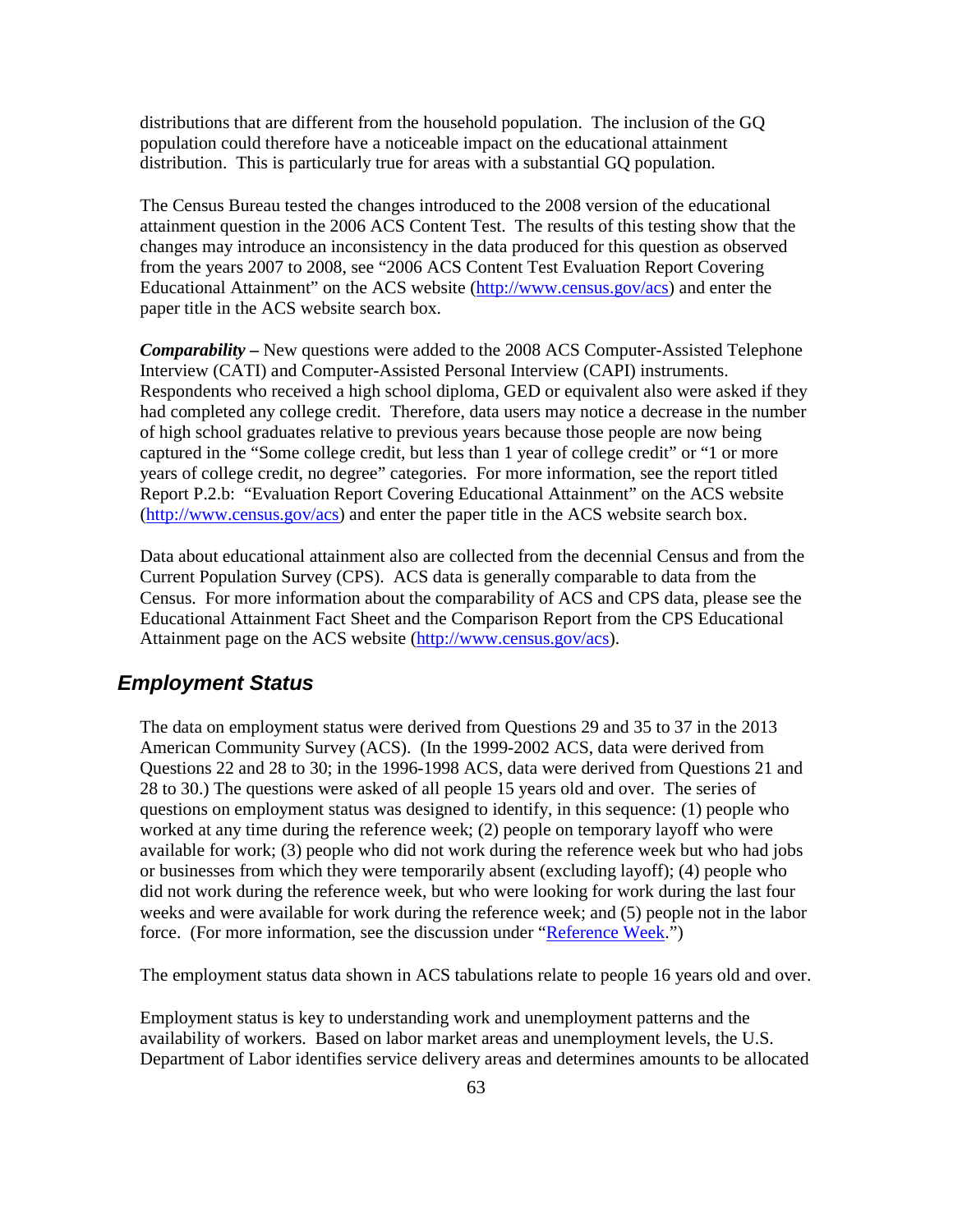distributions that are different from the household population. The inclusion of the GQ population could therefore have a noticeable impact on the educational attainment distribution. This is particularly true for areas with a substantial GQ population.

The Census Bureau tested the changes introduced to the 2008 version of the educational attainment question in the 2006 ACS Content Test. The results of this testing show that the changes may introduce an inconsistency in the data produced for this question as observed from the years 2007 to 2008, see "2006 ACS Content Test Evaluation Report Covering Educational Attainment" on the ACS website (http://www.census.gov/acs) and enter the paper title in the ACS website search box.

***Comparability –*** New questions were added to the 2008 ACS Computer-Assisted Telephone Interview (CATI) and Computer-Assisted Personal Interview (CAPI) instruments. Respondents who received a high school diploma, GED or equivalent also were asked if they had completed any college credit. Therefore, data users may notice a decrease in the number of high school graduates relative to previous years because those people are now being captured in the "Some college credit, but less than 1 year of college credit" or "1 or more years of college credit, no degree" categories. For more information, see the report titled Report P.2.b: "Evaluation Report Covering Educational Attainment" on the ACS website (http://www.census.gov/acs) and enter the paper title in the ACS website search box.

Data about educational attainment also are collected from the decennial Census and from the Current Population Survey (CPS). ACS data is generally comparable to data from the Census. For more information about the comparability of ACS and CPS data, please see the Educational Attainment Fact Sheet and the Comparison Report from the CPS Educational Attainment page on the ACS website (http://www.census.gov/acs).

## Employment Status

The data on employment status were derived from Questions 29 and 35 to 37 in the 2013 American Community Survey (ACS). (In the 1999-2002 ACS, data were derived from Questions 22 and 28 to 30; in the 1996-1998 ACS, data were derived from Questions 21 and 28 to 30.) The questions were asked of all people 15 years old and over. The series of questions on employment status was designed to identify, in this sequence: (1) people who worked at any time during the reference week; (2) people on temporary layoff who were available for work; (3) people who did not work during the reference week but who had jobs or businesses from which they were temporarily absent (excluding layoff); (4) people who did not work during the reference week, but who were looking for work during the last four weeks and were available for work during the reference week; and (5) people not in the labor force. (For more information, see the discussion under "Reference Week.")

The employment status data shown in ACS tabulations relate to people 16 years old and over.

Employment status is key to understanding work and unemployment patterns and the availability of workers. Based on labor market areas and unemployment levels, the U.S. Department of Labor identifies service delivery areas and determines amounts to be allocated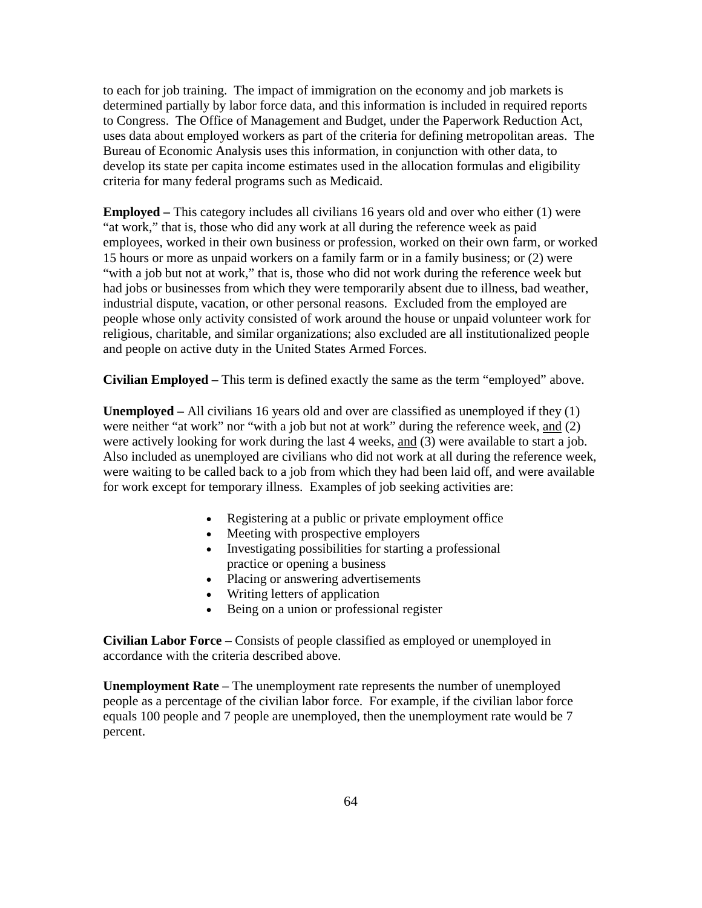to each for job training. The impact of immigration on the economy and job markets is determined partially by labor force data, and this information is included in required reports to Congress. The Office of Management and Budget, under the Paperwork Reduction Act, uses data about employed workers as part of the criteria for defining metropolitan areas. The Bureau of Economic Analysis uses this information, in conjunction with other data, to develop its state per capita income estimates used in the allocation formulas and eligibility criteria for many federal programs such as Medicaid.

**Employed –** This category includes all civilians 16 years old and over who either (1) were "at work," that is, those who did any work at all during the reference week as paid employees, worked in their own business or profession, worked on their own farm, or worked 15 hours or more as unpaid workers on a family farm or in a family business; or (2) were "with a job but not at work," that is, those who did not work during the reference week but had jobs or businesses from which they were temporarily absent due to illness, bad weather, industrial dispute, vacation, or other personal reasons. Excluded from the employed are people whose only activity consisted of work around the house or unpaid volunteer work for religious, charitable, and similar organizations; also excluded are all institutionalized people and people on active duty in the United States Armed Forces.

**Civilian Employed –** This term is defined exactly the same as the term "employed" above.

**Unemployed –** All civilians 16 years old and over are classified as unemployed if they (1) were neither "at work" nor "with a job but not at work" during the reference week, and (2) were actively looking for work during the last 4 weeks, and (3) were available to start a job. Also included as unemployed are civilians who did not work at all during the reference week, were waiting to be called back to a job from which they had been laid off, and were available for work except for temporary illness. Examples of job seeking activities are:

- Registering at a public or private employment office
- Meeting with prospective employers
- Investigating possibilities for starting a professional practice or opening a business
- Placing or answering advertisements
- Writing letters of application
- Being on a union or professional register

**Civilian Labor Force –** Consists of people classified as employed or unemployed in accordance with the criteria described above.

**Unemployment Rate** – The unemployment rate represents the number of unemployed people as a percentage of the civilian labor force. For example, if the civilian labor force equals 100 people and 7 people are unemployed, then the unemployment rate would be 7 percent.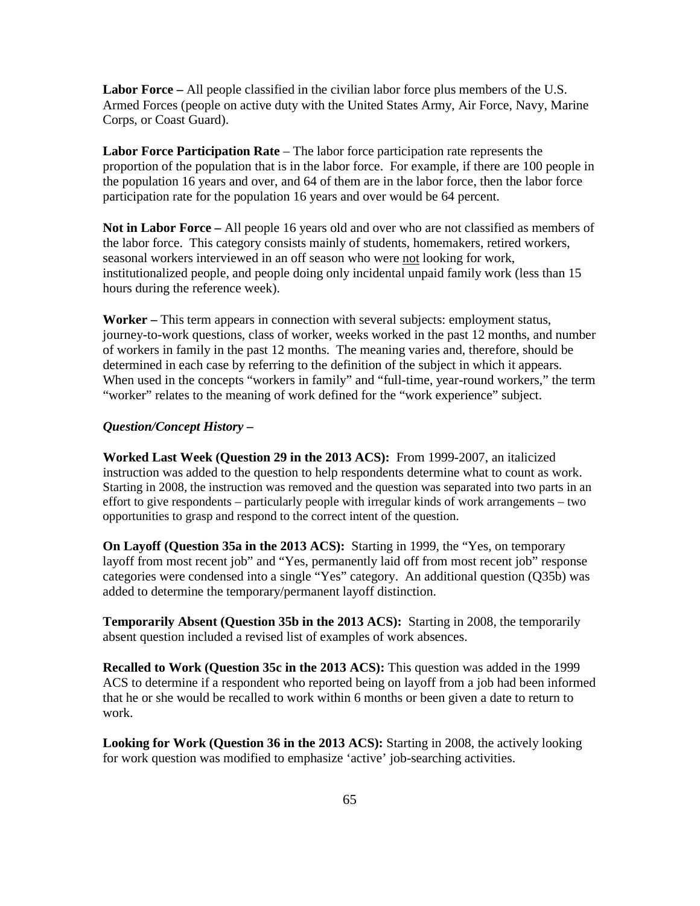**Labor Force –** All people classified in the civilian labor force plus members of the U.S. Armed Forces (people on active duty with the United States Army, Air Force, Navy, Marine Corps, or Coast Guard).

**Labor Force Participation Rate** – The labor force participation rate represents the proportion of the population that is in the labor force. For example, if there are 100 people in the population 16 years and over, and 64 of them are in the labor force, then the labor force participation rate for the population 16 years and over would be 64 percent.

**Not in Labor Force –** All people 16 years old and over who are not classified as members of the labor force. This category consists mainly of students, homemakers, retired workers, seasonal workers interviewed in an off season who were <u>not</u> looking for work, institutionalized people, and people doing only incidental unpaid family work (less than 15 hours during the reference week).

**Worker –** This term appears in connection with several subjects: employment status, journey-to-work questions, class of worker, weeks worked in the past 12 months, and number of workers in family in the past 12 months. The meaning varies and, therefore, should be determined in each case by referring to the definition of the subject in which it appears. When used in the concepts "workers in family" and "full-time, year-round workers," the term "worker" relates to the meaning of work defined for the "work experience" subject.

***Question/Concept History –***

**Worked Last Week (Question 29 in the 2013 ACS):** From 1999-2007, an italicized instruction was added to the question to help respondents determine what to count as work. Starting in 2008, the instruction was removed and the question was separated into two parts in an effort to give respondents – particularly people with irregular kinds of work arrangements – two opportunities to grasp and respond to the correct intent of the question.

**On Layoff (Question 35a in the 2013 ACS):** Starting in 1999, the "Yes, on temporary layoff from most recent job" and "Yes, permanently laid off from most recent job" response categories were condensed into a single "Yes" category. An additional question (Q35b) was added to determine the temporary/permanent layoff distinction.

**Temporarily Absent (Question 35b in the 2013 ACS):** Starting in 2008, the temporarily absent question included a revised list of examples of work absences.

**Recalled to Work (Question 35c in the 2013 ACS):** This question was added in the 1999 ACS to determine if a respondent who reported being on layoff from a job had been informed that he or she would be recalled to work within 6 months or been given a date to return to work.

**Looking for Work (Question 36 in the 2013 ACS):** Starting in 2008, the actively looking for work question was modified to emphasize 'active' job-searching activities.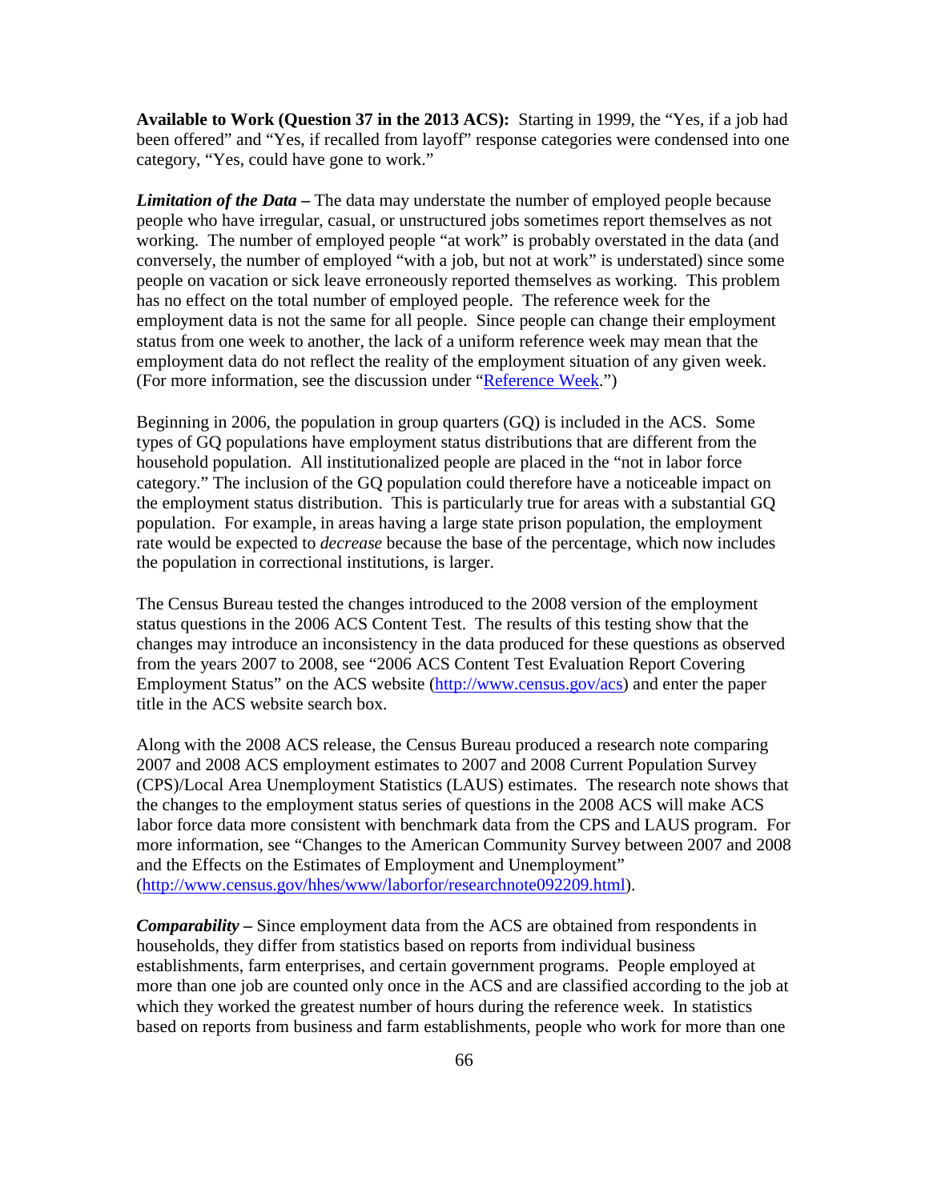**Available to Work (Question 37 in the 2013 ACS):** Starting in 1999, the "Yes, if a job had been offered" and "Yes, if recalled from layoff" response categories were condensed into one category, "Yes, could have gone to work."

***Limitation of the Data –*** The data may understate the number of employed people because people who have irregular, casual, or unstructured jobs sometimes report themselves as not working. The number of employed people "at work" is probably overstated in the data (and conversely, the number of employed "with a job, but not at work" is understated) since some people on vacation or sick leave erroneously reported themselves as working. This problem has no effect on the total number of employed people. The reference week for the employment data is not the same for all people. Since people can change their employment status from one week to another, the lack of a uniform reference week may mean that the employment data do not reflect the reality of the employment situation of any given week. (For more information, see the discussion under "Reference Week.")

Beginning in 2006, the population in group quarters (GQ) is included in the ACS. Some types of GQ populations have employment status distributions that are different from the household population. All institutionalized people are placed in the "not in labor force category." The inclusion of the GQ population could therefore have a noticeable impact on the employment status distribution. This is particularly true for areas with a substantial GQ population. For example, in areas having a large state prison population, the employment rate would be expected to *decrease* because the base of the percentage, which now includes the population in correctional institutions, is larger.

The Census Bureau tested the changes introduced to the 2008 version of the employment status questions in the 2006 ACS Content Test. The results of this testing show that the changes may introduce an inconsistency in the data produced for these questions as observed from the years 2007 to 2008, see "2006 ACS Content Test Evaluation Report Covering Employment Status" on the ACS website (http://www.census.gov/acs) and enter the paper title in the ACS website search box.

Along with the 2008 ACS release, the Census Bureau produced a research note comparing 2007 and 2008 ACS employment estimates to 2007 and 2008 Current Population Survey (CPS)/Local Area Unemployment Statistics (LAUS) estimates. The research note shows that the changes to the employment status series of questions in the 2008 ACS will make ACS labor force data more consistent with benchmark data from the CPS and LAUS program. For more information, see "Changes to the American Community Survey between 2007 and 2008 and the Effects on the Estimates of Employment and Unemployment" (http://www.census.gov/hhes/www/laborfor/researchnote092209.html).

***Comparability –*** Since employment data from the ACS are obtained from respondents in households, they differ from statistics based on reports from individual business establishments, farm enterprises, and certain government programs. People employed at more than one job are counted only once in the ACS and are classified according to the job at which they worked the greatest number of hours during the reference week. In statistics based on reports from business and farm establishments, people who work for more than one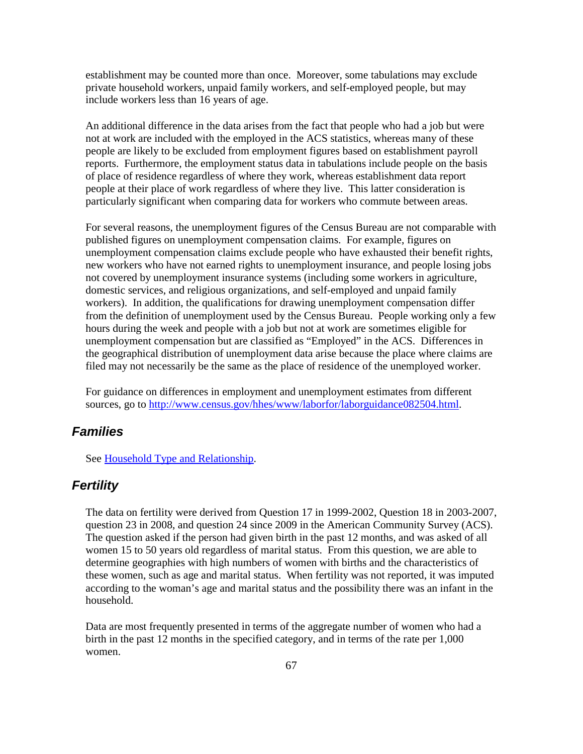establishment may be counted more than once. Moreover, some tabulations may exclude private household workers, unpaid family workers, and self-employed people, but may include workers less than 16 years of age.

An additional difference in the data arises from the fact that people who had a job but were not at work are included with the employed in the ACS statistics, whereas many of these people are likely to be excluded from employment figures based on establishment payroll reports. Furthermore, the employment status data in tabulations include people on the basis of place of residence regardless of where they work, whereas establishment data report people at their place of work regardless of where they live. This latter consideration is particularly significant when comparing data for workers who commute between areas.

For several reasons, the unemployment figures of the Census Bureau are not comparable with published figures on unemployment compensation claims. For example, figures on unemployment compensation claims exclude people who have exhausted their benefit rights, new workers who have not earned rights to unemployment insurance, and people losing jobs not covered by unemployment insurance systems (including some workers in agriculture, domestic services, and religious organizations, and self-employed and unpaid family workers). In addition, the qualifications for drawing unemployment compensation differ from the definition of unemployment used by the Census Bureau. People working only a few hours during the week and people with a job but not at work are sometimes eligible for unemployment compensation but are classified as "Employed" in the ACS. Differences in the geographical distribution of unemployment data arise because the place where claims are filed may not necessarily be the same as the place of residence of the unemployed worker.

For guidance on differences in employment and unemployment estimates from different sources, go to [http://www.census.gov/hhes/www/laborfor/laborguidance082504.html](http://www.census.gov/hhes/www/laborfor/laborguidance082504.html).

## *Families*

See [Household Type and Relationship](#).

## *Fertility*

The data on fertility were derived from Question 17 in 1999-2002, Question 18 in 2003-2007, question 23 in 2008, and question 24 since 2009 in the American Community Survey (ACS). The question asked if the person had given birth in the past 12 months, and was asked of all women 15 to 50 years old regardless of marital status. From this question, we are able to determine geographies with high numbers of women with births and the characteristics of these women, such as age and marital status. When fertility was not reported, it was imputed according to the woman's age and marital status and the possibility there was an infant in the household.

Data are most frequently presented in terms of the aggregate number of women who had a birth in the past 12 months in the specified category, and in terms of the rate per 1,000 women.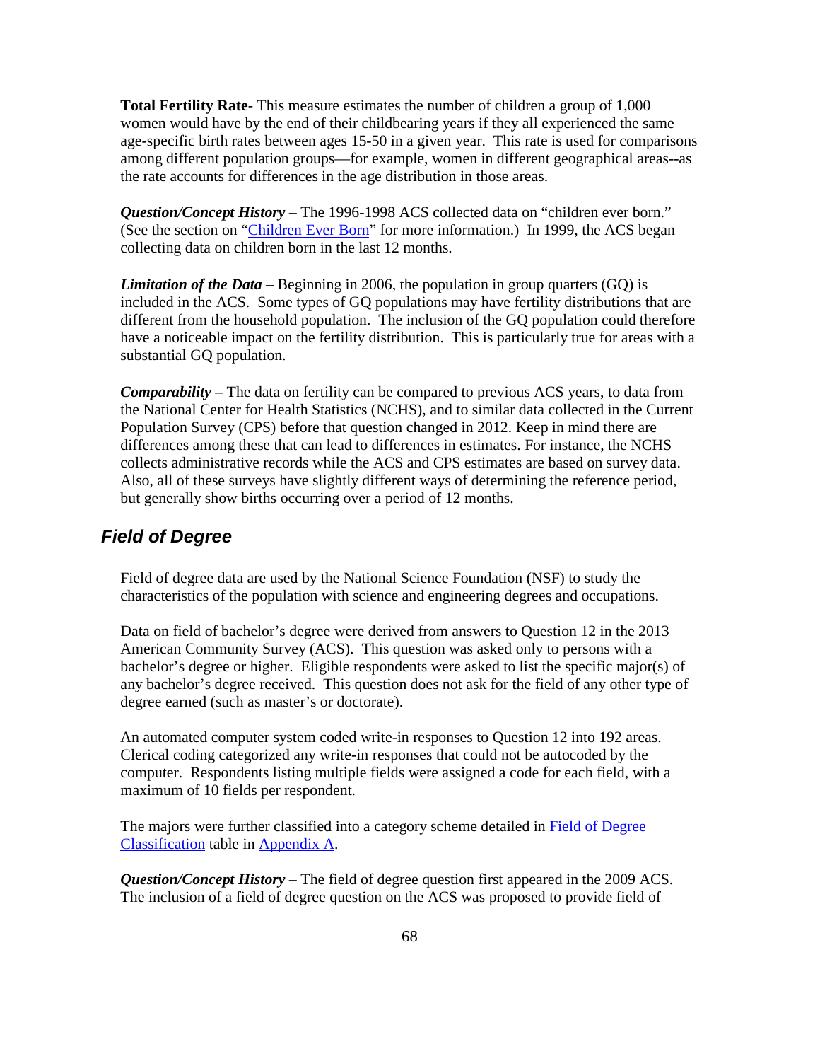**Total Fertility Rate**- This measure estimates the number of children a group of 1,000 women would have by the end of their childbearing years if they all experienced the same age-specific birth rates between ages 15-50 in a given year. This rate is used for comparisons among different population groups—for example, women in different geographical areas--as the rate accounts for differences in the age distribution in those areas.

***Question/Concept History –*** The 1996-1998 ACS collected data on "children ever born." (See the section on "Children Ever Born" for more information.) In 1999, the ACS began collecting data on children born in the last 12 months.

***Limitation of the Data –*** Beginning in 2006, the population in group quarters (GQ) is included in the ACS. Some types of GQ populations may have fertility distributions that are different from the household population. The inclusion of the GQ population could therefore have a noticeable impact on the fertility distribution. This is particularly true for areas with a substantial GQ population.

***Comparability*** – The data on fertility can be compared to previous ACS years, to data from the National Center for Health Statistics (NCHS), and to similar data collected in the Current Population Survey (CPS) before that question changed in 2012. Keep in mind there are differences among these that can lead to differences in estimates. For instance, the NCHS collects administrative records while the ACS and CPS estimates are based on survey data. Also, all of these surveys have slightly different ways of determining the reference period, but generally show births occurring over a period of 12 months.

## *Field of Degree*

Field of degree data are used by the National Science Foundation (NSF) to study the characteristics of the population with science and engineering degrees and occupations.

Data on field of bachelor's degree were derived from answers to Question 12 in the 2013 American Community Survey (ACS). This question was asked only to persons with a bachelor's degree or higher. Eligible respondents were asked to list the specific major(s) of any bachelor's degree received. This question does not ask for the field of any other type of degree earned (such as master's or doctorate).

An automated computer system coded write-in responses to Question 12 into 192 areas. Clerical coding categorized any write-in responses that could not be autocoded by the computer. Respondents listing multiple fields were assigned a code for each field, with a maximum of 10 fields per respondent.

The majors were further classified into a category scheme detailed in Field of Degree Classification table in Appendix A.

***Question/Concept History –*** The field of degree question first appeared in the 2009 ACS. The inclusion of a field of degree question on the ACS was proposed to provide field of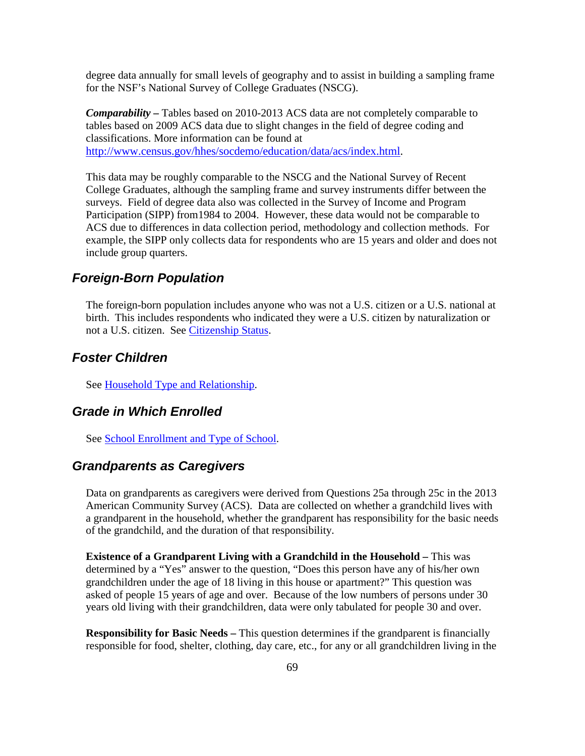degree data annually for small levels of geography and to assist in building a sampling frame for the NSF's National Survey of College Graduates (NSCG).

***Comparability*** **–** Tables based on 2010-2013 ACS data are not completely comparable to tables based on 2009 ACS data due to slight changes in the field of degree coding and classifications. More information can be found at [http://www.census.gov/hhes/socdemo/education/data/acs/index.html](http://www.census.gov/hhes/socdemo/education/data/acs/index.html).

This data may be roughly comparable to the NSCG and the National Survey of Recent College Graduates, although the sampling frame and survey instruments differ between the surveys. Field of degree data also was collected in the Survey of Income and Program Participation (SIPP) from1984 to 2004. However, these data would not be comparable to ACS due to differences in data collection period, methodology and collection methods. For example, the SIPP only collects data for respondents who are 15 years and older and does not include group quarters.

## *Foreign-Born Population*

The foreign-born population includes anyone who was not a U.S. citizen or a U.S. national at birth. This includes respondents who indicated they were a U.S. citizen by naturalization or not a U.S. citizen. See [Citizenship Status](#).

## *Foster Children*

See [Household Type and Relationship](#).

## *Grade in Which Enrolled*

See [School Enrollment and Type of School](#).

## *Grandparents as Caregivers*

Data on grandparents as caregivers were derived from Questions 25a through 25c in the 2013 American Community Survey (ACS). Data are collected on whether a grandchild lives with a grandparent in the household, whether the grandparent has responsibility for the basic needs of the grandchild, and the duration of that responsibility.

**Existence of a Grandparent Living with a Grandchild in the Household –** This was determined by a "Yes" answer to the question, "Does this person have any of his/her own grandchildren under the age of 18 living in this house or apartment?" This question was asked of people 15 years of age and over. Because of the low numbers of persons under 30 years old living with their grandchildren, data were only tabulated for people 30 and over.

**Responsibility for Basic Needs –** This question determines if the grandparent is financially responsible for food, shelter, clothing, day care, etc., for any or all grandchildren living in the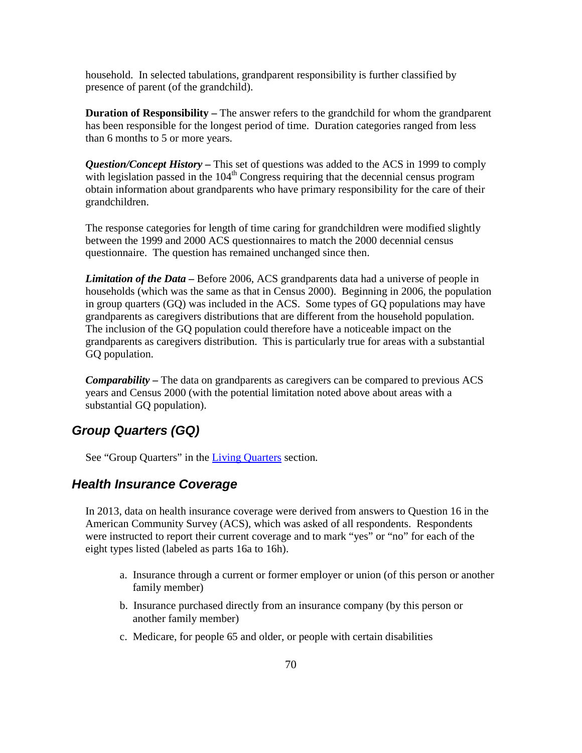household. In selected tabulations, grandparent responsibility is further classified by presence of parent (of the grandchild).

**Duration of Responsibility –** The answer refers to the grandchild for whom the grandparent has been responsible for the longest period of time. Duration categories ranged from less than 6 months to 5 or more years.

***Question/Concept History –*** This set of questions was added to the ACS in 1999 to comply with legislation passed in the 104th Congress requiring that the decennial census program obtain information about grandparents who have primary responsibility for the care of their grandchildren.

The response categories for length of time caring for grandchildren were modified slightly between the 1999 and 2000 ACS questionnaires to match the 2000 decennial census questionnaire. The question has remained unchanged since then.

***Limitation of the Data –*** Before 2006, ACS grandparents data had a universe of people in households (which was the same as that in Census 2000). Beginning in 2006, the population in group quarters (GQ) was included in the ACS. Some types of GQ populations may have grandparents as caregivers distributions that are different from the household population. The inclusion of the GQ population could therefore have a noticeable impact on the grandparents as caregivers distribution. This is particularly true for areas with a substantial GQ population.

***Comparability –*** The data on grandparents as caregivers can be compared to previous ACS years and Census 2000 (with the potential limitation noted above about areas with a substantial GQ population).

## Group Quarters (GQ)

See "Group Quarters" in the Living Quarters section.

## Health Insurance Coverage

In 2013, data on health insurance coverage were derived from answers to Question 16 in the American Community Survey (ACS), which was asked of all respondents. Respondents were instructed to report their current coverage and to mark "yes" or "no" for each of the eight types listed (labeled as parts 16a to 16h).

a. Insurance through a current or former employer or union (of this person or another family member)

b. Insurance purchased directly from an insurance company (by this person or another family member)

c. Medicare, for people 65 and older, or people with certain disabilities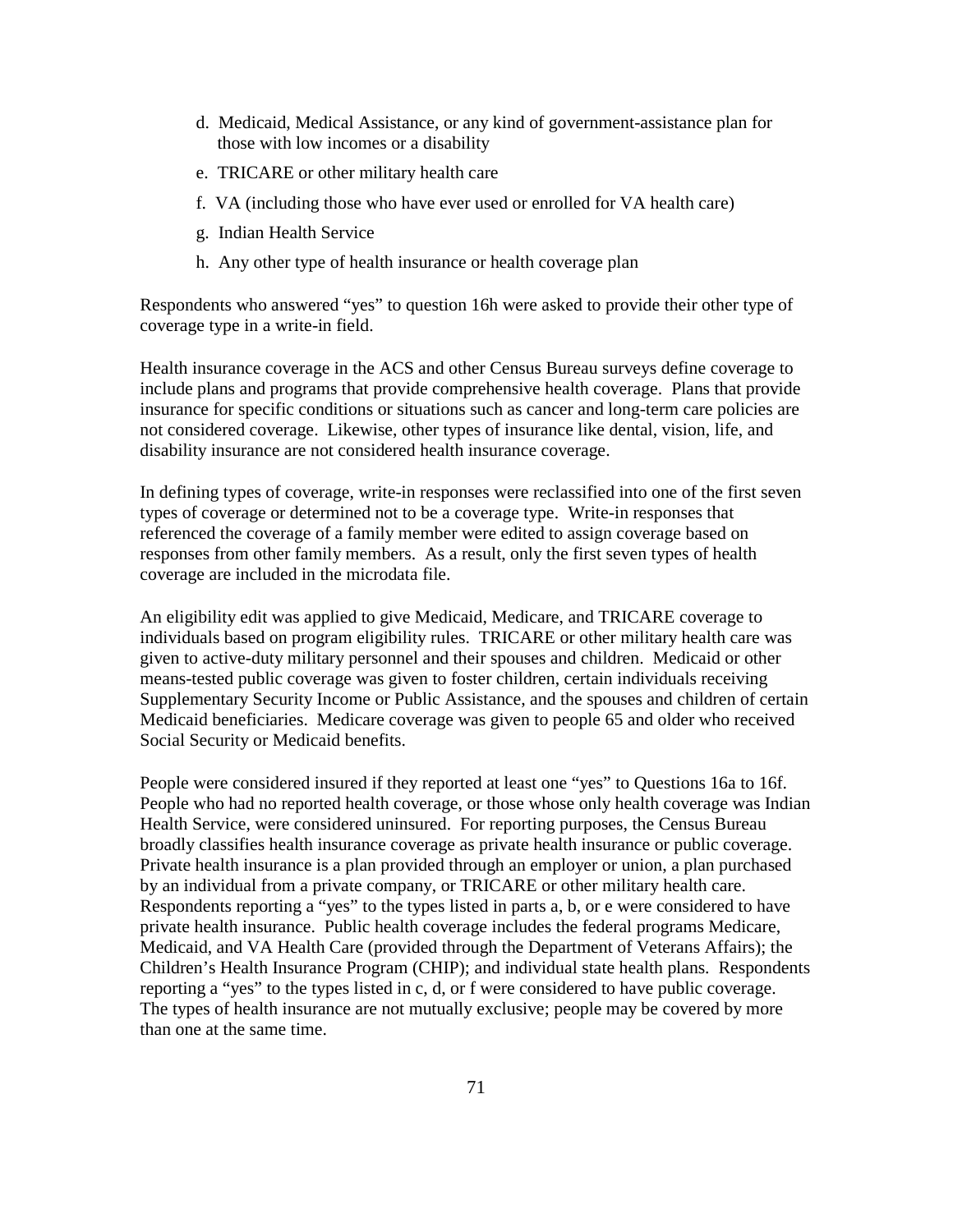d. Medicaid, Medical Assistance, or any kind of government-assistance plan for those with low incomes or a disability

e. TRICARE or other military health care

f. VA (including those who have ever used or enrolled for VA health care)

g. Indian Health Service

h. Any other type of health insurance or health coverage plan

Respondents who answered "yes" to question 16h were asked to provide their other type of coverage type in a write-in field.

Health insurance coverage in the ACS and other Census Bureau surveys define coverage to include plans and programs that provide comprehensive health coverage. Plans that provide insurance for specific conditions or situations such as cancer and long-term care policies are not considered coverage. Likewise, other types of insurance like dental, vision, life, and disability insurance are not considered health insurance coverage.

In defining types of coverage, write-in responses were reclassified into one of the first seven types of coverage or determined not to be a coverage type. Write-in responses that referenced the coverage of a family member were edited to assign coverage based on responses from other family members. As a result, only the first seven types of health coverage are included in the microdata file.

An eligibility edit was applied to give Medicaid, Medicare, and TRICARE coverage to individuals based on program eligibility rules. TRICARE or other military health care was given to active-duty military personnel and their spouses and children. Medicaid or other means-tested public coverage was given to foster children, certain individuals receiving Supplementary Security Income or Public Assistance, and the spouses and children of certain Medicaid beneficiaries. Medicare coverage was given to people 65 and older who received Social Security or Medicaid benefits.

People were considered insured if they reported at least one "yes" to Questions 16a to 16f. People who had no reported health coverage, or those whose only health coverage was Indian Health Service, were considered uninsured. For reporting purposes, the Census Bureau broadly classifies health insurance coverage as private health insurance or public coverage. Private health insurance is a plan provided through an employer or union, a plan purchased by an individual from a private company, or TRICARE or other military health care. Respondents reporting a "yes" to the types listed in parts a, b, or e were considered to have private health insurance. Public health coverage includes the federal programs Medicare, Medicaid, and VA Health Care (provided through the Department of Veterans Affairs); the Children's Health Insurance Program (CHIP); and individual state health plans. Respondents reporting a "yes" to the types listed in c, d, or f were considered to have public coverage. The types of health insurance are not mutually exclusive; people may be covered by more than one at the same time.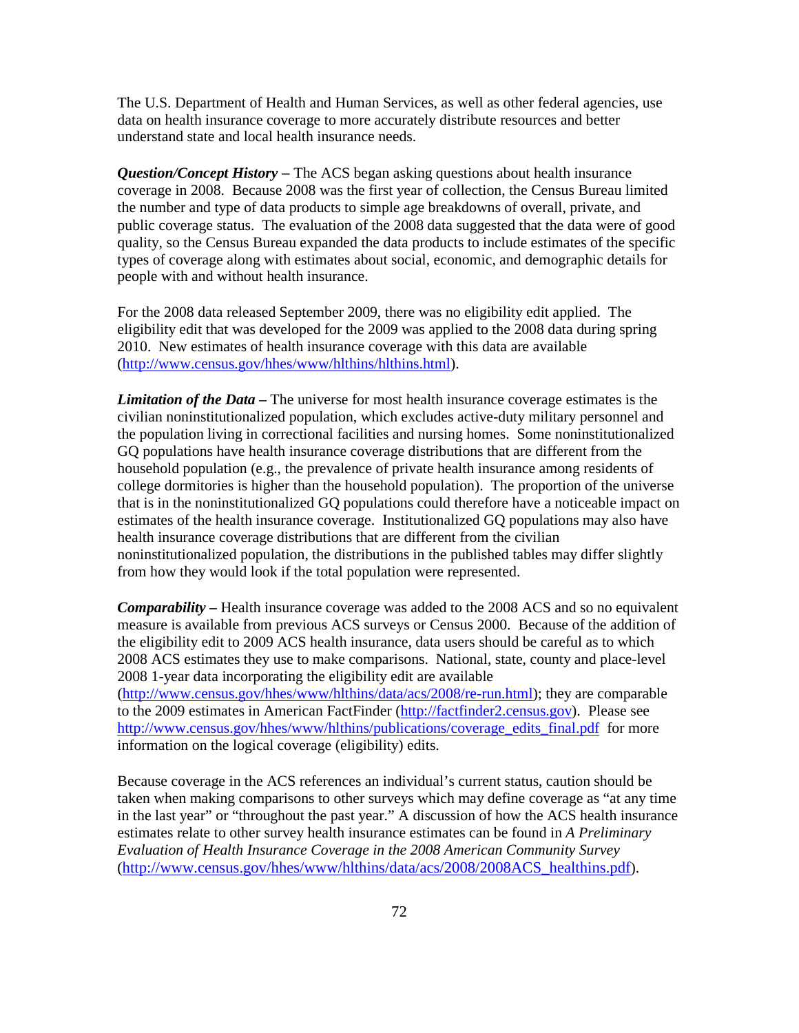The U.S. Department of Health and Human Services, as well as other federal agencies, use data on health insurance coverage to more accurately distribute resources and better understand state and local health insurance needs.

***Question/Concept History –*** The ACS began asking questions about health insurance coverage in 2008. Because 2008 was the first year of collection, the Census Bureau limited the number and type of data products to simple age breakdowns of overall, private, and public coverage status. The evaluation of the 2008 data suggested that the data were of good quality, so the Census Bureau expanded the data products to include estimates of the specific types of coverage along with estimates about social, economic, and demographic details for people with and without health insurance.

For the 2008 data released September 2009, there was no eligibility edit applied. The eligibility edit that was developed for the 2009 was applied to the 2008 data during spring 2010. New estimates of health insurance coverage with this data are available (http://www.census.gov/hhes/www/hlthins/hlthins.html).

***Limitation of the Data –*** The universe for most health insurance coverage estimates is the civilian noninstitutionalized population, which excludes active-duty military personnel and the population living in correctional facilities and nursing homes. Some noninstitutionalized GQ populations have health insurance coverage distributions that are different from the household population (e.g., the prevalence of private health insurance among residents of college dormitories is higher than the household population). The proportion of the universe that is in the noninstitutionalized GQ populations could therefore have a noticeable impact on estimates of the health insurance coverage. Institutionalized GQ populations may also have health insurance coverage distributions that are different from the civilian noninstitutionalized population, the distributions in the published tables may differ slightly from how they would look if the total population were represented.

***Comparability –*** Health insurance coverage was added to the 2008 ACS and so no equivalent measure is available from previous ACS surveys or Census 2000. Because of the addition of the eligibility edit to 2009 ACS health insurance, data users should be careful as to which 2008 ACS estimates they use to make comparisons. National, state, county and place-level 2008 1-year data incorporating the eligibility edit are available (http://www.census.gov/hhes/www/hlthins/data/acs/2008/re-run.html); they are comparable to the 2009 estimates in American FactFinder (http://factfinder2.census.gov). Please see http://www.census.gov/hhes/www/hlthins/publications/coverage_edits_final.pdf for more information on the logical coverage (eligibility) edits.

Because coverage in the ACS references an individual's current status, caution should be taken when making comparisons to other surveys which may define coverage as "at any time in the last year" or "throughout the past year." A discussion of how the ACS health insurance estimates relate to other survey health insurance estimates can be found in *A Preliminary Evaluation of Health Insurance Coverage in the 2008 American Community Survey* (http://www.census.gov/hhes/www/hlthins/data/acs/2008/2008ACS_healthins.pdf).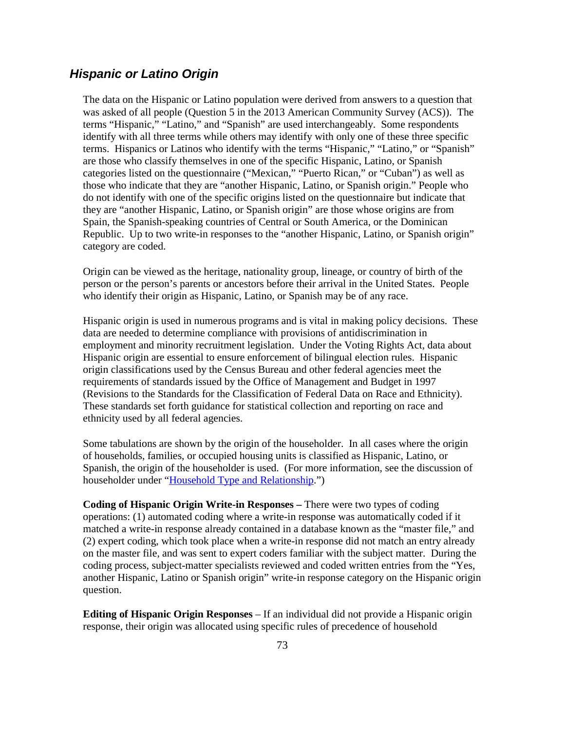## *Hispanic or Latino Origin*

The data on the Hispanic or Latino population were derived from answers to a question that was asked of all people (Question 5 in the 2013 American Community Survey (ACS)). The terms "Hispanic," "Latino," and "Spanish" are used interchangeably. Some respondents identify with all three terms while others may identify with only one of these three specific terms. Hispanics or Latinos who identify with the terms "Hispanic," "Latino," or "Spanish" are those who classify themselves in one of the specific Hispanic, Latino, or Spanish categories listed on the questionnaire ("Mexican," "Puerto Rican," or "Cuban") as well as those who indicate that they are "another Hispanic, Latino, or Spanish origin." People who do not identify with one of the specific origins listed on the questionnaire but indicate that they are "another Hispanic, Latino, or Spanish origin" are those whose origins are from Spain, the Spanish-speaking countries of Central or South America, or the Dominican Republic. Up to two write-in responses to the "another Hispanic, Latino, or Spanish origin" category are coded.

Origin can be viewed as the heritage, nationality group, lineage, or country of birth of the person or the person's parents or ancestors before their arrival in the United States. People who identify their origin as Hispanic, Latino, or Spanish may be of any race.

Hispanic origin is used in numerous programs and is vital in making policy decisions. These data are needed to determine compliance with provisions of antidiscrimination in employment and minority recruitment legislation. Under the Voting Rights Act, data about Hispanic origin are essential to ensure enforcement of bilingual election rules. Hispanic origin classifications used by the Census Bureau and other federal agencies meet the requirements of standards issued by the Office of Management and Budget in 1997 (Revisions to the Standards for the Classification of Federal Data on Race and Ethnicity). These standards set forth guidance for statistical collection and reporting on race and ethnicity used by all federal agencies.

Some tabulations are shown by the origin of the householder. In all cases where the origin of households, families, or occupied housing units is classified as Hispanic, Latino, or Spanish, the origin of the householder is used. (For more information, see the discussion of householder under "Household Type and Relationship.")

**Coding of Hispanic Origin Write-in Responses –** There were two types of coding operations: (1) automated coding where a write-in response was automatically coded if it matched a write-in response already contained in a database known as the "master file," and (2) expert coding, which took place when a write-in response did not match an entry already on the master file, and was sent to expert coders familiar with the subject matter. During the coding process, subject-matter specialists reviewed and coded written entries from the "Yes, another Hispanic, Latino or Spanish origin" write-in response category on the Hispanic origin question.

**Editing of Hispanic Origin Responses** – If an individual did not provide a Hispanic origin response, their origin was allocated using specific rules of precedence of household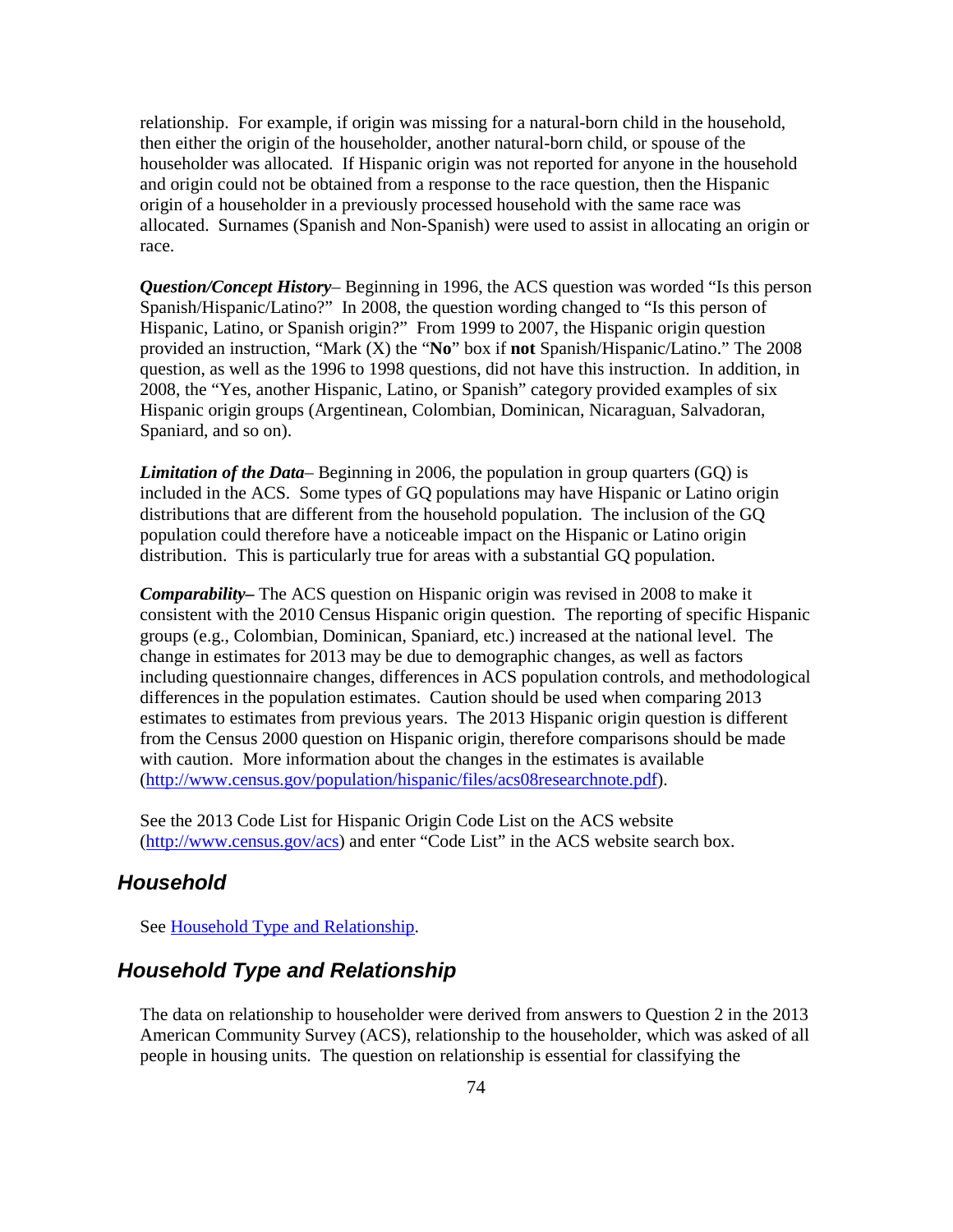relationship. For example, if origin was missing for a natural-born child in the household, then either the origin of the householder, another natural-born child, or spouse of the householder was allocated. If Hispanic origin was not reported for anyone in the household and origin could not be obtained from a response to the race question, then the Hispanic origin of a householder in a previously processed household with the same race was allocated. Surnames (Spanish and Non-Spanish) were used to assist in allocating an origin or race.

***Question/Concept History***– Beginning in 1996, the ACS question was worded "Is this person Spanish/Hispanic/Latino?" In 2008, the question wording changed to "Is this person of Hispanic, Latino, or Spanish origin?" From 1999 to 2007, the Hispanic origin question provided an instruction, "Mark (X) the "**No**" box if **not** Spanish/Hispanic/Latino." The 2008 question, as well as the 1996 to 1998 questions, did not have this instruction. In addition, in 2008, the "Yes, another Hispanic, Latino, or Spanish" category provided examples of six Hispanic origin groups (Argentinean, Colombian, Dominican, Nicaraguan, Salvadoran, Spaniard, and so on).

***Limitation of the Data***– Beginning in 2006, the population in group quarters (GQ) is included in the ACS. Some types of GQ populations may have Hispanic or Latino origin distributions that are different from the household population. The inclusion of the GQ population could therefore have a noticeable impact on the Hispanic or Latino origin distribution. This is particularly true for areas with a substantial GQ population.

***Comparability–*** The ACS question on Hispanic origin was revised in 2008 to make it consistent with the 2010 Census Hispanic origin question. The reporting of specific Hispanic groups (e.g., Colombian, Dominican, Spaniard, etc.) increased at the national level. The change in estimates for 2013 may be due to demographic changes, as well as factors including questionnaire changes, differences in ACS population controls, and methodological differences in the population estimates. Caution should be used when comparing 2013 estimates to estimates from previous years. The 2013 Hispanic origin question is different from the Census 2000 question on Hispanic origin, therefore comparisons should be made with caution. More information about the changes in the estimates is available (http://www.census.gov/population/hispanic/files/acs08researchnote.pdf).

See the 2013 Code List for Hispanic Origin Code List on the ACS website (http://www.census.gov/acs) and enter "Code List" in the ACS website search box.

## Household

See Household Type and Relationship.

## Household Type and Relationship

The data on relationship to householder were derived from answers to Question 2 in the 2013 American Community Survey (ACS), relationship to the householder, which was asked of all people in housing units. The question on relationship is essential for classifying the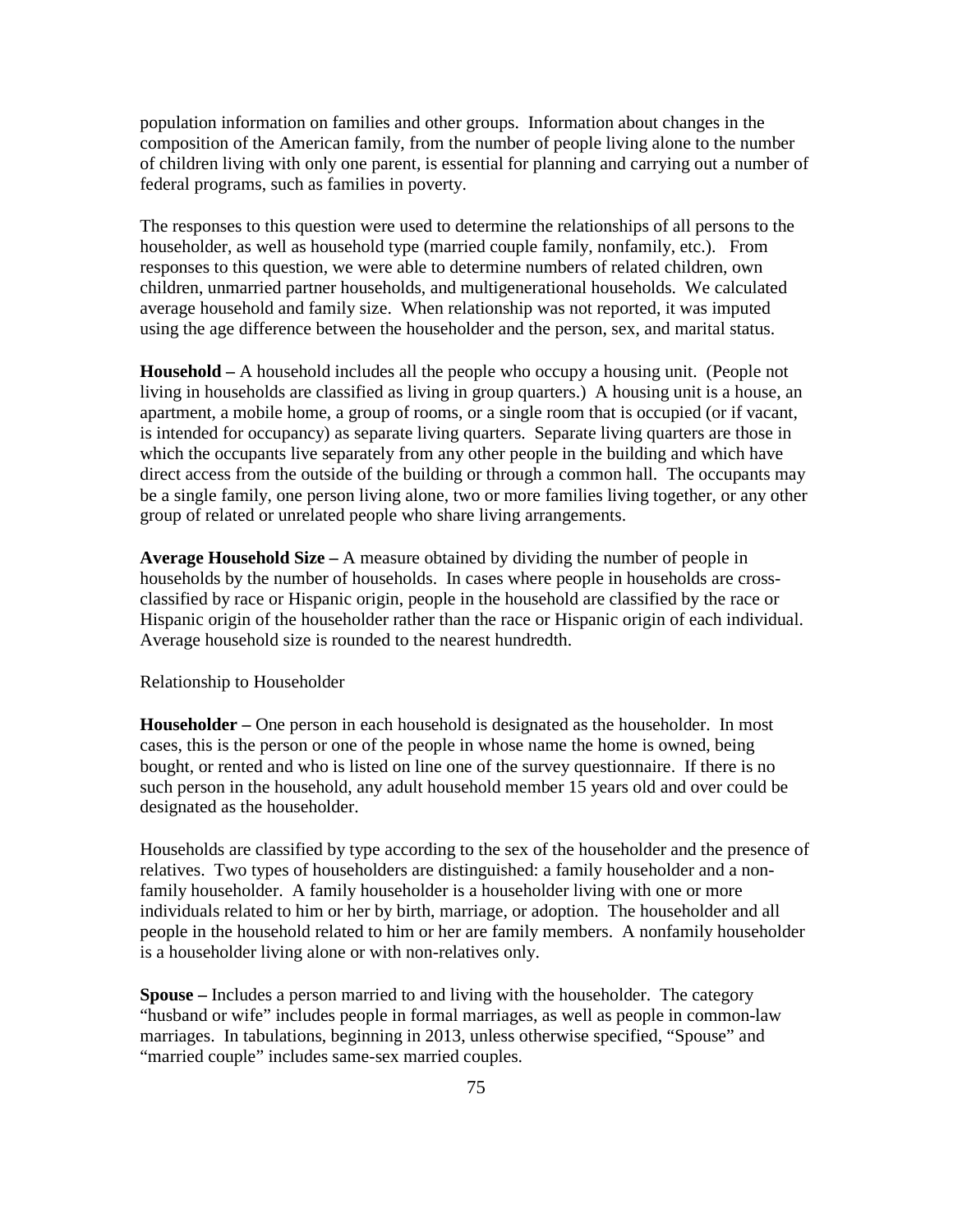population information on families and other groups. Information about changes in the composition of the American family, from the number of people living alone to the number of children living with only one parent, is essential for planning and carrying out a number of federal programs, such as families in poverty.

The responses to this question were used to determine the relationships of all persons to the householder, as well as household type (married couple family, nonfamily, etc.). From responses to this question, we were able to determine numbers of related children, own children, unmarried partner households, and multigenerational households. We calculated average household and family size. When relationship was not reported, it was imputed using the age difference between the householder and the person, sex, and marital status.

**Household –** A household includes all the people who occupy a housing unit. (People not living in households are classified as living in group quarters.) A housing unit is a house, an apartment, a mobile home, a group of rooms, or a single room that is occupied (or if vacant, is intended for occupancy) as separate living quarters. Separate living quarters are those in which the occupants live separately from any other people in the building and which have direct access from the outside of the building or through a common hall. The occupants may be a single family, one person living alone, two or more families living together, or any other group of related or unrelated people who share living arrangements.

**Average Household Size –** A measure obtained by dividing the number of people in households by the number of households. In cases where people in households are cross-classified by race or Hispanic origin, people in the household are classified by the race or Hispanic origin of the householder rather than the race or Hispanic origin of each individual. Average household size is rounded to the nearest hundredth.

Relationship to Householder

**Householder –** One person in each household is designated as the householder. In most cases, this is the person or one of the people in whose name the home is owned, being bought, or rented and who is listed on line one of the survey questionnaire. If there is no such person in the household, any adult household member 15 years old and over could be designated as the householder.

Households are classified by type according to the sex of the householder and the presence of relatives. Two types of householders are distinguished: a family householder and a non-family householder. A family householder is a householder living with one or more individuals related to him or her by birth, marriage, or adoption. The householder and all people in the household related to him or her are family members. A nonfamily householder is a householder living alone or with non-relatives only.

**Spouse –** Includes a person married to and living with the householder. The category "husband or wife" includes people in formal marriages, as well as people in common-law marriages. In tabulations, beginning in 2013, unless otherwise specified, "Spouse" and "married couple" includes same-sex married couples.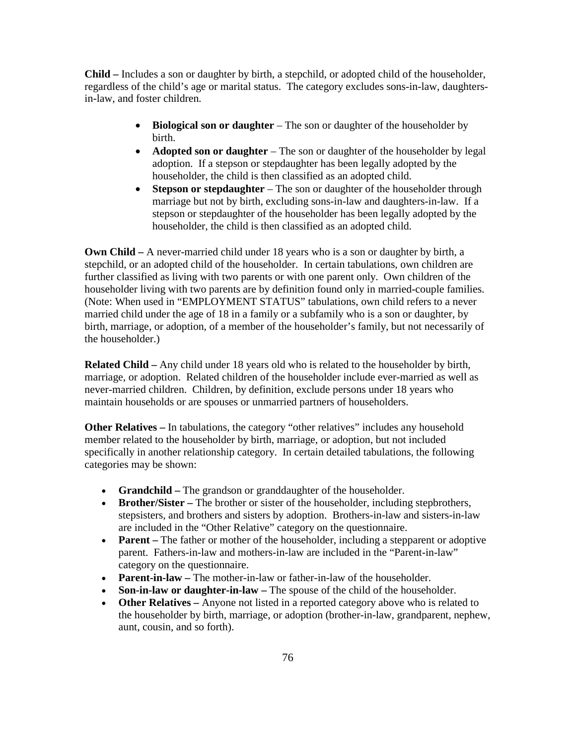**Child –** Includes a son or daughter by birth, a stepchild, or adopted child of the householder, regardless of the child's age or marital status. The category excludes sons-in-law, daughters-in-law, and foster children.

- **Biological son or daughter** – The son or daughter of the householder by birth.
- **Adopted son or daughter** – The son or daughter of the householder by legal adoption. If a stepson or stepdaughter has been legally adopted by the householder, the child is then classified as an adopted child.
- **Stepson or stepdaughter** – The son or daughter of the householder through marriage but not by birth, excluding sons-in-law and daughters-in-law. If a stepson or stepdaughter of the householder has been legally adopted by the householder, the child is then classified as an adopted child.

**Own Child –** A never-married child under 18 years who is a son or daughter by birth, a stepchild, or an adopted child of the householder. In certain tabulations, own children are further classified as living with two parents or with one parent only. Own children of the householder living with two parents are by definition found only in married-couple families. (Note: When used in "EMPLOYMENT STATUS" tabulations, own child refers to a never married child under the age of 18 in a family or a subfamily who is a son or daughter, by birth, marriage, or adoption, of a member of the householder's family, but not necessarily of the householder.)

**Related Child –** Any child under 18 years old who is related to the householder by birth, marriage, or adoption. Related children of the householder include ever-married as well as never-married children. Children, by definition, exclude persons under 18 years who maintain households or are spouses or unmarried partners of householders.

**Other Relatives –** In tabulations, the category "other relatives" includes any household member related to the householder by birth, marriage, or adoption, but not included specifically in another relationship category. In certain detailed tabulations, the following categories may be shown:

- **Grandchild –** The grandson or granddaughter of the householder.
- **Brother/Sister –** The brother or sister of the householder, including stepbrothers, stepsisters, and brothers and sisters by adoption. Brothers-in-law and sisters-in-law are included in the "Other Relative" category on the questionnaire.
- **Parent –** The father or mother of the householder, including a stepparent or adoptive parent. Fathers-in-law and mothers-in-law are included in the "Parent-in-law" category on the questionnaire.
- **Parent-in-law –** The mother-in-law or father-in-law of the householder.
- **Son-in-law or daughter-in-law –** The spouse of the child of the householder.
- **Other Relatives –** Anyone not listed in a reported category above who is related to the householder by birth, marriage, or adoption (brother-in-law, grandparent, nephew, aunt, cousin, and so forth).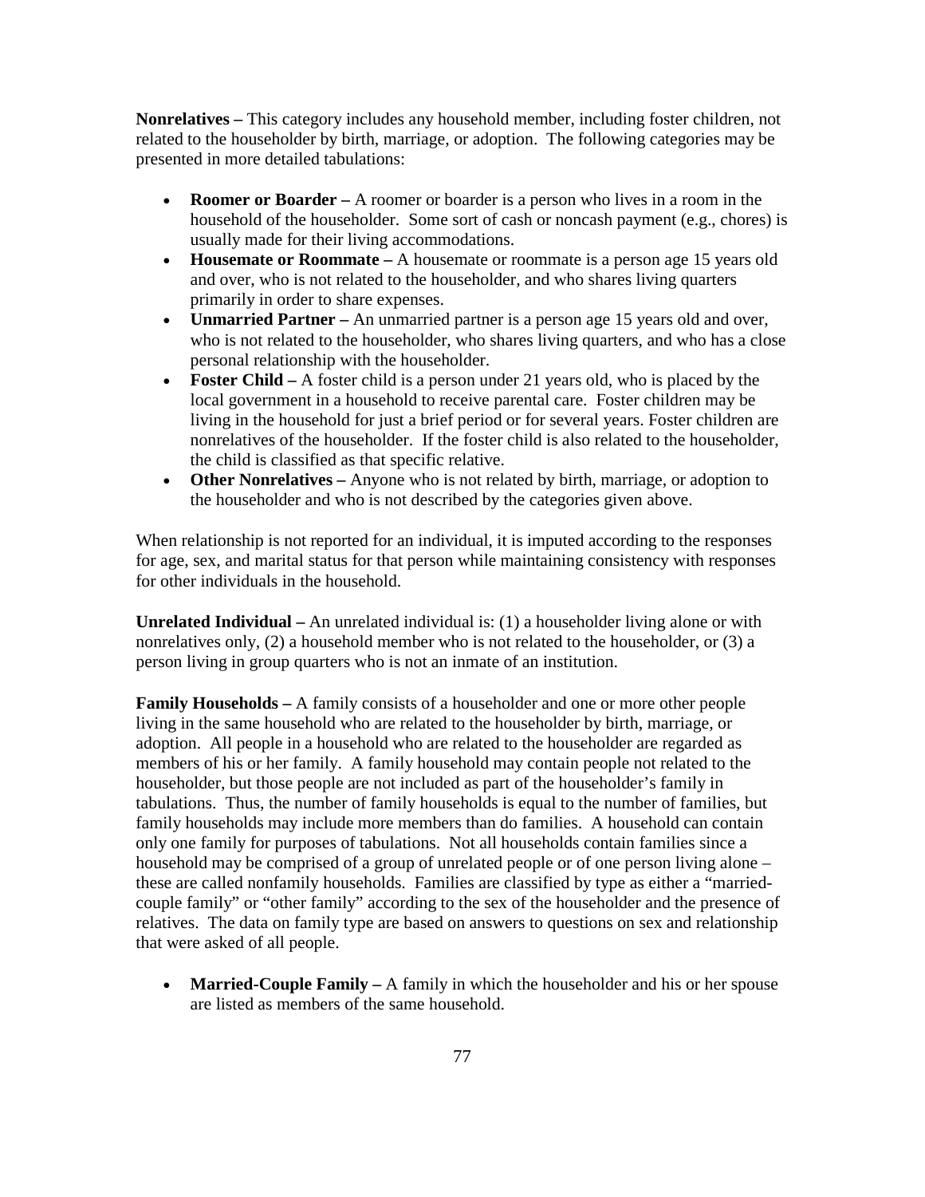**Nonrelatives –** This category includes any household member, including foster children, not related to the householder by birth, marriage, or adoption. The following categories may be presented in more detailed tabulations:

- **Roomer or Boarder –** A roomer or boarder is a person who lives in a room in the household of the householder. Some sort of cash or noncash payment (e.g., chores) is usually made for their living accommodations.
- **Housemate or Roommate –** A housemate or roommate is a person age 15 years old and over, who is not related to the householder, and who shares living quarters primarily in order to share expenses.
- **Unmarried Partner –** An unmarried partner is a person age 15 years old and over, who is not related to the householder, who shares living quarters, and who has a close personal relationship with the householder.
- **Foster Child –** A foster child is a person under 21 years old, who is placed by the local government in a household to receive parental care. Foster children may be living in the household for just a brief period or for several years. Foster children are nonrelatives of the householder. If the foster child is also related to the householder, the child is classified as that specific relative.
- **Other Nonrelatives –** Anyone who is not related by birth, marriage, or adoption to the householder and who is not described by the categories given above.

When relationship is not reported for an individual, it is imputed according to the responses for age, sex, and marital status for that person while maintaining consistency with responses for other individuals in the household.

**Unrelated Individual –** An unrelated individual is: (1) a householder living alone or with nonrelatives only, (2) a household member who is not related to the householder, or (3) a person living in group quarters who is not an inmate of an institution.

**Family Households –** A family consists of a householder and one or more other people living in the same household who are related to the householder by birth, marriage, or adoption. All people in a household who are related to the householder are regarded as members of his or her family. A family household may contain people not related to the householder, but those people are not included as part of the householder's family in tabulations. Thus, the number of family households is equal to the number of families, but family households may include more members than do families. A household can contain only one family for purposes of tabulations. Not all households contain families since a household may be comprised of a group of unrelated people or of one person living alone – these are called nonfamily households. Families are classified by type as either a "married-couple family" or "other family" according to the sex of the householder and the presence of relatives. The data on family type are based on answers to questions on sex and relationship that were asked of all people.

- **Married-Couple Family –** A family in which the householder and his or her spouse are listed as members of the same household.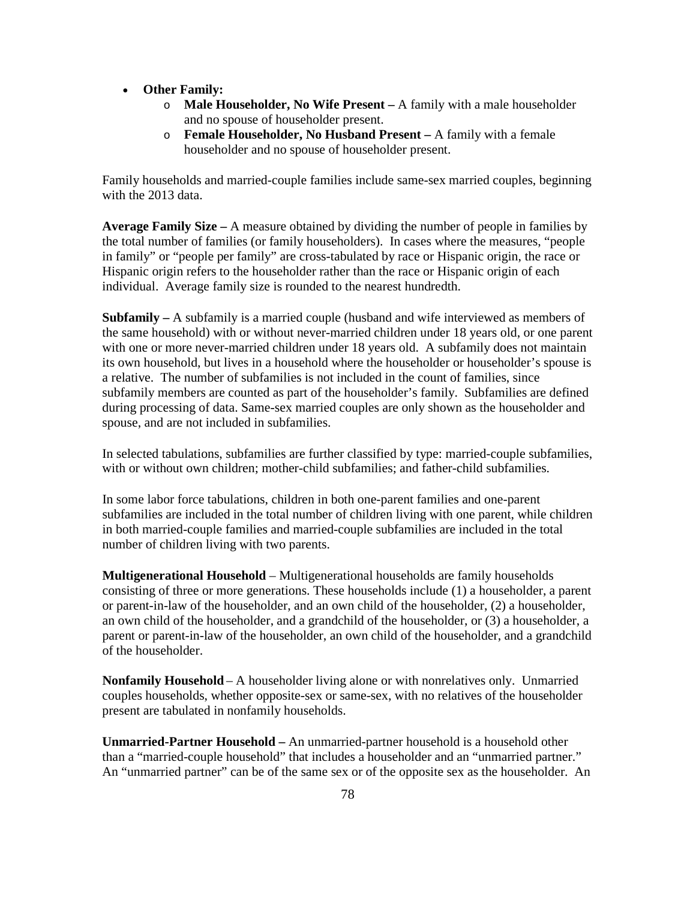- **Other Family:**
  - **Male Householder, No Wife Present –** A family with a male householder and no spouse of householder present.
  - **Female Householder, No Husband Present –** A family with a female householder and no spouse of householder present.

Family households and married-couple families include same-sex married couples, beginning with the 2013 data.

**Average Family Size –** A measure obtained by dividing the number of people in families by the total number of families (or family householders). In cases where the measures, "people in family" or "people per family" are cross-tabulated by race or Hispanic origin, the race or Hispanic origin refers to the householder rather than the race or Hispanic origin of each individual. Average family size is rounded to the nearest hundredth.

**Subfamily –** A subfamily is a married couple (husband and wife interviewed as members of the same household) with or without never-married children under 18 years old, or one parent with one or more never-married children under 18 years old. A subfamily does not maintain its own household, but lives in a household where the householder or householder's spouse is a relative. The number of subfamilies is not included in the count of families, since subfamily members are counted as part of the householder's family. Subfamilies are defined during processing of data. Same-sex married couples are only shown as the householder and spouse, and are not included in subfamilies.

In selected tabulations, subfamilies are further classified by type: married-couple subfamilies, with or without own children; mother-child subfamilies; and father-child subfamilies.

In some labor force tabulations, children in both one-parent families and one-parent subfamilies are included in the total number of children living with one parent, while children in both married-couple families and married-couple subfamilies are included in the total number of children living with two parents.

**Multigenerational Household** – Multigenerational households are family households consisting of three or more generations. These households include (1) a householder, a parent or parent-in-law of the householder, and an own child of the householder, (2) a householder, an own child of the householder, and a grandchild of the householder, or (3) a householder, a parent or parent-in-law of the householder, an own child of the householder, and a grandchild of the householder.

**Nonfamily Household** – A householder living alone or with nonrelatives only. Unmarried couples households, whether opposite-sex or same-sex, with no relatives of the householder present are tabulated in nonfamily households.

**Unmarried-Partner Household –** An unmarried-partner household is a household other than a "married-couple household" that includes a householder and an "unmarried partner." An "unmarried partner" can be of the same sex or of the opposite sex as the householder. An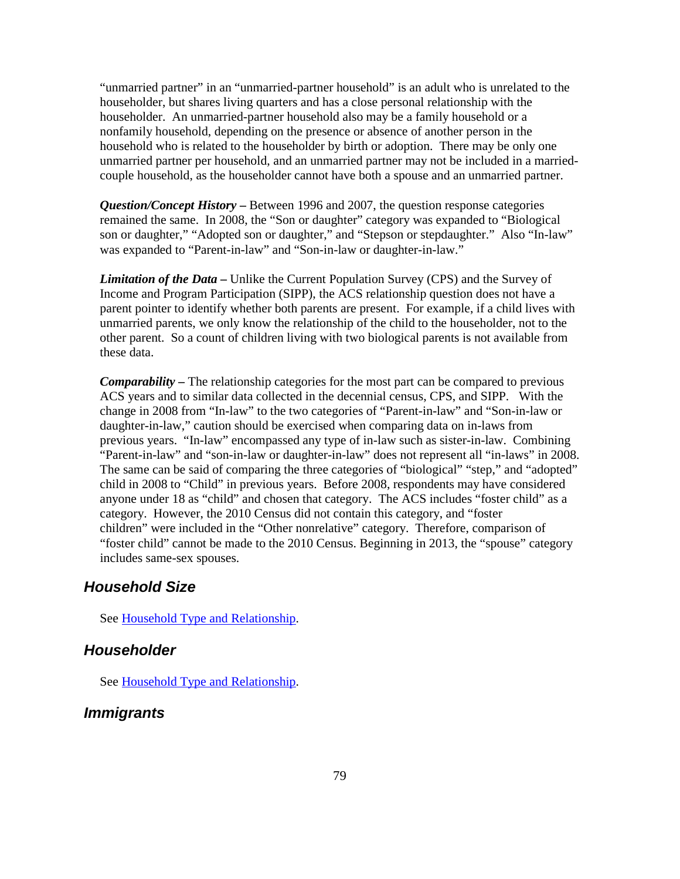"unmarried partner" in an "unmarried-partner household" is an adult who is unrelated to the householder, but shares living quarters and has a close personal relationship with the householder. An unmarried-partner household also may be a family household or a nonfamily household, depending on the presence or absence of another person in the household who is related to the householder by birth or adoption. There may be only one unmarried partner per household, and an unmarried partner may not be included in a married-couple household, as the householder cannot have both a spouse and an unmarried partner.

***Question/Concept History*** **–** Between 1996 and 2007, the question response categories remained the same. In 2008, the "Son or daughter" category was expanded to "Biological son or daughter," "Adopted son or daughter," and "Stepson or stepdaughter." Also "In-law" was expanded to "Parent-in-law" and "Son-in-law or daughter-in-law."

***Limitation of the Data*** **–** Unlike the Current Population Survey (CPS) and the Survey of Income and Program Participation (SIPP), the ACS relationship question does not have a parent pointer to identify whether both parents are present. For example, if a child lives with unmarried parents, we only know the relationship of the child to the householder, not to the other parent. So a count of children living with two biological parents is not available from these data.

***Comparability*** **–** The relationship categories for the most part can be compared to previous ACS years and to similar data collected in the decennial census, CPS, and SIPP. With the change in 2008 from "In-law" to the two categories of "Parent-in-law" and "Son-in-law or daughter-in-law," caution should be exercised when comparing data on in-laws from previous years. "In-law" encompassed any type of in-law such as sister-in-law. Combining "Parent-in-law" and "son-in-law or daughter-in-law" does not represent all "in-laws" in 2008. The same can be said of comparing the three categories of "biological" "step," and "adopted" child in 2008 to "Child" in previous years. Before 2008, respondents may have considered anyone under 18 as "child" and chosen that category. The ACS includes "foster child" as a category. However, the 2010 Census did not contain this category, and "foster children" were included in the "Other nonrelative" category. Therefore, comparison of "foster child" cannot be made to the 2010 Census. Beginning in 2013, the "spouse" category includes same-sex spouses.

## Household Size

See Household Type and Relationship.

## Householder

See Household Type and Relationship.

## Immigrants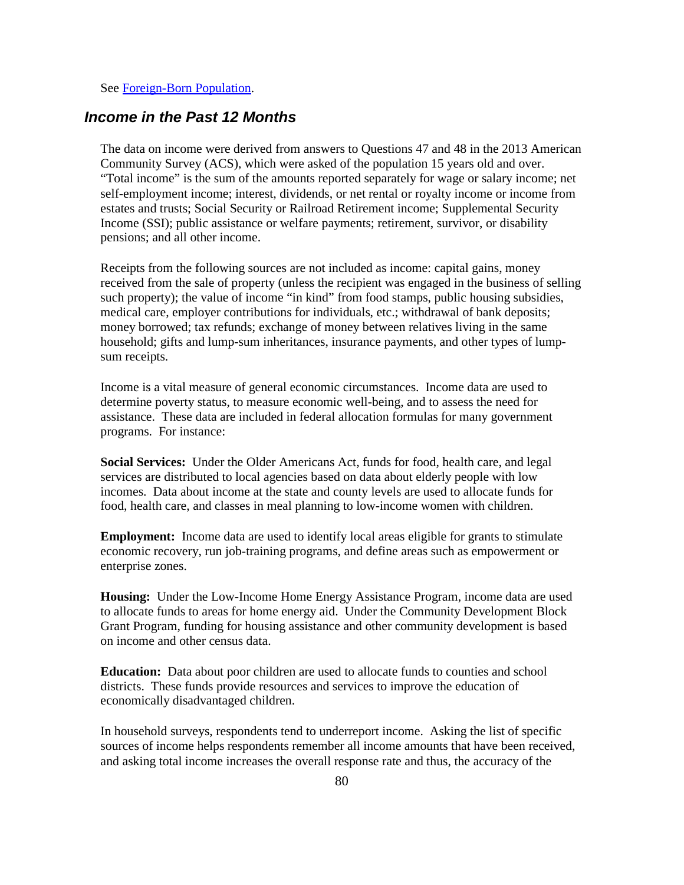See [Foreign-Born Population](#).

## *Income in the Past 12 Months*

The data on income were derived from answers to Questions 47 and 48 in the 2013 American Community Survey (ACS), which were asked of the population 15 years old and over. "Total income" is the sum of the amounts reported separately for wage or salary income; net self-employment income; interest, dividends, or net rental or royalty income or income from estates and trusts; Social Security or Railroad Retirement income; Supplemental Security Income (SSI); public assistance or welfare payments; retirement, survivor, or disability pensions; and all other income.

Receipts from the following sources are not included as income: capital gains, money received from the sale of property (unless the recipient was engaged in the business of selling such property); the value of income "in kind" from food stamps, public housing subsidies, medical care, employer contributions for individuals, etc.; withdrawal of bank deposits; money borrowed; tax refunds; exchange of money between relatives living in the same household; gifts and lump-sum inheritances, insurance payments, and other types of lump-sum receipts.

Income is a vital measure of general economic circumstances. Income data are used to determine poverty status, to measure economic well-being, and to assess the need for assistance. These data are included in federal allocation formulas for many government programs. For instance:

**Social Services:** Under the Older Americans Act, funds for food, health care, and legal services are distributed to local agencies based on data about elderly people with low incomes. Data about income at the state and county levels are used to allocate funds for food, health care, and classes in meal planning to low-income women with children.

**Employment:** Income data are used to identify local areas eligible for grants to stimulate economic recovery, run job-training programs, and define areas such as empowerment or enterprise zones.

**Housing:** Under the Low-Income Home Energy Assistance Program, income data are used to allocate funds to areas for home energy aid. Under the Community Development Block Grant Program, funding for housing assistance and other community development is based on income and other census data.

**Education:** Data about poor children are used to allocate funds to counties and school districts. These funds provide resources and services to improve the education of economically disadvantaged children.

In household surveys, respondents tend to underreport income. Asking the list of specific sources of income helps respondents remember all income amounts that have been received, and asking total income increases the overall response rate and thus, the accuracy of the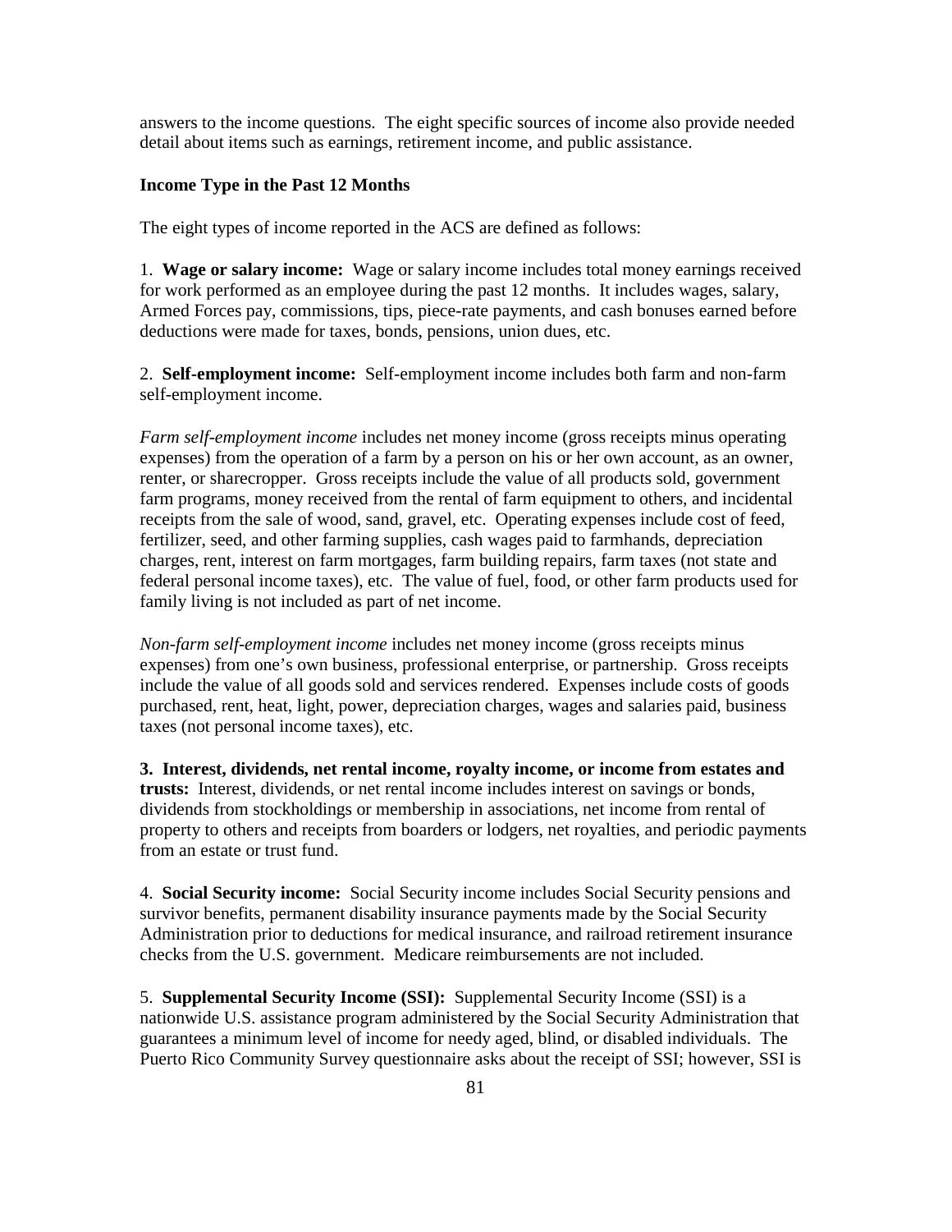answers to the income questions. The eight specific sources of income also provide needed detail about items such as earnings, retirement income, and public assistance.

**Income Type in the Past 12 Months**

The eight types of income reported in the ACS are defined as follows:

1. **Wage or salary income:** Wage or salary income includes total money earnings received for work performed as an employee during the past 12 months. It includes wages, salary, Armed Forces pay, commissions, tips, piece-rate payments, and cash bonuses earned before deductions were made for taxes, bonds, pensions, union dues, etc.

2. **Self-employment income:** Self-employment income includes both farm and non-farm self-employment income.

*Farm self-employment income* includes net money income (gross receipts minus operating expenses) from the operation of a farm by a person on his or her own account, as an owner, renter, or sharecropper. Gross receipts include the value of all products sold, government farm programs, money received from the rental of farm equipment to others, and incidental receipts from the sale of wood, sand, gravel, etc. Operating expenses include cost of feed, fertilizer, seed, and other farming supplies, cash wages paid to farmhands, depreciation charges, rent, interest on farm mortgages, farm building repairs, farm taxes (not state and federal personal income taxes), etc. The value of fuel, food, or other farm products used for family living is not included as part of net income.

*Non-farm self-employment income* includes net money income (gross receipts minus expenses) from one's own business, professional enterprise, or partnership. Gross receipts include the value of all goods sold and services rendered. Expenses include costs of goods purchased, rent, heat, light, power, depreciation charges, wages and salaries paid, business taxes (not personal income taxes), etc.

**3. Interest, dividends, net rental income, royalty income, or income from estates and trusts:** Interest, dividends, or net rental income includes interest on savings or bonds, dividends from stockholdings or membership in associations, net income from rental of property to others and receipts from boarders or lodgers, net royalties, and periodic payments from an estate or trust fund.

4. **Social Security income:** Social Security income includes Social Security pensions and survivor benefits, permanent disability insurance payments made by the Social Security Administration prior to deductions for medical insurance, and railroad retirement insurance checks from the U.S. government. Medicare reimbursements are not included.

5. **Supplemental Security Income (SSI):** Supplemental Security Income (SSI) is a nationwide U.S. assistance program administered by the Social Security Administration that guarantees a minimum level of income for needy aged, blind, or disabled individuals. The Puerto Rico Community Survey questionnaire asks about the receipt of SSI; however, SSI is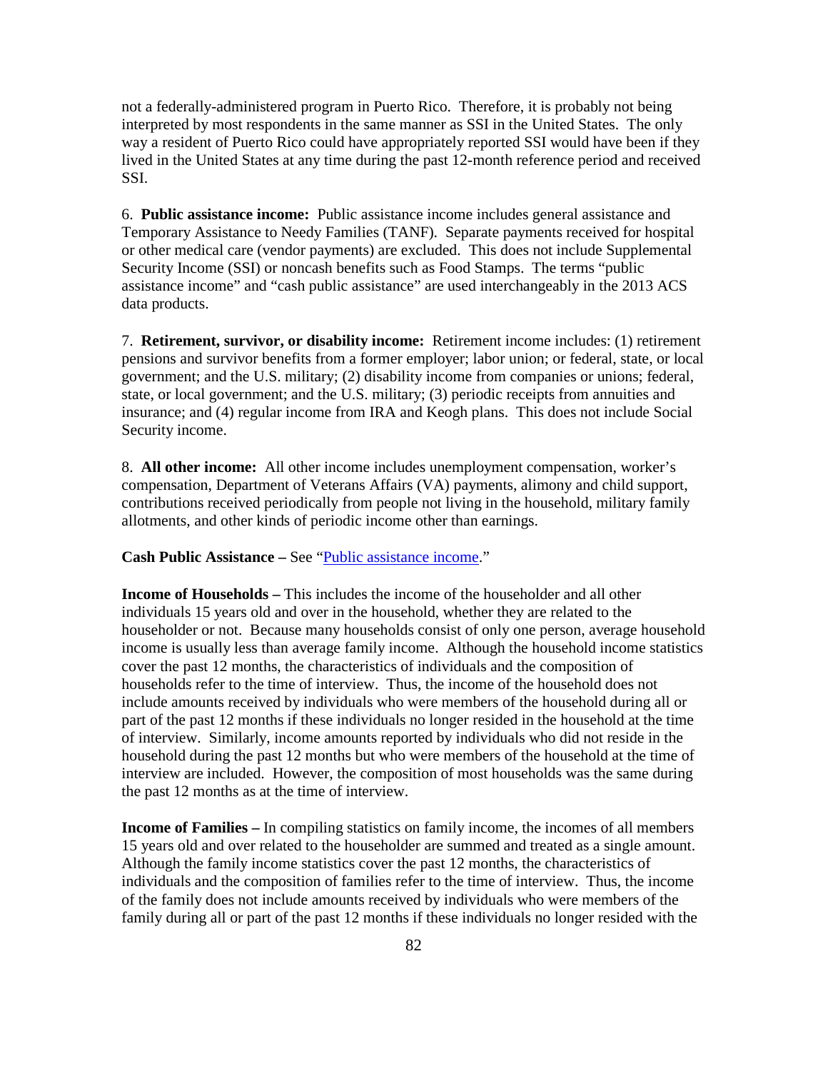not a federally-administered program in Puerto Rico. Therefore, it is probably not being interpreted by most respondents in the same manner as SSI in the United States. The only way a resident of Puerto Rico could have appropriately reported SSI would have been if they lived in the United States at any time during the past 12-month reference period and received SSI.

6. **Public assistance income:** Public assistance income includes general assistance and Temporary Assistance to Needy Families (TANF). Separate payments received for hospital or other medical care (vendor payments) are excluded. This does not include Supplemental Security Income (SSI) or noncash benefits such as Food Stamps. The terms "public assistance income" and "cash public assistance" are used interchangeably in the 2013 ACS data products.

7. **Retirement, survivor, or disability income:** Retirement income includes: (1) retirement pensions and survivor benefits from a former employer; labor union; or federal, state, or local government; and the U.S. military; (2) disability income from companies or unions; federal, state, or local government; and the U.S. military; (3) periodic receipts from annuities and insurance; and (4) regular income from IRA and Keogh plans. This does not include Social Security income.

8. **All other income:** All other income includes unemployment compensation, worker's compensation, Department of Veterans Affairs (VA) payments, alimony and child support, contributions received periodically from people not living in the household, military family allotments, and other kinds of periodic income other than earnings.

**Cash Public Assistance –** See "Public assistance income."

**Income of Households –** This includes the income of the householder and all other individuals 15 years old and over in the household, whether they are related to the householder or not. Because many households consist of only one person, average household income is usually less than average family income. Although the household income statistics cover the past 12 months, the characteristics of individuals and the composition of households refer to the time of interview. Thus, the income of the household does not include amounts received by individuals who were members of the household during all or part of the past 12 months if these individuals no longer resided in the household at the time of interview. Similarly, income amounts reported by individuals who did not reside in the household during the past 12 months but who were members of the household at the time of interview are included. However, the composition of most households was the same during the past 12 months as at the time of interview.

**Income of Families –** In compiling statistics on family income, the incomes of all members 15 years old and over related to the householder are summed and treated as a single amount. Although the family income statistics cover the past 12 months, the characteristics of individuals and the composition of families refer to the time of interview. Thus, the income of the family does not include amounts received by individuals who were members of the family during all or part of the past 12 months if these individuals no longer resided with the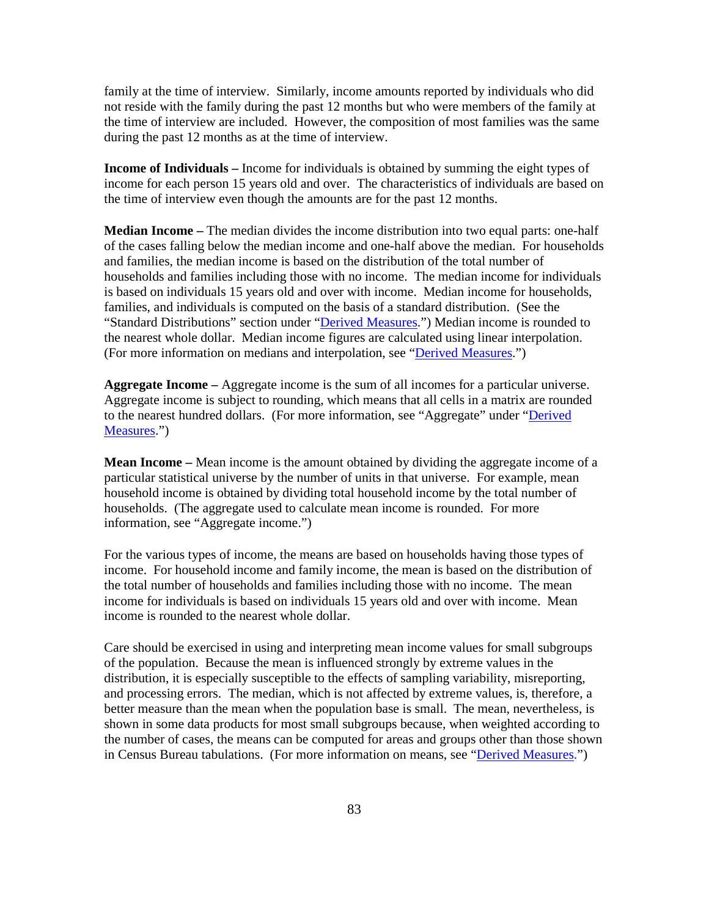family at the time of interview. Similarly, income amounts reported by individuals who did not reside with the family during the past 12 months but who were members of the family at the time of interview are included. However, the composition of most families was the same during the past 12 months as at the time of interview.

**Income of Individuals –** Income for individuals is obtained by summing the eight types of income for each person 15 years old and over. The characteristics of individuals are based on the time of interview even though the amounts are for the past 12 months.

**Median Income –** The median divides the income distribution into two equal parts: one-half of the cases falling below the median income and one-half above the median. For households and families, the median income is based on the distribution of the total number of households and families including those with no income. The median income for individuals is based on individuals 15 years old and over with income. Median income for households, families, and individuals is computed on the basis of a standard distribution. (See the "Standard Distributions" section under "Derived Measures.") Median income is rounded to the nearest whole dollar. Median income figures are calculated using linear interpolation. (For more information on medians and interpolation, see "Derived Measures.")

**Aggregate Income –** Aggregate income is the sum of all incomes for a particular universe. Aggregate income is subject to rounding, which means that all cells in a matrix are rounded to the nearest hundred dollars. (For more information, see "Aggregate" under "Derived Measures.")

**Mean Income –** Mean income is the amount obtained by dividing the aggregate income of a particular statistical universe by the number of units in that universe. For example, mean household income is obtained by dividing total household income by the total number of households. (The aggregate used to calculate mean income is rounded. For more information, see "Aggregate income.")

For the various types of income, the means are based on households having those types of income. For household income and family income, the mean is based on the distribution of the total number of households and families including those with no income. The mean income for individuals is based on individuals 15 years old and over with income. Mean income is rounded to the nearest whole dollar.

Care should be exercised in using and interpreting mean income values for small subgroups of the population. Because the mean is influenced strongly by extreme values in the distribution, it is especially susceptible to the effects of sampling variability, misreporting, and processing errors. The median, which is not affected by extreme values, is, therefore, a better measure than the mean when the population base is small. The mean, nevertheless, is shown in some data products for most small subgroups because, when weighted according to the number of cases, the means can be computed for areas and groups other than those shown in Census Bureau tabulations. (For more information on means, see "Derived Measures.")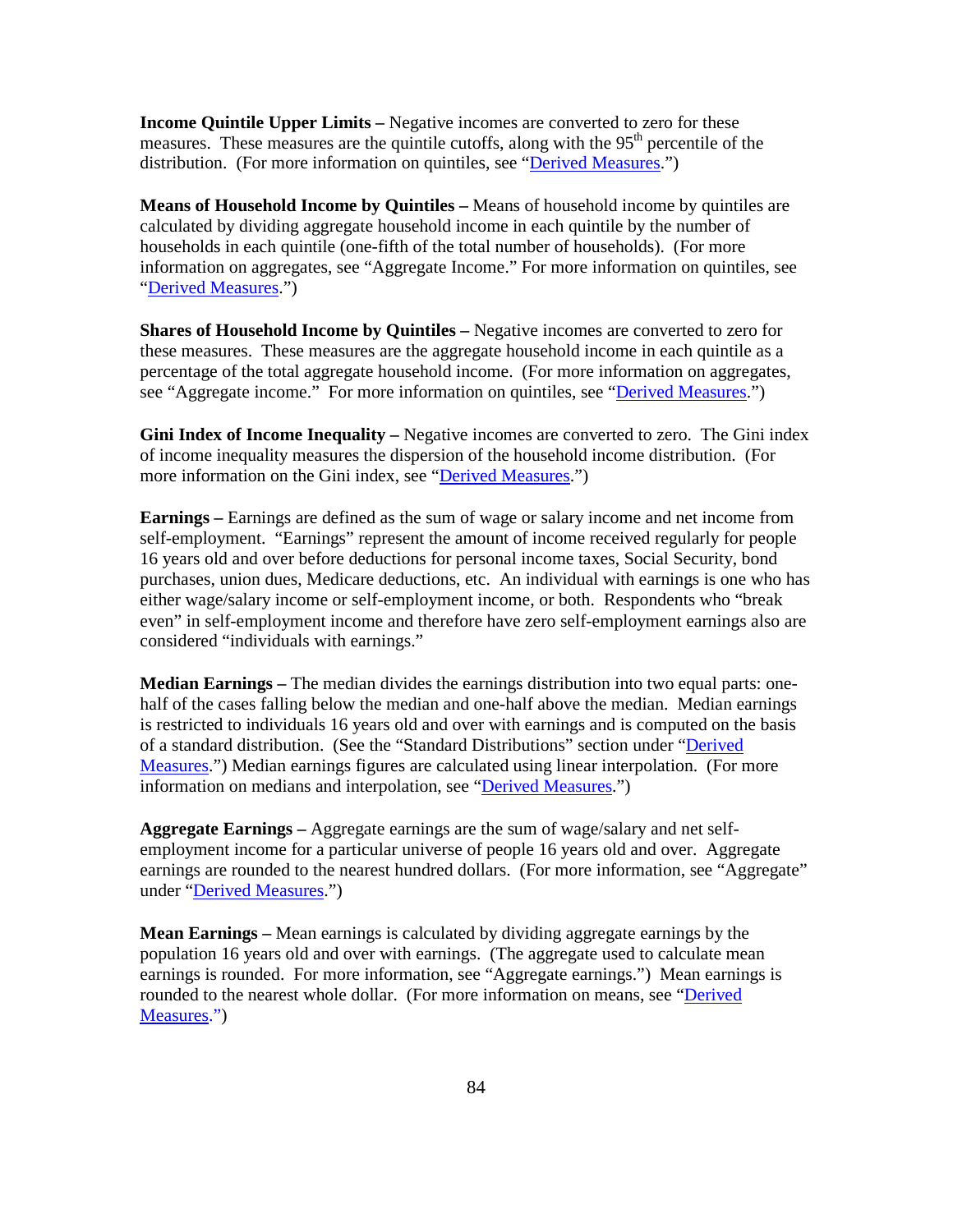**Income Quintile Upper Limits –** Negative incomes are converted to zero for these measures. These measures are the quintile cutoffs, along with the 95th percentile of the distribution. (For more information on quintiles, see "Derived Measures.")

**Means of Household Income by Quintiles –** Means of household income by quintiles are calculated by dividing aggregate household income in each quintile by the number of households in each quintile (one-fifth of the total number of households). (For more information on aggregates, see "Aggregate Income." For more information on quintiles, see "Derived Measures.")

**Shares of Household Income by Quintiles –** Negative incomes are converted to zero for these measures. These measures are the aggregate household income in each quintile as a percentage of the total aggregate household income. (For more information on aggregates, see "Aggregate income." For more information on quintiles, see "Derived Measures.")

**Gini Index of Income Inequality –** Negative incomes are converted to zero. The Gini index of income inequality measures the dispersion of the household income distribution. (For more information on the Gini index, see "Derived Measures.")

**Earnings –** Earnings are defined as the sum of wage or salary income and net income from self-employment. "Earnings" represent the amount of income received regularly for people 16 years old and over before deductions for personal income taxes, Social Security, bond purchases, union dues, Medicare deductions, etc. An individual with earnings is one who has either wage/salary income or self-employment income, or both. Respondents who "break even" in self-employment income and therefore have zero self-employment earnings also are considered "individuals with earnings."

**Median Earnings –** The median divides the earnings distribution into two equal parts: one-half of the cases falling below the median and one-half above the median. Median earnings is restricted to individuals 16 years old and over with earnings and is computed on the basis of a standard distribution. (See the "Standard Distributions" section under "Derived Measures.") Median earnings figures are calculated using linear interpolation. (For more information on medians and interpolation, see "Derived Measures.")

**Aggregate Earnings –** Aggregate earnings are the sum of wage/salary and net self-employment income for a particular universe of people 16 years old and over. Aggregate earnings are rounded to the nearest hundred dollars. (For more information, see "Aggregate" under "Derived Measures.")

**Mean Earnings –** Mean earnings is calculated by dividing aggregate earnings by the population 16 years old and over with earnings. (The aggregate used to calculate mean earnings is rounded. For more information, see "Aggregate earnings.") Mean earnings is rounded to the nearest whole dollar. (For more information on means, see "Derived Measures.")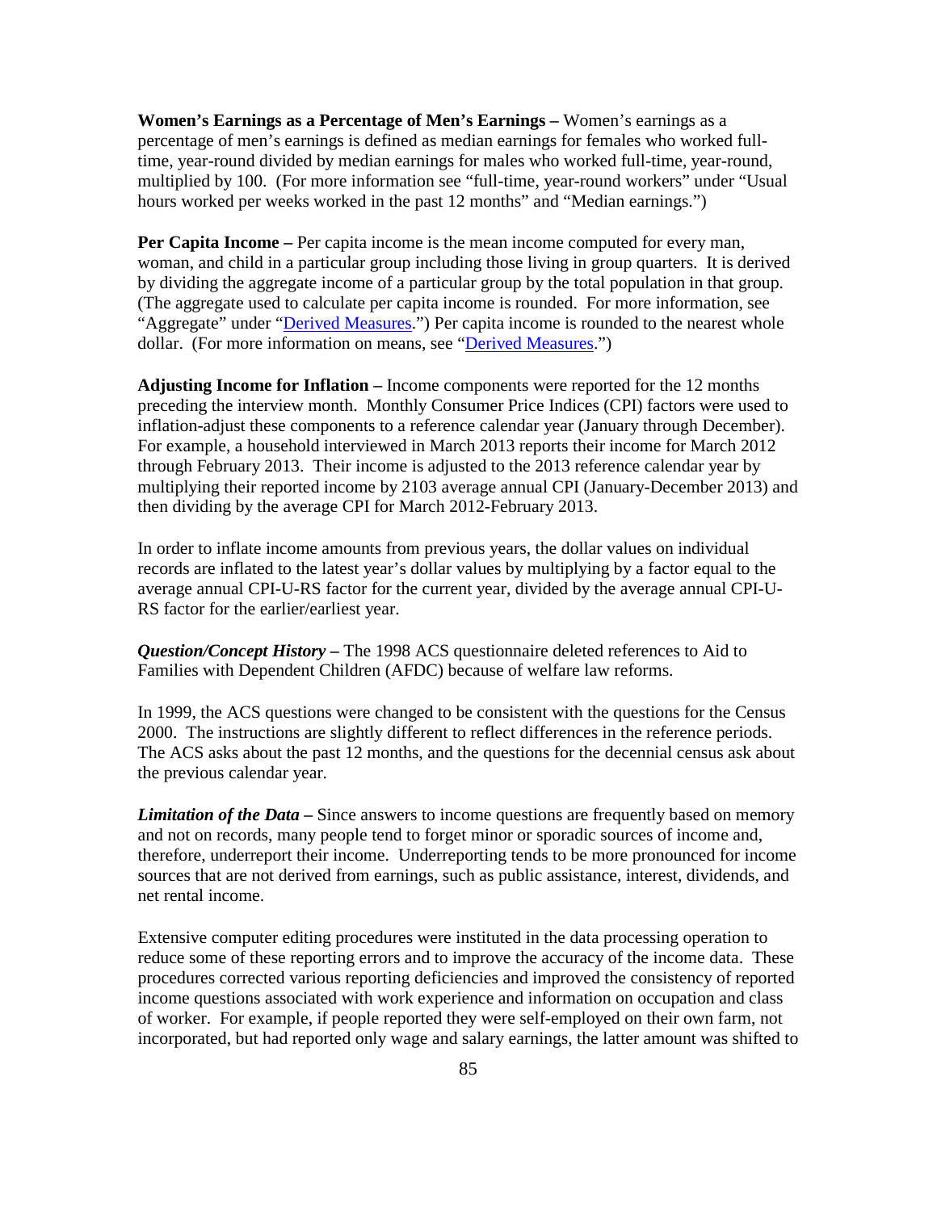**Women's Earnings as a Percentage of Men's Earnings –** Women's earnings as a percentage of men's earnings is defined as median earnings for females who worked full-time, year-round divided by median earnings for males who worked full-time, year-round, multiplied by 100. (For more information see "full-time, year-round workers" under "Usual hours worked per weeks worked in the past 12 months" and "Median earnings.")

**Per Capita Income –** Per capita income is the mean income computed for every man, woman, and child in a particular group including those living in group quarters. It is derived by dividing the aggregate income of a particular group by the total population in that group. (The aggregate used to calculate per capita income is rounded. For more information, see "Aggregate" under "Derived Measures.") Per capita income is rounded to the nearest whole dollar. (For more information on means, see "Derived Measures.")

**Adjusting Income for Inflation –** Income components were reported for the 12 months preceding the interview month. Monthly Consumer Price Indices (CPI) factors were used to inflation-adjust these components to a reference calendar year (January through December). For example, a household interviewed in March 2013 reports their income for March 2012 through February 2013. Their income is adjusted to the 2013 reference calendar year by multiplying their reported income by 2103 average annual CPI (January-December 2013) and then dividing by the average CPI for March 2012-February 2013.

In order to inflate income amounts from previous years, the dollar values on individual records are inflated to the latest year's dollar values by multiplying by a factor equal to the average annual CPI-U-RS factor for the current year, divided by the average annual CPI-U-RS factor for the earlier/earliest year.

***Question/Concept History* –** The 1998 ACS questionnaire deleted references to Aid to Families with Dependent Children (AFDC) because of welfare law reforms.

In 1999, the ACS questions were changed to be consistent with the questions for the Census 2000. The instructions are slightly different to reflect differences in the reference periods. The ACS asks about the past 12 months, and the questions for the decennial census ask about the previous calendar year.

***Limitation of the Data* –** Since answers to income questions are frequently based on memory and not on records, many people tend to forget minor or sporadic sources of income and, therefore, underreport their income. Underreporting tends to be more pronounced for income sources that are not derived from earnings, such as public assistance, interest, dividends, and net rental income.

Extensive computer editing procedures were instituted in the data processing operation to reduce some of these reporting errors and to improve the accuracy of the income data. These procedures corrected various reporting deficiencies and improved the consistency of reported income questions associated with work experience and information on occupation and class of worker. For example, if people reported they were self-employed on their own farm, not incorporated, but had reported only wage and salary earnings, the latter amount was shifted to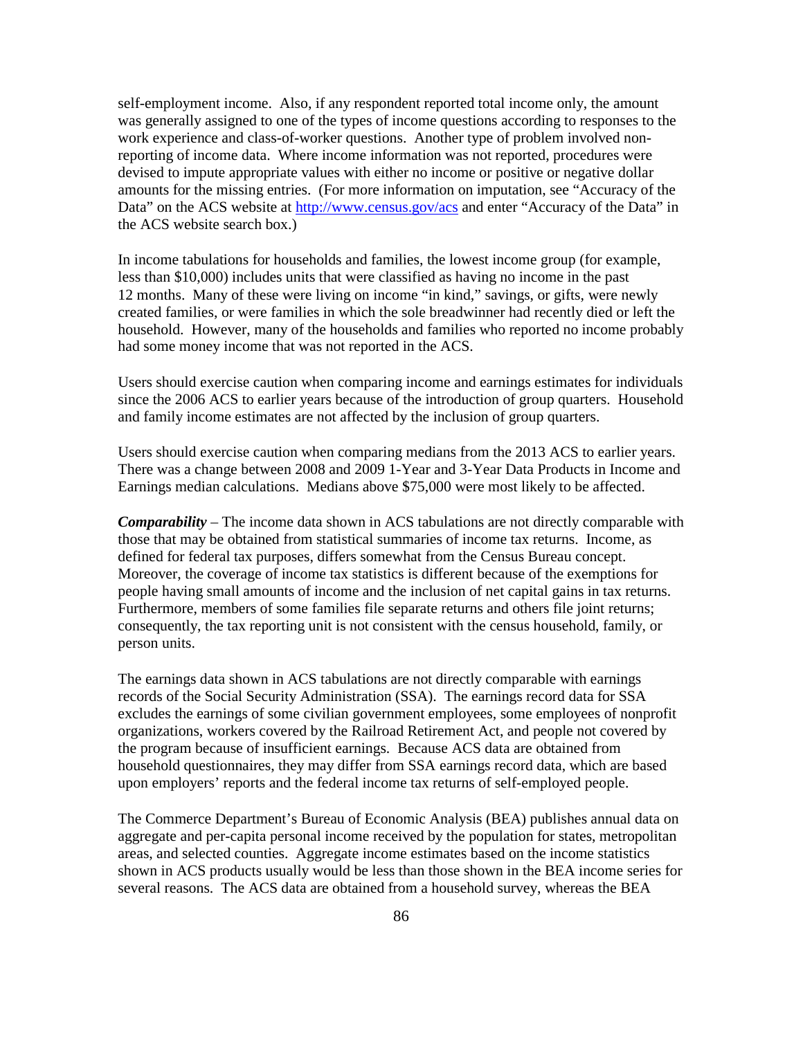self-employment income. Also, if any respondent reported total income only, the amount was generally assigned to one of the types of income questions according to responses to the work experience and class-of-worker questions. Another type of problem involved non-reporting of income data. Where income information was not reported, procedures were devised to impute appropriate values with either no income or positive or negative dollar amounts for the missing entries. (For more information on imputation, see "Accuracy of the Data" on the ACS website at http://www.census.gov/acs and enter "Accuracy of the Data" in the ACS website search box.)

In income tabulations for households and families, the lowest income group (for example, less than \$10,000) includes units that were classified as having no income in the past 12 months. Many of these were living on income "in kind," savings, or gifts, were newly created families, or were families in which the sole breadwinner had recently died or left the household. However, many of the households and families who reported no income probably had some money income that was not reported in the ACS.

Users should exercise caution when comparing income and earnings estimates for individuals since the 2006 ACS to earlier years because of the introduction of group quarters. Household and family income estimates are not affected by the inclusion of group quarters.

Users should exercise caution when comparing medians from the 2013 ACS to earlier years. There was a change between 2008 and 2009 1-Year and 3-Year Data Products in Income and Earnings median calculations. Medians above \$75,000 were most likely to be affected.

***Comparability*** – The income data shown in ACS tabulations are not directly comparable with those that may be obtained from statistical summaries of income tax returns. Income, as defined for federal tax purposes, differs somewhat from the Census Bureau concept. Moreover, the coverage of income tax statistics is different because of the exemptions for people having small amounts of income and the inclusion of net capital gains in tax returns. Furthermore, members of some families file separate returns and others file joint returns; consequently, the tax reporting unit is not consistent with the census household, family, or person units.

The earnings data shown in ACS tabulations are not directly comparable with earnings records of the Social Security Administration (SSA). The earnings record data for SSA excludes the earnings of some civilian government employees, some employees of nonprofit organizations, workers covered by the Railroad Retirement Act, and people not covered by the program because of insufficient earnings. Because ACS data are obtained from household questionnaires, they may differ from SSA earnings record data, which are based upon employers' reports and the federal income tax returns of self-employed people.

The Commerce Department's Bureau of Economic Analysis (BEA) publishes annual data on aggregate and per-capita personal income received by the population for states, metropolitan areas, and selected counties. Aggregate income estimates based on the income statistics shown in ACS products usually would be less than those shown in the BEA income series for several reasons. The ACS data are obtained from a household survey, whereas the BEA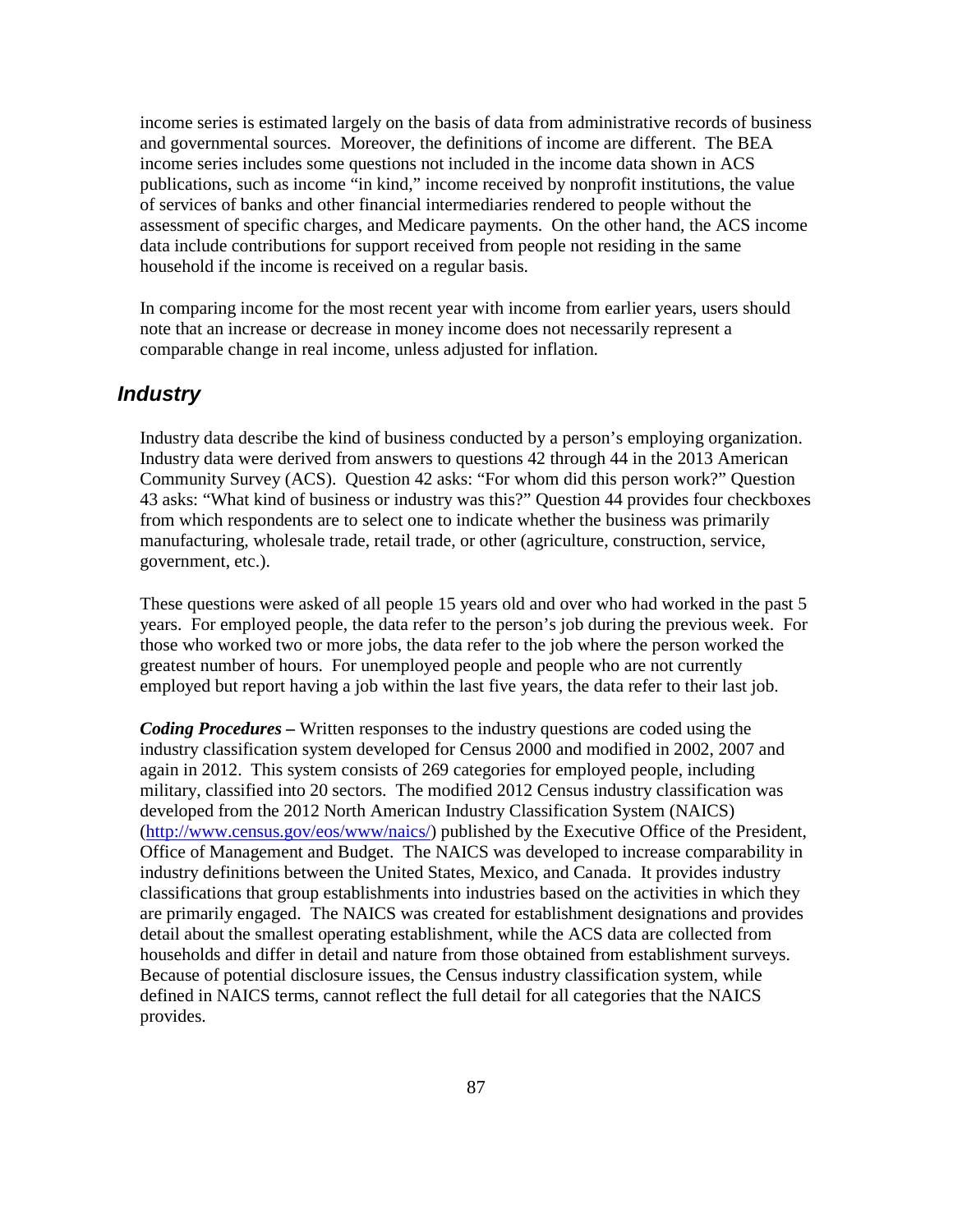income series is estimated largely on the basis of data from administrative records of business and governmental sources. Moreover, the definitions of income are different. The BEA income series includes some questions not included in the income data shown in ACS publications, such as income "in kind," income received by nonprofit institutions, the value of services of banks and other financial intermediaries rendered to people without the assessment of specific charges, and Medicare payments. On the other hand, the ACS income data include contributions for support received from people not residing in the same household if the income is received on a regular basis.

In comparing income for the most recent year with income from earlier years, users should note that an increase or decrease in money income does not necessarily represent a comparable change in real income, unless adjusted for inflation.

## *Industry*

Industry data describe the kind of business conducted by a person's employing organization. Industry data were derived from answers to questions 42 through 44 in the 2013 American Community Survey (ACS). Question 42 asks: "For whom did this person work?" Question 43 asks: "What kind of business or industry was this?" Question 44 provides four checkboxes from which respondents are to select one to indicate whether the business was primarily manufacturing, wholesale trade, retail trade, or other (agriculture, construction, service, government, etc.).

These questions were asked of all people 15 years old and over who had worked in the past 5 years. For employed people, the data refer to the person's job during the previous week. For those who worked two or more jobs, the data refer to the job where the person worked the greatest number of hours. For unemployed people and people who are not currently employed but report having a job within the last five years, the data refer to their last job.

***Coding Procedures –*** Written responses to the industry questions are coded using the industry classification system developed for Census 2000 and modified in 2002, 2007 and again in 2012. This system consists of 269 categories for employed people, including military, classified into 20 sectors. The modified 2012 Census industry classification was developed from the 2012 North American Industry Classification System (NAICS) (http://www.census.gov/eos/www/naics/) published by the Executive Office of the President, Office of Management and Budget. The NAICS was developed to increase comparability in industry definitions between the United States, Mexico, and Canada. It provides industry classifications that group establishments into industries based on the activities in which they are primarily engaged. The NAICS was created for establishment designations and provides detail about the smallest operating establishment, while the ACS data are collected from households and differ in detail and nature from those obtained from establishment surveys. Because of potential disclosure issues, the Census industry classification system, while defined in NAICS terms, cannot reflect the full detail for all categories that the NAICS provides.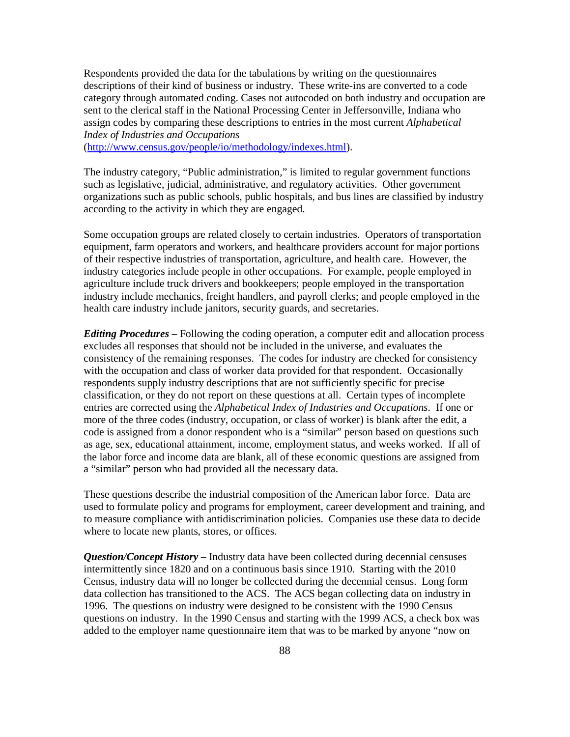Respondents provided the data for the tabulations by writing on the questionnaires descriptions of their kind of business or industry. These write-ins are converted to a code category through automated coding. Cases not autocoded on both industry and occupation are sent to the clerical staff in the National Processing Center in Jeffersonville, Indiana who assign codes by comparing these descriptions to entries in the most current *Alphabetical Index of Industries and Occupations* (http://www.census.gov/people/io/methodology/indexes.html).

The industry category, "Public administration," is limited to regular government functions such as legislative, judicial, administrative, and regulatory activities. Other government organizations such as public schools, public hospitals, and bus lines are classified by industry according to the activity in which they are engaged.

Some occupation groups are related closely to certain industries. Operators of transportation equipment, farm operators and workers, and healthcare providers account for major portions of their respective industries of transportation, agriculture, and health care. However, the industry categories include people in other occupations. For example, people employed in agriculture include truck drivers and bookkeepers; people employed in the transportation industry include mechanics, freight handlers, and payroll clerks; and people employed in the health care industry include janitors, security guards, and secretaries.

***Editing Procedures –*** Following the coding operation, a computer edit and allocation process excludes all responses that should not be included in the universe, and evaluates the consistency of the remaining responses. The codes for industry are checked for consistency with the occupation and class of worker data provided for that respondent. Occasionally respondents supply industry descriptions that are not sufficiently specific for precise classification, or they do not report on these questions at all. Certain types of incomplete entries are corrected using the *Alphabetical Index of Industries and Occupations*. If one or more of the three codes (industry, occupation, or class of worker) is blank after the edit, a code is assigned from a donor respondent who is a "similar" person based on questions such as age, sex, educational attainment, income, employment status, and weeks worked. If all of the labor force and income data are blank, all of these economic questions are assigned from a "similar" person who had provided all the necessary data.

These questions describe the industrial composition of the American labor force. Data are used to formulate policy and programs for employment, career development and training, and to measure compliance with antidiscrimination policies. Companies use these data to decide where to locate new plants, stores, or offices.

***Question/Concept History –*** Industry data have been collected during decennial censuses intermittently since 1820 and on a continuous basis since 1910. Starting with the 2010 Census, industry data will no longer be collected during the decennial census. Long form data collection has transitioned to the ACS. The ACS began collecting data on industry in 1996. The questions on industry were designed to be consistent with the 1990 Census questions on industry. In the 1990 Census and starting with the 1999 ACS, a check box was added to the employer name questionnaire item that was to be marked by anyone "now on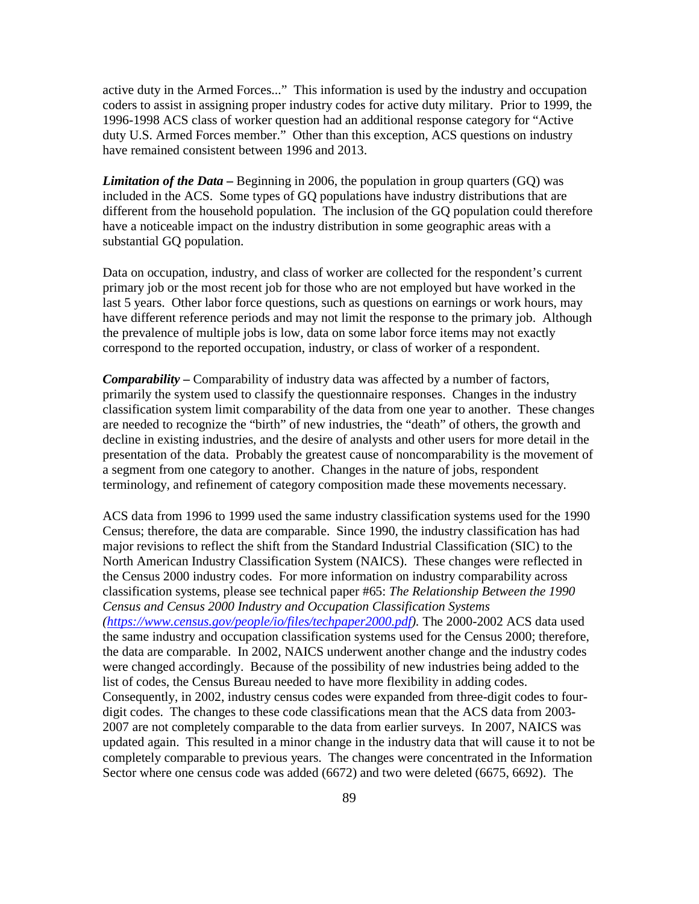active duty in the Armed Forces..." This information is used by the industry and occupation coders to assist in assigning proper industry codes for active duty military. Prior to 1999, the 1996-1998 ACS class of worker question had an additional response category for "Active duty U.S. Armed Forces member." Other than this exception, ACS questions on industry have remained consistent between 1996 and 2013.

***Limitation of the Data –*** Beginning in 2006, the population in group quarters (GQ) was included in the ACS. Some types of GQ populations have industry distributions that are different from the household population. The inclusion of the GQ population could therefore have a noticeable impact on the industry distribution in some geographic areas with a substantial GQ population.

Data on occupation, industry, and class of worker are collected for the respondent's current primary job or the most recent job for those who are not employed but have worked in the last 5 years. Other labor force questions, such as questions on earnings or work hours, may have different reference periods and may not limit the response to the primary job. Although the prevalence of multiple jobs is low, data on some labor force items may not exactly correspond to the reported occupation, industry, or class of worker of a respondent.

***Comparability –*** Comparability of industry data was affected by a number of factors, primarily the system used to classify the questionnaire responses. Changes in the industry classification system limit comparability of the data from one year to another. These changes are needed to recognize the "birth" of new industries, the "death" of others, the growth and decline in existing industries, and the desire of analysts and other users for more detail in the presentation of the data. Probably the greatest cause of noncomparability is the movement of a segment from one category to another. Changes in the nature of jobs, respondent terminology, and refinement of category composition made these movements necessary.

ACS data from 1996 to 1999 used the same industry classification systems used for the 1990 Census; therefore, the data are comparable. Since 1990, the industry classification has had major revisions to reflect the shift from the Standard Industrial Classification (SIC) to the North American Industry Classification System (NAICS). These changes were reflected in the Census 2000 industry codes. For more information on industry comparability across classification systems, please see technical paper #65: *The Relationship Between the 1990 Census and Census 2000 Industry and Occupation Classification Systems ([https://www.census.gov/people/io/files/techpaper2000.pdf](https://www.census.gov/people/io/files/techpaper2000.pdf)).* The 2000-2002 ACS data used the same industry and occupation classification systems used for the Census 2000; therefore, the data are comparable. In 2002, NAICS underwent another change and the industry codes were changed accordingly. Because of the possibility of new industries being added to the list of codes, the Census Bureau needed to have more flexibility in adding codes. Consequently, in 2002, industry census codes were expanded from three-digit codes to four-digit codes. The changes to these code classifications mean that the ACS data from 2003-2007 are not completely comparable to the data from earlier surveys. In 2007, NAICS was updated again. This resulted in a minor change in the industry data that will cause it to not be completely comparable to previous years. The changes were concentrated in the Information Sector where one census code was added (6672) and two were deleted (6675, 6692). The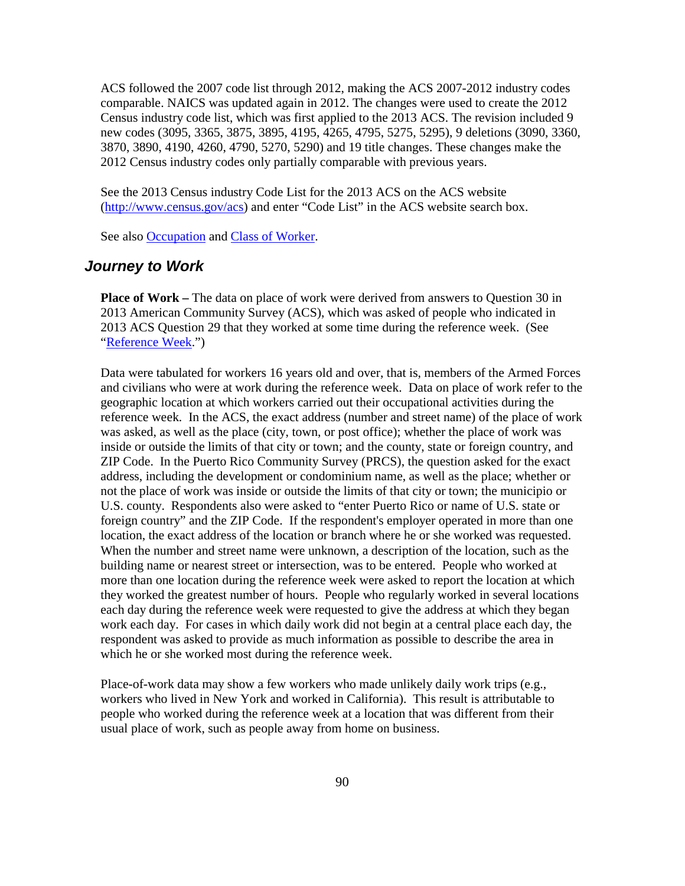ACS followed the 2007 code list through 2012, making the ACS 2007-2012 industry codes comparable. NAICS was updated again in 2012. The changes were used to create the 2012 Census industry code list, which was first applied to the 2013 ACS. The revision included 9 new codes (3095, 3365, 3875, 3895, 4195, 4265, 4795, 5275, 5295), 9 deletions (3090, 3360, 3870, 3890, 4190, 4260, 4790, 5270, 5290) and 19 title changes. These changes make the 2012 Census industry codes only partially comparable with previous years.

See the 2013 Census industry Code List for the 2013 ACS on the ACS website (http://www.census.gov/acs) and enter "Code List" in the ACS website search box.

See also Occupation and Class of Worker.

## *Journey to Work*

**Place of Work –** The data on place of work were derived from answers to Question 30 in 2013 American Community Survey (ACS), which was asked of people who indicated in 2013 ACS Question 29 that they worked at some time during the reference week. (See "Reference Week.")

Data were tabulated for workers 16 years old and over, that is, members of the Armed Forces and civilians who were at work during the reference week. Data on place of work refer to the geographic location at which workers carried out their occupational activities during the reference week. In the ACS, the exact address (number and street name) of the place of work was asked, as well as the place (city, town, or post office); whether the place of work was inside or outside the limits of that city or town; and the county, state or foreign country, and ZIP Code. In the Puerto Rico Community Survey (PRCS), the question asked for the exact address, including the development or condominium name, as well as the place; whether or not the place of work was inside or outside the limits of that city or town; the municipio or U.S. county. Respondents also were asked to "enter Puerto Rico or name of U.S. state or foreign country" and the ZIP Code. If the respondent's employer operated in more than one location, the exact address of the location or branch where he or she worked was requested. When the number and street name were unknown, a description of the location, such as the building name or nearest street or intersection, was to be entered. People who worked at more than one location during the reference week were asked to report the location at which they worked the greatest number of hours. People who regularly worked in several locations each day during the reference week were requested to give the address at which they began work each day. For cases in which daily work did not begin at a central place each day, the respondent was asked to provide as much information as possible to describe the area in which he or she worked most during the reference week.

Place-of-work data may show a few workers who made unlikely daily work trips (e.g., workers who lived in New York and worked in California). This result is attributable to people who worked during the reference week at a location that was different from their usual place of work, such as people away from home on business.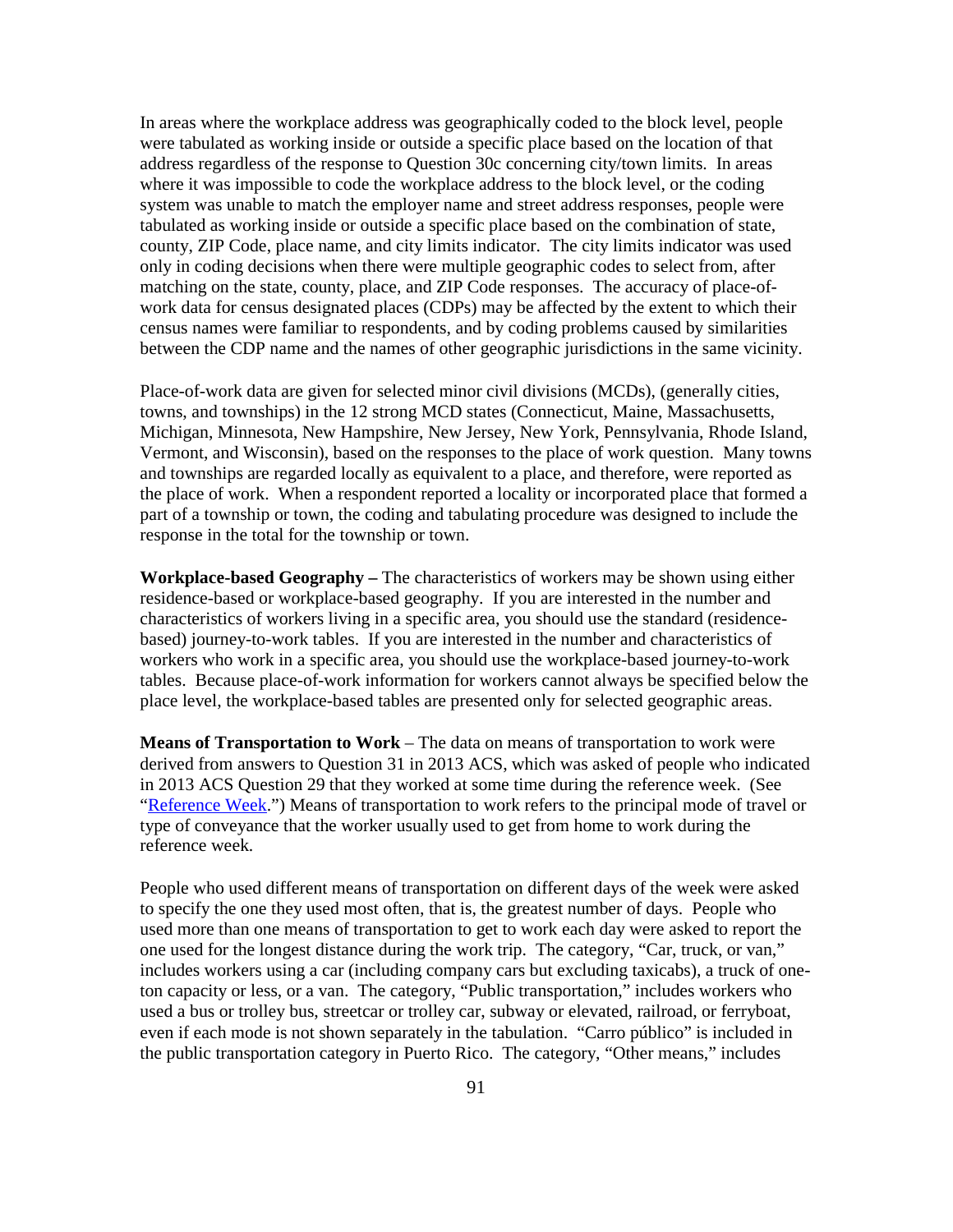In areas where the workplace address was geographically coded to the block level, people were tabulated as working inside or outside a specific place based on the location of that address regardless of the response to Question 30c concerning city/town limits. In areas where it was impossible to code the workplace address to the block level, or the coding system was unable to match the employer name and street address responses, people were tabulated as working inside or outside a specific place based on the combination of state, county, ZIP Code, place name, and city limits indicator. The city limits indicator was used only in coding decisions when there were multiple geographic codes to select from, after matching on the state, county, place, and ZIP Code responses. The accuracy of place-of-work data for census designated places (CDPs) may be affected by the extent to which their census names were familiar to respondents, and by coding problems caused by similarities between the CDP name and the names of other geographic jurisdictions in the same vicinity.

Place-of-work data are given for selected minor civil divisions (MCDs), (generally cities, towns, and townships) in the 12 strong MCD states (Connecticut, Maine, Massachusetts, Michigan, Minnesota, New Hampshire, New Jersey, New York, Pennsylvania, Rhode Island, Vermont, and Wisconsin), based on the responses to the place of work question. Many towns and townships are regarded locally as equivalent to a place, and therefore, were reported as the place of work. When a respondent reported a locality or incorporated place that formed a part of a township or town, the coding and tabulating procedure was designed to include the response in the total for the township or town.

**Workplace-based Geography –** The characteristics of workers may be shown using either residence-based or workplace-based geography. If you are interested in the number and characteristics of workers living in a specific area, you should use the standard (residence-based) journey-to-work tables. If you are interested in the number and characteristics of workers who work in a specific area, you should use the workplace-based journey-to-work tables. Because place-of-work information for workers cannot always be specified below the place level, the workplace-based tables are presented only for selected geographic areas.

**Means of Transportation to Work** – The data on means of transportation to work were derived from answers to Question 31 in 2013 ACS, which was asked of people who indicated in 2013 ACS Question 29 that they worked at some time during the reference week. (See "Reference Week.") Means of transportation to work refers to the principal mode of travel or type of conveyance that the worker usually used to get from home to work during the reference week.

People who used different means of transportation on different days of the week were asked to specify the one they used most often, that is, the greatest number of days. People who used more than one means of transportation to get to work each day were asked to report the one used for the longest distance during the work trip. The category, "Car, truck, or van," includes workers using a car (including company cars but excluding taxicabs), a truck of one-ton capacity or less, or a van. The category, "Public transportation," includes workers who used a bus or trolley bus, streetcar or trolley car, subway or elevated, railroad, or ferryboat, even if each mode is not shown separately in the tabulation. "Carro público" is included in the public transportation category in Puerto Rico. The category, "Other means," includes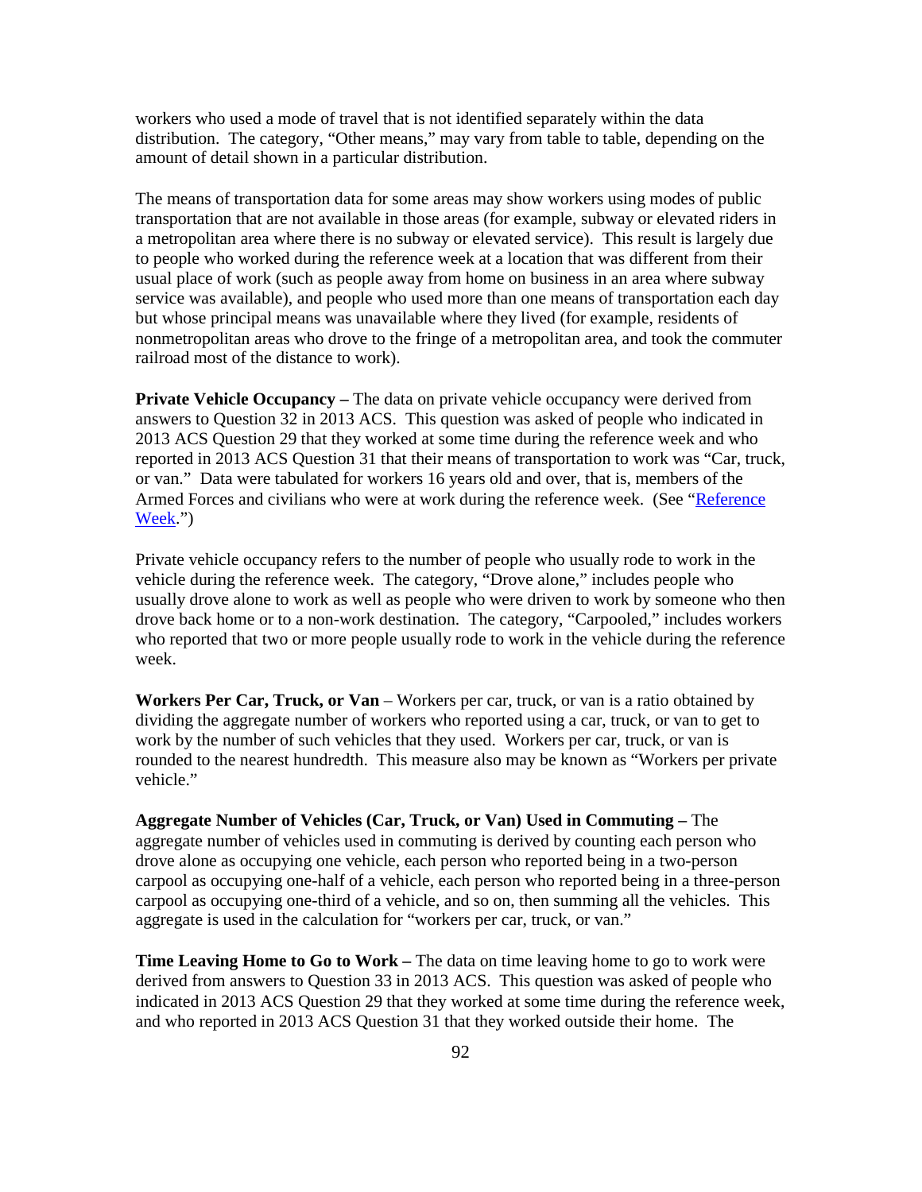workers who used a mode of travel that is not identified separately within the data distribution. The category, "Other means," may vary from table to table, depending on the amount of detail shown in a particular distribution.

The means of transportation data for some areas may show workers using modes of public transportation that are not available in those areas (for example, subway or elevated riders in a metropolitan area where there is no subway or elevated service). This result is largely due to people who worked during the reference week at a location that was different from their usual place of work (such as people away from home on business in an area where subway service was available), and people who used more than one means of transportation each day but whose principal means was unavailable where they lived (for example, residents of nonmetropolitan areas who drove to the fringe of a metropolitan area, and took the commuter railroad most of the distance to work).

**Private Vehicle Occupancy –** The data on private vehicle occupancy were derived from answers to Question 32 in 2013 ACS. This question was asked of people who indicated in 2013 ACS Question 29 that they worked at some time during the reference week and who reported in 2013 ACS Question 31 that their means of transportation to work was "Car, truck, or van." Data were tabulated for workers 16 years old and over, that is, members of the Armed Forces and civilians who were at work during the reference week. (See "Reference Week.")

Private vehicle occupancy refers to the number of people who usually rode to work in the vehicle during the reference week. The category, "Drove alone," includes people who usually drove alone to work as well as people who were driven to work by someone who then drove back home or to a non-work destination. The category, "Carpooled," includes workers who reported that two or more people usually rode to work in the vehicle during the reference week.

**Workers Per Car, Truck, or Van** – Workers per car, truck, or van is a ratio obtained by dividing the aggregate number of workers who reported using a car, truck, or van to get to work by the number of such vehicles that they used. Workers per car, truck, or van is rounded to the nearest hundredth. This measure also may be known as "Workers per private vehicle."

**Aggregate Number of Vehicles (Car, Truck, or Van) Used in Commuting –** The aggregate number of vehicles used in commuting is derived by counting each person who drove alone as occupying one vehicle, each person who reported being in a two-person carpool as occupying one-half of a vehicle, each person who reported being in a three-person carpool as occupying one-third of a vehicle, and so on, then summing all the vehicles. This aggregate is used in the calculation for "workers per car, truck, or van."

**Time Leaving Home to Go to Work –** The data on time leaving home to go to work were derived from answers to Question 33 in 2013 ACS. This question was asked of people who indicated in 2013 ACS Question 29 that they worked at some time during the reference week, and who reported in 2013 ACS Question 31 that they worked outside their home. The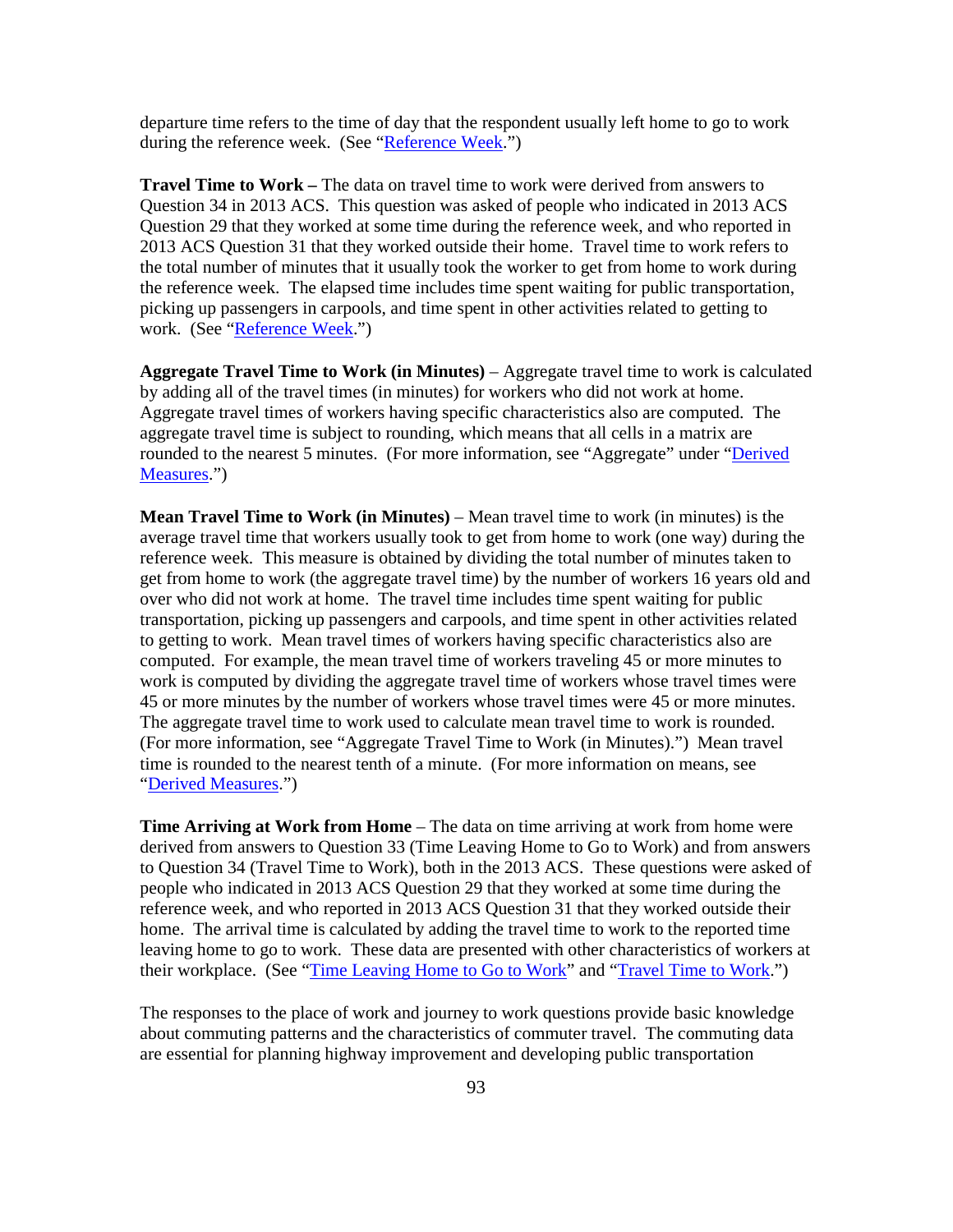departure time refers to the time of day that the respondent usually left home to go to work during the reference week. (See "Reference Week.")

**Travel Time to Work –** The data on travel time to work were derived from answers to Question 34 in 2013 ACS. This question was asked of people who indicated in 2013 ACS Question 29 that they worked at some time during the reference week, and who reported in 2013 ACS Question 31 that they worked outside their home. Travel time to work refers to the total number of minutes that it usually took the worker to get from home to work during the reference week. The elapsed time includes time spent waiting for public transportation, picking up passengers in carpools, and time spent in other activities related to getting to work. (See "Reference Week.")

**Aggregate Travel Time to Work (in Minutes)** – Aggregate travel time to work is calculated by adding all of the travel times (in minutes) for workers who did not work at home. Aggregate travel times of workers having specific characteristics also are computed. The aggregate travel time is subject to rounding, which means that all cells in a matrix are rounded to the nearest 5 minutes. (For more information, see "Aggregate" under "Derived Measures.")

**Mean Travel Time to Work (in Minutes)** – Mean travel time to work (in minutes) is the average travel time that workers usually took to get from home to work (one way) during the reference week. This measure is obtained by dividing the total number of minutes taken to get from home to work (the aggregate travel time) by the number of workers 16 years old and over who did not work at home. The travel time includes time spent waiting for public transportation, picking up passengers and carpools, and time spent in other activities related to getting to work. Mean travel times of workers having specific characteristics also are computed. For example, the mean travel time of workers traveling 45 or more minutes to work is computed by dividing the aggregate travel time of workers whose travel times were 45 or more minutes by the number of workers whose travel times were 45 or more minutes. The aggregate travel time to work used to calculate mean travel time to work is rounded. (For more information, see "Aggregate Travel Time to Work (in Minutes).") Mean travel time is rounded to the nearest tenth of a minute. (For more information on means, see "Derived Measures.")

**Time Arriving at Work from Home** – The data on time arriving at work from home were derived from answers to Question 33 (Time Leaving Home to Go to Work) and from answers to Question 34 (Travel Time to Work), both in the 2013 ACS. These questions were asked of people who indicated in 2013 ACS Question 29 that they worked at some time during the reference week, and who reported in 2013 ACS Question 31 that they worked outside their home. The arrival time is calculated by adding the travel time to work to the reported time leaving home to go to work. These data are presented with other characteristics of workers at their workplace. (See "Time Leaving Home to Go to Work" and "Travel Time to Work.")

The responses to the place of work and journey to work questions provide basic knowledge about commuting patterns and the characteristics of commuter travel. The commuting data are essential for planning highway improvement and developing public transportation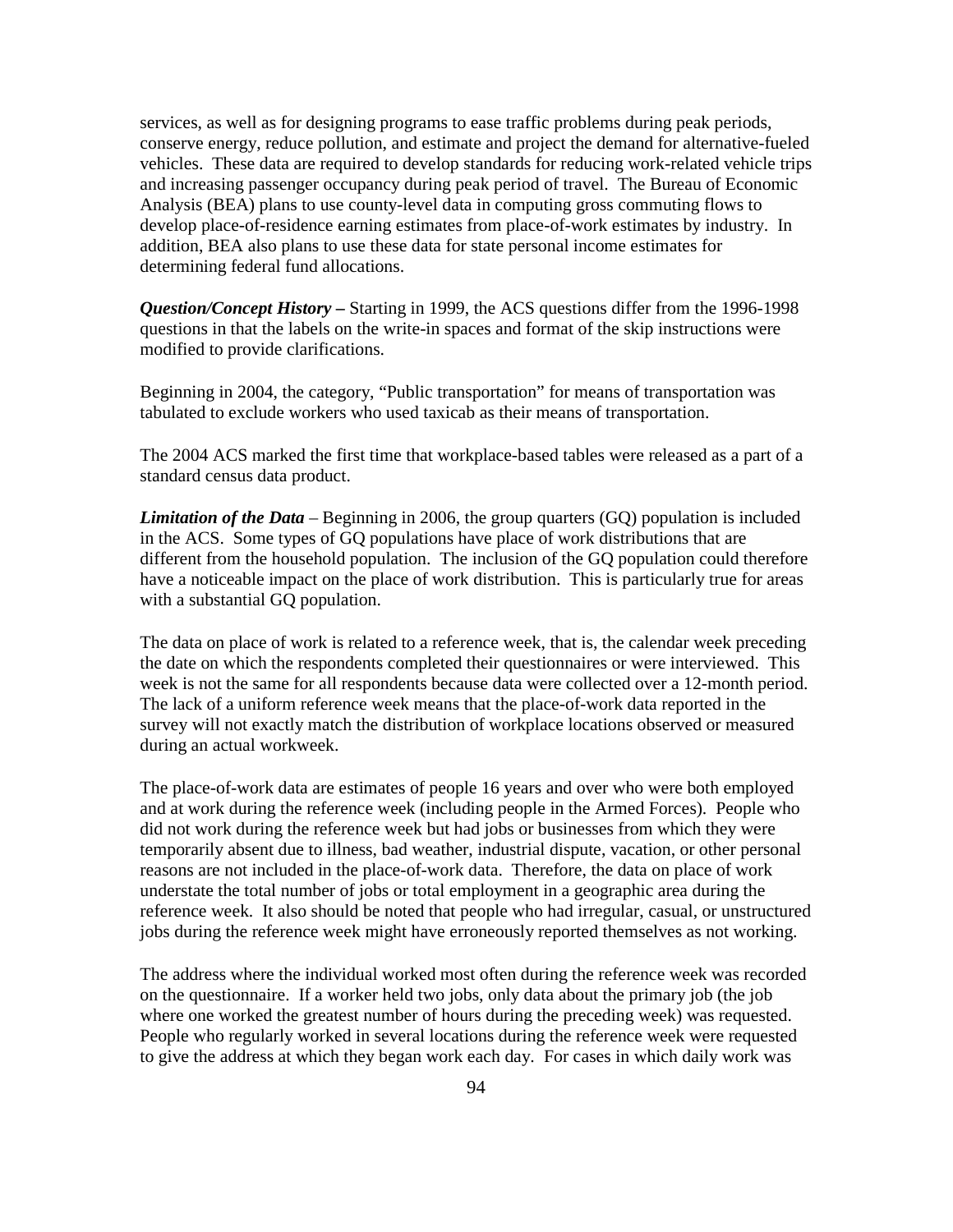services, as well as for designing programs to ease traffic problems during peak periods, conserve energy, reduce pollution, and estimate and project the demand for alternative-fueled vehicles. These data are required to develop standards for reducing work-related vehicle trips and increasing passenger occupancy during peak period of travel. The Bureau of Economic Analysis (BEA) plans to use county-level data in computing gross commuting flows to develop place-of-residence earning estimates from place-of-work estimates by industry. In addition, BEA also plans to use these data for state personal income estimates for determining federal fund allocations.

***Question/Concept History –*** Starting in 1999, the ACS questions differ from the 1996-1998 questions in that the labels on the write-in spaces and format of the skip instructions were modified to provide clarifications.

Beginning in 2004, the category, "Public transportation" for means of transportation was tabulated to exclude workers who used taxicab as their means of transportation.

The 2004 ACS marked the first time that workplace-based tables were released as a part of a standard census data product.

***Limitation of the Data*** – Beginning in 2006, the group quarters (GQ) population is included in the ACS. Some types of GQ populations have place of work distributions that are different from the household population. The inclusion of the GQ population could therefore have a noticeable impact on the place of work distribution. This is particularly true for areas with a substantial GQ population.

The data on place of work is related to a reference week, that is, the calendar week preceding the date on which the respondents completed their questionnaires or were interviewed. This week is not the same for all respondents because data were collected over a 12-month period. The lack of a uniform reference week means that the place-of-work data reported in the survey will not exactly match the distribution of workplace locations observed or measured during an actual workweek.

The place-of-work data are estimates of people 16 years and over who were both employed and at work during the reference week (including people in the Armed Forces). People who did not work during the reference week but had jobs or businesses from which they were temporarily absent due to illness, bad weather, industrial dispute, vacation, or other personal reasons are not included in the place-of-work data. Therefore, the data on place of work understate the total number of jobs or total employment in a geographic area during the reference week. It also should be noted that people who had irregular, casual, or unstructured jobs during the reference week might have erroneously reported themselves as not working.

The address where the individual worked most often during the reference week was recorded on the questionnaire. If a worker held two jobs, only data about the primary job (the job where one worked the greatest number of hours during the preceding week) was requested. People who regularly worked in several locations during the reference week were requested to give the address at which they began work each day. For cases in which daily work was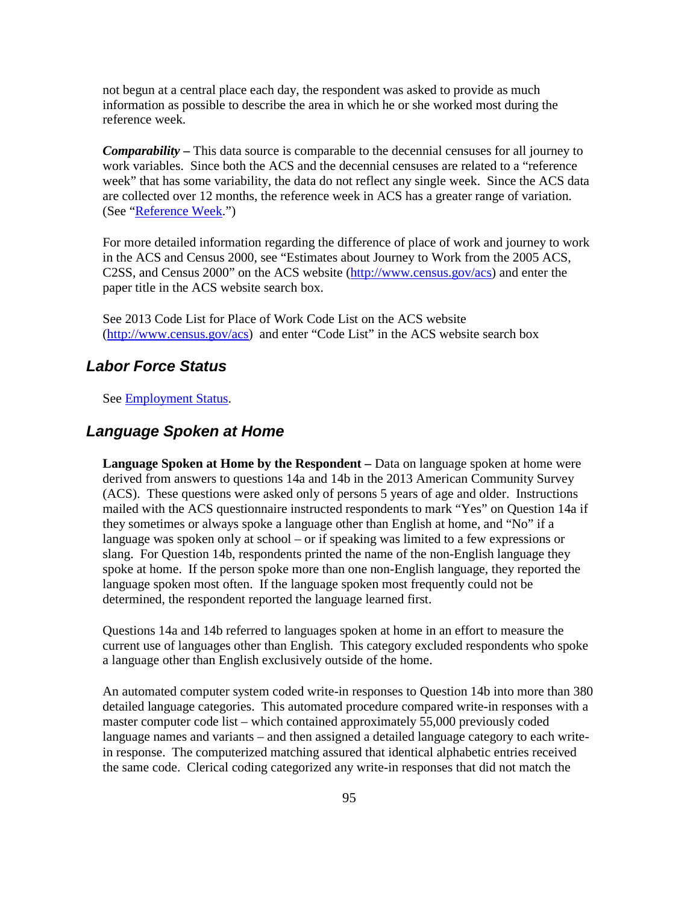not begun at a central place each day, the respondent was asked to provide as much information as possible to describe the area in which he or she worked most during the reference week.

***Comparability –*** This data source is comparable to the decennial censuses for all journey to work variables. Since both the ACS and the decennial censuses are related to a "reference week" that has some variability, the data do not reflect any single week. Since the ACS data are collected over 12 months, the reference week in ACS has a greater range of variation. (See "Reference Week.")

For more detailed information regarding the difference of place of work and journey to work in the ACS and Census 2000, see "Estimates about Journey to Work from the 2005 ACS, C2SS, and Census 2000" on the ACS website (http://www.census.gov/acs) and enter the paper title in the ACS website search box.

See 2013 Code List for Place of Work Code List on the ACS website (http://www.census.gov/acs) and enter "Code List" in the ACS website search box

## Labor Force Status

See Employment Status.

## Language Spoken at Home

**Language Spoken at Home by the Respondent –** Data on language spoken at home were derived from answers to questions 14a and 14b in the 2013 American Community Survey (ACS). These questions were asked only of persons 5 years of age and older. Instructions mailed with the ACS questionnaire instructed respondents to mark "Yes" on Question 14a if they sometimes or always spoke a language other than English at home, and "No" if a language was spoken only at school – or if speaking was limited to a few expressions or slang. For Question 14b, respondents printed the name of the non-English language they spoke at home. If the person spoke more than one non-English language, they reported the language spoken most often. If the language spoken most frequently could not be determined, the respondent reported the language learned first.

Questions 14a and 14b referred to languages spoken at home in an effort to measure the current use of languages other than English. This category excluded respondents who spoke a language other than English exclusively outside of the home.

An automated computer system coded write-in responses to Question 14b into more than 380 detailed language categories. This automated procedure compared write-in responses with a master computer code list – which contained approximately 55,000 previously coded language names and variants – and then assigned a detailed language category to each write-in response. The computerized matching assured that identical alphabetic entries received the same code. Clerical coding categorized any write-in responses that did not match the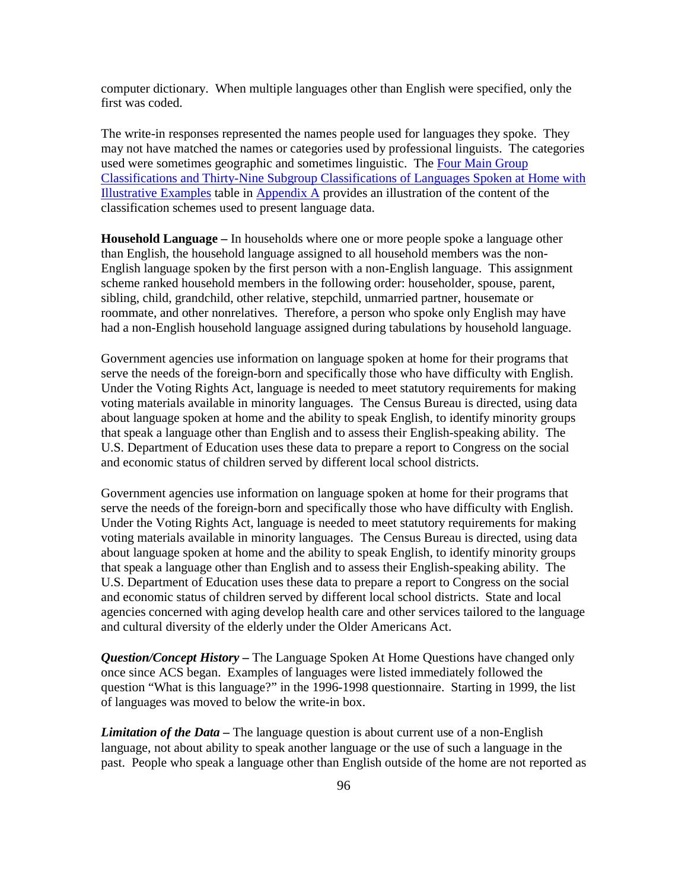computer dictionary. When multiple languages other than English were specified, only the first was coded.

The write-in responses represented the names people used for languages they spoke. They may not have matched the names or categories used by professional linguists. The categories used were sometimes geographic and sometimes linguistic. The [Four Main Group Classifications and Thirty-Nine Subgroup Classifications of Languages Spoken at Home with Illustrative Examples]() table in [Appendix A]() provides an illustration of the content of the classification schemes used to present language data.

**Household Language –** In households where one or more people spoke a language other than English, the household language assigned to all household members was the non-English language spoken by the first person with a non-English language. This assignment scheme ranked household members in the following order: householder, spouse, parent, sibling, child, grandchild, other relative, stepchild, unmarried partner, housemate or roommate, and other nonrelatives. Therefore, a person who spoke only English may have had a non-English household language assigned during tabulations by household language.

Government agencies use information on language spoken at home for their programs that serve the needs of the foreign-born and specifically those who have difficulty with English. Under the Voting Rights Act, language is needed to meet statutory requirements for making voting materials available in minority languages. The Census Bureau is directed, using data about language spoken at home and the ability to speak English, to identify minority groups that speak a language other than English and to assess their English-speaking ability. The U.S. Department of Education uses these data to prepare a report to Congress on the social and economic status of children served by different local school districts.

Government agencies use information on language spoken at home for their programs that serve the needs of the foreign-born and specifically those who have difficulty with English. Under the Voting Rights Act, language is needed to meet statutory requirements for making voting materials available in minority languages. The Census Bureau is directed, using data about language spoken at home and the ability to speak English, to identify minority groups that speak a language other than English and to assess their English-speaking ability. The U.S. Department of Education uses these data to prepare a report to Congress on the social and economic status of children served by different local school districts. State and local agencies concerned with aging develop health care and other services tailored to the language and cultural diversity of the elderly under the Older Americans Act.

***Question/Concept History* –** The Language Spoken At Home Questions have changed only once since ACS began. Examples of languages were listed immediately followed the question "What is this language?" in the 1996-1998 questionnaire. Starting in 1999, the list of languages was moved to below the write-in box.

***Limitation of the Data* –** The language question is about current use of a non-English language, not about ability to speak another language or the use of such a language in the past. People who speak a language other than English outside of the home are not reported as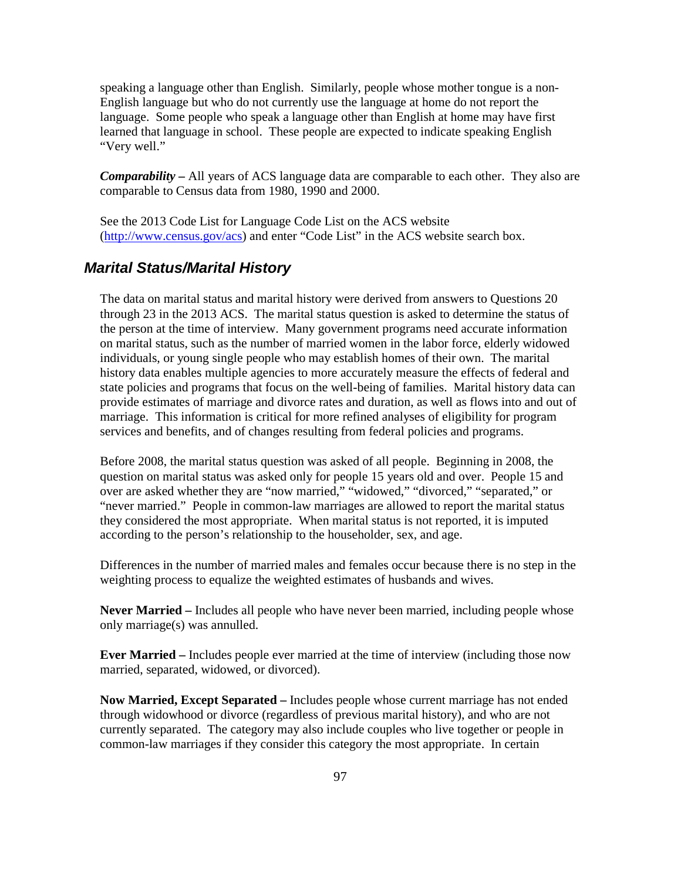speaking a language other than English. Similarly, people whose mother tongue is a non-English language but who do not currently use the language at home do not report the language. Some people who speak a language other than English at home may have first learned that language in school. These people are expected to indicate speaking English "Very well."

***Comparability*** **–** All years of ACS language data are comparable to each other. They also are comparable to Census data from 1980, 1990 and 2000.

See the 2013 Code List for Language Code List on the ACS website (http://www.census.gov/acs) and enter "Code List" in the ACS website search box.

## *Marital Status/Marital History*

The data on marital status and marital history were derived from answers to Questions 20 through 23 in the 2013 ACS. The marital status question is asked to determine the status of the person at the time of interview. Many government programs need accurate information on marital status, such as the number of married women in the labor force, elderly widowed individuals, or young single people who may establish homes of their own. The marital history data enables multiple agencies to more accurately measure the effects of federal and state policies and programs that focus on the well-being of families. Marital history data can provide estimates of marriage and divorce rates and duration, as well as flows into and out of marriage. This information is critical for more refined analyses of eligibility for program services and benefits, and of changes resulting from federal policies and programs.

Before 2008, the marital status question was asked of all people. Beginning in 2008, the question on marital status was asked only for people 15 years old and over. People 15 and over are asked whether they are "now married," "widowed," "divorced," "separated," or "never married." People in common-law marriages are allowed to report the marital status they considered the most appropriate. When marital status is not reported, it is imputed according to the person's relationship to the householder, sex, and age.

Differences in the number of married males and females occur because there is no step in the weighting process to equalize the weighted estimates of husbands and wives.

**Never Married –** Includes all people who have never been married, including people whose only marriage(s) was annulled.

**Ever Married –** Includes people ever married at the time of interview (including those now married, separated, widowed, or divorced).

**Now Married, Except Separated –** Includes people whose current marriage has not ended through widowhood or divorce (regardless of previous marital history), and who are not currently separated. The category may also include couples who live together or people in common-law marriages if they consider this category the most appropriate. In certain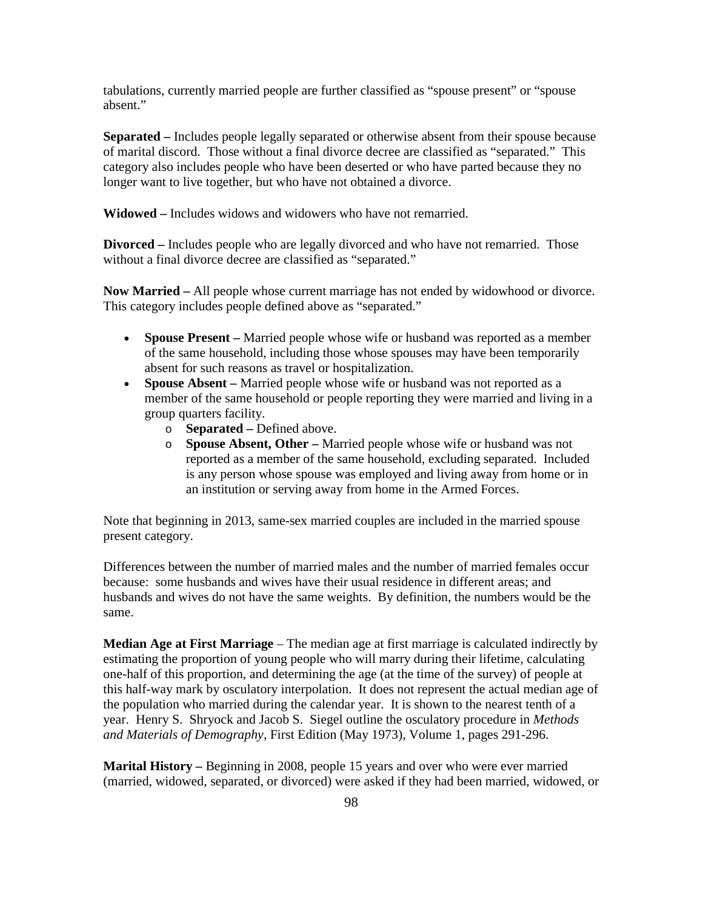tabulations, currently married people are further classified as "spouse present" or "spouse absent."

**Separated –** Includes people legally separated or otherwise absent from their spouse because of marital discord. Those without a final divorce decree are classified as "separated." This category also includes people who have been deserted or who have parted because they no longer want to live together, but who have not obtained a divorce.

**Widowed –** Includes widows and widowers who have not remarried.

**Divorced –** Includes people who are legally divorced and who have not remarried. Those without a final divorce decree are classified as "separated."

**Now Married –** All people whose current marriage has not ended by widowhood or divorce. This category includes people defined above as "separated."

- **Spouse Present –** Married people whose wife or husband was reported as a member of the same household, including those whose spouses may have been temporarily absent for such reasons as travel or hospitalization.
- **Spouse Absent –** Married people whose wife or husband was not reported as a member of the same household or people reporting they were married and living in a group quarters facility.
  - **Separated –** Defined above.
  - **Spouse Absent, Other –** Married people whose wife or husband was not reported as a member of the same household, excluding separated. Included is any person whose spouse was employed and living away from home or in an institution or serving away from home in the Armed Forces.

Note that beginning in 2013, same-sex married couples are included in the married spouse present category.

Differences between the number of married males and the number of married females occur because: some husbands and wives have their usual residence in different areas; and husbands and wives do not have the same weights. By definition, the numbers would be the same.

**Median Age at First Marriage** – The median age at first marriage is calculated indirectly by estimating the proportion of young people who will marry during their lifetime, calculating one-half of this proportion, and determining the age (at the time of the survey) of people at this half-way mark by osculatory interpolation. It does not represent the actual median age of the population who married during the calendar year. It is shown to the nearest tenth of a year. Henry S. Shryock and Jacob S. Siegel outline the osculatory procedure in *Methods and Materials of Demography*, First Edition (May 1973), Volume 1, pages 291-296.

**Marital History –** Beginning in 2008, people 15 years and over who were ever married (married, widowed, separated, or divorced) were asked if they had been married, widowed, or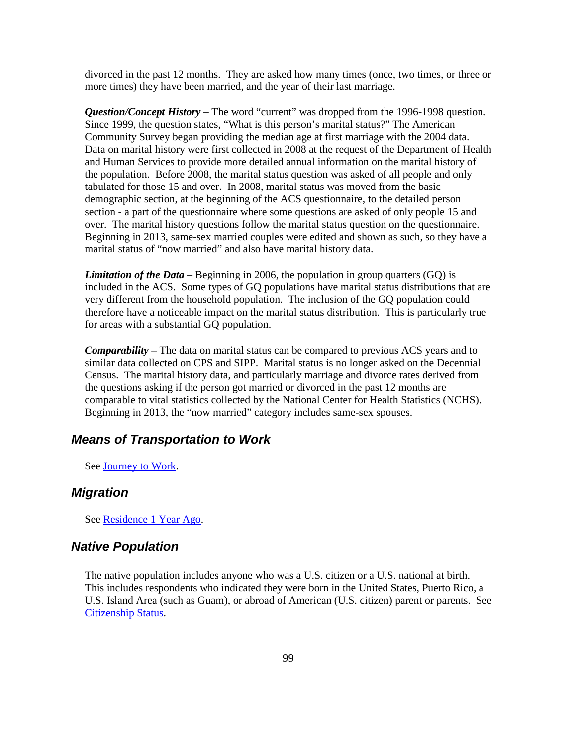divorced in the past 12 months. They are asked how many times (once, two times, or three or more times) they have been married, and the year of their last marriage.

***Question/Concept History –*** The word "current" was dropped from the 1996-1998 question. Since 1999, the question states, "What is this person's marital status?" The American Community Survey began providing the median age at first marriage with the 2004 data. Data on marital history were first collected in 2008 at the request of the Department of Health and Human Services to provide more detailed annual information on the marital history of the population. Before 2008, the marital status question was asked of all people and only tabulated for those 15 and over. In 2008, marital status was moved from the basic demographic section, at the beginning of the ACS questionnaire, to the detailed person section - a part of the questionnaire where some questions are asked of only people 15 and over. The marital history questions follow the marital status question on the questionnaire. Beginning in 2013, same-sex married couples were edited and shown as such, so they have a marital status of "now married" and also have marital history data.

***Limitation of the Data –*** Beginning in 2006, the population in group quarters (GQ) is included in the ACS. Some types of GQ populations have marital status distributions that are very different from the household population. The inclusion of the GQ population could therefore have a noticeable impact on the marital status distribution. This is particularly true for areas with a substantial GQ population.

***Comparability*** – The data on marital status can be compared to previous ACS years and to similar data collected on CPS and SIPP. Marital status is no longer asked on the Decennial Census. The marital history data, and particularly marriage and divorce rates derived from the questions asking if the person got married or divorced in the past 12 months are comparable to vital statistics collected by the National Center for Health Statistics (NCHS). Beginning in 2013, the "now married" category includes same-sex spouses.

## *Means of Transportation to Work*

See Journey to Work.

## *Migration*

See Residence 1 Year Ago.

## *Native Population*

The native population includes anyone who was a U.S. citizen or a U.S. national at birth. This includes respondents who indicated they were born in the United States, Puerto Rico, a U.S. Island Area (such as Guam), or abroad of American (U.S. citizen) parent or parents. See Citizenship Status.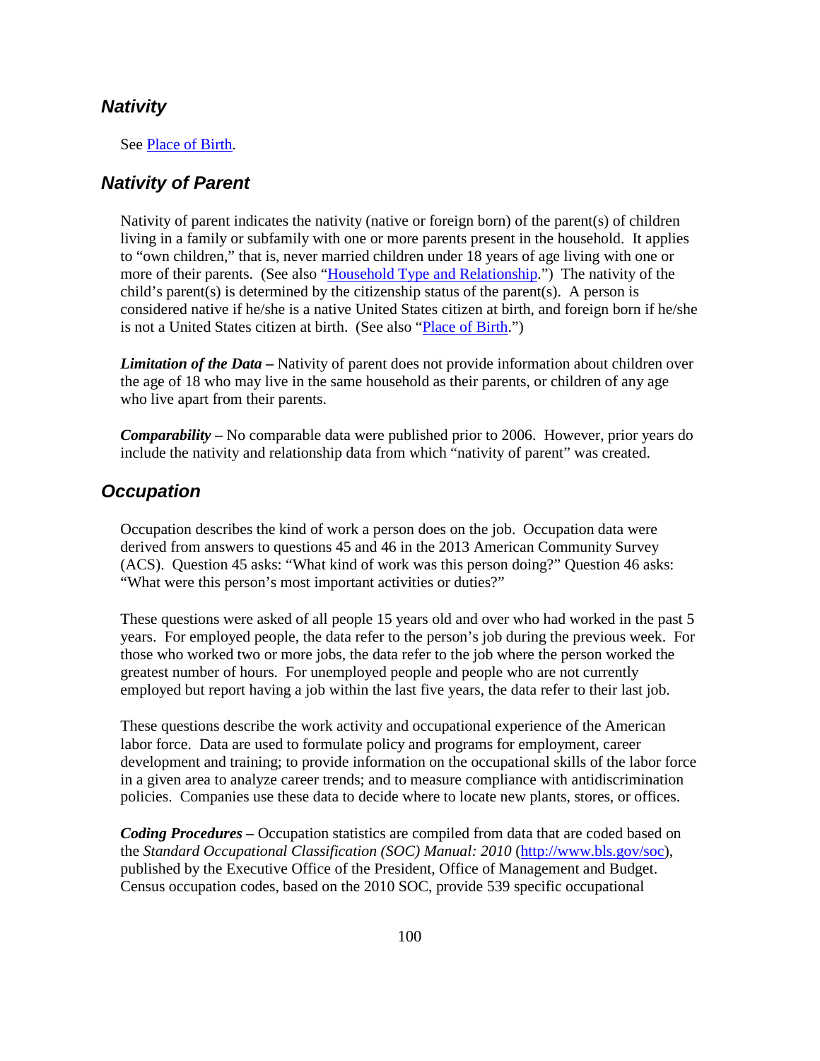## *Nativity*

See [Place of Birth](#).

## *Nativity of Parent*

Nativity of parent indicates the nativity (native or foreign born) of the parent(s) of children living in a family or subfamily with one or more parents present in the household. It applies to "own children," that is, never married children under 18 years of age living with one or more of their parents. (See also "[Household Type and Relationship](#).") The nativity of the child's parent(s) is determined by the citizenship status of the parent(s). A person is considered native if he/she is a native United States citizen at birth, and foreign born if he/she is not a United States citizen at birth. (See also "[Place of Birth](#).")

***Limitation of the Data* –** Nativity of parent does not provide information about children over the age of 18 who may live in the same household as their parents, or children of any age who live apart from their parents.

***Comparability* –** No comparable data were published prior to 2006. However, prior years do include the nativity and relationship data from which "nativity of parent" was created.

## *Occupation*

Occupation describes the kind of work a person does on the job. Occupation data were derived from answers to questions 45 and 46 in the 2013 American Community Survey (ACS). Question 45 asks: "What kind of work was this person doing?" Question 46 asks: "What were this person's most important activities or duties?"

These questions were asked of all people 15 years old and over who had worked in the past 5 years. For employed people, the data refer to the person's job during the previous week. For those who worked two or more jobs, the data refer to the job where the person worked the greatest number of hours. For unemployed people and people who are not currently employed but report having a job within the last five years, the data refer to their last job.

These questions describe the work activity and occupational experience of the American labor force. Data are used to formulate policy and programs for employment, career development and training; to provide information on the occupational skills of the labor force in a given area to analyze career trends; and to measure compliance with antidiscrimination policies. Companies use these data to decide where to locate new plants, stores, or offices.

***Coding Procedures* –** Occupation statistics are compiled from data that are coded based on the *Standard Occupational Classification (SOC) Manual: 2010* ([http://www.bls.gov/soc](http://www.bls.gov/soc)), published by the Executive Office of the President, Office of Management and Budget. Census occupation codes, based on the 2010 SOC, provide 539 specific occupational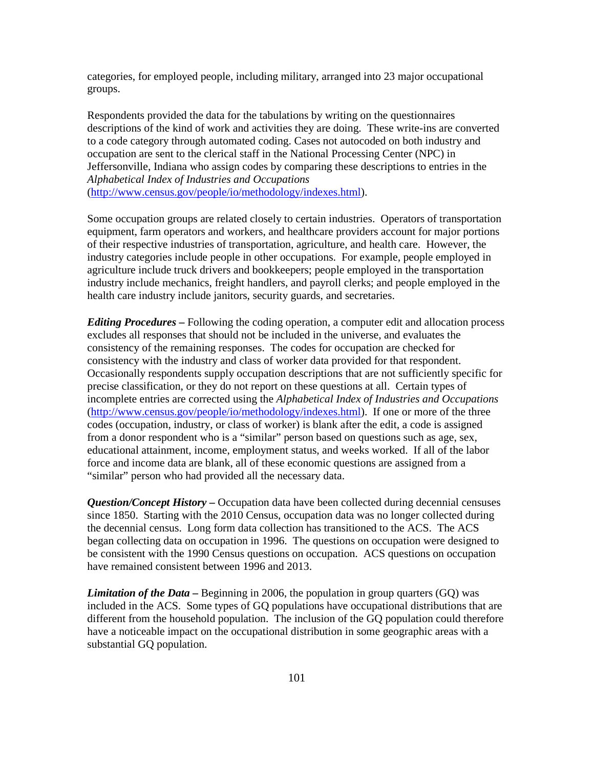categories, for employed people, including military, arranged into 23 major occupational groups.

Respondents provided the data for the tabulations by writing on the questionnaires descriptions of the kind of work and activities they are doing. These write-ins are converted to a code category through automated coding. Cases not autocoded on both industry and occupation are sent to the clerical staff in the National Processing Center (NPC) in Jeffersonville, Indiana who assign codes by comparing these descriptions to entries in the *Alphabetical Index of Industries and Occupations* (http://www.census.gov/people/io/methodology/indexes.html).

Some occupation groups are related closely to certain industries. Operators of transportation equipment, farm operators and workers, and healthcare providers account for major portions of their respective industries of transportation, agriculture, and health care. However, the industry categories include people in other occupations. For example, people employed in agriculture include truck drivers and bookkeepers; people employed in the transportation industry include mechanics, freight handlers, and payroll clerks; and people employed in the health care industry include janitors, security guards, and secretaries.

***Editing Procedures –*** Following the coding operation, a computer edit and allocation process excludes all responses that should not be included in the universe, and evaluates the consistency of the remaining responses. The codes for occupation are checked for consistency with the industry and class of worker data provided for that respondent. Occasionally respondents supply occupation descriptions that are not sufficiently specific for precise classification, or they do not report on these questions at all. Certain types of incomplete entries are corrected using the *Alphabetical Index of Industries and Occupations* (http://www.census.gov/people/io/methodology/indexes.html). If one or more of the three codes (occupation, industry, or class of worker) is blank after the edit, a code is assigned from a donor respondent who is a "similar" person based on questions such as age, sex, educational attainment, income, employment status, and weeks worked. If all of the labor force and income data are blank, all of these economic questions are assigned from a "similar" person who had provided all the necessary data.

***Question/Concept History –*** Occupation data have been collected during decennial censuses since 1850. Starting with the 2010 Census, occupation data was no longer collected during the decennial census. Long form data collection has transitioned to the ACS. The ACS began collecting data on occupation in 1996. The questions on occupation were designed to be consistent with the 1990 Census questions on occupation. ACS questions on occupation have remained consistent between 1996 and 2013.

***Limitation of the Data –*** Beginning in 2006, the population in group quarters (GQ) was included in the ACS. Some types of GQ populations have occupational distributions that are different from the household population. The inclusion of the GQ population could therefore have a noticeable impact on the occupational distribution in some geographic areas with a substantial GQ population.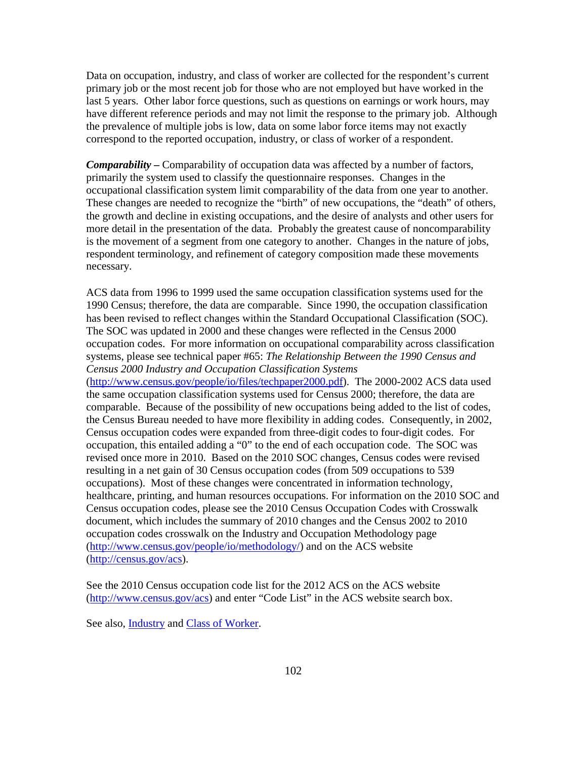Data on occupation, industry, and class of worker are collected for the respondent's current primary job or the most recent job for those who are not employed but have worked in the last 5 years. Other labor force questions, such as questions on earnings or work hours, may have different reference periods and may not limit the response to the primary job. Although the prevalence of multiple jobs is low, data on some labor force items may not exactly correspond to the reported occupation, industry, or class of worker of a respondent.

***Comparability –*** Comparability of occupation data was affected by a number of factors, primarily the system used to classify the questionnaire responses. Changes in the occupational classification system limit comparability of the data from one year to another. These changes are needed to recognize the "birth" of new occupations, the "death" of others, the growth and decline in existing occupations, and the desire of analysts and other users for more detail in the presentation of the data. Probably the greatest cause of noncomparability is the movement of a segment from one category to another. Changes in the nature of jobs, respondent terminology, and refinement of category composition made these movements necessary.

ACS data from 1996 to 1999 used the same occupation classification systems used for the 1990 Census; therefore, the data are comparable. Since 1990, the occupation classification has been revised to reflect changes within the Standard Occupational Classification (SOC). The SOC was updated in 2000 and these changes were reflected in the Census 2000 occupation codes. For more information on occupational comparability across classification systems, please see technical paper #65: *The Relationship Between the 1990 Census and Census 2000 Industry and Occupation Classification Systems* (http://www.census.gov/people/io/files/techpaper2000.pdf). The 2000-2002 ACS data used the same occupation classification systems used for Census 2000; therefore, the data are comparable. Because of the possibility of new occupations being added to the list of codes, the Census Bureau needed to have more flexibility in adding codes. Consequently, in 2002, Census occupation codes were expanded from three-digit codes to four-digit codes. For occupation, this entailed adding a "0" to the end of each occupation code. The SOC was revised once more in 2010. Based on the 2010 SOC changes, Census codes were revised resulting in a net gain of 30 Census occupation codes (from 509 occupations to 539 occupations). Most of these changes were concentrated in information technology, healthcare, printing, and human resources occupations. For information on the 2010 SOC and Census occupation codes, please see the 2010 Census Occupation Codes with Crosswalk document, which includes the summary of 2010 changes and the Census 2002 to 2010 occupation codes crosswalk on the Industry and Occupation Methodology page (http://www.census.gov/people/io/methodology/) and on the ACS website (http://census.gov/acs).

See the 2010 Census occupation code list for the 2012 ACS on the ACS website (http://www.census.gov/acs) and enter "Code List" in the ACS website search box.

See also, Industry and Class of Worker.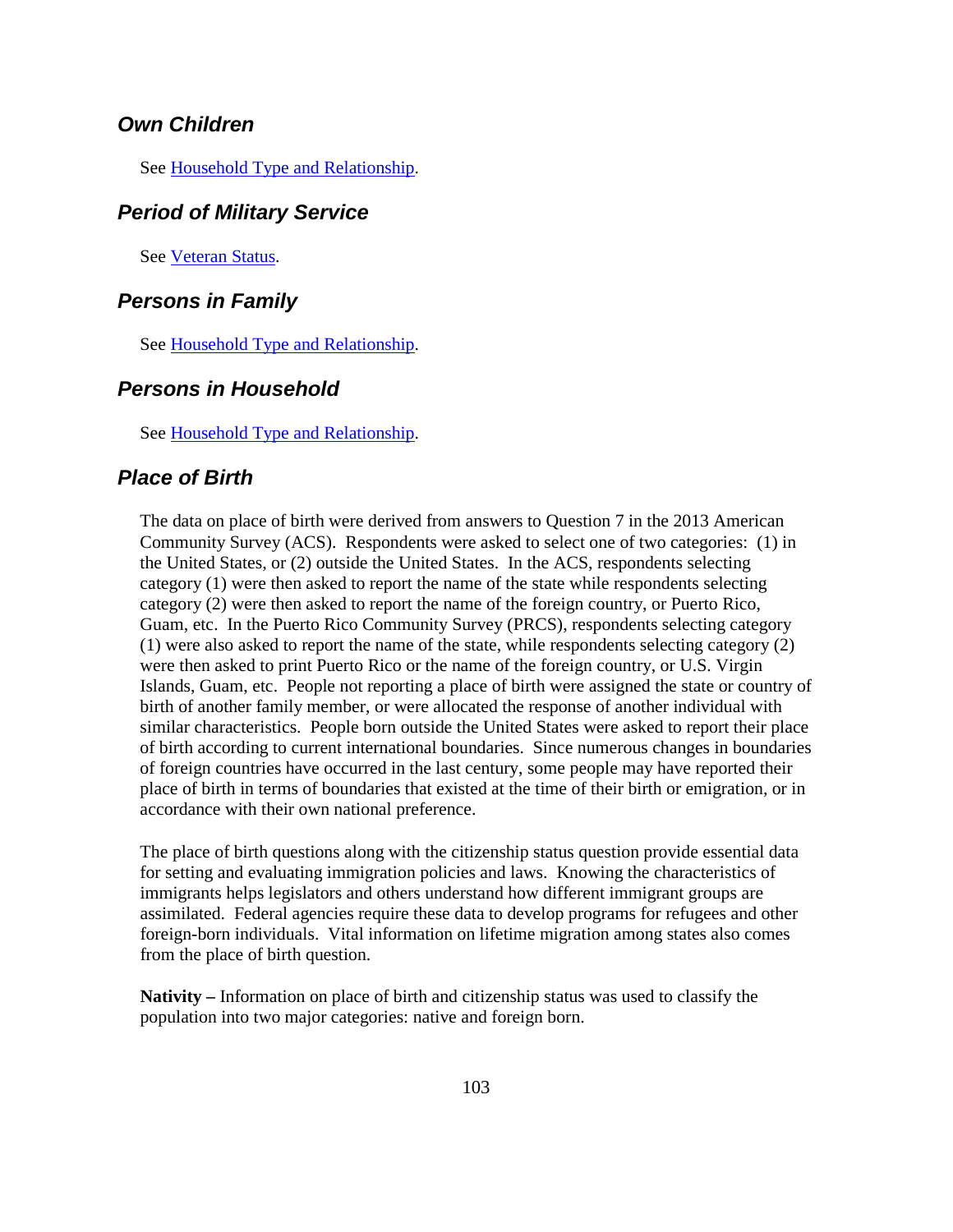### *Own Children*

See Household Type and Relationship.

### *Period of Military Service*

See Veteran Status.

### *Persons in Family*

See Household Type and Relationship.

### *Persons in Household*

See Household Type and Relationship.

### *Place of Birth*

The data on place of birth were derived from answers to Question 7 in the 2013 American Community Survey (ACS). Respondents were asked to select one of two categories: (1) in the United States, or (2) outside the United States. In the ACS, respondents selecting category (1) were then asked to report the name of the state while respondents selecting category (2) were then asked to report the name of the foreign country, or Puerto Rico, Guam, etc. In the Puerto Rico Community Survey (PRCS), respondents selecting category (1) were also asked to report the name of the state, while respondents selecting category (2) were then asked to print Puerto Rico or the name of the foreign country, or U.S. Virgin Islands, Guam, etc. People not reporting a place of birth were assigned the state or country of birth of another family member, or were allocated the response of another individual with similar characteristics. People born outside the United States were asked to report their place of birth according to current international boundaries. Since numerous changes in boundaries of foreign countries have occurred in the last century, some people may have reported their place of birth in terms of boundaries that existed at the time of their birth or emigration, or in accordance with their own national preference.

The place of birth questions along with the citizenship status question provide essential data for setting and evaluating immigration policies and laws. Knowing the characteristics of immigrants helps legislators and others understand how different immigrant groups are assimilated. Federal agencies require these data to develop programs for refugees and other foreign-born individuals. Vital information on lifetime migration among states also comes from the place of birth question.

**Nativity –** Information on place of birth and citizenship status was used to classify the population into two major categories: native and foreign born.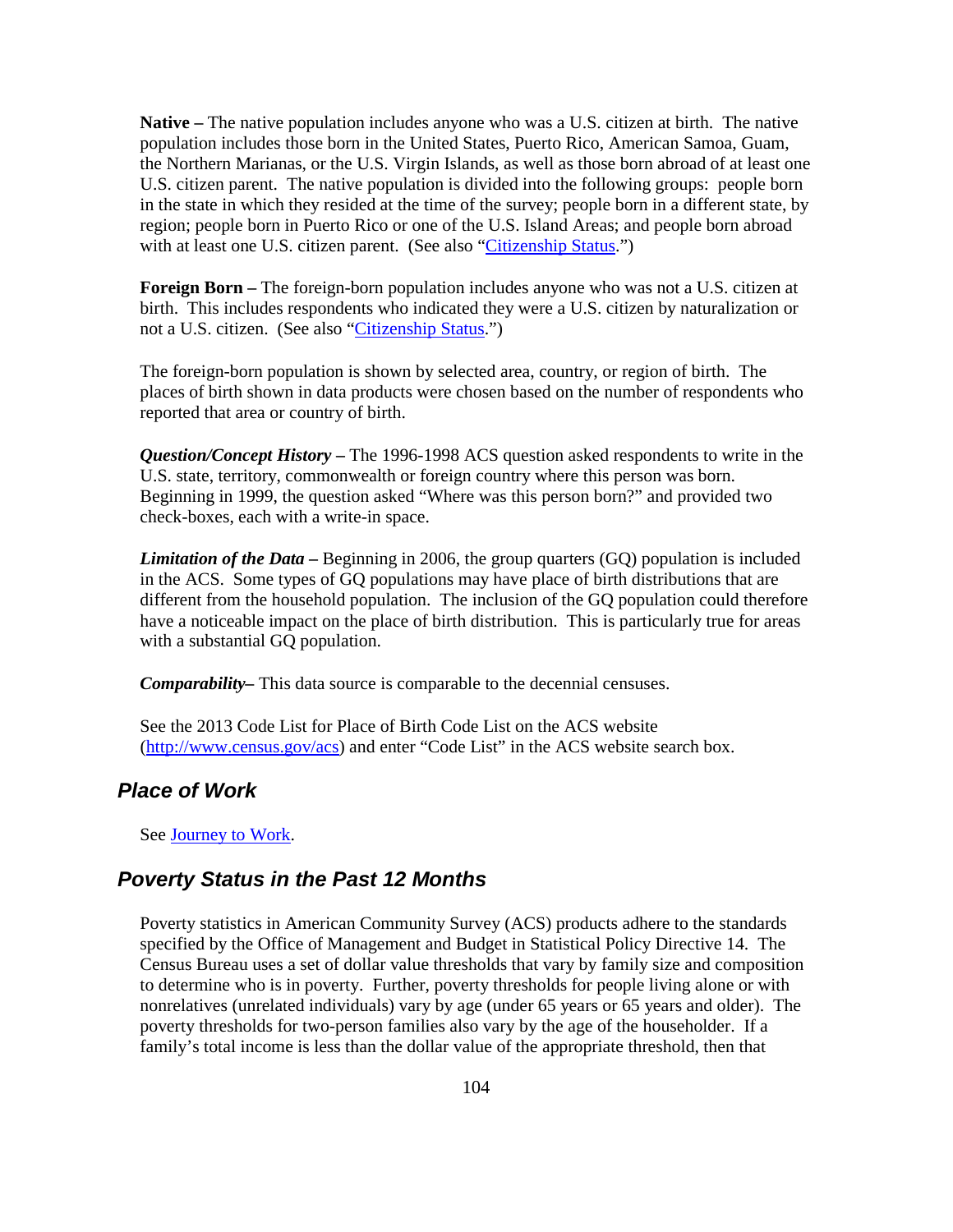**Native –** The native population includes anyone who was a U.S. citizen at birth. The native population includes those born in the United States, Puerto Rico, American Samoa, Guam, the Northern Marianas, or the U.S. Virgin Islands, as well as those born abroad of at least one U.S. citizen parent. The native population is divided into the following groups: people born in the state in which they resided at the time of the survey; people born in a different state, by region; people born in Puerto Rico or one of the U.S. Island Areas; and people born abroad with at least one U.S. citizen parent. (See also "Citizenship Status.")

**Foreign Born –** The foreign-born population includes anyone who was not a U.S. citizen at birth. This includes respondents who indicated they were a U.S. citizen by naturalization or not a U.S. citizen. (See also "Citizenship Status.")

The foreign-born population is shown by selected area, country, or region of birth. The places of birth shown in data products were chosen based on the number of respondents who reported that area or country of birth.

***Question/Concept History –*** The 1996-1998 ACS question asked respondents to write in the U.S. state, territory, commonwealth or foreign country where this person was born. Beginning in 1999, the question asked "Where was this person born?" and provided two check-boxes, each with a write-in space.

***Limitation of the Data –*** Beginning in 2006, the group quarters (GQ) population is included in the ACS. Some types of GQ populations may have place of birth distributions that are different from the household population. The inclusion of the GQ population could therefore have a noticeable impact on the place of birth distribution. This is particularly true for areas with a substantial GQ population.

***Comparability–*** This data source is comparable to the decennial censuses.

See the 2013 Code List for Place of Birth Code List on the ACS website (http://www.census.gov/acs) and enter "Code List" in the ACS website search box.

## Place of Work

See Journey to Work.

## Poverty Status in the Past 12 Months

Poverty statistics in American Community Survey (ACS) products adhere to the standards specified by the Office of Management and Budget in Statistical Policy Directive 14. The Census Bureau uses a set of dollar value thresholds that vary by family size and composition to determine who is in poverty. Further, poverty thresholds for people living alone or with nonrelatives (unrelated individuals) vary by age (under 65 years or 65 years and older). The poverty thresholds for two-person families also vary by the age of the householder. If a family's total income is less than the dollar value of the appropriate threshold, then that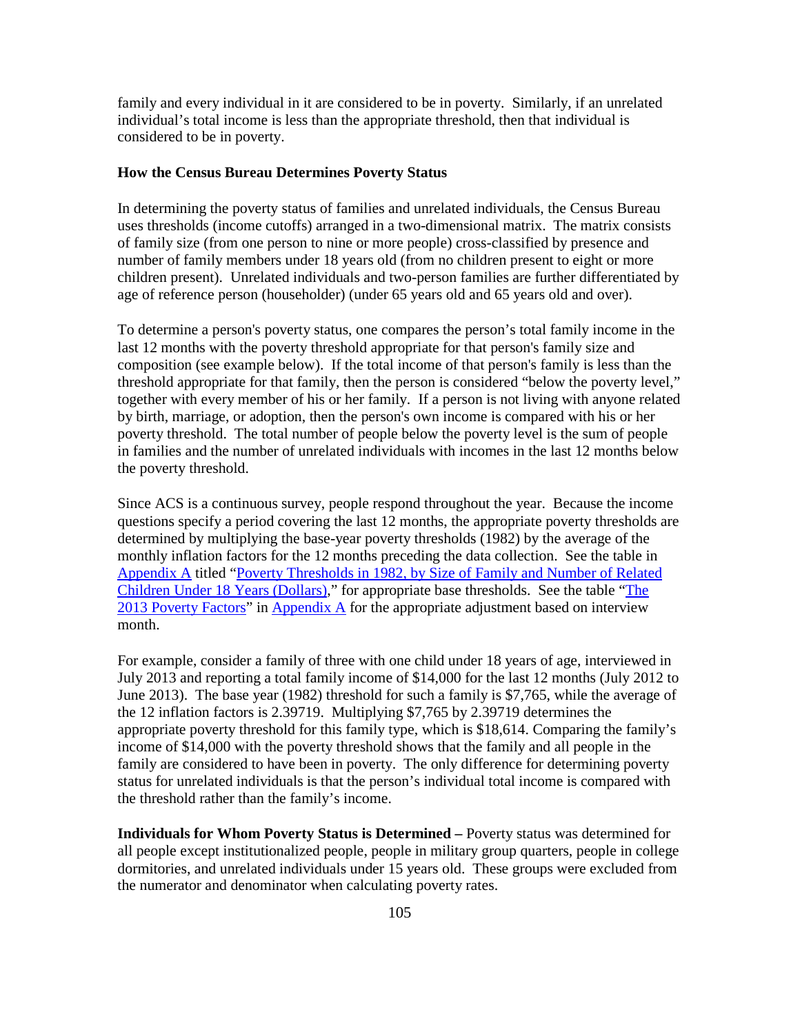family and every individual in it are considered to be in poverty. Similarly, if an unrelated individual's total income is less than the appropriate threshold, then that individual is considered to be in poverty.

**How the Census Bureau Determines Poverty Status**

In determining the poverty status of families and unrelated individuals, the Census Bureau uses thresholds (income cutoffs) arranged in a two-dimensional matrix. The matrix consists of family size (from one person to nine or more people) cross-classified by presence and number of family members under 18 years old (from no children present to eight or more children present). Unrelated individuals and two-person families are further differentiated by age of reference person (householder) (under 65 years old and 65 years old and over).

To determine a person's poverty status, one compares the person's total family income in the last 12 months with the poverty threshold appropriate for that person's family size and composition (see example below). If the total income of that person's family is less than the threshold appropriate for that family, then the person is considered "below the poverty level," together with every member of his or her family. If a person is not living with anyone related by birth, marriage, or adoption, then the person's own income is compared with his or her poverty threshold. The total number of people below the poverty level is the sum of people in families and the number of unrelated individuals with incomes in the last 12 months below the poverty threshold.

Since ACS is a continuous survey, people respond throughout the year. Because the income questions specify a period covering the last 12 months, the appropriate poverty thresholds are determined by multiplying the base-year poverty thresholds (1982) by the average of the monthly inflation factors for the 12 months preceding the data collection. See the table in Appendix A titled "Poverty Thresholds in 1982, by Size of Family and Number of Related Children Under 18 Years (Dollars)," for appropriate base thresholds. See the table "The 2013 Poverty Factors" in Appendix A for the appropriate adjustment based on interview month.

For example, consider a family of three with one child under 18 years of age, interviewed in July 2013 and reporting a total family income of $14,000 for the last 12 months (July 2012 to June 2013). The base year (1982) threshold for such a family is $7,765, while the average of the 12 inflation factors is 2.39719. Multiplying $7,765 by 2.39719 determines the appropriate poverty threshold for this family type, which is $18,614. Comparing the family's income of $14,000 with the poverty threshold shows that the family and all people in the family are considered to have been in poverty. The only difference for determining poverty status for unrelated individuals is that the person's individual total income is compared with the threshold rather than the family's income.

**Individuals for Whom Poverty Status is Determined –** Poverty status was determined for all people except institutionalized people, people in military group quarters, people in college dormitories, and unrelated individuals under 15 years old. These groups were excluded from the numerator and denominator when calculating poverty rates.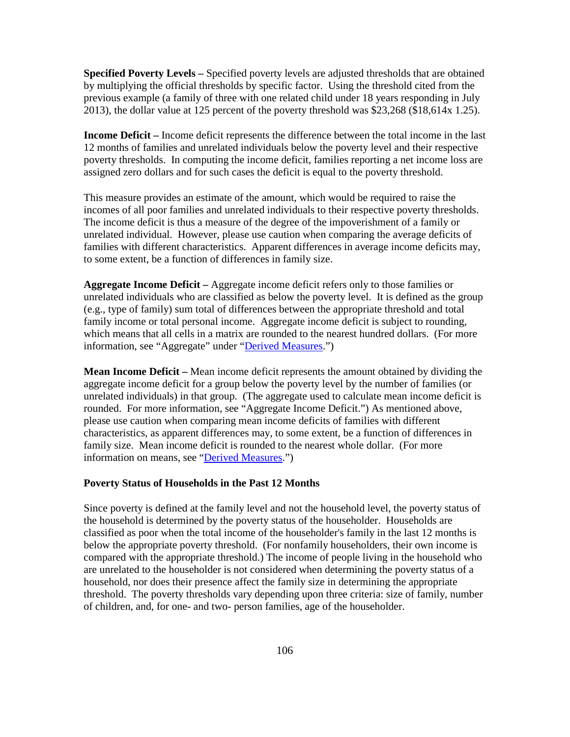**Specified Poverty Levels –** Specified poverty levels are adjusted thresholds that are obtained by multiplying the official thresholds by specific factor. Using the threshold cited from the previous example (a family of three with one related child under 18 years responding in July 2013), the dollar value at 125 percent of the poverty threshold was $23,268 ($18,614x 1.25).

**Income Deficit –** Income deficit represents the difference between the total income in the last 12 months of families and unrelated individuals below the poverty level and their respective poverty thresholds. In computing the income deficit, families reporting a net income loss are assigned zero dollars and for such cases the deficit is equal to the poverty threshold.

This measure provides an estimate of the amount, which would be required to raise the incomes of all poor families and unrelated individuals to their respective poverty thresholds. The income deficit is thus a measure of the degree of the impoverishment of a family or unrelated individual. However, please use caution when comparing the average deficits of families with different characteristics. Apparent differences in average income deficits may, to some extent, be a function of differences in family size.

**Aggregate Income Deficit –** Aggregate income deficit refers only to those families or unrelated individuals who are classified as below the poverty level. It is defined as the group (e.g., type of family) sum total of differences between the appropriate threshold and total family income or total personal income. Aggregate income deficit is subject to rounding, which means that all cells in a matrix are rounded to the nearest hundred dollars. (For more information, see "Aggregate" under "Derived Measures.")

**Mean Income Deficit –** Mean income deficit represents the amount obtained by dividing the aggregate income deficit for a group below the poverty level by the number of families (or unrelated individuals) in that group. (The aggregate used to calculate mean income deficit is rounded. For more information, see "Aggregate Income Deficit.") As mentioned above, please use caution when comparing mean income deficits of families with different characteristics, as apparent differences may, to some extent, be a function of differences in family size. Mean income deficit is rounded to the nearest whole dollar. (For more information on means, see "Derived Measures.")

**Poverty Status of Households in the Past 12 Months**

Since poverty is defined at the family level and not the household level, the poverty status of the household is determined by the poverty status of the householder. Households are classified as poor when the total income of the householder's family in the last 12 months is below the appropriate poverty threshold. (For nonfamily householders, their own income is compared with the appropriate threshold.) The income of people living in the household who are unrelated to the householder is not considered when determining the poverty status of a household, nor does their presence affect the family size in determining the appropriate threshold. The poverty thresholds vary depending upon three criteria: size of family, number of children, and, for one- and two- person families, age of the householder.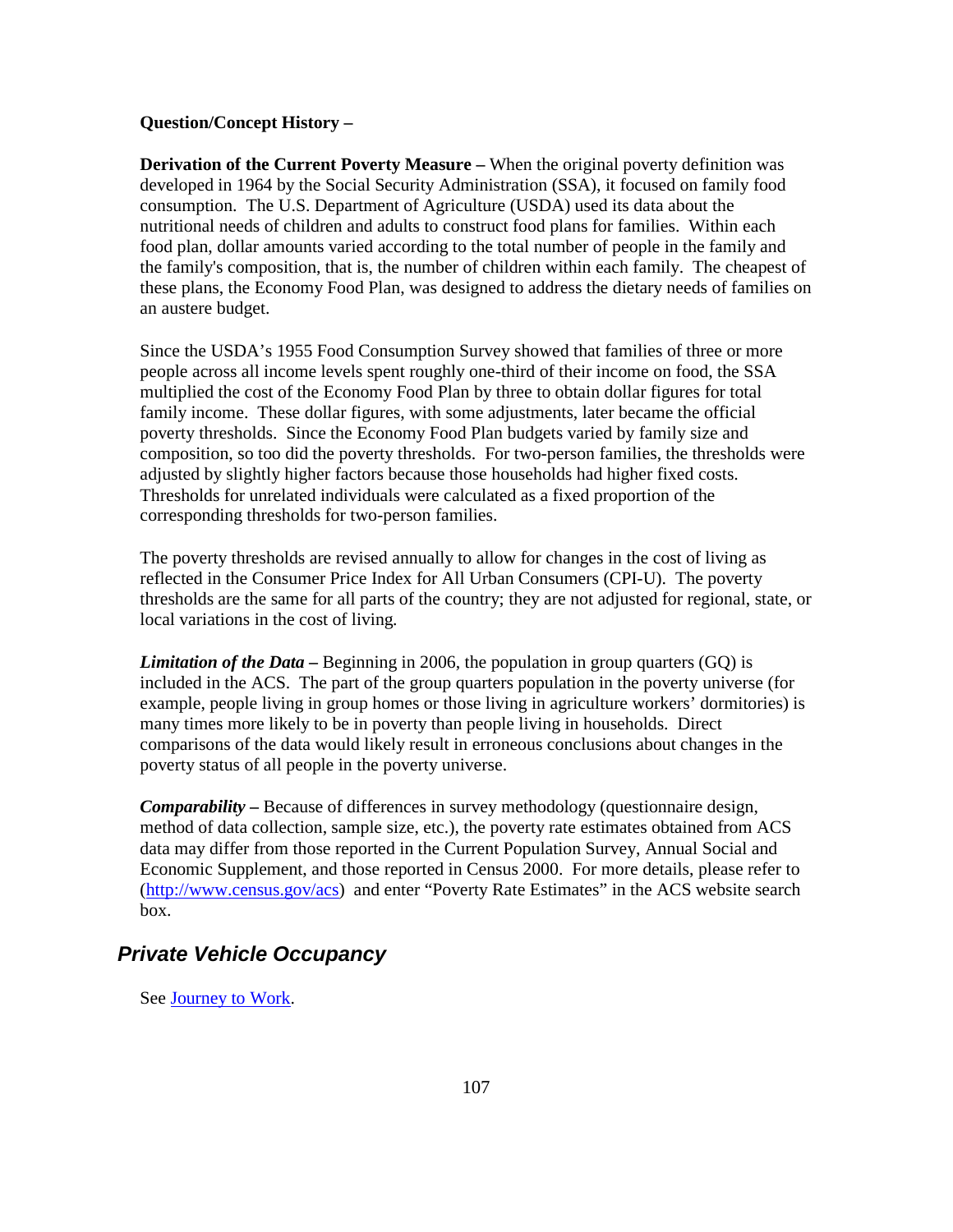**Question/Concept History –**

**Derivation of the Current Poverty Measure –** When the original poverty definition was developed in 1964 by the Social Security Administration (SSA), it focused on family food consumption. The U.S. Department of Agriculture (USDA) used its data about the nutritional needs of children and adults to construct food plans for families. Within each food plan, dollar amounts varied according to the total number of people in the family and the family's composition, that is, the number of children within each family. The cheapest of these plans, the Economy Food Plan, was designed to address the dietary needs of families on an austere budget.

Since the USDA's 1955 Food Consumption Survey showed that families of three or more people across all income levels spent roughly one-third of their income on food, the SSA multiplied the cost of the Economy Food Plan by three to obtain dollar figures for total family income. These dollar figures, with some adjustments, later became the official poverty thresholds. Since the Economy Food Plan budgets varied by family size and composition, so too did the poverty thresholds. For two-person families, the thresholds were adjusted by slightly higher factors because those households had higher fixed costs. Thresholds for unrelated individuals were calculated as a fixed proportion of the corresponding thresholds for two-person families.

The poverty thresholds are revised annually to allow for changes in the cost of living as reflected in the Consumer Price Index for All Urban Consumers (CPI-U). The poverty thresholds are the same for all parts of the country; they are not adjusted for regional, state, or local variations in the cost of living.

***Limitation of the Data –*** Beginning in 2006, the population in group quarters (GQ) is included in the ACS. The part of the group quarters population in the poverty universe (for example, people living in group homes or those living in agriculture workers' dormitories) is many times more likely to be in poverty than people living in households. Direct comparisons of the data would likely result in erroneous conclusions about changes in the poverty status of all people in the poverty universe.

***Comparability –*** Because of differences in survey methodology (questionnaire design, method of data collection, sample size, etc.), the poverty rate estimates obtained from ACS data may differ from those reported in the Current Population Survey, Annual Social and Economic Supplement, and those reported in Census 2000. For more details, please refer to (http://www.census.gov/acs) and enter "Poverty Rate Estimates" in the ACS website search box.

## *Private Vehicle Occupancy*

See Journey to Work.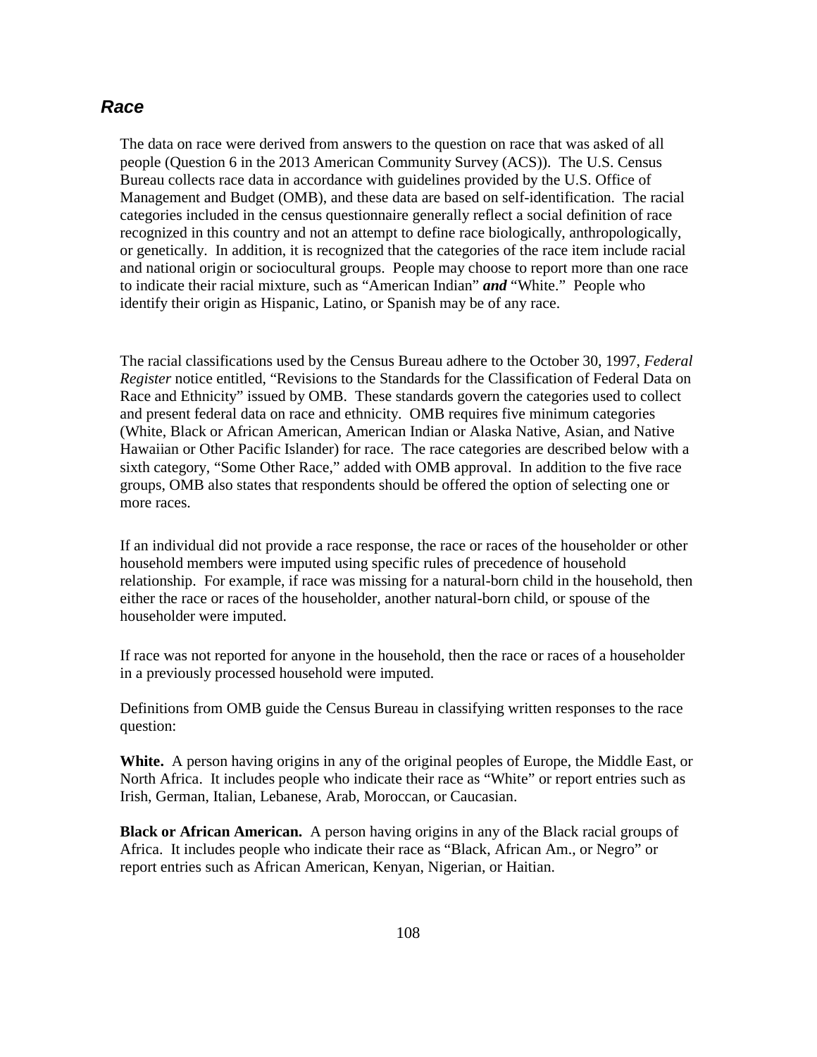## ***Race***

The data on race were derived from answers to the question on race that was asked of all people (Question 6 in the 2013 American Community Survey (ACS)). The U.S. Census Bureau collects race data in accordance with guidelines provided by the U.S. Office of Management and Budget (OMB), and these data are based on self-identification. The racial categories included in the census questionnaire generally reflect a social definition of race recognized in this country and not an attempt to define race biologically, anthropologically, or genetically. In addition, it is recognized that the categories of the race item include racial and national origin or sociocultural groups. People may choose to report more than one race to indicate their racial mixture, such as "American Indian" ***and*** "White." People who identify their origin as Hispanic, Latino, or Spanish may be of any race.

The racial classifications used by the Census Bureau adhere to the October 30, 1997, *Federal Register* notice entitled, "Revisions to the Standards for the Classification of Federal Data on Race and Ethnicity" issued by OMB. These standards govern the categories used to collect and present federal data on race and ethnicity. OMB requires five minimum categories (White, Black or African American, American Indian or Alaska Native, Asian, and Native Hawaiian or Other Pacific Islander) for race. The race categories are described below with a sixth category, "Some Other Race," added with OMB approval. In addition to the five race groups, OMB also states that respondents should be offered the option of selecting one or more races.

If an individual did not provide a race response, the race or races of the householder or other household members were imputed using specific rules of precedence of household relationship. For example, if race was missing for a natural-born child in the household, then either the race or races of the householder, another natural-born child, or spouse of the householder were imputed.

If race was not reported for anyone in the household, then the race or races of a householder in a previously processed household were imputed.

Definitions from OMB guide the Census Bureau in classifying written responses to the race question:

**White.** A person having origins in any of the original peoples of Europe, the Middle East, or North Africa. It includes people who indicate their race as "White" or report entries such as Irish, German, Italian, Lebanese, Arab, Moroccan, or Caucasian.

**Black or African American.** A person having origins in any of the Black racial groups of Africa. It includes people who indicate their race as "Black, African Am., or Negro" or report entries such as African American, Kenyan, Nigerian, or Haitian.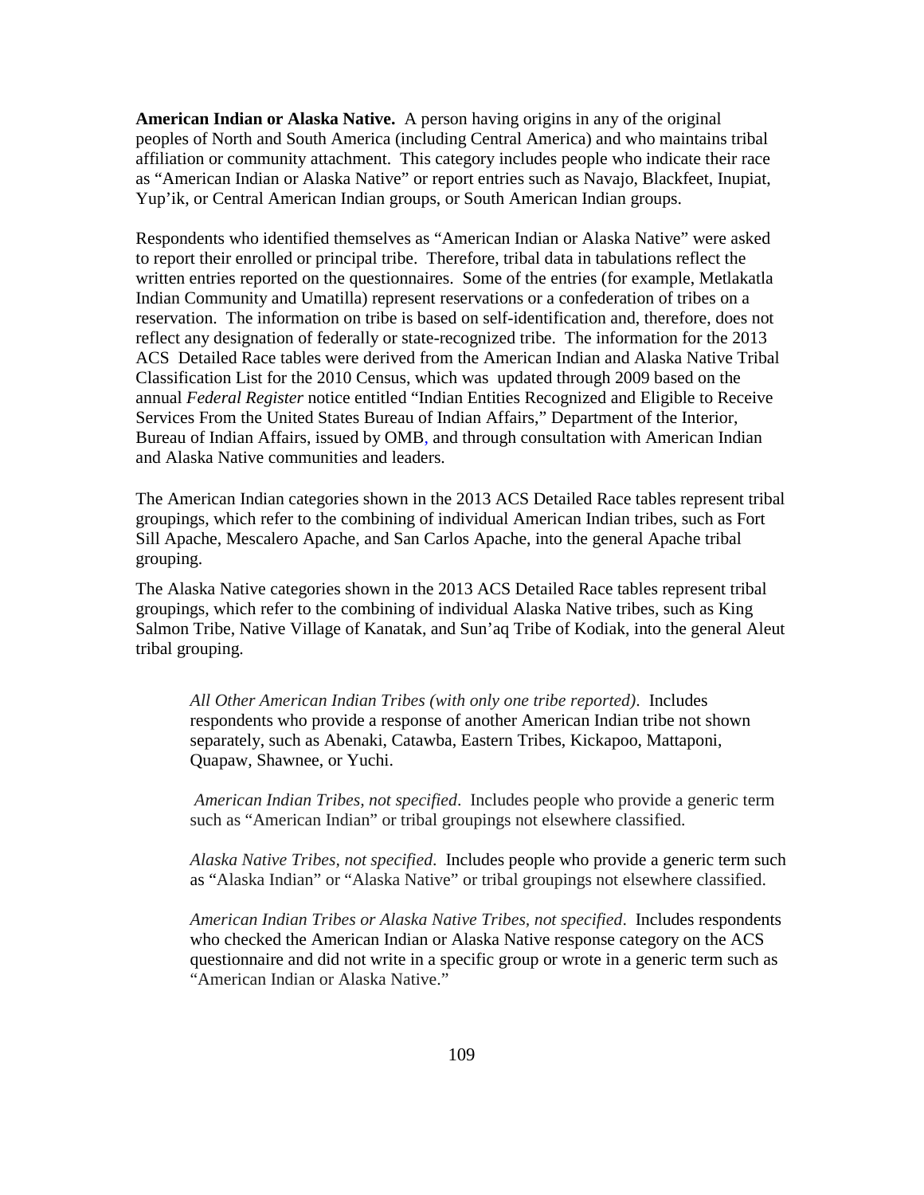**American Indian or Alaska Native.** A person having origins in any of the original peoples of North and South America (including Central America) and who maintains tribal affiliation or community attachment. This category includes people who indicate their race as "American Indian or Alaska Native" or report entries such as Navajo, Blackfeet, Inupiat, Yup'ik, or Central American Indian groups, or South American Indian groups.

Respondents who identified themselves as "American Indian or Alaska Native" were asked to report their enrolled or principal tribe. Therefore, tribal data in tabulations reflect the written entries reported on the questionnaires. Some of the entries (for example, Metlakatla Indian Community and Umatilla) represent reservations or a confederation of tribes on a reservation. The information on tribe is based on self-identification and, therefore, does not reflect any designation of federally or state-recognized tribe. The information for the 2013 ACS Detailed Race tables were derived from the American Indian and Alaska Native Tribal Classification List for the 2010 Census, which was updated through 2009 based on the annual *Federal Register* notice entitled "Indian Entities Recognized and Eligible to Receive Services From the United States Bureau of Indian Affairs," Department of the Interior, Bureau of Indian Affairs, issued by OMB, and through consultation with American Indian and Alaska Native communities and leaders.

The American Indian categories shown in the 2013 ACS Detailed Race tables represent tribal groupings, which refer to the combining of individual American Indian tribes, such as Fort Sill Apache, Mescalero Apache, and San Carlos Apache, into the general Apache tribal grouping.

The Alaska Native categories shown in the 2013 ACS Detailed Race tables represent tribal groupings, which refer to the combining of individual Alaska Native tribes, such as King Salmon Tribe, Native Village of Kanatak, and Sun'aq Tribe of Kodiak, into the general Aleut tribal grouping.

*All Other American Indian Tribes (with only one tribe reported)*. Includes respondents who provide a response of another American Indian tribe not shown separately, such as Abenaki, Catawba, Eastern Tribes, Kickapoo, Mattaponi, Quapaw, Shawnee, or Yuchi.

*American Indian Tribes, not specified*. Includes people who provide a generic term such as "American Indian" or tribal groupings not elsewhere classified.

*Alaska Native Tribes, not specified*. Includes people who provide a generic term such as "Alaska Indian" or "Alaska Native" or tribal groupings not elsewhere classified.

*American Indian Tribes or Alaska Native Tribes, not specified*. Includes respondents who checked the American Indian or Alaska Native response category on the ACS questionnaire and did not write in a specific group or wrote in a generic term such as "American Indian or Alaska Native."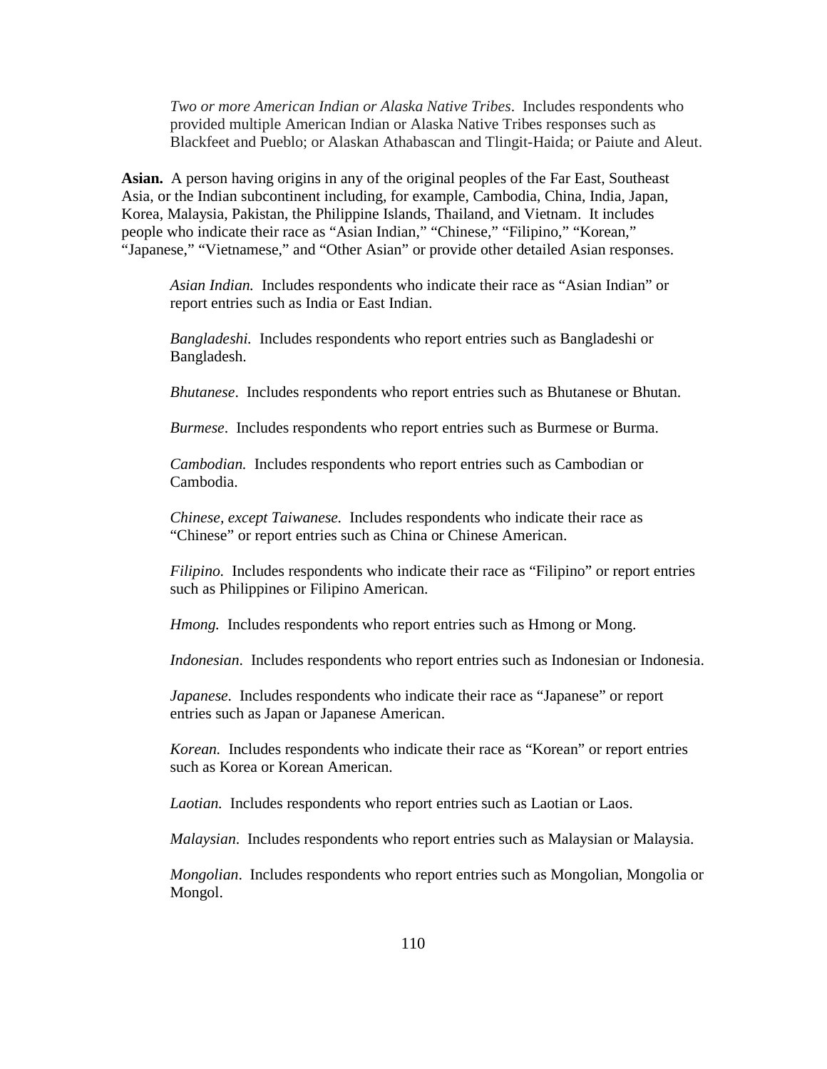*Two or more American Indian or Alaska Native Tribes*. Includes respondents who provided multiple American Indian or Alaska Native Tribes responses such as Blackfeet and Pueblo; or Alaskan Athabascan and Tlingit-Haida; or Paiute and Aleut.

**Asian.** A person having origins in any of the original peoples of the Far East, Southeast Asia, or the Indian subcontinent including, for example, Cambodia, China, India, Japan, Korea, Malaysia, Pakistan, the Philippine Islands, Thailand, and Vietnam. It includes people who indicate their race as "Asian Indian," "Chinese," "Filipino," "Korean," "Japanese," "Vietnamese," and "Other Asian" or provide other detailed Asian responses.

*Asian Indian.* Includes respondents who indicate their race as "Asian Indian" or report entries such as India or East Indian.

*Bangladeshi.* Includes respondents who report entries such as Bangladeshi or Bangladesh.

*Bhutanese*. Includes respondents who report entries such as Bhutanese or Bhutan.

*Burmese*. Includes respondents who report entries such as Burmese or Burma.

*Cambodian.* Includes respondents who report entries such as Cambodian or Cambodia.

*Chinese, except Taiwanese.* Includes respondents who indicate their race as "Chinese" or report entries such as China or Chinese American.

*Filipino.* Includes respondents who indicate their race as "Filipino" or report entries such as Philippines or Filipino American.

*Hmong.* Includes respondents who report entries such as Hmong or Mong.

*Indonesian*. Includes respondents who report entries such as Indonesian or Indonesia.

*Japanese*. Includes respondents who indicate their race as "Japanese" or report entries such as Japan or Japanese American.

*Korean.* Includes respondents who indicate their race as "Korean" or report entries such as Korea or Korean American.

*Laotian.* Includes respondents who report entries such as Laotian or Laos.

*Malaysian*. Includes respondents who report entries such as Malaysian or Malaysia.

*Mongolian*. Includes respondents who report entries such as Mongolian, Mongolia or Mongol.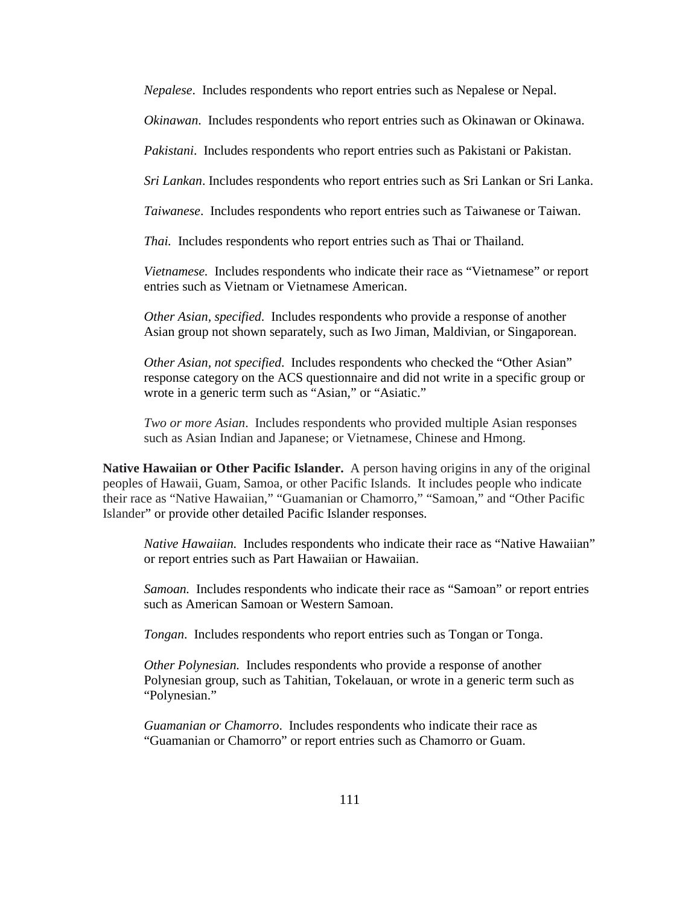*Nepalese*. Includes respondents who report entries such as Nepalese or Nepal.

*Okinawan*. Includes respondents who report entries such as Okinawan or Okinawa.

*Pakistani*. Includes respondents who report entries such as Pakistani or Pakistan.

*Sri Lankan*. Includes respondents who report entries such as Sri Lankan or Sri Lanka.

*Taiwanese*. Includes respondents who report entries such as Taiwanese or Taiwan.

*Thai.* Includes respondents who report entries such as Thai or Thailand.

*Vietnamese.* Includes respondents who indicate their race as "Vietnamese" or report entries such as Vietnam or Vietnamese American.

*Other Asian, specified.* Includes respondents who provide a response of another Asian group not shown separately, such as Iwo Jiman, Maldivian, or Singaporean.

*Other Asian, not specified.* Includes respondents who checked the "Other Asian" response category on the ACS questionnaire and did not write in a specific group or wrote in a generic term such as "Asian," or "Asiatic."

*Two or more Asian*. Includes respondents who provided multiple Asian responses such as Asian Indian and Japanese; or Vietnamese, Chinese and Hmong.

**Native Hawaiian or Other Pacific Islander.** A person having origins in any of the original peoples of Hawaii, Guam, Samoa, or other Pacific Islands. It includes people who indicate their race as "Native Hawaiian," "Guamanian or Chamorro," "Samoan," and "Other Pacific Islander" or provide other detailed Pacific Islander responses.

*Native Hawaiian.* Includes respondents who indicate their race as "Native Hawaiian" or report entries such as Part Hawaiian or Hawaiian.

*Samoan.* Includes respondents who indicate their race as "Samoan" or report entries such as American Samoan or Western Samoan.

*Tongan*. Includes respondents who report entries such as Tongan or Tonga.

*Other Polynesian.* Includes respondents who provide a response of another Polynesian group, such as Tahitian, Tokelauan, or wrote in a generic term such as "Polynesian."

*Guamanian or Chamorro*. Includes respondents who indicate their race as "Guamanian or Chamorro" or report entries such as Chamorro or Guam.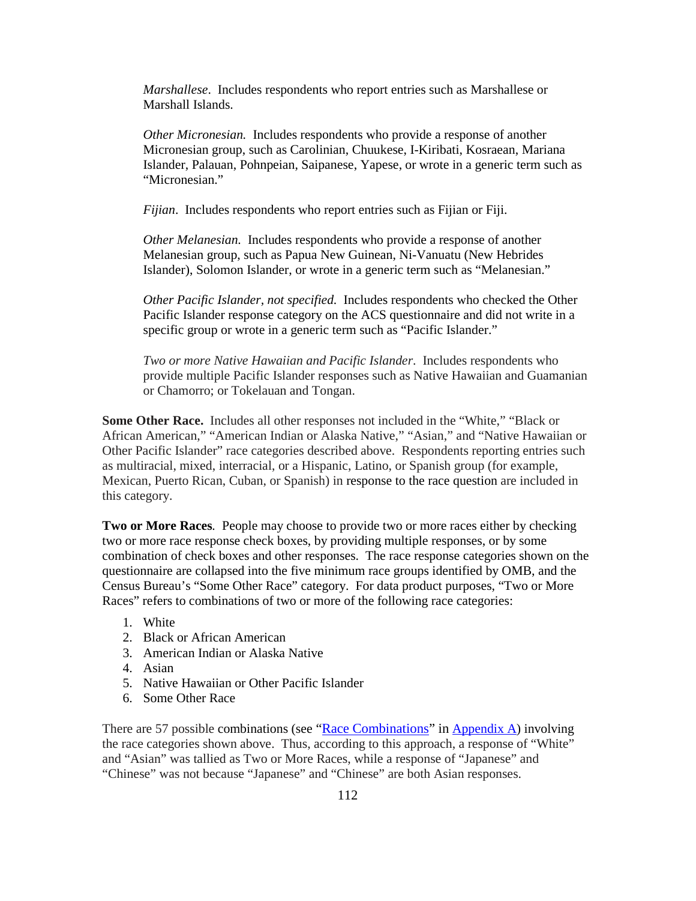*Marshallese*. Includes respondents who report entries such as Marshallese or Marshall Islands.

*Other Micronesian.* Includes respondents who provide a response of another Micronesian group, such as Carolinian, Chuukese, I-Kiribati, Kosraean, Mariana Islander, Palauan, Pohnpeian, Saipanese, Yapese, or wrote in a generic term such as "Micronesian."

*Fijian*. Includes respondents who report entries such as Fijian or Fiji.

*Other Melanesian.* Includes respondents who provide a response of another Melanesian group, such as Papua New Guinean, Ni-Vanuatu (New Hebrides Islander), Solomon Islander, or wrote in a generic term such as "Melanesian."

*Other Pacific Islander, not specified.* Includes respondents who checked the Other Pacific Islander response category on the ACS questionnaire and did not write in a specific group or wrote in a generic term such as "Pacific Islander."

*Two or more Native Hawaiian and Pacific Islander*. Includes respondents who provide multiple Pacific Islander responses such as Native Hawaiian and Guamanian or Chamorro; or Tokelauan and Tongan.

**Some Other Race.** Includes all other responses not included in the "White," "Black or African American," "American Indian or Alaska Native," "Asian," and "Native Hawaiian or Other Pacific Islander" race categories described above. Respondents reporting entries such as multiracial, mixed, interracial, or a Hispanic, Latino, or Spanish group (for example, Mexican, Puerto Rican, Cuban, or Spanish) in response to the race question are included in this category.

**Two or More Races***.* People may choose to provide two or more races either by checking two or more race response check boxes, by providing multiple responses, or by some combination of check boxes and other responses. The race response categories shown on the questionnaire are collapsed into the five minimum race groups identified by OMB, and the Census Bureau's "Some Other Race" category. For data product purposes, "Two or More Races" refers to combinations of two or more of the following race categories:

1. White
2. Black or African American
3. American Indian or Alaska Native
4. Asian
5. Native Hawaiian or Other Pacific Islander
6. Some Other Race

There are 57 possible combinations (see "Race Combinations" in Appendix A) involving the race categories shown above. Thus, according to this approach, a response of "White" and "Asian" was tallied as Two or More Races, while a response of "Japanese" and "Chinese" was not because "Japanese" and "Chinese" are both Asian responses.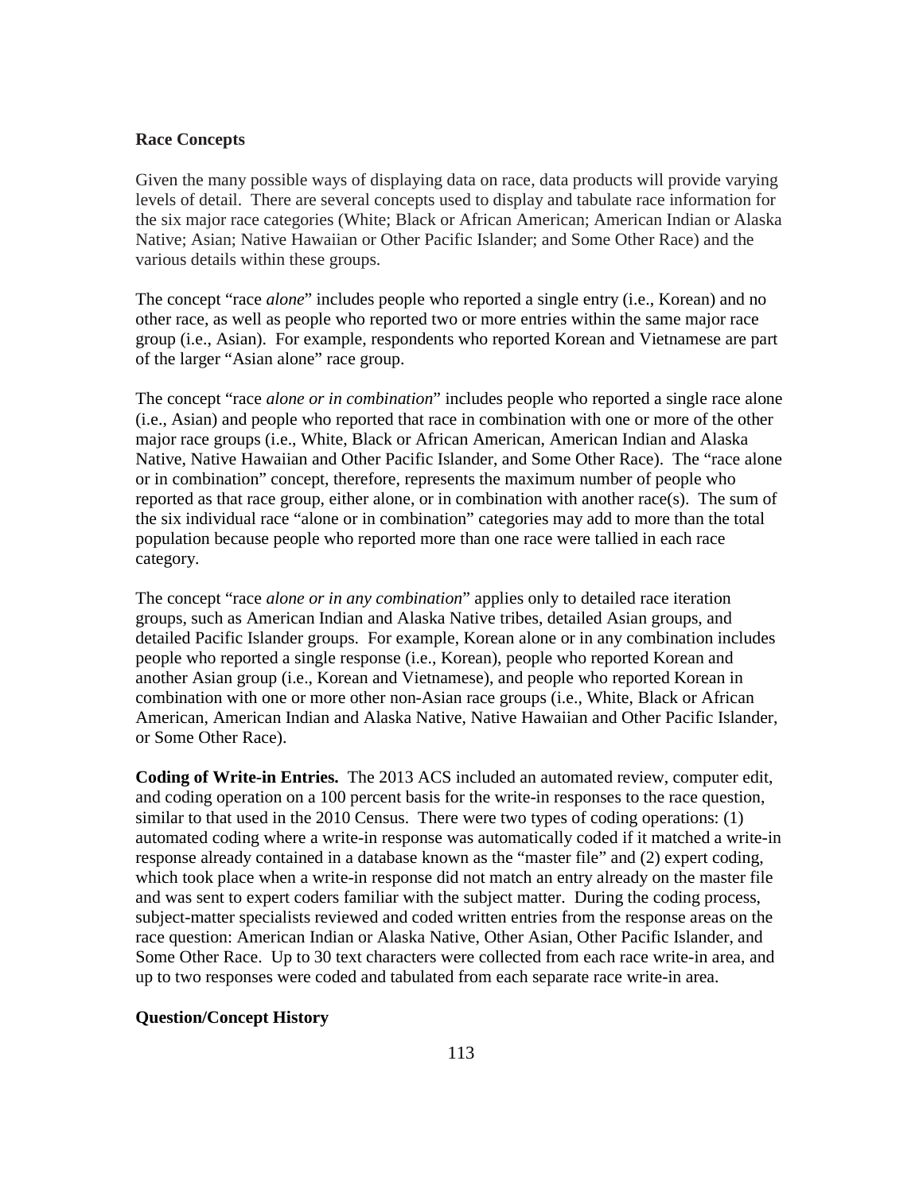**Race Concepts**

Given the many possible ways of displaying data on race, data products will provide varying levels of detail. There are several concepts used to display and tabulate race information for the six major race categories (White; Black or African American; American Indian or Alaska Native; Asian; Native Hawaiian or Other Pacific Islander; and Some Other Race) and the various details within these groups.

The concept "race *alone*" includes people who reported a single entry (i.e., Korean) and no other race, as well as people who reported two or more entries within the same major race group (i.e., Asian). For example, respondents who reported Korean and Vietnamese are part of the larger "Asian alone" race group.

The concept "race *alone or in combination*" includes people who reported a single race alone (i.e., Asian) and people who reported that race in combination with one or more of the other major race groups (i.e., White, Black or African American, American Indian and Alaska Native, Native Hawaiian and Other Pacific Islander, and Some Other Race). The "race alone or in combination" concept, therefore, represents the maximum number of people who reported as that race group, either alone, or in combination with another race(s). The sum of the six individual race "alone or in combination" categories may add to more than the total population because people who reported more than one race were tallied in each race category.

The concept "race *alone or in any combination*" applies only to detailed race iteration groups, such as American Indian and Alaska Native tribes, detailed Asian groups, and detailed Pacific Islander groups. For example, Korean alone or in any combination includes people who reported a single response (i.e., Korean), people who reported Korean and another Asian group (i.e., Korean and Vietnamese), and people who reported Korean in combination with one or more other non-Asian race groups (i.e., White, Black or African American, American Indian and Alaska Native, Native Hawaiian and Other Pacific Islander, or Some Other Race).

**Coding of Write-in Entries.** The 2013 ACS included an automated review, computer edit, and coding operation on a 100 percent basis for the write-in responses to the race question, similar to that used in the 2010 Census. There were two types of coding operations: (1) automated coding where a write-in response was automatically coded if it matched a write-in response already contained in a database known as the "master file" and (2) expert coding, which took place when a write-in response did not match an entry already on the master file and was sent to expert coders familiar with the subject matter. During the coding process, subject-matter specialists reviewed and coded written entries from the response areas on the race question: American Indian or Alaska Native, Other Asian, Other Pacific Islander, and Some Other Race. Up to 30 text characters were collected from each race write-in area, and up to two responses were coded and tabulated from each separate race write-in area.

**Question/Concept History**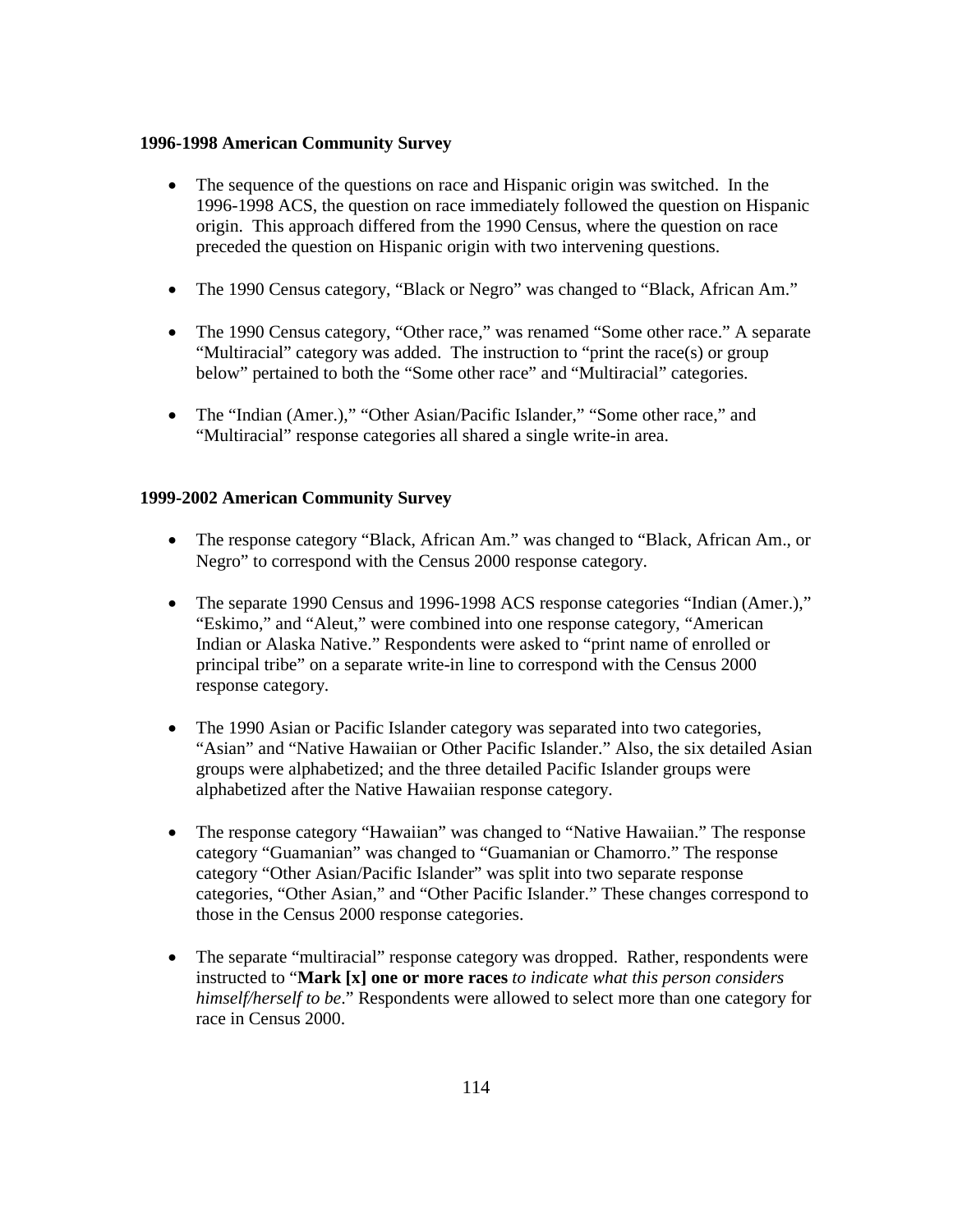**1996-1998 American Community Survey**

- The sequence of the questions on race and Hispanic origin was switched. In the 1996-1998 ACS, the question on race immediately followed the question on Hispanic origin. This approach differed from the 1990 Census, where the question on race preceded the question on Hispanic origin with two intervening questions.

- The 1990 Census category, "Black or Negro" was changed to "Black, African Am."

- The 1990 Census category, "Other race," was renamed "Some other race." A separate "Multiracial" category was added. The instruction to "print the race(s) or group below" pertained to both the "Some other race" and "Multiracial" categories.

- The "Indian (Amer.)," "Other Asian/Pacific Islander," "Some other race," and "Multiracial" response categories all shared a single write-in area.

**1999-2002 American Community Survey**

- The response category "Black, African Am." was changed to "Black, African Am., or Negro" to correspond with the Census 2000 response category.

- The separate 1990 Census and 1996-1998 ACS response categories "Indian (Amer.)," "Eskimo," and "Aleut," were combined into one response category, "American Indian or Alaska Native." Respondents were asked to "print name of enrolled or principal tribe" on a separate write-in line to correspond with the Census 2000 response category.

- The 1990 Asian or Pacific Islander category was separated into two categories, "Asian" and "Native Hawaiian or Other Pacific Islander." Also, the six detailed Asian groups were alphabetized; and the three detailed Pacific Islander groups were alphabetized after the Native Hawaiian response category.

- The response category "Hawaiian" was changed to "Native Hawaiian." The response category "Guamanian" was changed to "Guamanian or Chamorro." The response category "Other Asian/Pacific Islander" was split into two separate response categories, "Other Asian," and "Other Pacific Islander." These changes correspond to those in the Census 2000 response categories.

- The separate "multiracial" response category was dropped. Rather, respondents were instructed to "**Mark [x] one or more races** *to indicate what this person considers himself/herself to be*." Respondents were allowed to select more than one category for race in Census 2000.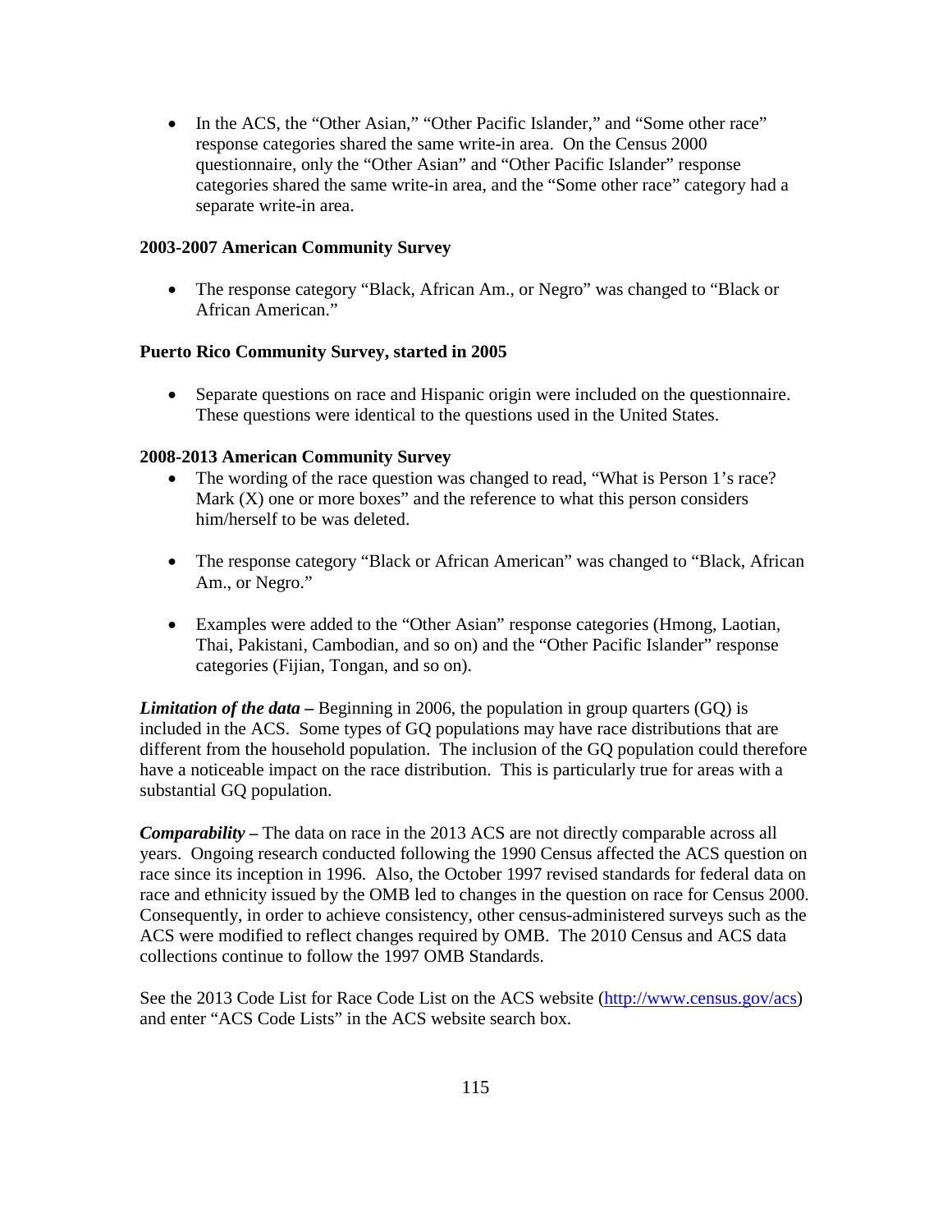- In the ACS, the "Other Asian," "Other Pacific Islander," and "Some other race" response categories shared the same write-in area. On the Census 2000 questionnaire, only the "Other Asian" and "Other Pacific Islander" response categories shared the same write-in area, and the "Some other race" category had a separate write-in area.

**2003-2007 American Community Survey**

- The response category "Black, African Am., or Negro" was changed to "Black or African American."

**Puerto Rico Community Survey, started in 2005**

- Separate questions on race and Hispanic origin were included on the questionnaire. These questions were identical to the questions used in the United States.

**2008-2013 American Community Survey**

- The wording of the race question was changed to read, "What is Person 1's race? Mark (X) one or more boxes" and the reference to what this person considers him/herself to be was deleted.

- The response category "Black or African American" was changed to "Black, African Am., or Negro."

- Examples were added to the "Other Asian" response categories (Hmong, Laotian, Thai, Pakistani, Cambodian, and so on) and the "Other Pacific Islander" response categories (Fijian, Tongan, and so on).

***Limitation of the data –*** Beginning in 2006, the population in group quarters (GQ) is included in the ACS. Some types of GQ populations may have race distributions that are different from the household population. The inclusion of the GQ population could therefore have a noticeable impact on the race distribution. This is particularly true for areas with a substantial GQ population.

***Comparability –*** The data on race in the 2013 ACS are not directly comparable across all years. Ongoing research conducted following the 1990 Census affected the ACS question on race since its inception in 1996. Also, the October 1997 revised standards for federal data on race and ethnicity issued by the OMB led to changes in the question on race for Census 2000. Consequently, in order to achieve consistency, other census-administered surveys such as the ACS were modified to reflect changes required by OMB. The 2010 Census and ACS data collections continue to follow the 1997 OMB Standards.

See the 2013 Code List for Race Code List on the ACS website (http://www.census.gov/acs) and enter "ACS Code Lists" in the ACS website search box.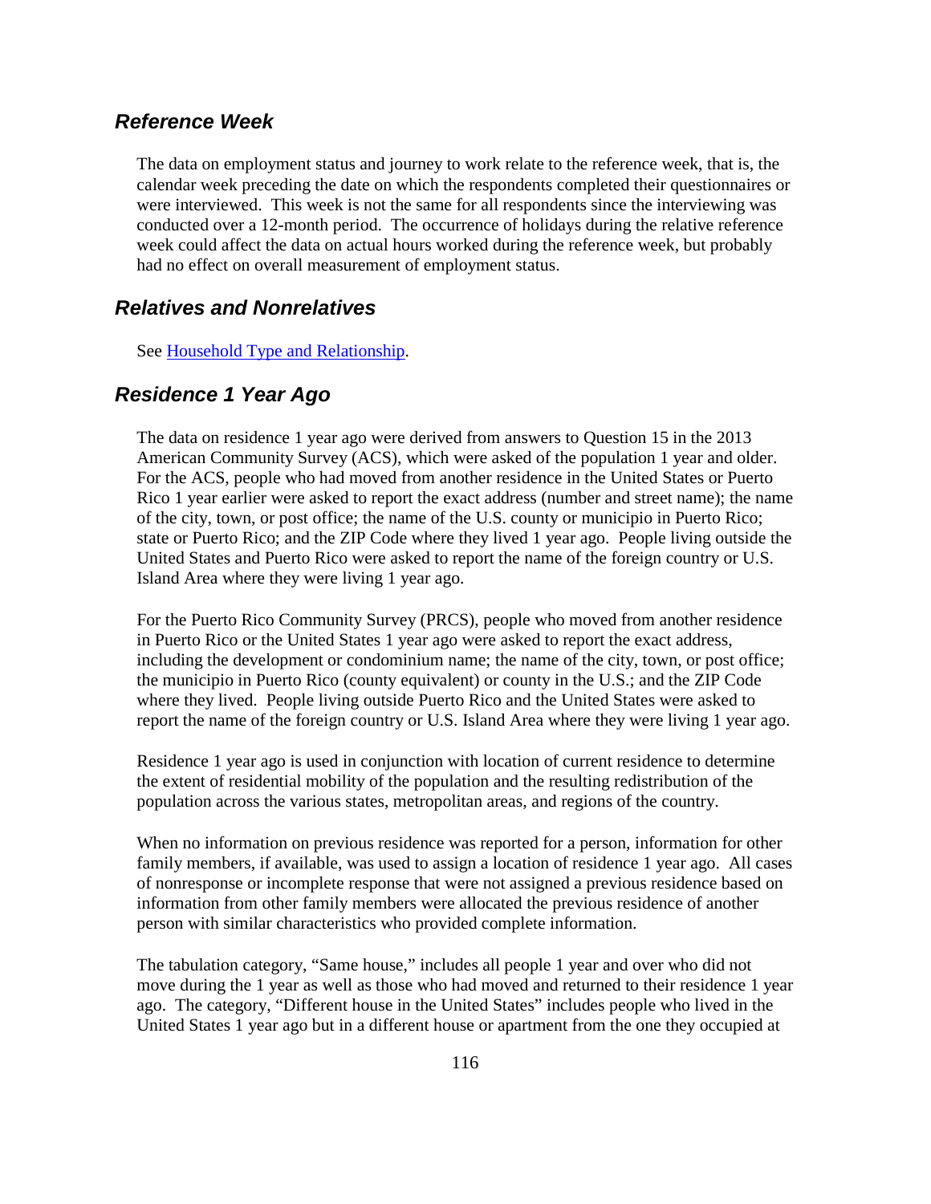## *Reference Week*

The data on employment status and journey to work relate to the reference week, that is, the calendar week preceding the date on which the respondents completed their questionnaires or were interviewed. This week is not the same for all respondents since the interviewing was conducted over a 12-month period. The occurrence of holidays during the relative reference week could affect the data on actual hours worked during the reference week, but probably had no effect on overall measurement of employment status.

## *Relatives and Nonrelatives*

See [Household Type and Relationship](#).

## *Residence 1 Year Ago*

The data on residence 1 year ago were derived from answers to Question 15 in the 2013 American Community Survey (ACS), which were asked of the population 1 year and older. For the ACS, people who had moved from another residence in the United States or Puerto Rico 1 year earlier were asked to report the exact address (number and street name); the name of the city, town, or post office; the name of the U.S. county or municipio in Puerto Rico; state or Puerto Rico; and the ZIP Code where they lived 1 year ago. People living outside the United States and Puerto Rico were asked to report the name of the foreign country or U.S. Island Area where they were living 1 year ago.

For the Puerto Rico Community Survey (PRCS), people who moved from another residence in Puerto Rico or the United States 1 year ago were asked to report the exact address, including the development or condominium name; the name of the city, town, or post office; the municipio in Puerto Rico (county equivalent) or county in the U.S.; and the ZIP Code where they lived. People living outside Puerto Rico and the United States were asked to report the name of the foreign country or U.S. Island Area where they were living 1 year ago.

Residence 1 year ago is used in conjunction with location of current residence to determine the extent of residential mobility of the population and the resulting redistribution of the population across the various states, metropolitan areas, and regions of the country.

When no information on previous residence was reported for a person, information for other family members, if available, was used to assign a location of residence 1 year ago. All cases of nonresponse or incomplete response that were not assigned a previous residence based on information from other family members were allocated the previous residence of another person with similar characteristics who provided complete information.

The tabulation category, "Same house," includes all people 1 year and over who did not move during the 1 year as well as those who had moved and returned to their residence 1 year ago. The category, "Different house in the United States" includes people who lived in the United States 1 year ago but in a different house or apartment from the one they occupied at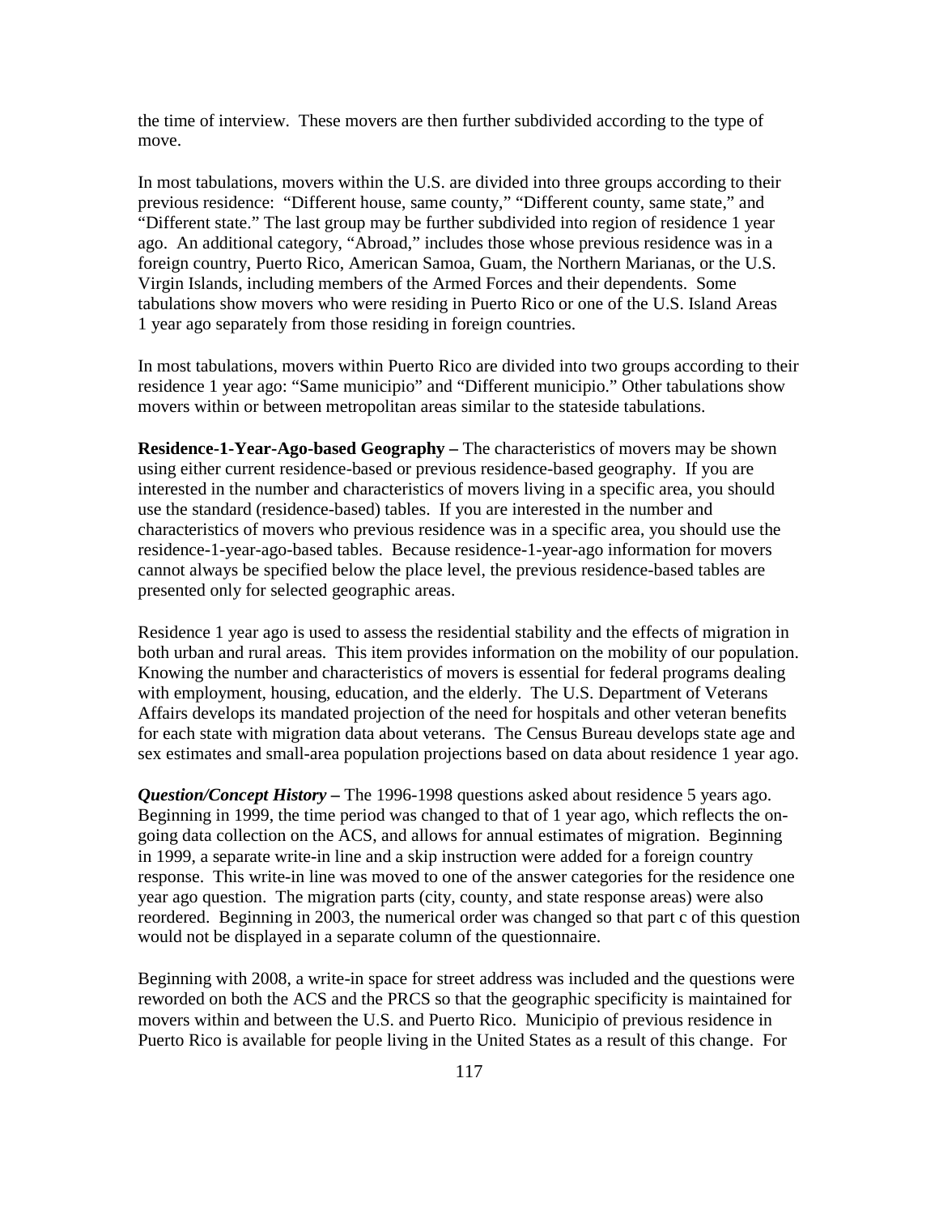the time of interview. These movers are then further subdivided according to the type of move.

In most tabulations, movers within the U.S. are divided into three groups according to their previous residence: "Different house, same county," "Different county, same state," and "Different state." The last group may be further subdivided into region of residence 1 year ago. An additional category, "Abroad," includes those whose previous residence was in a foreign country, Puerto Rico, American Samoa, Guam, the Northern Marianas, or the U.S. Virgin Islands, including members of the Armed Forces and their dependents. Some tabulations show movers who were residing in Puerto Rico or one of the U.S. Island Areas 1 year ago separately from those residing in foreign countries.

In most tabulations, movers within Puerto Rico are divided into two groups according to their residence 1 year ago: "Same municipio" and "Different municipio." Other tabulations show movers within or between metropolitan areas similar to the stateside tabulations.

**Residence-1-Year-Ago-based Geography –** The characteristics of movers may be shown using either current residence-based or previous residence-based geography. If you are interested in the number and characteristics of movers living in a specific area, you should use the standard (residence-based) tables. If you are interested in the number and characteristics of movers who previous residence was in a specific area, you should use the residence-1-year-ago-based tables. Because residence-1-year-ago information for movers cannot always be specified below the place level, the previous residence-based tables are presented only for selected geographic areas.

Residence 1 year ago is used to assess the residential stability and the effects of migration in both urban and rural areas. This item provides information on the mobility of our population. Knowing the number and characteristics of movers is essential for federal programs dealing with employment, housing, education, and the elderly. The U.S. Department of Veterans Affairs develops its mandated projection of the need for hospitals and other veteran benefits for each state with migration data about veterans. The Census Bureau develops state age and sex estimates and small-area population projections based on data about residence 1 year ago.

***Question/Concept History –*** The 1996-1998 questions asked about residence 5 years ago. Beginning in 1999, the time period was changed to that of 1 year ago, which reflects the on-going data collection on the ACS, and allows for annual estimates of migration. Beginning in 1999, a separate write-in line and a skip instruction were added for a foreign country response. This write-in line was moved to one of the answer categories for the residence one year ago question. The migration parts (city, county, and state response areas) were also reordered. Beginning in 2003, the numerical order was changed so that part c of this question would not be displayed in a separate column of the questionnaire.

Beginning with 2008, a write-in space for street address was included and the questions were reworded on both the ACS and the PRCS so that the geographic specificity is maintained for movers within and between the U.S. and Puerto Rico. Municipio of previous residence in Puerto Rico is available for people living in the United States as a result of this change. For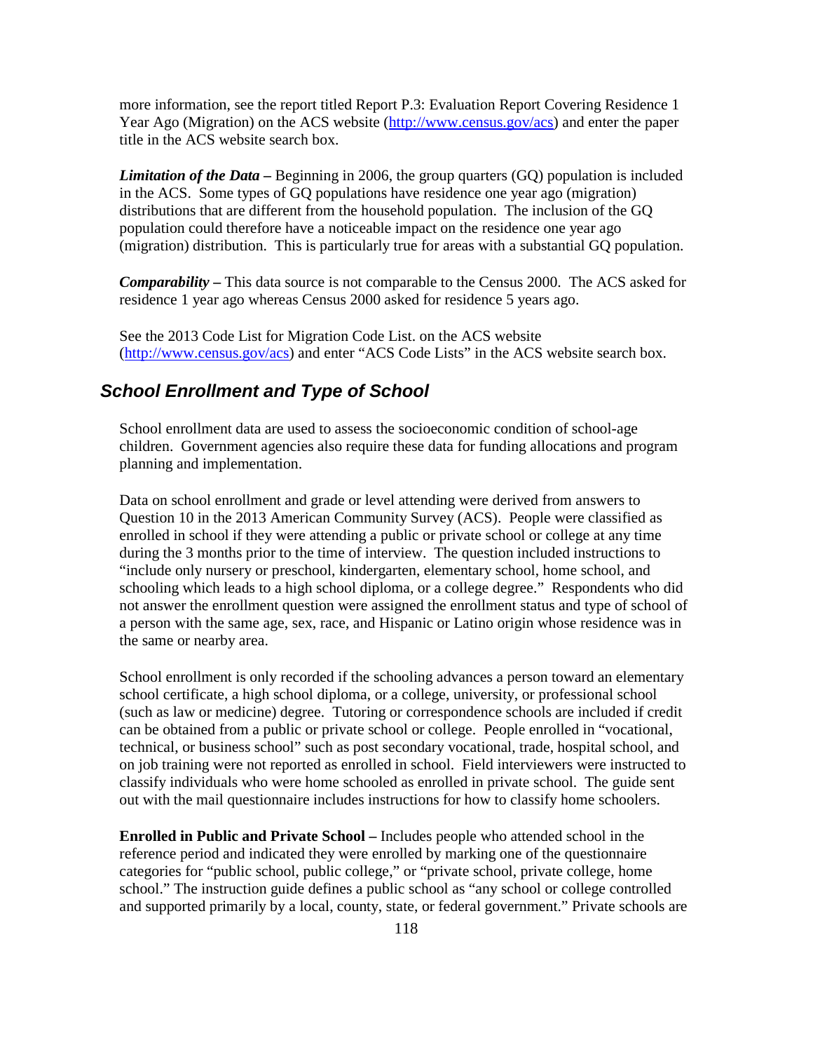more information, see the report titled Report P.3: Evaluation Report Covering Residence 1 Year Ago (Migration) on the ACS website (http://www.census.gov/acs) and enter the paper title in the ACS website search box.

***Limitation of the Data* –** Beginning in 2006, the group quarters (GQ) population is included in the ACS. Some types of GQ populations have residence one year ago (migration) distributions that are different from the household population. The inclusion of the GQ population could therefore have a noticeable impact on the residence one year ago (migration) distribution. This is particularly true for areas with a substantial GQ population.

***Comparability* –** This data source is not comparable to the Census 2000. The ACS asked for residence 1 year ago whereas Census 2000 asked for residence 5 years ago.

See the 2013 Code List for Migration Code List. on the ACS website (http://www.census.gov/acs) and enter "ACS Code Lists" in the ACS website search box.

## *School Enrollment and Type of School*

School enrollment data are used to assess the socioeconomic condition of school-age children. Government agencies also require these data for funding allocations and program planning and implementation.

Data on school enrollment and grade or level attending were derived from answers to Question 10 in the 2013 American Community Survey (ACS). People were classified as enrolled in school if they were attending a public or private school or college at any time during the 3 months prior to the time of interview. The question included instructions to "include only nursery or preschool, kindergarten, elementary school, home school, and schooling which leads to a high school diploma, or a college degree." Respondents who did not answer the enrollment question were assigned the enrollment status and type of school of a person with the same age, sex, race, and Hispanic or Latino origin whose residence was in the same or nearby area.

School enrollment is only recorded if the schooling advances a person toward an elementary school certificate, a high school diploma, or a college, university, or professional school (such as law or medicine) degree. Tutoring or correspondence schools are included if credit can be obtained from a public or private school or college. People enrolled in "vocational, technical, or business school" such as post secondary vocational, trade, hospital school, and on job training were not reported as enrolled in school. Field interviewers were instructed to classify individuals who were home schooled as enrolled in private school. The guide sent out with the mail questionnaire includes instructions for how to classify home schoolers.

**Enrolled in Public and Private School –** Includes people who attended school in the reference period and indicated they were enrolled by marking one of the questionnaire categories for "public school, public college," or "private school, private college, home school." The instruction guide defines a public school as "any school or college controlled and supported primarily by a local, county, state, or federal government." Private schools are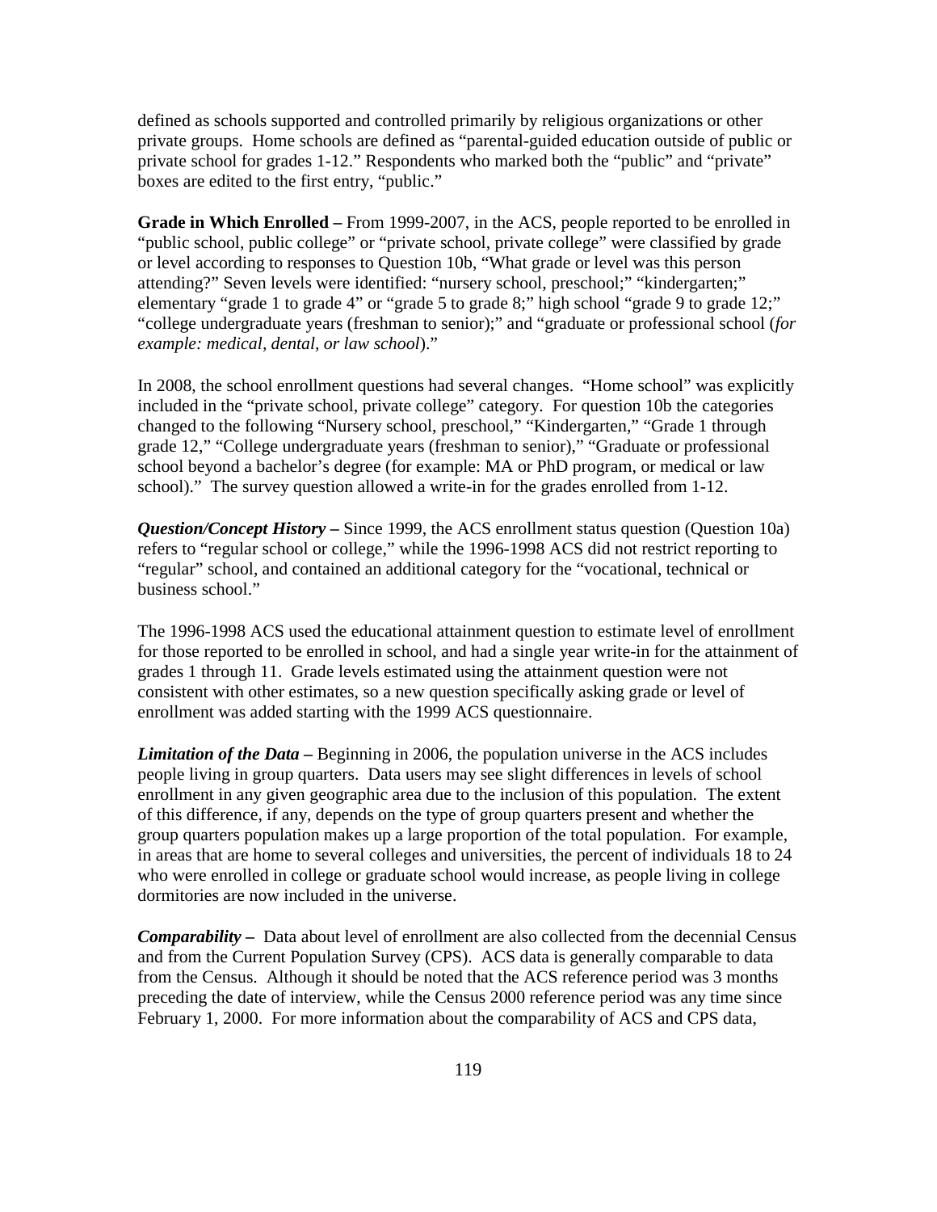defined as schools supported and controlled primarily by religious organizations or other private groups. Home schools are defined as "parental-guided education outside of public or private school for grades 1-12." Respondents who marked both the "public" and "private" boxes are edited to the first entry, "public."

**Grade in Which Enrolled –** From 1999-2007, in the ACS, people reported to be enrolled in "public school, public college" or "private school, private college" were classified by grade or level according to responses to Question 10b, "What grade or level was this person attending?" Seven levels were identified: "nursery school, preschool;" "kindergarten;" elementary "grade 1 to grade 4" or "grade 5 to grade 8;" high school "grade 9 to grade 12;" "college undergraduate years (freshman to senior);" and "graduate or professional school (*for example: medical, dental, or law school*)."

In 2008, the school enrollment questions had several changes. "Home school" was explicitly included in the "private school, private college" category. For question 10b the categories changed to the following "Nursery school, preschool," "Kindergarten," "Grade 1 through grade 12," "College undergraduate years (freshman to senior)," "Graduate or professional school beyond a bachelor's degree (for example: MA or PhD program, or medical or law school)." The survey question allowed a write-in for the grades enrolled from 1-12.

***Question/Concept History –*** Since 1999, the ACS enrollment status question (Question 10a) refers to "regular school or college," while the 1996-1998 ACS did not restrict reporting to "regular" school, and contained an additional category for the "vocational, technical or business school."

The 1996-1998 ACS used the educational attainment question to estimate level of enrollment for those reported to be enrolled in school, and had a single year write-in for the attainment of grades 1 through 11. Grade levels estimated using the attainment question were not consistent with other estimates, so a new question specifically asking grade or level of enrollment was added starting with the 1999 ACS questionnaire.

***Limitation of the Data –*** Beginning in 2006, the population universe in the ACS includes people living in group quarters. Data users may see slight differences in levels of school enrollment in any given geographic area due to the inclusion of this population. The extent of this difference, if any, depends on the type of group quarters present and whether the group quarters population makes up a large proportion of the total population. For example, in areas that are home to several colleges and universities, the percent of individuals 18 to 24 who were enrolled in college or graduate school would increase, as people living in college dormitories are now included in the universe.

***Comparability –*** Data about level of enrollment are also collected from the decennial Census and from the Current Population Survey (CPS). ACS data is generally comparable to data from the Census. Although it should be noted that the ACS reference period was 3 months preceding the date of interview, while the Census 2000 reference period was any time since February 1, 2000. For more information about the comparability of ACS and CPS data,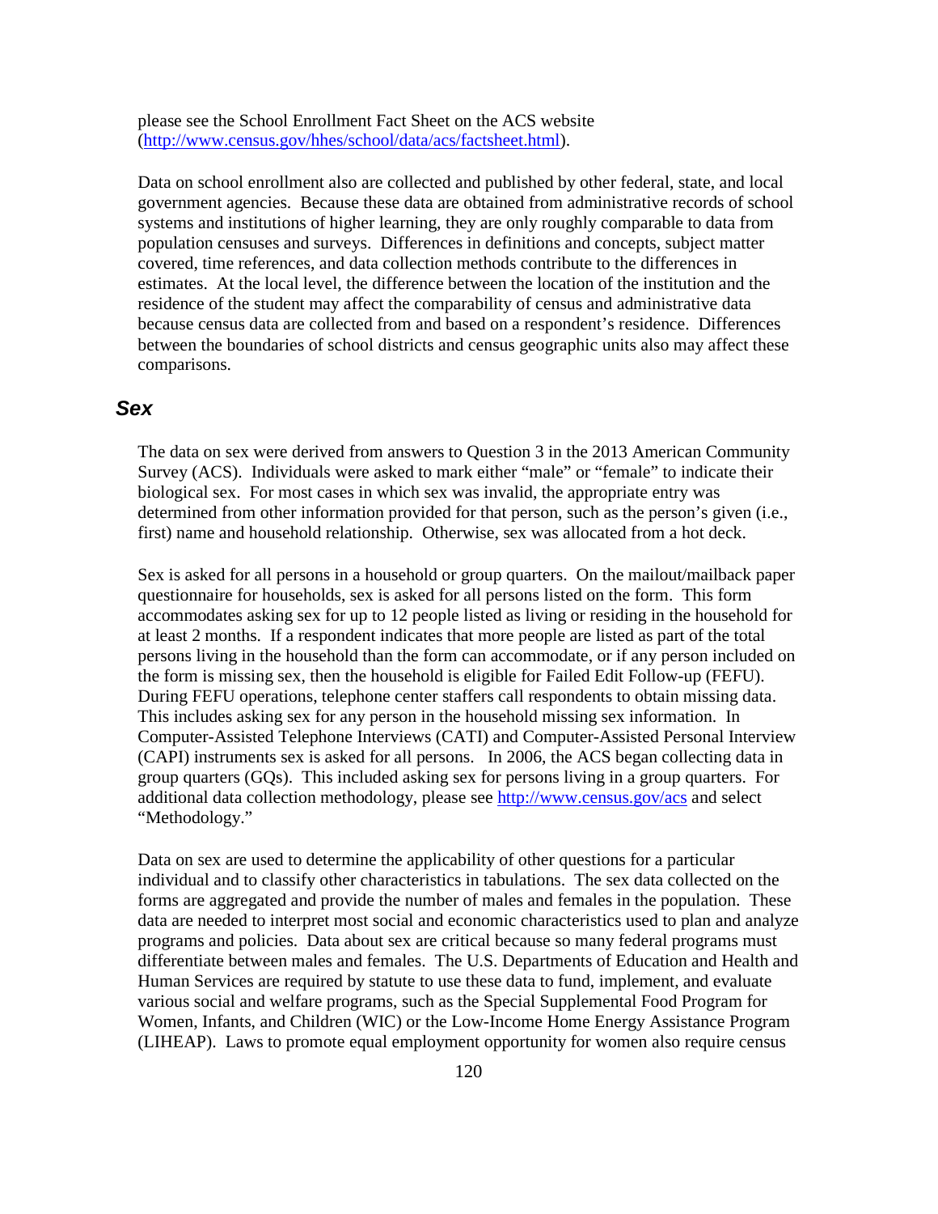please see the School Enrollment Fact Sheet on the ACS website (http://www.census.gov/hhes/school/data/acs/factsheet.html).

Data on school enrollment also are collected and published by other federal, state, and local government agencies. Because these data are obtained from administrative records of school systems and institutions of higher learning, they are only roughly comparable to data from population censuses and surveys. Differences in definitions and concepts, subject matter covered, time references, and data collection methods contribute to the differences in estimates. At the local level, the difference between the location of the institution and the residence of the student may affect the comparability of census and administrative data because census data are collected from and based on a respondent's residence. Differences between the boundaries of school districts and census geographic units also may affect these comparisons.

## *Sex*

The data on sex were derived from answers to Question 3 in the 2013 American Community Survey (ACS). Individuals were asked to mark either "male" or "female" to indicate their biological sex. For most cases in which sex was invalid, the appropriate entry was determined from other information provided for that person, such as the person's given (i.e., first) name and household relationship. Otherwise, sex was allocated from a hot deck.

Sex is asked for all persons in a household or group quarters. On the mailout/mailback paper questionnaire for households, sex is asked for all persons listed on the form. This form accommodates asking sex for up to 12 people listed as living or residing in the household for at least 2 months. If a respondent indicates that more people are listed as part of the total persons living in the household than the form can accommodate, or if any person included on the form is missing sex, then the household is eligible for Failed Edit Follow-up (FEFU). During FEFU operations, telephone center staffers call respondents to obtain missing data. This includes asking sex for any person in the household missing sex information. In Computer-Assisted Telephone Interviews (CATI) and Computer-Assisted Personal Interview (CAPI) instruments sex is asked for all persons. In 2006, the ACS began collecting data in group quarters (GQs). This included asking sex for persons living in a group quarters. For additional data collection methodology, please see http://www.census.gov/acs and select "Methodology."

Data on sex are used to determine the applicability of other questions for a particular individual and to classify other characteristics in tabulations. The sex data collected on the forms are aggregated and provide the number of males and females in the population. These data are needed to interpret most social and economic characteristics used to plan and analyze programs and policies. Data about sex are critical because so many federal programs must differentiate between males and females. The U.S. Departments of Education and Health and Human Services are required by statute to use these data to fund, implement, and evaluate various social and welfare programs, such as the Special Supplemental Food Program for Women, Infants, and Children (WIC) or the Low-Income Home Energy Assistance Program (LIHEAP). Laws to promote equal employment opportunity for women also require census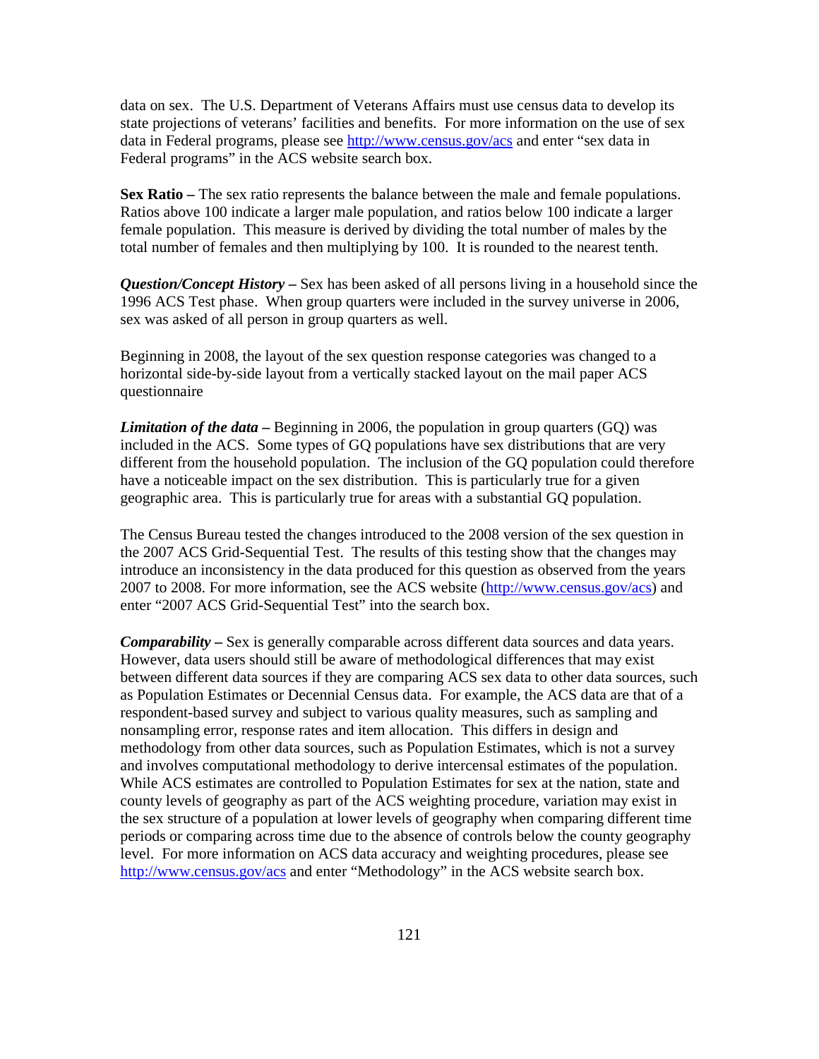data on sex. The U.S. Department of Veterans Affairs must use census data to develop its state projections of veterans' facilities and benefits. For more information on the use of sex data in Federal programs, please see http://www.census.gov/acs and enter "sex data in Federal programs" in the ACS website search box.

**Sex Ratio –** The sex ratio represents the balance between the male and female populations. Ratios above 100 indicate a larger male population, and ratios below 100 indicate a larger female population. This measure is derived by dividing the total number of males by the total number of females and then multiplying by 100. It is rounded to the nearest tenth.

***Question/Concept History –*** Sex has been asked of all persons living in a household since the 1996 ACS Test phase. When group quarters were included in the survey universe in 2006, sex was asked of all person in group quarters as well.

Beginning in 2008, the layout of the sex question response categories was changed to a horizontal side-by-side layout from a vertically stacked layout on the mail paper ACS questionnaire

***Limitation of the data –*** Beginning in 2006, the population in group quarters (GQ) was included in the ACS. Some types of GQ populations have sex distributions that are very different from the household population. The inclusion of the GQ population could therefore have a noticeable impact on the sex distribution. This is particularly true for a given geographic area. This is particularly true for areas with a substantial GQ population.

The Census Bureau tested the changes introduced to the 2008 version of the sex question in the 2007 ACS Grid-Sequential Test. The results of this testing show that the changes may introduce an inconsistency in the data produced for this question as observed from the years 2007 to 2008. For more information, see the ACS website (http://www.census.gov/acs) and enter "2007 ACS Grid-Sequential Test" into the search box.

***Comparability –*** Sex is generally comparable across different data sources and data years. However, data users should still be aware of methodological differences that may exist between different data sources if they are comparing ACS sex data to other data sources, such as Population Estimates or Decennial Census data. For example, the ACS data are that of a respondent-based survey and subject to various quality measures, such as sampling and nonsampling error, response rates and item allocation. This differs in design and methodology from other data sources, such as Population Estimates, which is not a survey and involves computational methodology to derive intercensal estimates of the population. While ACS estimates are controlled to Population Estimates for sex at the nation, state and county levels of geography as part of the ACS weighting procedure, variation may exist in the sex structure of a population at lower levels of geography when comparing different time periods or comparing across time due to the absence of controls below the county geography level. For more information on ACS data accuracy and weighting procedures, please see http://www.census.gov/acs and enter "Methodology" in the ACS website search box.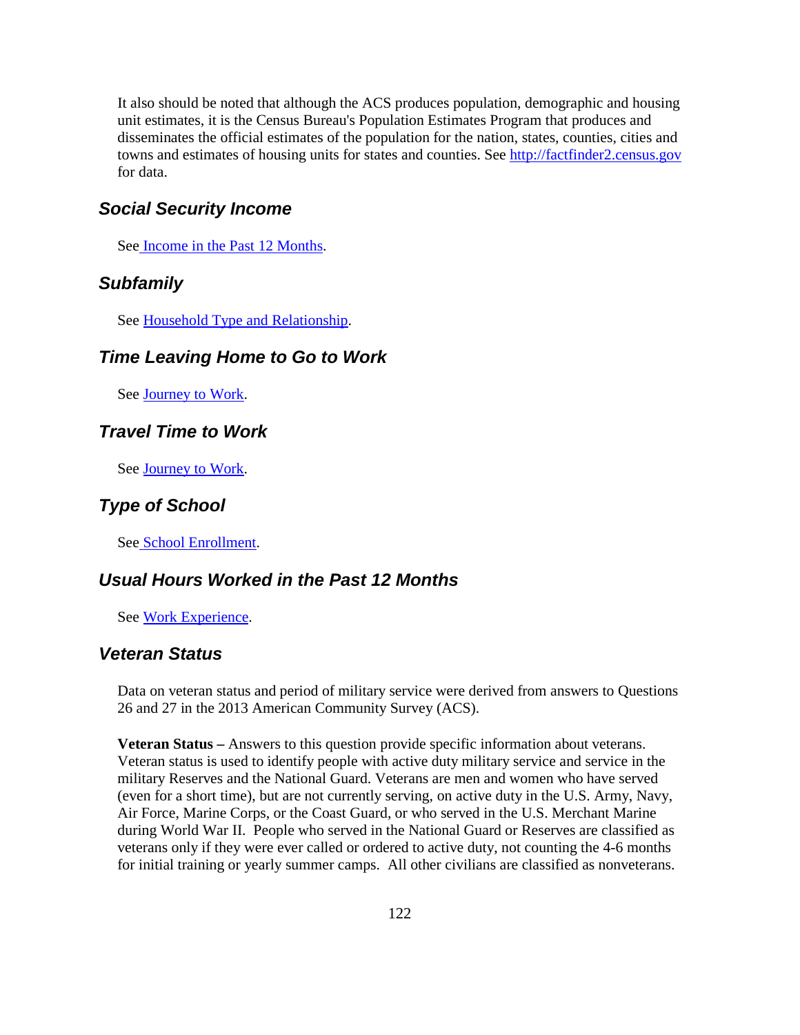It also should be noted that although the ACS produces population, demographic and housing unit estimates, it is the Census Bureau's Population Estimates Program that produces and disseminates the official estimates of the population for the nation, states, counties, cities and towns and estimates of housing units for states and counties. See http://factfinder2.census.gov for data.

## *Social Security Income*

See Income in the Past 12 Months.

## *Subfamily*

See Household Type and Relationship.

## *Time Leaving Home to Go to Work*

See Journey to Work.

## *Travel Time to Work*

See Journey to Work.

## *Type of School*

See School Enrollment.

## *Usual Hours Worked in the Past 12 Months*

See Work Experience.

## *Veteran Status*

Data on veteran status and period of military service were derived from answers to Questions 26 and 27 in the 2013 American Community Survey (ACS).

**Veteran Status –** Answers to this question provide specific information about veterans. Veteran status is used to identify people with active duty military service and service in the military Reserves and the National Guard. Veterans are men and women who have served (even for a short time), but are not currently serving, on active duty in the U.S. Army, Navy, Air Force, Marine Corps, or the Coast Guard, or who served in the U.S. Merchant Marine during World War II. People who served in the National Guard or Reserves are classified as veterans only if they were ever called or ordered to active duty, not counting the 4-6 months for initial training or yearly summer camps. All other civilians are classified as nonveterans.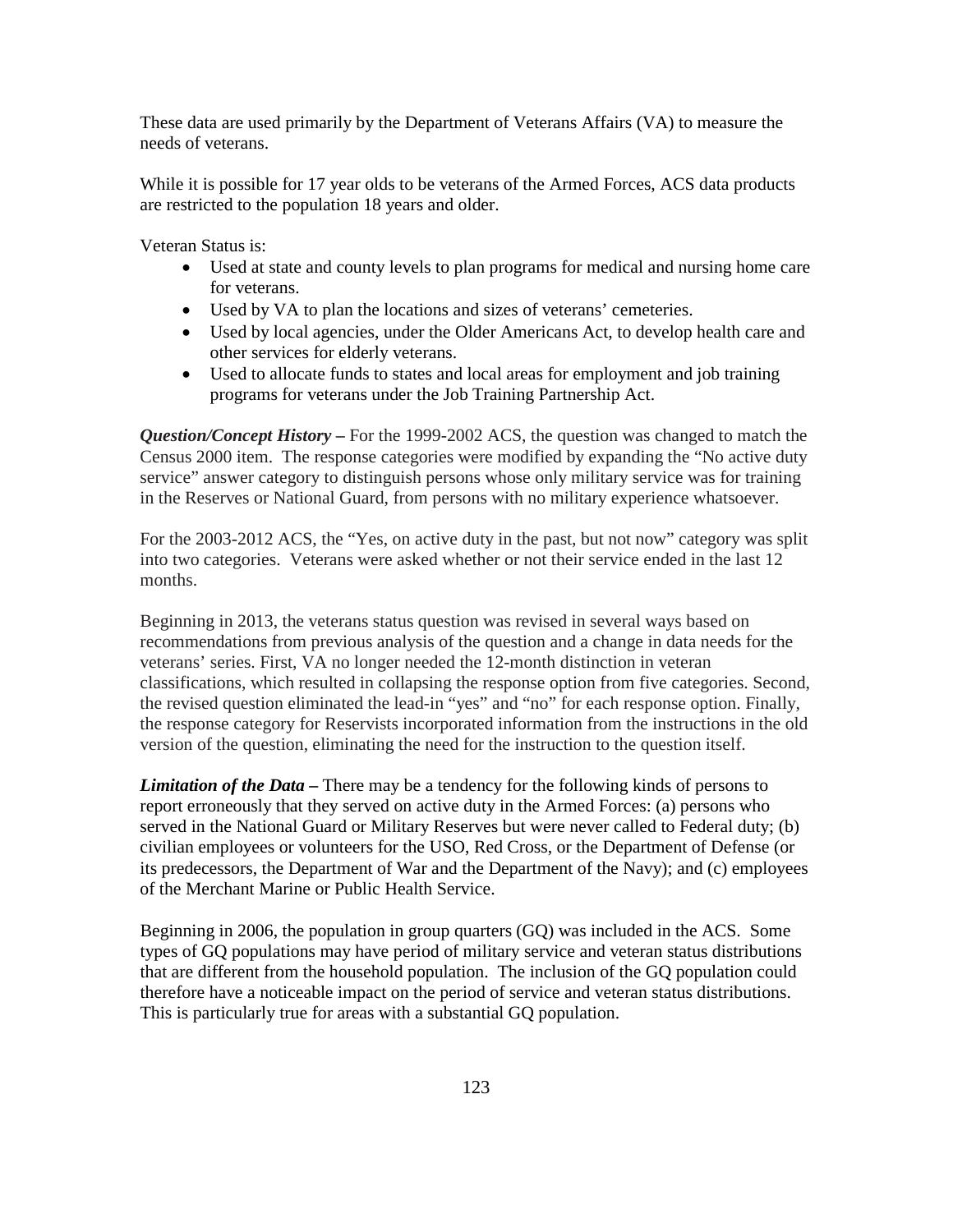These data are used primarily by the Department of Veterans Affairs (VA) to measure the needs of veterans.

While it is possible for 17 year olds to be veterans of the Armed Forces, ACS data products are restricted to the population 18 years and older.

Veteran Status is:

- Used at state and county levels to plan programs for medical and nursing home care for veterans.
- Used by VA to plan the locations and sizes of veterans' cemeteries.
- Used by local agencies, under the Older Americans Act, to develop health care and other services for elderly veterans.
- Used to allocate funds to states and local areas for employment and job training programs for veterans under the Job Training Partnership Act.

***Question/Concept History –*** For the 1999-2002 ACS, the question was changed to match the Census 2000 item. The response categories were modified by expanding the "No active duty service" answer category to distinguish persons whose only military service was for training in the Reserves or National Guard, from persons with no military experience whatsoever.

For the 2003-2012 ACS, the "Yes, on active duty in the past, but not now" category was split into two categories. Veterans were asked whether or not their service ended in the last 12 months.

Beginning in 2013, the veterans status question was revised in several ways based on recommendations from previous analysis of the question and a change in data needs for the veterans' series. First, VA no longer needed the 12-month distinction in veteran classifications, which resulted in collapsing the response option from five categories. Second, the revised question eliminated the lead-in "yes" and "no" for each response option. Finally, the response category for Reservists incorporated information from the instructions in the old version of the question, eliminating the need for the instruction to the question itself.

***Limitation of the Data –*** There may be a tendency for the following kinds of persons to report erroneously that they served on active duty in the Armed Forces: (a) persons who served in the National Guard or Military Reserves but were never called to Federal duty; (b) civilian employees or volunteers for the USO, Red Cross, or the Department of Defense (or its predecessors, the Department of War and the Department of the Navy); and (c) employees of the Merchant Marine or Public Health Service.

Beginning in 2006, the population in group quarters (GQ) was included in the ACS. Some types of GQ populations may have period of military service and veteran status distributions that are different from the household population. The inclusion of the GQ population could therefore have a noticeable impact on the period of service and veteran status distributions. This is particularly true for areas with a substantial GQ population.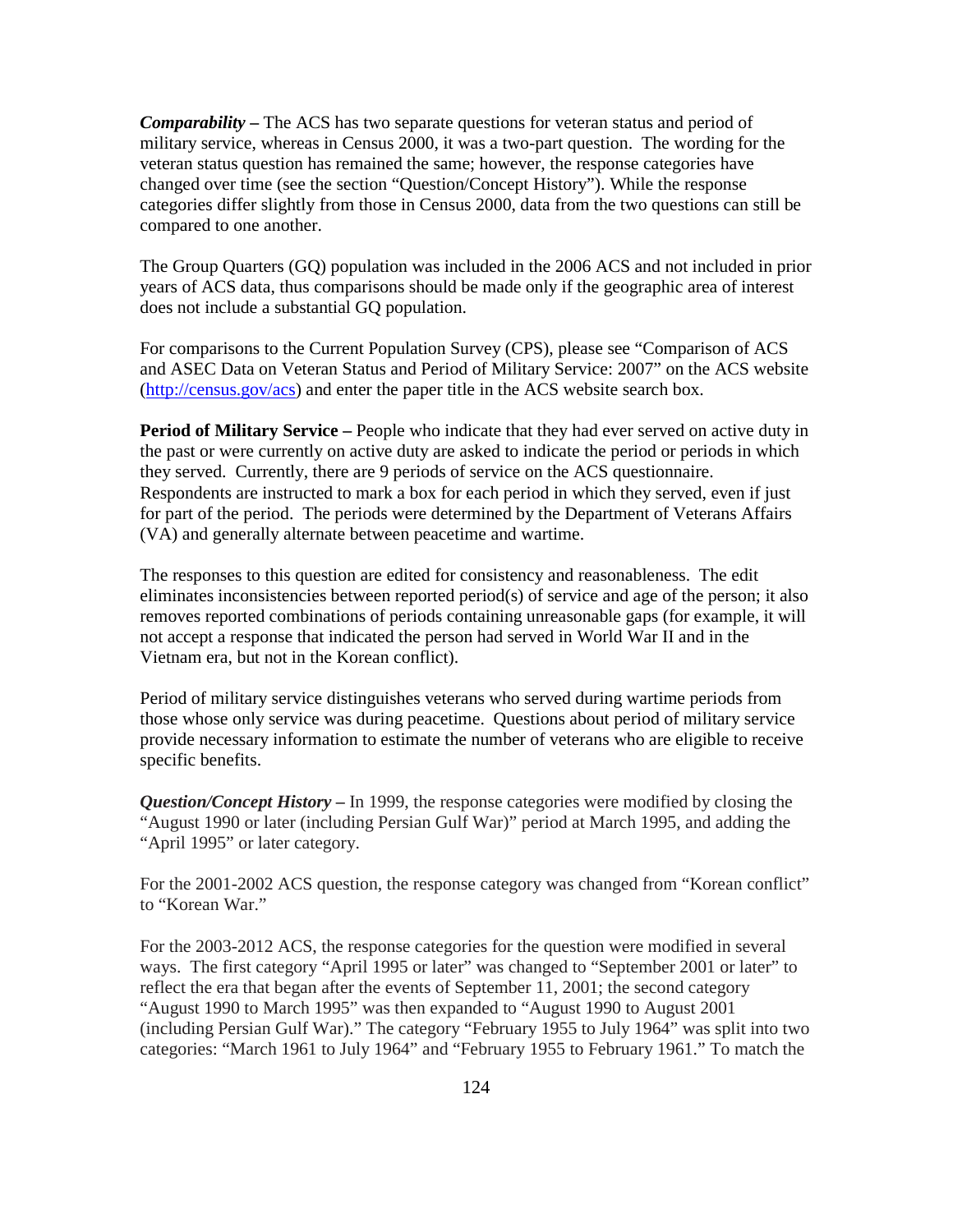***Comparability –*** The ACS has two separate questions for veteran status and period of military service, whereas in Census 2000, it was a two-part question. The wording for the veteran status question has remained the same; however, the response categories have changed over time (see the section "Question/Concept History"). While the response categories differ slightly from those in Census 2000, data from the two questions can still be compared to one another.

The Group Quarters (GQ) population was included in the 2006 ACS and not included in prior years of ACS data, thus comparisons should be made only if the geographic area of interest does not include a substantial GQ population.

For comparisons to the Current Population Survey (CPS), please see "Comparison of ACS and ASEC Data on Veteran Status and Period of Military Service: 2007" on the ACS website (http://census.gov/acs) and enter the paper title in the ACS website search box.

**Period of Military Service –** People who indicate that they had ever served on active duty in the past or were currently on active duty are asked to indicate the period or periods in which they served. Currently, there are 9 periods of service on the ACS questionnaire. Respondents are instructed to mark a box for each period in which they served, even if just for part of the period. The periods were determined by the Department of Veterans Affairs (VA) and generally alternate between peacetime and wartime.

The responses to this question are edited for consistency and reasonableness. The edit eliminates inconsistencies between reported period(s) of service and age of the person; it also removes reported combinations of periods containing unreasonable gaps (for example, it will not accept a response that indicated the person had served in World War II and in the Vietnam era, but not in the Korean conflict).

Period of military service distinguishes veterans who served during wartime periods from those whose only service was during peacetime. Questions about period of military service provide necessary information to estimate the number of veterans who are eligible to receive specific benefits.

***Question/Concept History –*** In 1999, the response categories were modified by closing the "August 1990 or later (including Persian Gulf War)" period at March 1995, and adding the "April 1995" or later category.

For the 2001-2002 ACS question, the response category was changed from "Korean conflict" to "Korean War."

For the 2003-2012 ACS, the response categories for the question were modified in several ways. The first category "April 1995 or later" was changed to "September 2001 or later" to reflect the era that began after the events of September 11, 2001; the second category "August 1990 to March 1995" was then expanded to "August 1990 to August 2001 (including Persian Gulf War)." The category "February 1955 to July 1964" was split into two categories: "March 1961 to July 1964" and "February 1955 to February 1961." To match the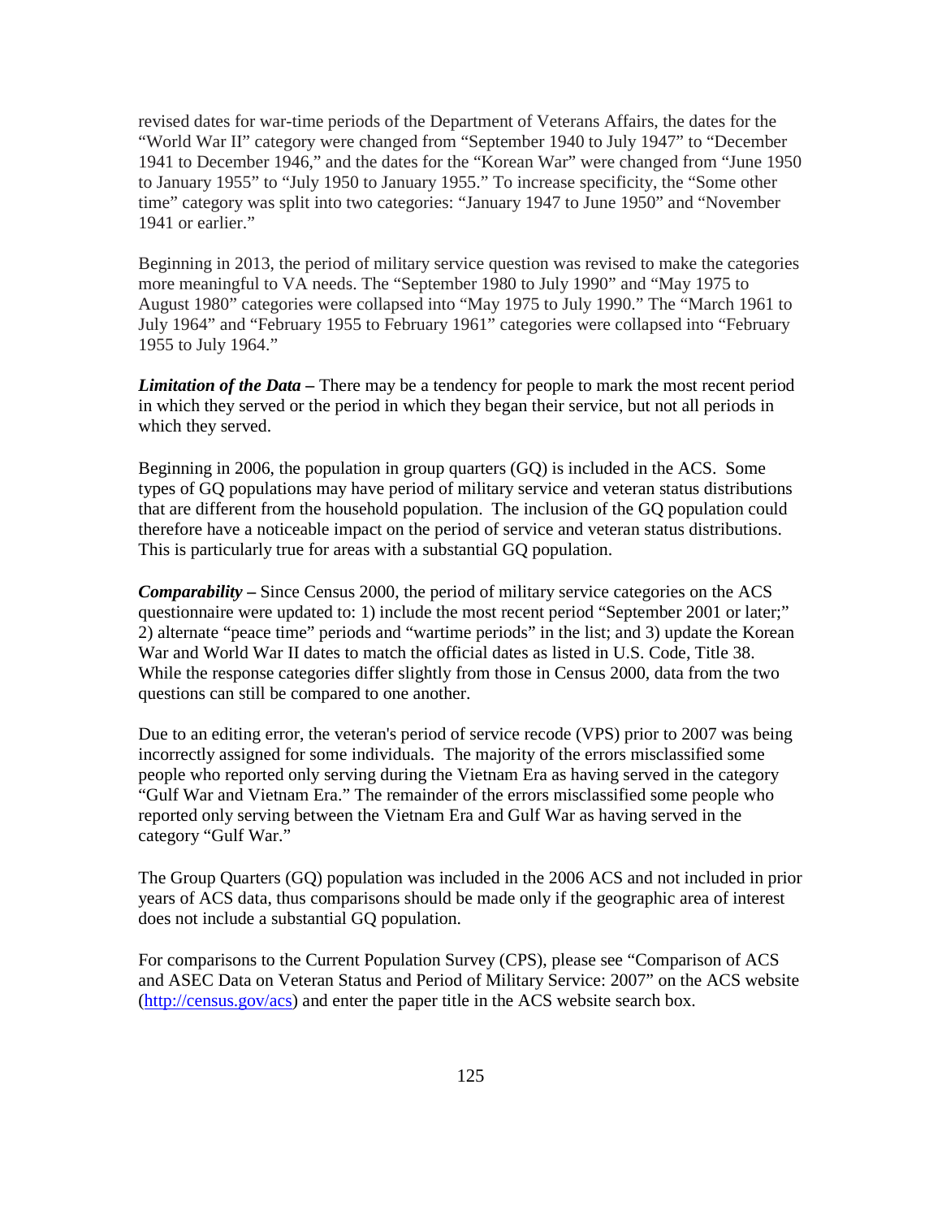revised dates for war-time periods of the Department of Veterans Affairs, the dates for the "World War II" category were changed from "September 1940 to July 1947" to "December 1941 to December 1946," and the dates for the "Korean War" were changed from "June 1950 to January 1955" to "July 1950 to January 1955." To increase specificity, the "Some other time" category was split into two categories: "January 1947 to June 1950" and "November 1941 or earlier."

Beginning in 2013, the period of military service question was revised to make the categories more meaningful to VA needs. The "September 1980 to July 1990" and "May 1975 to August 1980" categories were collapsed into "May 1975 to July 1990." The "March 1961 to July 1964" and "February 1955 to February 1961" categories were collapsed into "February 1955 to July 1964."

***Limitation of the Data*** **–** There may be a tendency for people to mark the most recent period in which they served or the period in which they began their service, but not all periods in which they served.

Beginning in 2006, the population in group quarters (GQ) is included in the ACS. Some types of GQ populations may have period of military service and veteran status distributions that are different from the household population. The inclusion of the GQ population could therefore have a noticeable impact on the period of service and veteran status distributions. This is particularly true for areas with a substantial GQ population.

***Comparability*** **–** Since Census 2000, the period of military service categories on the ACS questionnaire were updated to: 1) include the most recent period "September 2001 or later;" 2) alternate "peace time" periods and "wartime periods" in the list; and 3) update the Korean War and World War II dates to match the official dates as listed in U.S. Code, Title 38. While the response categories differ slightly from those in Census 2000, data from the two questions can still be compared to one another.

Due to an editing error, the veteran's period of service recode (VPS) prior to 2007 was being incorrectly assigned for some individuals. The majority of the errors misclassified some people who reported only serving during the Vietnam Era as having served in the category "Gulf War and Vietnam Era." The remainder of the errors misclassified some people who reported only serving between the Vietnam Era and Gulf War as having served in the category "Gulf War."

The Group Quarters (GQ) population was included in the 2006 ACS and not included in prior years of ACS data, thus comparisons should be made only if the geographic area of interest does not include a substantial GQ population.

For comparisons to the Current Population Survey (CPS), please see "Comparison of ACS and ASEC Data on Veteran Status and Period of Military Service: 2007" on the ACS website ([http://census.gov/acs](http://census.gov/acs)) and enter the paper title in the ACS website search box.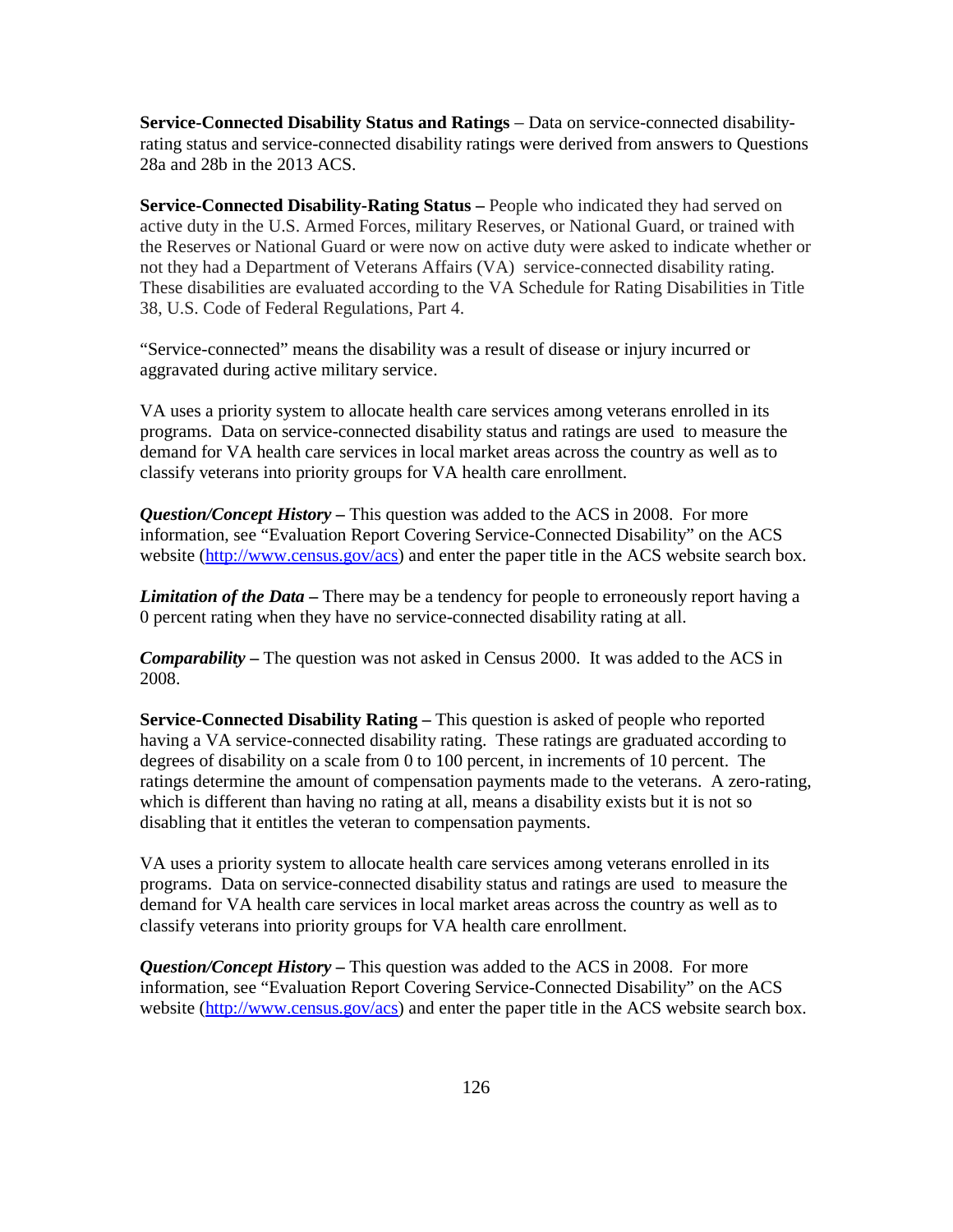**Service-Connected Disability Status and Ratings** – Data on service-connected disability-rating status and service-connected disability ratings were derived from answers to Questions 28a and 28b in the 2013 ACS.

**Service-Connected Disability-Rating Status –** People who indicated they had served on active duty in the U.S. Armed Forces, military Reserves, or National Guard, or trained with the Reserves or National Guard or were now on active duty were asked to indicate whether or not they had a Department of Veterans Affairs (VA) service-connected disability rating. These disabilities are evaluated according to the VA Schedule for Rating Disabilities in Title 38, U.S. Code of Federal Regulations, Part 4.

"Service-connected" means the disability was a result of disease or injury incurred or aggravated during active military service.

VA uses a priority system to allocate health care services among veterans enrolled in its programs. Data on service-connected disability status and ratings are used to measure the demand for VA health care services in local market areas across the country as well as to classify veterans into priority groups for VA health care enrollment.

***Question/Concept History* –** This question was added to the ACS in 2008. For more information, see "Evaluation Report Covering Service-Connected Disability" on the ACS website (http://www.census.gov/acs) and enter the paper title in the ACS website search box.

***Limitation of the Data* –** There may be a tendency for people to erroneously report having a 0 percent rating when they have no service-connected disability rating at all.

***Comparability* –** The question was not asked in Census 2000. It was added to the ACS in 2008.

**Service-Connected Disability Rating –** This question is asked of people who reported having a VA service-connected disability rating. These ratings are graduated according to degrees of disability on a scale from 0 to 100 percent, in increments of 10 percent. The ratings determine the amount of compensation payments made to the veterans. A zero-rating, which is different than having no rating at all, means a disability exists but it is not so disabling that it entitles the veteran to compensation payments.

VA uses a priority system to allocate health care services among veterans enrolled in its programs. Data on service-connected disability status and ratings are used to measure the demand for VA health care services in local market areas across the country as well as to classify veterans into priority groups for VA health care enrollment.

***Question/Concept History* –** This question was added to the ACS in 2008. For more information, see "Evaluation Report Covering Service-Connected Disability" on the ACS website (http://www.census.gov/acs) and enter the paper title in the ACS website search box.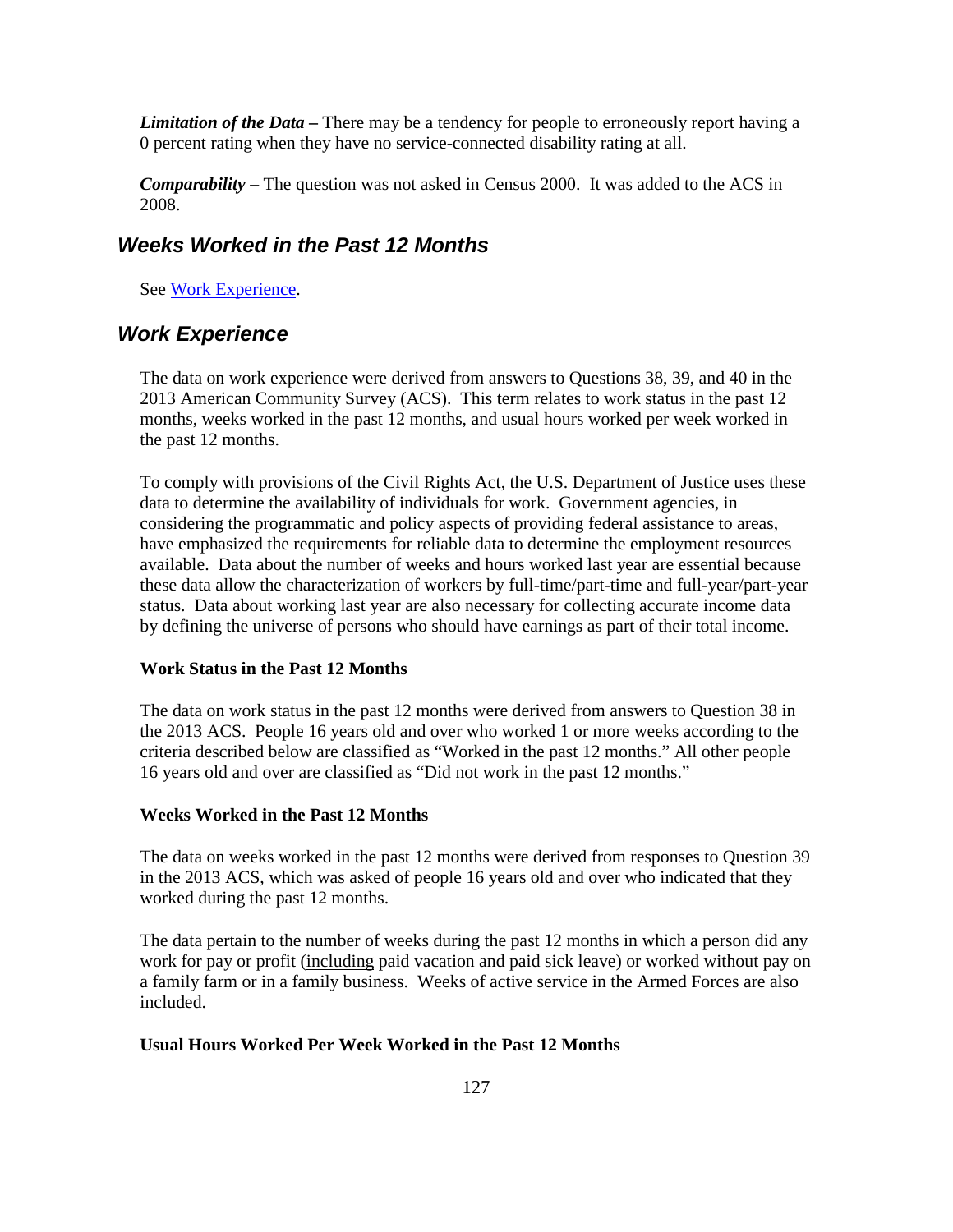***Limitation of the Data –*** There may be a tendency for people to erroneously report having a 0 percent rating when they have no service-connected disability rating at all.

***Comparability –*** The question was not asked in Census 2000. It was added to the ACS in 2008.

## *Weeks Worked in the Past 12 Months*

See [Work Experience](#work-experience).

## *Work Experience*

The data on work experience were derived from answers to Questions 38, 39, and 40 in the 2013 American Community Survey (ACS). This term relates to work status in the past 12 months, weeks worked in the past 12 months, and usual hours worked per week worked in the past 12 months.

To comply with provisions of the Civil Rights Act, the U.S. Department of Justice uses these data to determine the availability of individuals for work. Government agencies, in considering the programmatic and policy aspects of providing federal assistance to areas, have emphasized the requirements for reliable data to determine the employment resources available. Data about the number of weeks and hours worked last year are essential because these data allow the characterization of workers by full-time/part-time and full-year/part-year status. Data about working last year are also necessary for collecting accurate income data by defining the universe of persons who should have earnings as part of their total income.

**Work Status in the Past 12 Months**

The data on work status in the past 12 months were derived from answers to Question 38 in the 2013 ACS. People 16 years old and over who worked 1 or more weeks according to the criteria described below are classified as "Worked in the past 12 months." All other people 16 years old and over are classified as "Did not work in the past 12 months."

**Weeks Worked in the Past 12 Months**

The data on weeks worked in the past 12 months were derived from responses to Question 39 in the 2013 ACS, which was asked of people 16 years old and over who indicated that they worked during the past 12 months.

The data pertain to the number of weeks during the past 12 months in which a person did any work for pay or profit (<u>including</u> paid vacation and paid sick leave) or worked without pay on a family farm or in a family business. Weeks of active service in the Armed Forces are also included.

**Usual Hours Worked Per Week Worked in the Past 12 Months**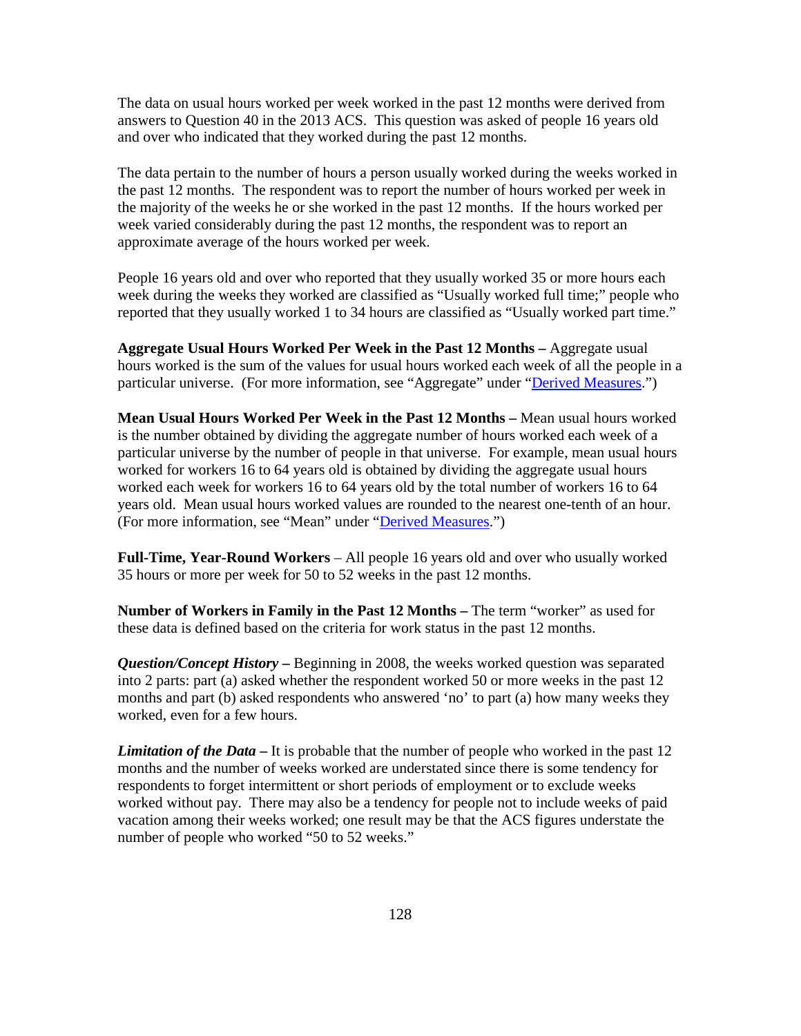The data on usual hours worked per week worked in the past 12 months were derived from answers to Question 40 in the 2013 ACS. This question was asked of people 16 years old and over who indicated that they worked during the past 12 months.

The data pertain to the number of hours a person usually worked during the weeks worked in the past 12 months. The respondent was to report the number of hours worked per week in the majority of the weeks he or she worked in the past 12 months. If the hours worked per week varied considerably during the past 12 months, the respondent was to report an approximate average of the hours worked per week.

People 16 years old and over who reported that they usually worked 35 or more hours each week during the weeks they worked are classified as "Usually worked full time;" people who reported that they usually worked 1 to 34 hours are classified as "Usually worked part time."

**Aggregate Usual Hours Worked Per Week in the Past 12 Months –** Aggregate usual hours worked is the sum of the values for usual hours worked each week of all the people in a particular universe. (For more information, see "Aggregate" under "Derived Measures.")

**Mean Usual Hours Worked Per Week in the Past 12 Months –** Mean usual hours worked is the number obtained by dividing the aggregate number of hours worked each week of a particular universe by the number of people in that universe. For example, mean usual hours worked for workers 16 to 64 years old is obtained by dividing the aggregate usual hours worked each week for workers 16 to 64 years old by the total number of workers 16 to 64 years old. Mean usual hours worked values are rounded to the nearest one-tenth of an hour. (For more information, see "Mean" under "Derived Measures.")

**Full-Time, Year-Round Workers** – All people 16 years old and over who usually worked 35 hours or more per week for 50 to 52 weeks in the past 12 months.

**Number of Workers in Family in the Past 12 Months –** The term "worker" as used for these data is defined based on the criteria for work status in the past 12 months.

***Question/Concept History* –** Beginning in 2008, the weeks worked question was separated into 2 parts: part (a) asked whether the respondent worked 50 or more weeks in the past 12 months and part (b) asked respondents who answered 'no' to part (a) how many weeks they worked, even for a few hours.

***Limitation of the Data* –** It is probable that the number of people who worked in the past 12 months and the number of weeks worked are understated since there is some tendency for respondents to forget intermittent or short periods of employment or to exclude weeks worked without pay. There may also be a tendency for people not to include weeks of paid vacation among their weeks worked; one result may be that the ACS figures understate the number of people who worked "50 to 52 weeks."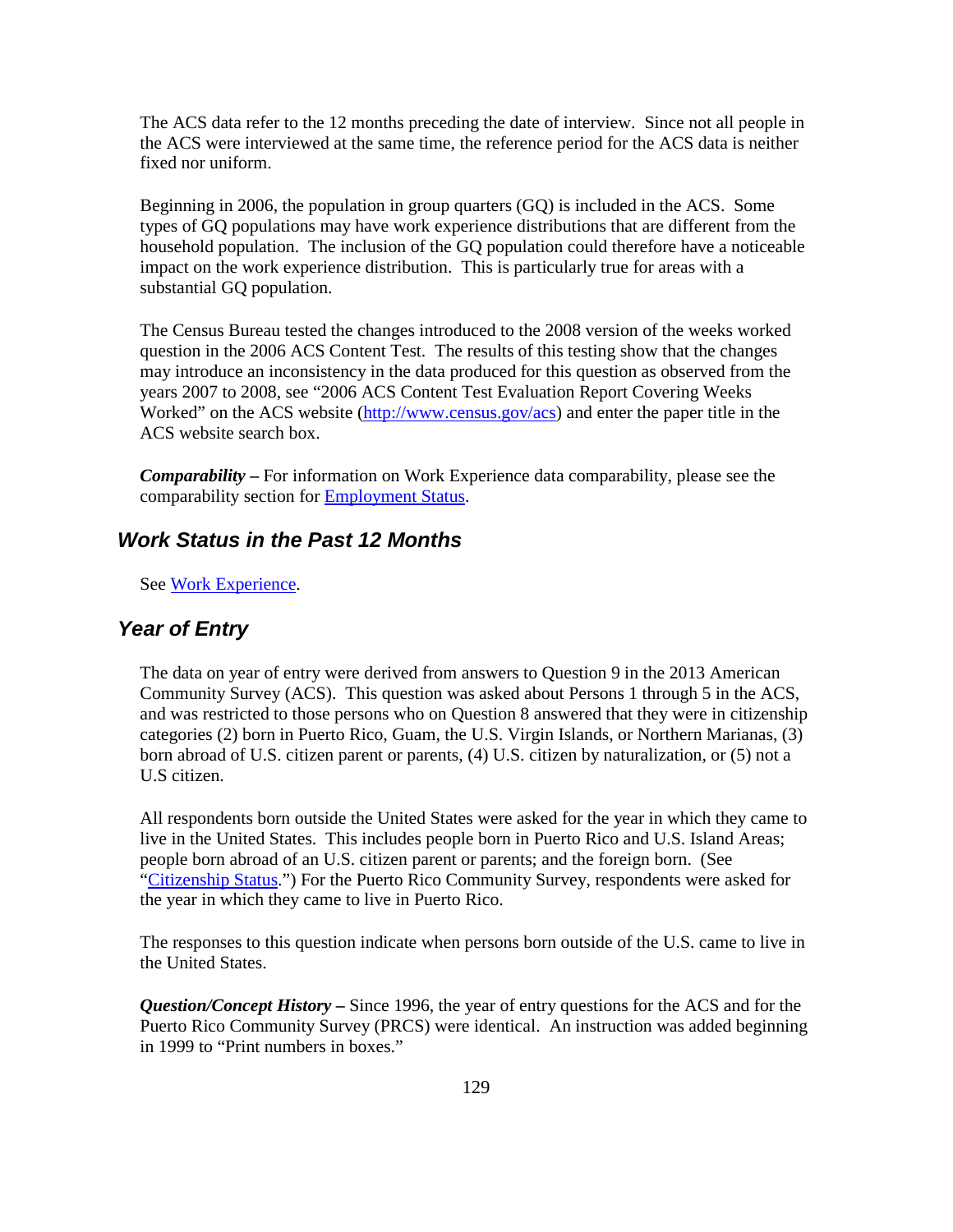The ACS data refer to the 12 months preceding the date of interview. Since not all people in the ACS were interviewed at the same time, the reference period for the ACS data is neither fixed nor uniform.

Beginning in 2006, the population in group quarters (GQ) is included in the ACS. Some types of GQ populations may have work experience distributions that are different from the household population. The inclusion of the GQ population could therefore have a noticeable impact on the work experience distribution. This is particularly true for areas with a substantial GQ population.

The Census Bureau tested the changes introduced to the 2008 version of the weeks worked question in the 2006 ACS Content Test. The results of this testing show that the changes may introduce an inconsistency in the data produced for this question as observed from the years 2007 to 2008, see "2006 ACS Content Test Evaluation Report Covering Weeks Worked" on the ACS website (http://www.census.gov/acs) and enter the paper title in the ACS website search box.

***Comparability –*** For information on Work Experience data comparability, please see the comparability section for Employment Status.

## Work Status in the Past 12 Months

See Work Experience.

## Year of Entry

The data on year of entry were derived from answers to Question 9 in the 2013 American Community Survey (ACS). This question was asked about Persons 1 through 5 in the ACS, and was restricted to those persons who on Question 8 answered that they were in citizenship categories (2) born in Puerto Rico, Guam, the U.S. Virgin Islands, or Northern Marianas, (3) born abroad of U.S. citizen parent or parents, (4) U.S. citizen by naturalization, or (5) not a U.S citizen.

All respondents born outside the United States were asked for the year in which they came to live in the United States. This includes people born in Puerto Rico and U.S. Island Areas; people born abroad of an U.S. citizen parent or parents; and the foreign born. (See "Citizenship Status.") For the Puerto Rico Community Survey, respondents were asked for the year in which they came to live in Puerto Rico.

The responses to this question indicate when persons born outside of the U.S. came to live in the United States.

***Question/Concept History –*** Since 1996, the year of entry questions for the ACS and for the Puerto Rico Community Survey (PRCS) were identical. An instruction was added beginning in 1999 to "Print numbers in boxes."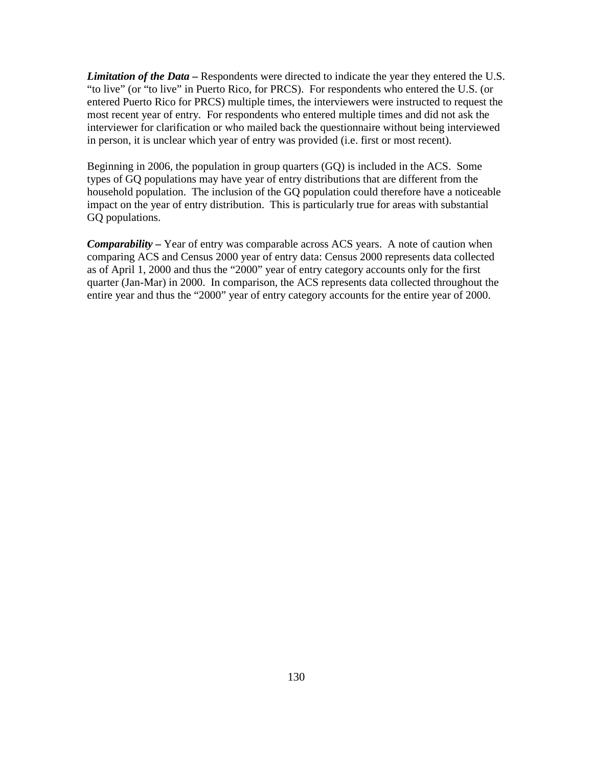***Limitation of the Data –*** Respondents were directed to indicate the year they entered the U.S. "to live" (or "to live" in Puerto Rico, for PRCS). For respondents who entered the U.S. (or entered Puerto Rico for PRCS) multiple times, the interviewers were instructed to request the most recent year of entry. For respondents who entered multiple times and did not ask the interviewer for clarification or who mailed back the questionnaire without being interviewed in person, it is unclear which year of entry was provided (i.e. first or most recent).

Beginning in 2006, the population in group quarters (GQ) is included in the ACS. Some types of GQ populations may have year of entry distributions that are different from the household population. The inclusion of the GQ population could therefore have a noticeable impact on the year of entry distribution. This is particularly true for areas with substantial GQ populations.

***Comparability –*** Year of entry was comparable across ACS years. A note of caution when comparing ACS and Census 2000 year of entry data: Census 2000 represents data collected as of April 1, 2000 and thus the "2000" year of entry category accounts only for the first quarter (Jan-Mar) in 2000. In comparison, the ACS represents data collected throughout the entire year and thus the "2000" year of entry category accounts for the entire year of 2000.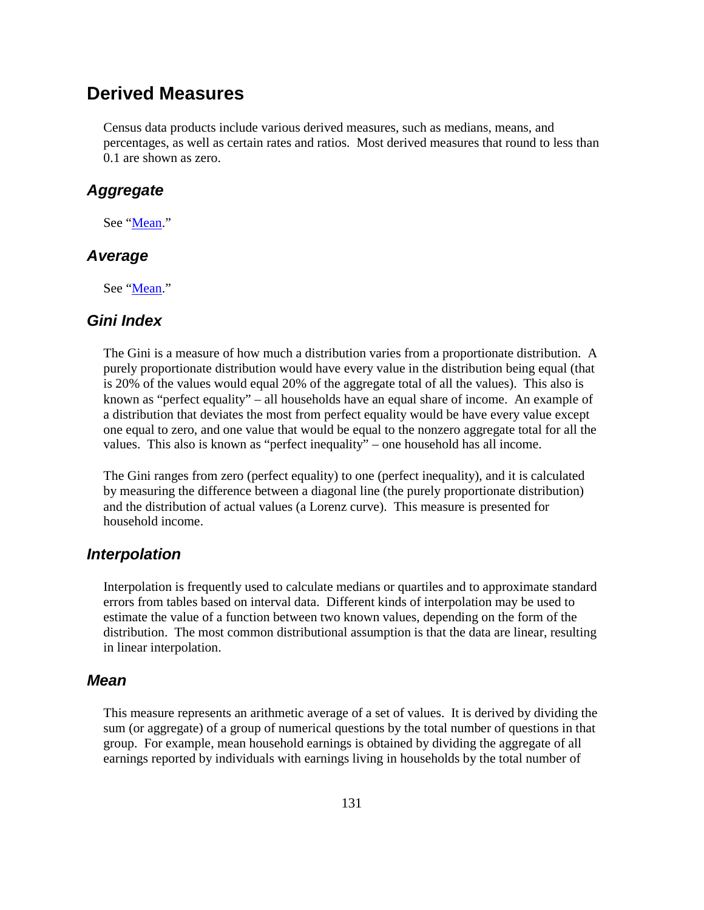## Derived Measures

Census data products include various derived measures, such as medians, means, and percentages, as well as certain rates and ratios. Most derived measures that round to less than 0.1 are shown as zero.

### *Aggregate*

See "Mean."

### *Average*

See "Mean."

### *Gini Index*

The Gini is a measure of how much a distribution varies from a proportionate distribution. A purely proportionate distribution would have every value in the distribution being equal (that is 20% of the values would equal 20% of the aggregate total of all the values). This also is known as "perfect equality" – all households have an equal share of income. An example of a distribution that deviates the most from perfect equality would be have every value except one equal to zero, and one value that would be equal to the nonzero aggregate total for all the values. This also is known as "perfect inequality" – one household has all income.

The Gini ranges from zero (perfect equality) to one (perfect inequality), and it is calculated by measuring the difference between a diagonal line (the purely proportionate distribution) and the distribution of actual values (a Lorenz curve). This measure is presented for household income.

### *Interpolation*

Interpolation is frequently used to calculate medians or quartiles and to approximate standard errors from tables based on interval data. Different kinds of interpolation may be used to estimate the value of a function between two known values, depending on the form of the distribution. The most common distributional assumption is that the data are linear, resulting in linear interpolation.

### *Mean*

This measure represents an arithmetic average of a set of values. It is derived by dividing the sum (or aggregate) of a group of numerical questions by the total number of questions in that group. For example, mean household earnings is obtained by dividing the aggregate of all earnings reported by individuals with earnings living in households by the total number of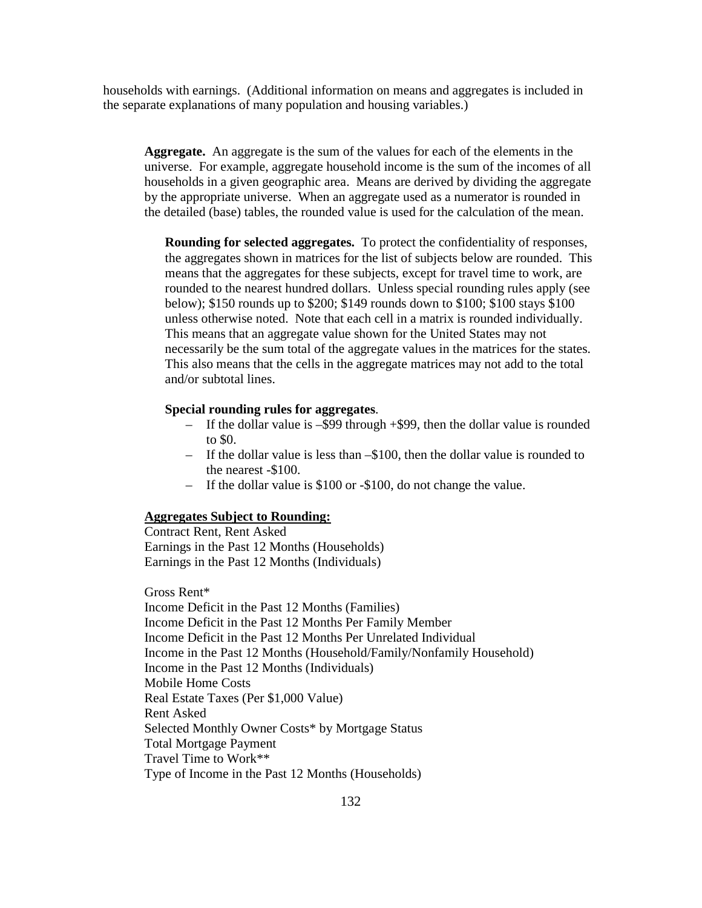households with earnings. (Additional information on means and aggregates is included in the separate explanations of many population and housing variables.)

**Aggregate.** An aggregate is the sum of the values for each of the elements in the universe. For example, aggregate household income is the sum of the incomes of all households in a given geographic area. Means are derived by dividing the aggregate by the appropriate universe. When an aggregate used as a numerator is rounded in the detailed (base) tables, the rounded value is used for the calculation of the mean.

**Rounding for selected aggregates.** To protect the confidentiality of responses, the aggregates shown in matrices for the list of subjects below are rounded. This means that the aggregates for these subjects, except for travel time to work, are rounded to the nearest hundred dollars. Unless special rounding rules apply (see below); $150 rounds up to $200; $149 rounds down to $100; $100 stays $100 unless otherwise noted. Note that each cell in a matrix is rounded individually. This means that an aggregate value shown for the United States may not necessarily be the sum total of the aggregate values in the matrices for the states. This also means that the cells in the aggregate matrices may not add to the total and/or subtotal lines.

**Special rounding rules for aggregates**.

- If the dollar value is –$99 through +$99, then the dollar value is rounded to $0.
- If the dollar value is less than –$100, then the dollar value is rounded to the nearest -$100.
- If the dollar value is $100 or -$100, do not change the value.

**Aggregates Subject to Rounding:**

Contract Rent, Rent Asked
Earnings in the Past 12 Months (Households)
Earnings in the Past 12 Months (Individuals)

Gross Rent*
Income Deficit in the Past 12 Months (Families)
Income Deficit in the Past 12 Months Per Family Member
Income Deficit in the Past 12 Months Per Unrelated Individual
Income in the Past 12 Months (Household/Family/Nonfamily Household)
Income in the Past 12 Months (Individuals)
Mobile Home Costs
Real Estate Taxes (Per $1,000 Value)
Rent Asked
Selected Monthly Owner Costs* by Mortgage Status
Total Mortgage Payment
Travel Time to Work**
Type of Income in the Past 12 Months (Households)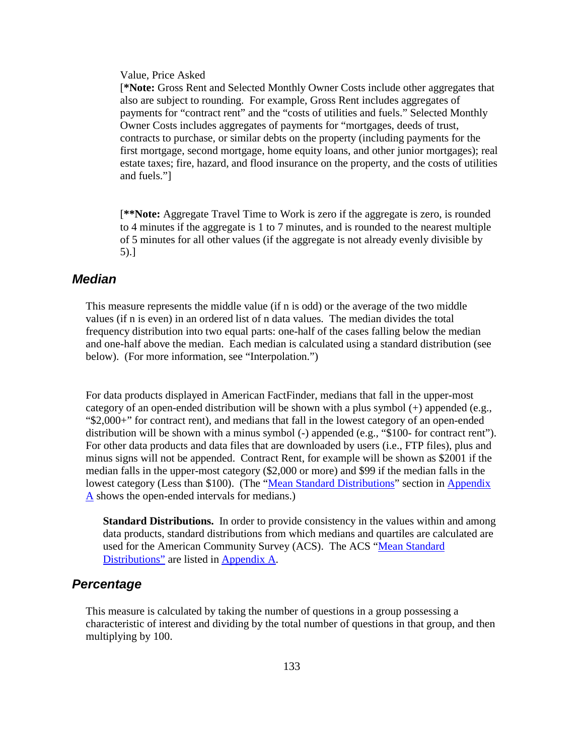Value, Price Asked

[**\*Note:** Gross Rent and Selected Monthly Owner Costs include other aggregates that also are subject to rounding. For example, Gross Rent includes aggregates of payments for "contract rent" and the "costs of utilities and fuels." Selected Monthly Owner Costs includes aggregates of payments for "mortgages, deeds of trust, contracts to purchase, or similar debts on the property (including payments for the first mortgage, second mortgage, home equity loans, and other junior mortgages); real estate taxes; fire, hazard, and flood insurance on the property, and the costs of utilities and fuels."]

[**\*\*Note:** Aggregate Travel Time to Work is zero if the aggregate is zero, is rounded to 4 minutes if the aggregate is 1 to 7 minutes, and is rounded to the nearest multiple of 5 minutes for all other values (if the aggregate is not already evenly divisible by 5).]

## *Median*

This measure represents the middle value (if n is odd) or the average of the two middle values (if n is even) in an ordered list of n data values. The median divides the total frequency distribution into two equal parts: one-half of the cases falling below the median and one-half above the median. Each median is calculated using a standard distribution (see below). (For more information, see "Interpolation.")

For data products displayed in American FactFinder, medians that fall in the upper-most category of an open-ended distribution will be shown with a plus symbol (+) appended (e.g., "$2,000+" for contract rent), and medians that fall in the lowest category of an open-ended distribution will be shown with a minus symbol (-) appended (e.g., "$100- for contract rent"). For other data products and data files that are downloaded by users (i.e., FTP files), plus and minus signs will not be appended. Contract Rent, for example will be shown as $2001 if the median falls in the upper-most category ($2,000 or more) and $99 if the median falls in the lowest category (Less than $100). (The "Mean Standard Distributions" section in Appendix A shows the open-ended intervals for medians.)

**Standard Distributions.** In order to provide consistency in the values within and among data products, standard distributions from which medians and quartiles are calculated are used for the American Community Survey (ACS). The ACS "Mean Standard Distributions" are listed in Appendix A.

## *Percentage*

This measure is calculated by taking the number of questions in a group possessing a characteristic of interest and dividing by the total number of questions in that group, and then multiplying by 100.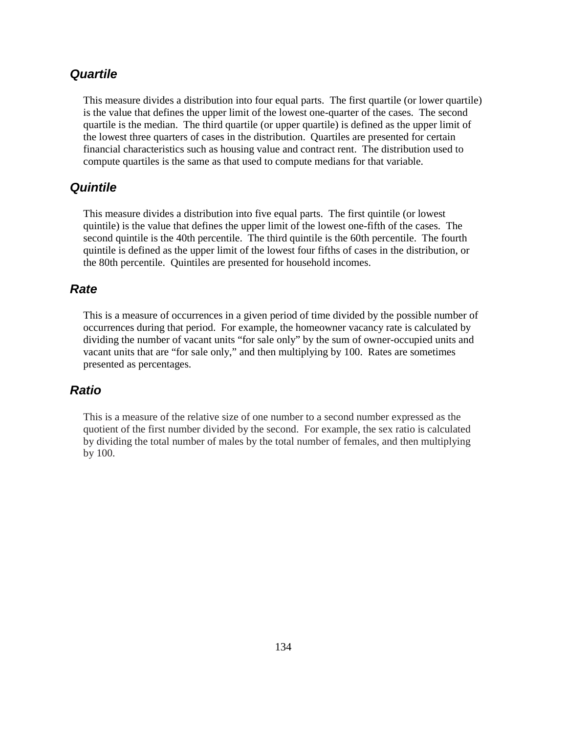### *Quartile*

This measure divides a distribution into four equal parts. The first quartile (or lower quartile) is the value that defines the upper limit of the lowest one-quarter of the cases. The second quartile is the median. The third quartile (or upper quartile) is defined as the upper limit of the lowest three quarters of cases in the distribution. Quartiles are presented for certain financial characteristics such as housing value and contract rent. The distribution used to compute quartiles is the same as that used to compute medians for that variable.

### *Quintile*

This measure divides a distribution into five equal parts. The first quintile (or lowest quintile) is the value that defines the upper limit of the lowest one-fifth of the cases. The second quintile is the 40th percentile. The third quintile is the 60th percentile. The fourth quintile is defined as the upper limit of the lowest four fifths of cases in the distribution, or the 80th percentile. Quintiles are presented for household incomes.

### *Rate*

This is a measure of occurrences in a given period of time divided by the possible number of occurrences during that period. For example, the homeowner vacancy rate is calculated by dividing the number of vacant units "for sale only" by the sum of owner-occupied units and vacant units that are "for sale only," and then multiplying by 100. Rates are sometimes presented as percentages.

### *Ratio*

This is a measure of the relative size of one number to a second number expressed as the quotient of the first number divided by the second. For example, the sex ratio is calculated by dividing the total number of males by the total number of females, and then multiplying by 100.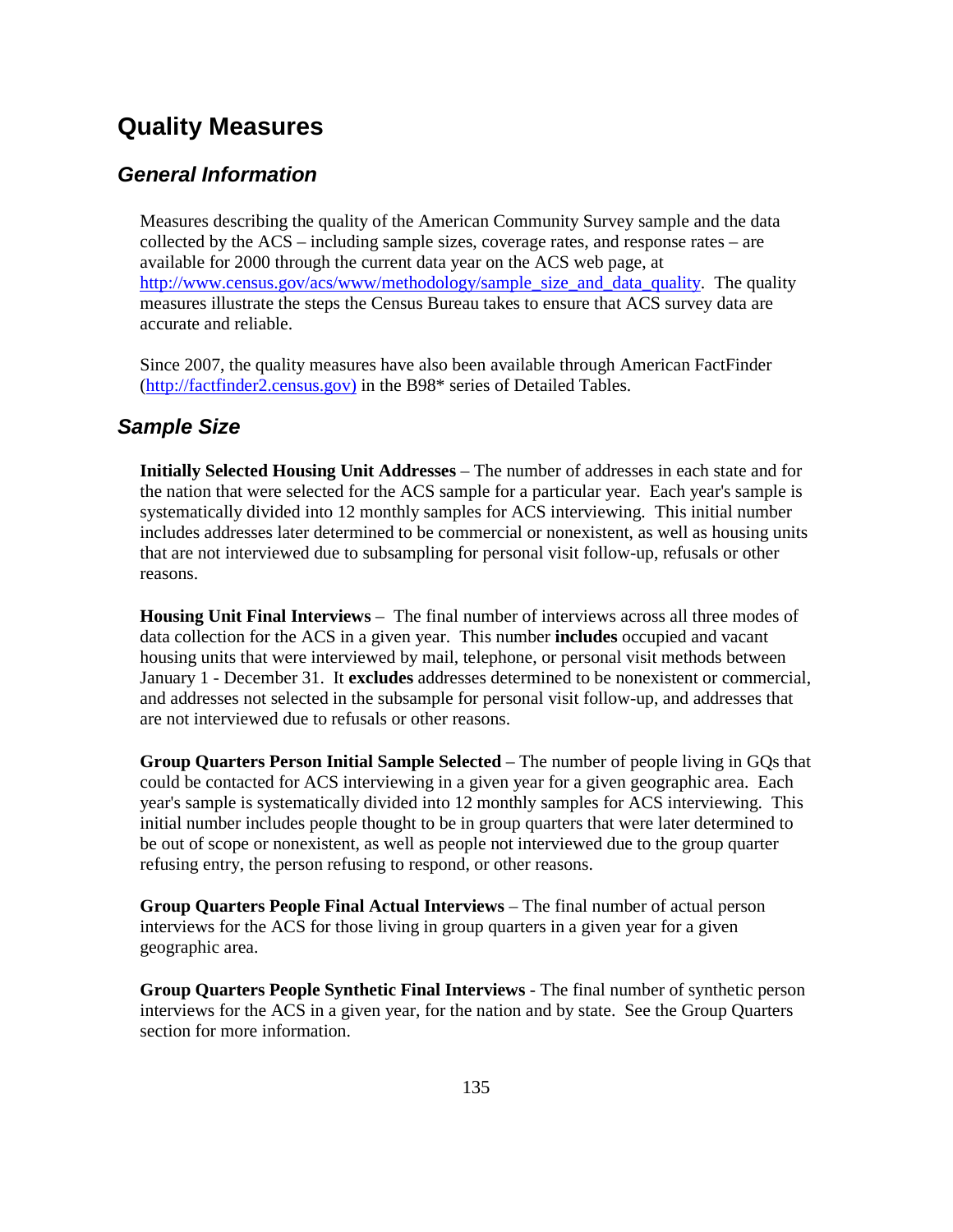# Quality Measures

## *General Information*

Measures describing the quality of the American Community Survey sample and the data collected by the ACS – including sample sizes, coverage rates, and response rates – are available for 2000 through the current data year on the ACS web page, at http://www.census.gov/acs/www/methodology/sample_size_and_data_quality. The quality measures illustrate the steps the Census Bureau takes to ensure that ACS survey data are accurate and reliable.

Since 2007, the quality measures have also been available through American FactFinder (http://factfinder2.census.gov) in the B98* series of Detailed Tables.

## *Sample Size*

**Initially Selected Housing Unit Addresses** – The number of addresses in each state and for the nation that were selected for the ACS sample for a particular year. Each year's sample is systematically divided into 12 monthly samples for ACS interviewing. This initial number includes addresses later determined to be commercial or nonexistent, as well as housing units that are not interviewed due to subsampling for personal visit follow-up, refusals or other reasons.

**Housing Unit Final Interviews** – The final number of interviews across all three modes of data collection for the ACS in a given year. This number **includes** occupied and vacant housing units that were interviewed by mail, telephone, or personal visit methods between January 1 - December 31. It **excludes** addresses determined to be nonexistent or commercial, and addresses not selected in the subsample for personal visit follow-up, and addresses that are not interviewed due to refusals or other reasons.

**Group Quarters Person Initial Sample Selected** – The number of people living in GQs that could be contacted for ACS interviewing in a given year for a given geographic area. Each year's sample is systematically divided into 12 monthly samples for ACS interviewing. This initial number includes people thought to be in group quarters that were later determined to be out of scope or nonexistent, as well as people not interviewed due to the group quarter refusing entry, the person refusing to respond, or other reasons.

**Group Quarters People Final Actual Interviews** – The final number of actual person interviews for the ACS for those living in group quarters in a given year for a given geographic area.

**Group Quarters People Synthetic Final Interviews** - The final number of synthetic person interviews for the ACS in a given year, for the nation and by state. See the Group Quarters section for more information.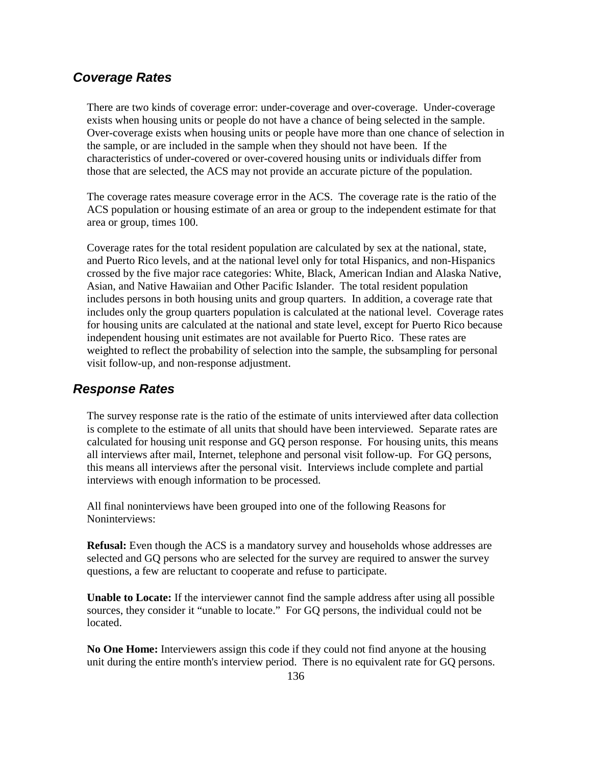## *Coverage Rates*

There are two kinds of coverage error: under-coverage and over-coverage. Under-coverage exists when housing units or people do not have a chance of being selected in the sample. Over-coverage exists when housing units or people have more than one chance of selection in the sample, or are included in the sample when they should not have been. If the characteristics of under-covered or over-covered housing units or individuals differ from those that are selected, the ACS may not provide an accurate picture of the population.

The coverage rates measure coverage error in the ACS. The coverage rate is the ratio of the ACS population or housing estimate of an area or group to the independent estimate for that area or group, times 100.

Coverage rates for the total resident population are calculated by sex at the national, state, and Puerto Rico levels, and at the national level only for total Hispanics, and non-Hispanics crossed by the five major race categories: White, Black, American Indian and Alaska Native, Asian, and Native Hawaiian and Other Pacific Islander. The total resident population includes persons in both housing units and group quarters. In addition, a coverage rate that includes only the group quarters population is calculated at the national level. Coverage rates for housing units are calculated at the national and state level, except for Puerto Rico because independent housing unit estimates are not available for Puerto Rico. These rates are weighted to reflect the probability of selection into the sample, the subsampling for personal visit follow-up, and non-response adjustment.

## *Response Rates*

The survey response rate is the ratio of the estimate of units interviewed after data collection is complete to the estimate of all units that should have been interviewed. Separate rates are calculated for housing unit response and GQ person response. For housing units, this means all interviews after mail, Internet, telephone and personal visit follow-up. For GQ persons, this means all interviews after the personal visit. Interviews include complete and partial interviews with enough information to be processed.

All final noninterviews have been grouped into one of the following Reasons for Noninterviews:

**Refusal:** Even though the ACS is a mandatory survey and households whose addresses are selected and GQ persons who are selected for the survey are required to answer the survey questions, a few are reluctant to cooperate and refuse to participate.

**Unable to Locate:** If the interviewer cannot find the sample address after using all possible sources, they consider it “unable to locate.” For GQ persons, the individual could not be located.

**No One Home:** Interviewers assign this code if they could not find anyone at the housing unit during the entire month's interview period. There is no equivalent rate for GQ persons.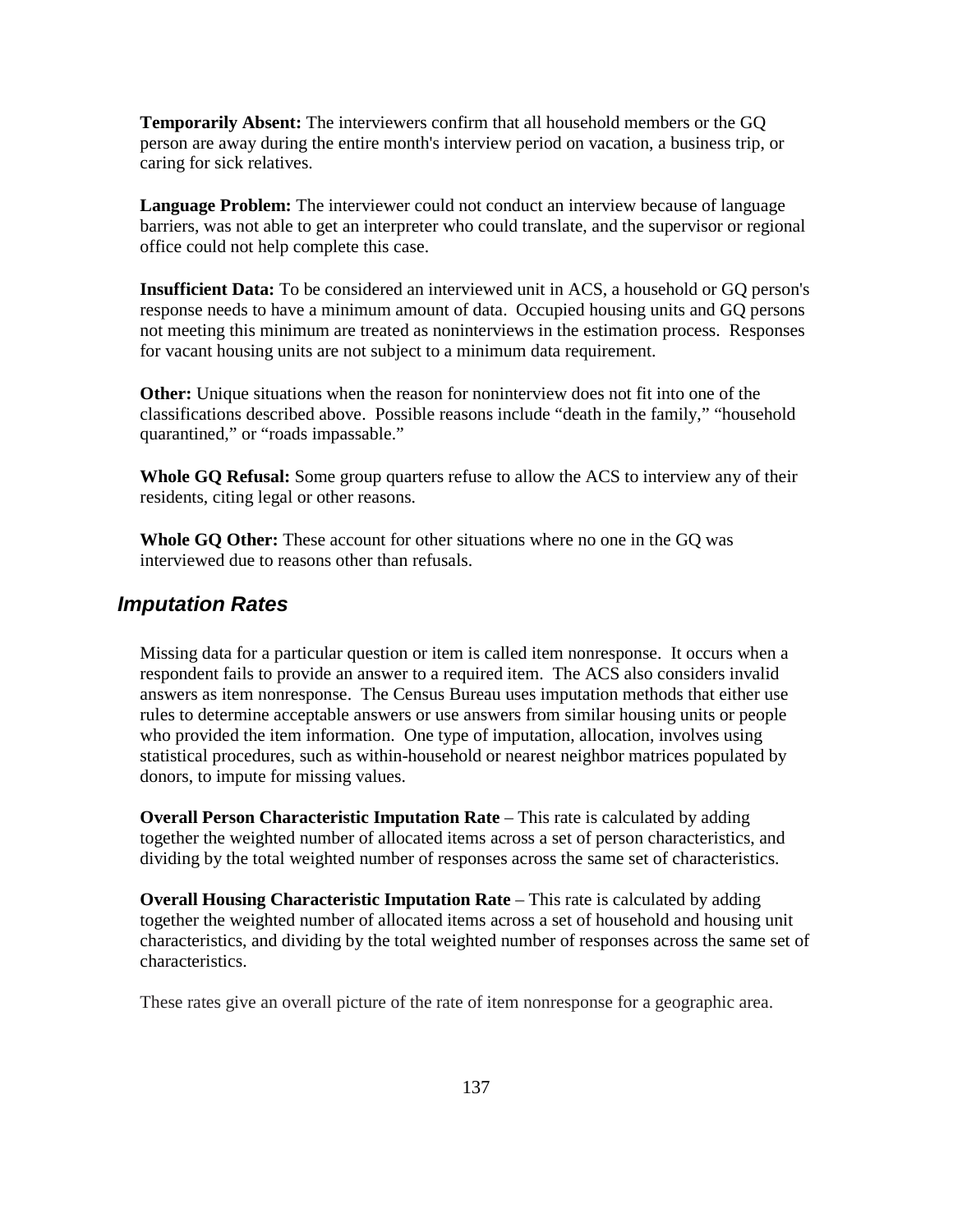**Temporarily Absent:** The interviewers confirm that all household members or the GQ person are away during the entire month's interview period on vacation, a business trip, or caring for sick relatives.

**Language Problem:** The interviewer could not conduct an interview because of language barriers, was not able to get an interpreter who could translate, and the supervisor or regional office could not help complete this case.

**Insufficient Data:** To be considered an interviewed unit in ACS, a household or GQ person's response needs to have a minimum amount of data. Occupied housing units and GQ persons not meeting this minimum are treated as noninterviews in the estimation process. Responses for vacant housing units are not subject to a minimum data requirement.

**Other:** Unique situations when the reason for noninterview does not fit into one of the classifications described above. Possible reasons include "death in the family," "household quarantined," or "roads impassable."

**Whole GQ Refusal:** Some group quarters refuse to allow the ACS to interview any of their residents, citing legal or other reasons.

**Whole GQ Other:** These account for other situations where no one in the GQ was interviewed due to reasons other than refusals.

### *Imputation Rates*

Missing data for a particular question or item is called item nonresponse. It occurs when a respondent fails to provide an answer to a required item. The ACS also considers invalid answers as item nonresponse. The Census Bureau uses imputation methods that either use rules to determine acceptable answers or use answers from similar housing units or people who provided the item information. One type of imputation, allocation, involves using statistical procedures, such as within-household or nearest neighbor matrices populated by donors, to impute for missing values.

**Overall Person Characteristic Imputation Rate** – This rate is calculated by adding together the weighted number of allocated items across a set of person characteristics, and dividing by the total weighted number of responses across the same set of characteristics.

**Overall Housing Characteristic Imputation Rate** – This rate is calculated by adding together the weighted number of allocated items across a set of household and housing unit characteristics, and dividing by the total weighted number of responses across the same set of characteristics.

These rates give an overall picture of the rate of item nonresponse for a geographic area.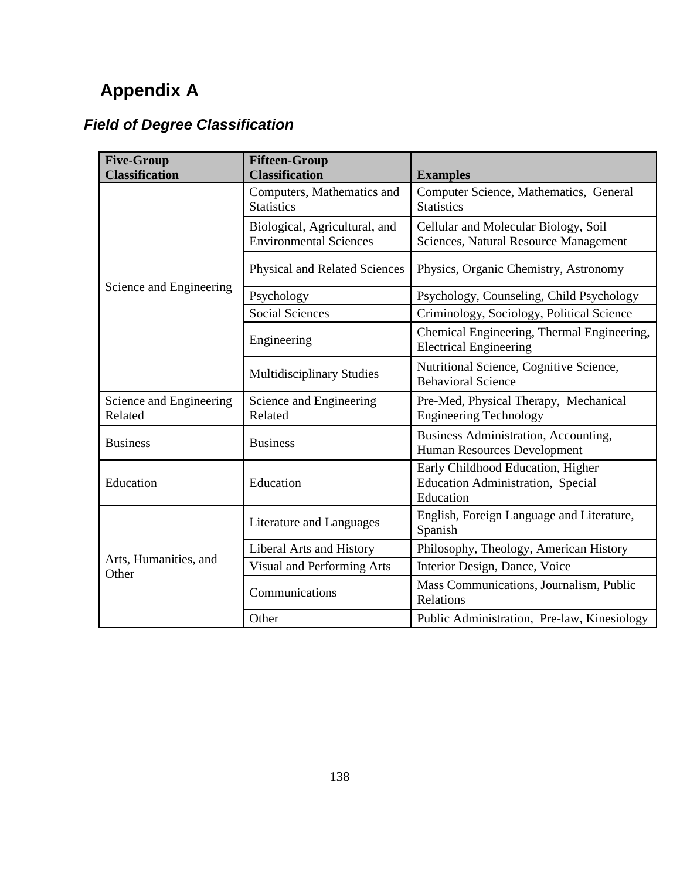# Appendix A

## *Field of Degree Classification*

| Five-Group Classification | Fifteen-Group Classification | Examples |
|---|---|---|
| Science and Engineering | Computers, Mathematics and Statistics | Computer Science, Mathematics, General Statistics |
| | Biological, Agricultural, and Environmental Sciences | Cellular and Molecular Biology, Soil Sciences, Natural Resource Management |
| | Physical and Related Sciences | Physics, Organic Chemistry, Astronomy |
| | Psychology | Psychology, Counseling, Child Psychology |
| | Social Sciences | Criminology, Sociology, Political Science |
| | Engineering | Chemical Engineering, Thermal Engineering, Electrical Engineering |
| | Multidisciplinary Studies | Nutritional Science, Cognitive Science, Behavioral Science |
| Science and Engineering Related | Science and Engineering Related | Pre-Med, Physical Therapy, Mechanical Engineering Technology |
| Business | Business | Business Administration, Accounting, Human Resources Development |
| Education | Education | Early Childhood Education, Higher Education Administration, Special Education |
| Arts, Humanities, and Other | Literature and Languages | English, Foreign Language and Literature, Spanish |
| | Liberal Arts and History | Philosophy, Theology, American History |
| | Visual and Performing Arts | Interior Design, Dance, Voice |
| | Communications | Mass Communications, Journalism, Public Relations |
| | Other | Public Administration, Pre-law, Kinesiology |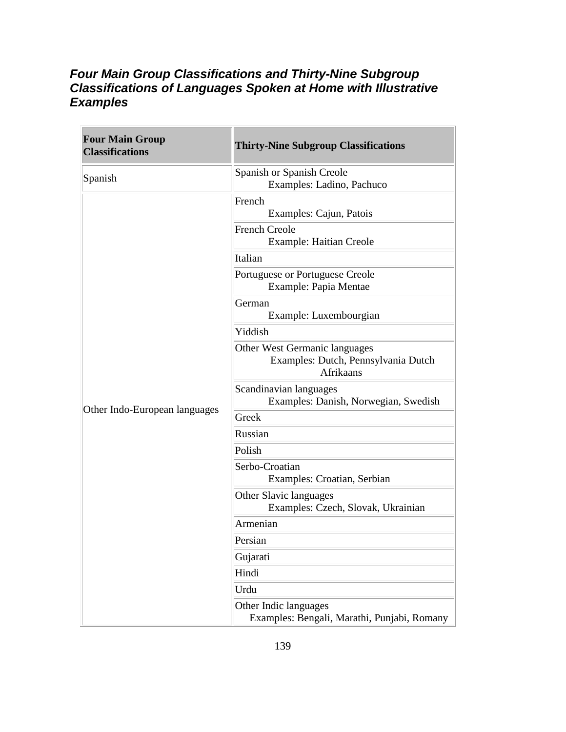### *Four Main Group Classifications and Thirty-Nine Subgroup Classifications of Languages Spoken at Home with Illustrative Examples*

| Four Main Group Classifications | Thirty-Nine Subgroup Classifications |
|---|---|
| Spanish | Spanish or Spanish Creole<br>Examples: Ladino, Pachuco |
| Other Indo-European languages | French<br>Examples: Cajun, Patois |
| | French Creole<br>Example: Haitian Creole |
| | Italian |
| | Portuguese or Portuguese Creole<br>Example: Papia Mentae |
| | German<br>Example: Luxembourgian |
| | Yiddish |
| | Other West Germanic languages<br>Examples: Dutch, Pennsylvania Dutch Afrikaans |
| | Scandinavian languages<br>Examples: Danish, Norwegian, Swedish |
| | Greek |
| | Russian |
| | Polish |
| | Serbo-Croatian<br>Examples: Croatian, Serbian |
| | Other Slavic languages<br>Examples: Czech, Slovak, Ukrainian |
| | Armenian |
| | Persian |
| | Gujarati |
| | Hindi |
| | Urdu |
| | Other Indic languages<br>Examples: Bengali, Marathi, Punjabi, Romany |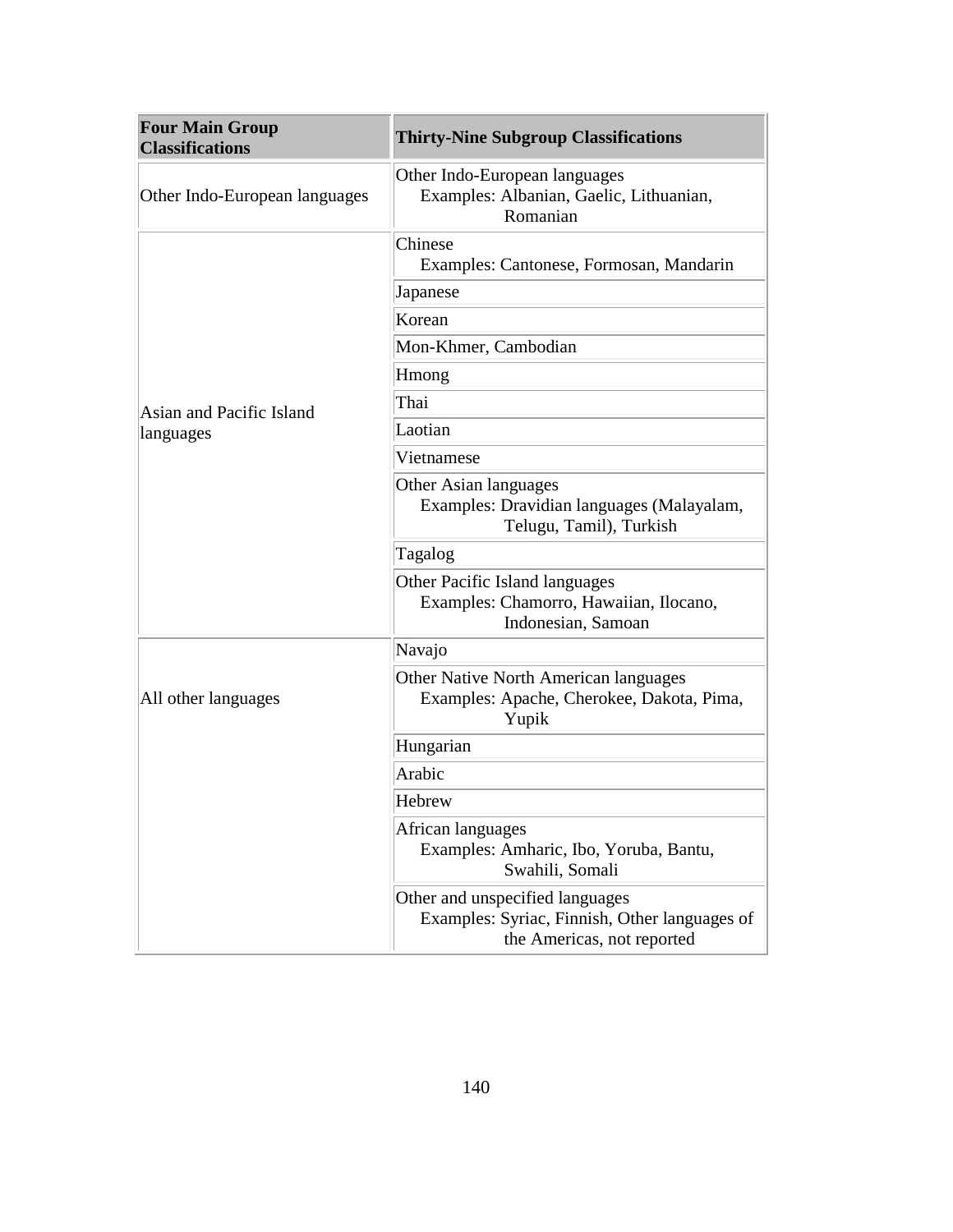| Four Main Group Classifications | Thirty-Nine Subgroup Classifications |
|---|---|
| Other Indo-European languages | Other Indo-European languages<br>Examples: Albanian, Gaelic, Lithuanian, Romanian |
| Asian and Pacific Island languages | Chinese<br>Examples: Cantonese, Formosan, Mandarin |
| | Japanese |
| | Korean |
| | Mon-Khmer, Cambodian |
| | Hmong |
| | Thai |
| | Laotian |
| | Vietnamese |
| | Other Asian languages<br>Examples: Dravidian languages (Malayalam, Telugu, Tamil), Turkish |
| | Tagalog |
| | Other Pacific Island languages<br>Examples: Chamorro, Hawaiian, Ilocano, Indonesian, Samoan |
| All other languages | Navajo |
| | Other Native North American languages<br>Examples: Apache, Cherokee, Dakota, Pima, Yupik |
| | Hungarian |
| | Arabic |
| | Hebrew |
| | African languages<br>Examples: Amharic, Ibo, Yoruba, Bantu, Swahili, Somali |
| | Other and unspecified languages<br>Examples: Syriac, Finnish, Other languages of the Americas, not reported |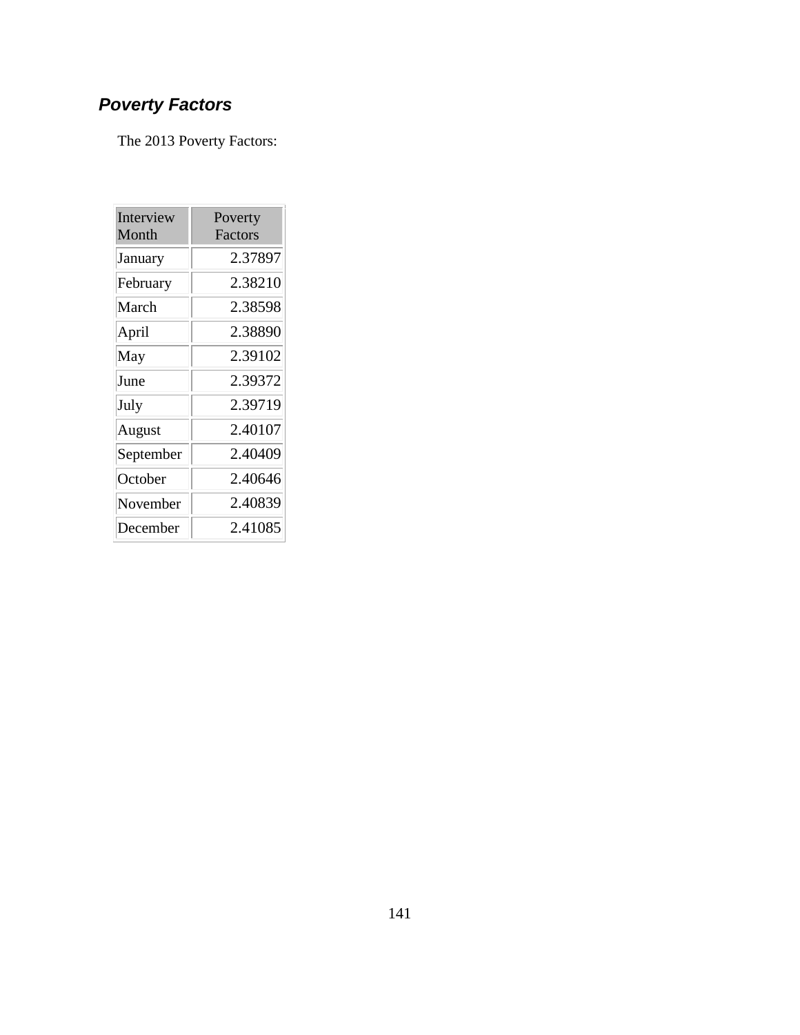### *Poverty Factors*

The 2013 Poverty Factors:

| Interview Month | Poverty Factors |
|---|---|
| January | 2.37897 |
| February | 2.38210 |
| March | 2.38598 |
| April | 2.38890 |
| May | 2.39102 |
| June | 2.39372 |
| July | 2.39719 |
| August | 2.40107 |
| September | 2.40409 |
| October | 2.40646 |
| November | 2.40839 |
| December | 2.41085 |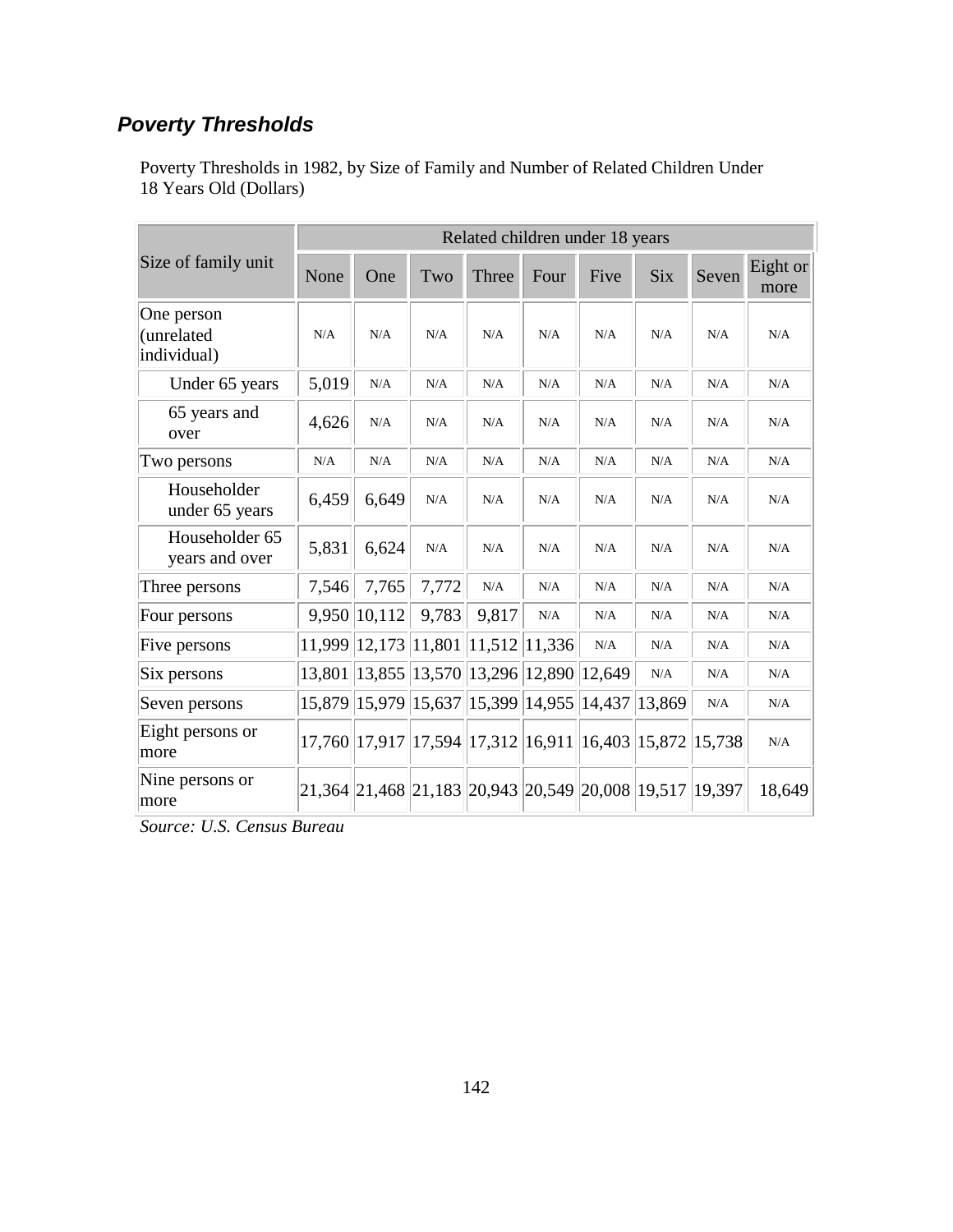### *Poverty Thresholds*

Poverty Thresholds in 1982, by Size of Family and Number of Related Children Under 18 Years Old (Dollars)

| Size of family unit | Related children under 18 years | | | | | | | | |
|---|---|---|---|---|---|---|---|---|---|
| | None | One | Two | Three | Four | Five | Six | Seven | Eight or more |
| One person (unrelated individual) | N/A | N/A | N/A | N/A | N/A | N/A | N/A | N/A | N/A |
| Under 65 years | 5,019 | N/A | N/A | N/A | N/A | N/A | N/A | N/A | N/A |
| 65 years and over | 4,626 | N/A | N/A | N/A | N/A | N/A | N/A | N/A | N/A |
| Two persons | N/A | N/A | N/A | N/A | N/A | N/A | N/A | N/A | N/A |
| Householder under 65 years | 6,459 | 6,649 | N/A | N/A | N/A | N/A | N/A | N/A | N/A |
| Householder 65 years and over | 5,831 | 6,624 | N/A | N/A | N/A | N/A | N/A | N/A | N/A |
| Three persons | 7,546 | 7,765 | 7,772 | N/A | N/A | N/A | N/A | N/A | N/A |
| Four persons | 9,950 | 10,112 | 9,783 | 9,817 | N/A | N/A | N/A | N/A | N/A |
| Five persons | 11,999 | 12,173 | 11,801 | 11,512 | 11,336 | N/A | N/A | N/A | N/A |
| Six persons | 13,801 | 13,855 | 13,570 | 13,296 | 12,890 | 12,649 | N/A | N/A | N/A |
| Seven persons | 15,879 | 15,979 | 15,637 | 15,399 | 14,955 | 14,437 | 13,869 | N/A | N/A |
| Eight persons or more | 17,760 | 17,917 | 17,594 | 17,312 | 16,911 | 16,403 | 15,872 | 15,738 | N/A |
| Nine persons or more | 21,364 | 21,468 | 21,183 | 20,943 | 20,549 | 20,008 | 19,517 | 19,397 | 18,649 |

*Source: U.S. Census Bureau*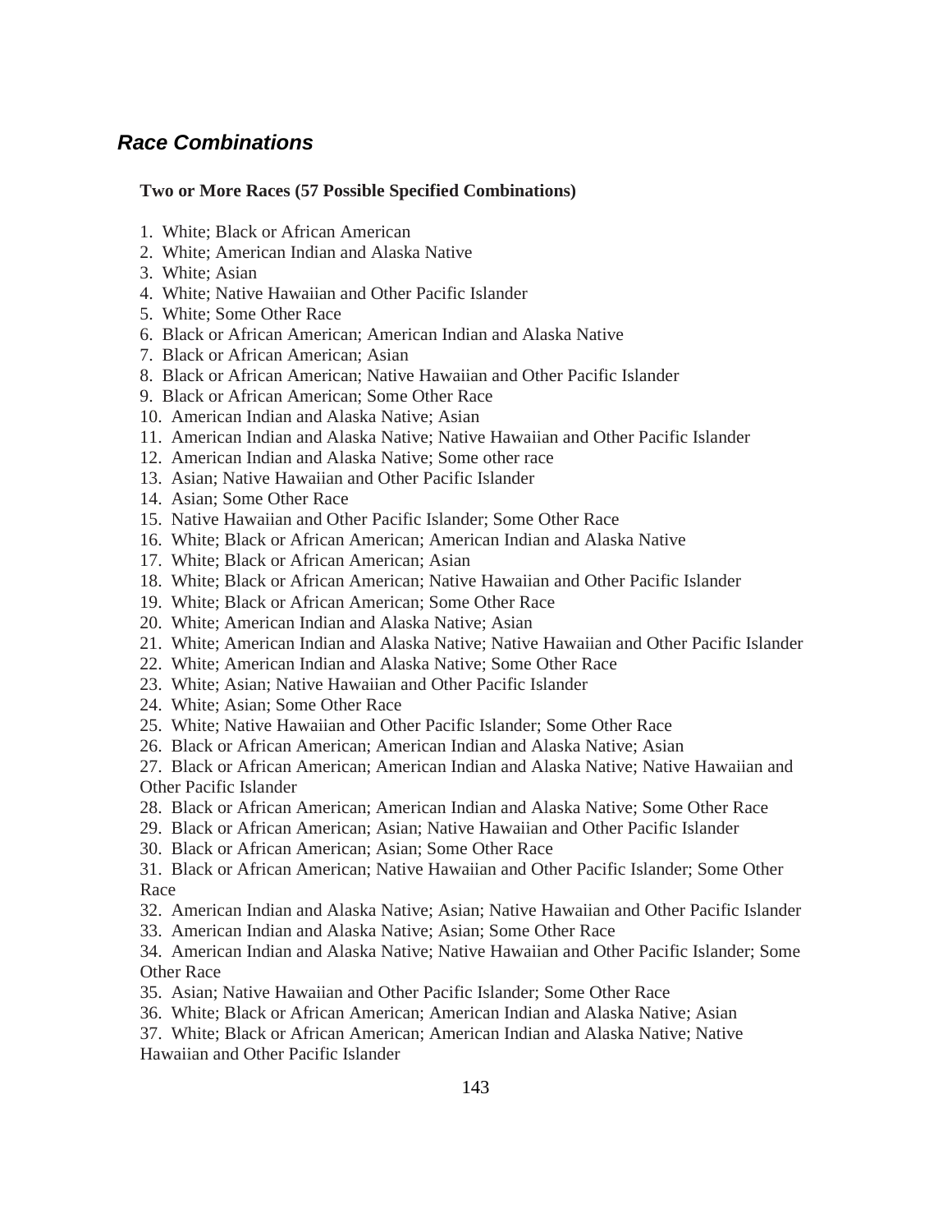## *Race Combinations*

**Two or More Races (57 Possible Specified Combinations)**

1. White; Black or African American
2. White; American Indian and Alaska Native
3. White; Asian
4. White; Native Hawaiian and Other Pacific Islander
5. White; Some Other Race
6. Black or African American; American Indian and Alaska Native
7. Black or African American; Asian
8. Black or African American; Native Hawaiian and Other Pacific Islander
9. Black or African American; Some Other Race
10. American Indian and Alaska Native; Asian
11. American Indian and Alaska Native; Native Hawaiian and Other Pacific Islander
12. American Indian and Alaska Native; Some other race
13. Asian; Native Hawaiian and Other Pacific Islander
14. Asian; Some Other Race
15. Native Hawaiian and Other Pacific Islander; Some Other Race
16. White; Black or African American; American Indian and Alaska Native
17. White; Black or African American; Asian
18. White; Black or African American; Native Hawaiian and Other Pacific Islander
19. White; Black or African American; Some Other Race
20. White; American Indian and Alaska Native; Asian
21. White; American Indian and Alaska Native; Native Hawaiian and Other Pacific Islander
22. White; American Indian and Alaska Native; Some Other Race
23. White; Asian; Native Hawaiian and Other Pacific Islander
24. White; Asian; Some Other Race
25. White; Native Hawaiian and Other Pacific Islander; Some Other Race
26. Black or African American; American Indian and Alaska Native; Asian
27. Black or African American; American Indian and Alaska Native; Native Hawaiian and Other Pacific Islander
28. Black or African American; American Indian and Alaska Native; Some Other Race
29. Black or African American; Asian; Native Hawaiian and Other Pacific Islander
30. Black or African American; Asian; Some Other Race
31. Black or African American; Native Hawaiian and Other Pacific Islander; Some Other Race
32. American Indian and Alaska Native; Asian; Native Hawaiian and Other Pacific Islander
33. American Indian and Alaska Native; Asian; Some Other Race
34. American Indian and Alaska Native; Native Hawaiian and Other Pacific Islander; Some Other Race
35. Asian; Native Hawaiian and Other Pacific Islander; Some Other Race
36. White; Black or African American; American Indian and Alaska Native; Asian
37. White; Black or African American; American Indian and Alaska Native; Native Hawaiian and Other Pacific Islander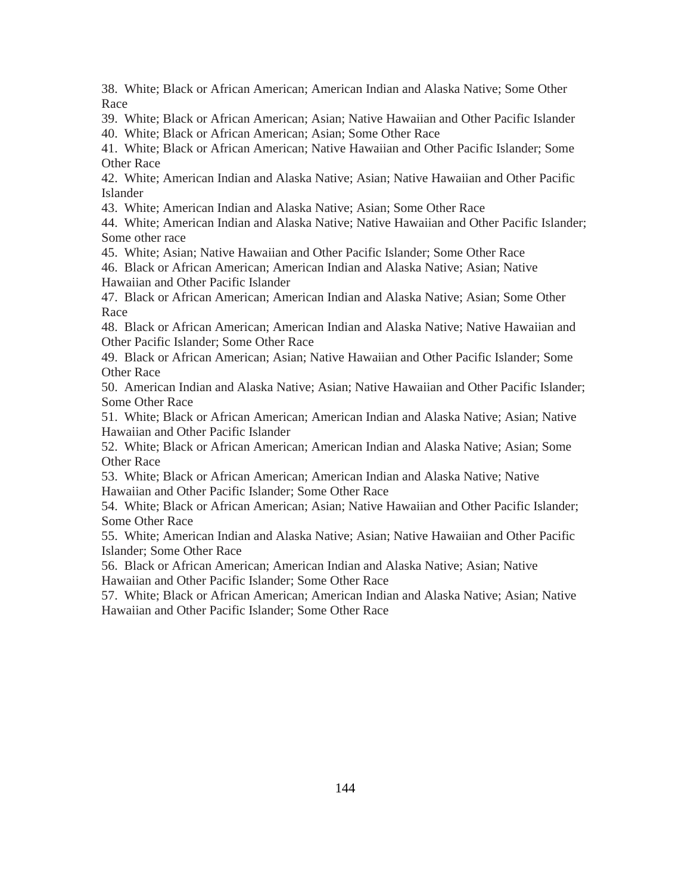38. White; Black or African American; American Indian and Alaska Native; Some Other Race
39. White; Black or African American; Asian; Native Hawaiian and Other Pacific Islander
40. White; Black or African American; Asian; Some Other Race
41. White; Black or African American; Native Hawaiian and Other Pacific Islander; Some Other Race
42. White; American Indian and Alaska Native; Asian; Native Hawaiian and Other Pacific Islander
43. White; American Indian and Alaska Native; Asian; Some Other Race
44. White; American Indian and Alaska Native; Native Hawaiian and Other Pacific Islander; Some other race
45. White; Asian; Native Hawaiian and Other Pacific Islander; Some Other Race
46. Black or African American; American Indian and Alaska Native; Asian; Native Hawaiian and Other Pacific Islander
47. Black or African American; American Indian and Alaska Native; Asian; Some Other Race
48. Black or African American; American Indian and Alaska Native; Native Hawaiian and Other Pacific Islander; Some Other Race
49. Black or African American; Asian; Native Hawaiian and Other Pacific Islander; Some Other Race
50. American Indian and Alaska Native; Asian; Native Hawaiian and Other Pacific Islander; Some Other Race
51. White; Black or African American; American Indian and Alaska Native; Asian; Native Hawaiian and Other Pacific Islander
52. White; Black or African American; American Indian and Alaska Native; Asian; Some Other Race
53. White; Black or African American; American Indian and Alaska Native; Native Hawaiian and Other Pacific Islander; Some Other Race
54. White; Black or African American; Asian; Native Hawaiian and Other Pacific Islander; Some Other Race
55. White; American Indian and Alaska Native; Asian; Native Hawaiian and Other Pacific Islander; Some Other Race
56. Black or African American; American Indian and Alaska Native; Asian; Native Hawaiian and Other Pacific Islander; Some Other Race
57. White; Black or African American; American Indian and Alaska Native; Asian; Native Hawaiian and Other Pacific Islander; Some Other Race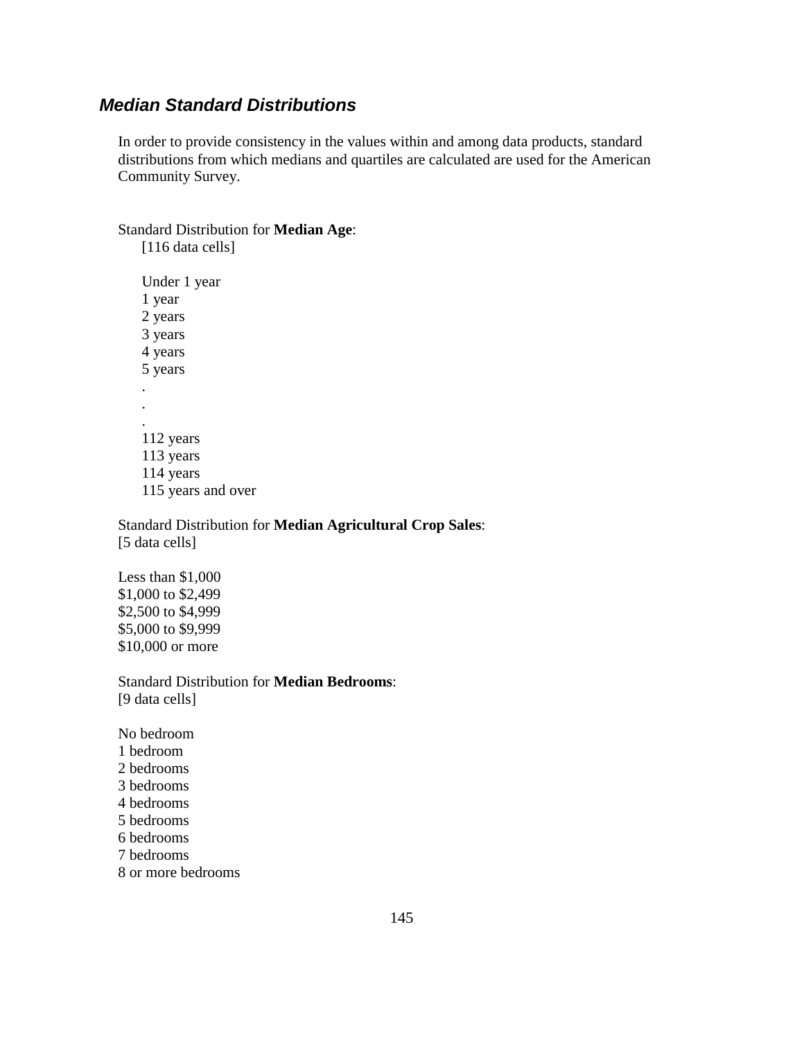### *Median Standard Distributions*

In order to provide consistency in the values within and among data products, standard distributions from which medians and quartiles are calculated are used for the American Community Survey.

Standard Distribution for **Median Age**:
[116 data cells]

Under 1 year
1 year
2 years
3 years
4 years
5 years
.
.
.
112 years
113 years
114 years
115 years and over

Standard Distribution for **Median Agricultural Crop Sales**:
[5 data cells]

Less than $1,000
$1,000 to $2,499
$2,500 to $4,999
$5,000 to $9,999
$10,000 or more

Standard Distribution for **Median Bedrooms**:
[9 data cells]

No bedroom
1 bedroom
2 bedrooms
3 bedrooms
4 bedrooms
5 bedrooms
6 bedrooms
7 bedrooms
8 or more bedrooms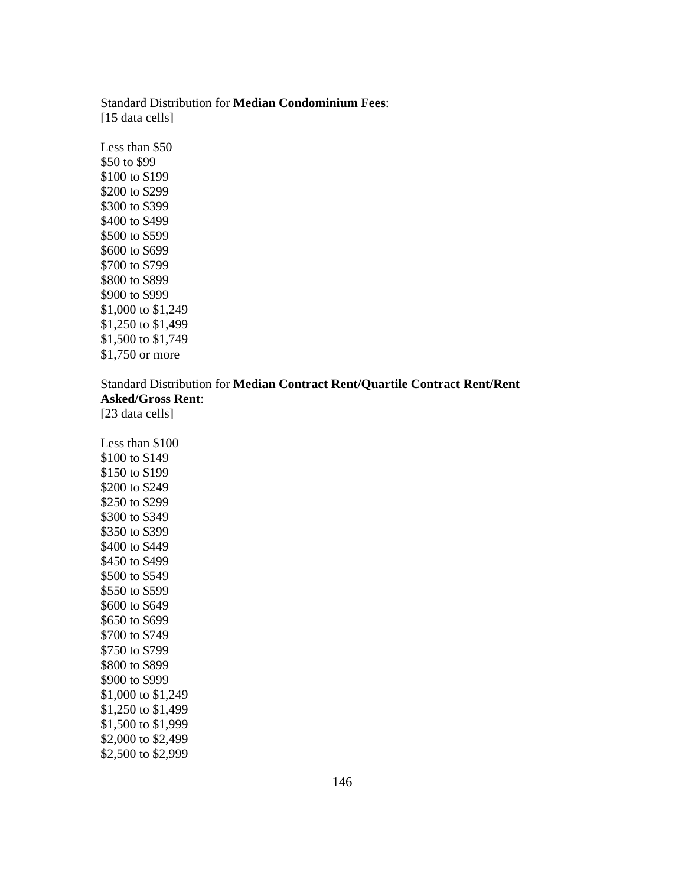Standard Distribution for **Median Condominium Fees**:
[15 data cells]

Less than $50
$50 to $99
$100 to $199
$200 to $299
$300 to $399
$400 to $499
$500 to $599
$600 to $699
$700 to $799
$800 to $899
$900 to $999
$1,000 to $1,249
$1,250 to $1,499
$1,500 to $1,749
$1,750 or more

Standard Distribution for **Median Contract Rent/Quartile Contract Rent/Rent Asked/Gross Rent**:
[23 data cells]

Less than $100
$100 to $149
$150 to $199
$200 to $249
$250 to $299
$300 to $349
$350 to $399
$400 to $449
$450 to $499
$500 to $549
$550 to $599
$600 to $649
$650 to $699
$700 to $749
$750 to $799
$800 to $899
$900 to $999
$1,000 to $1,249
$1,250 to $1,499
$1,500 to $1,999
$2,000 to $2,499
$2,500 to $2,999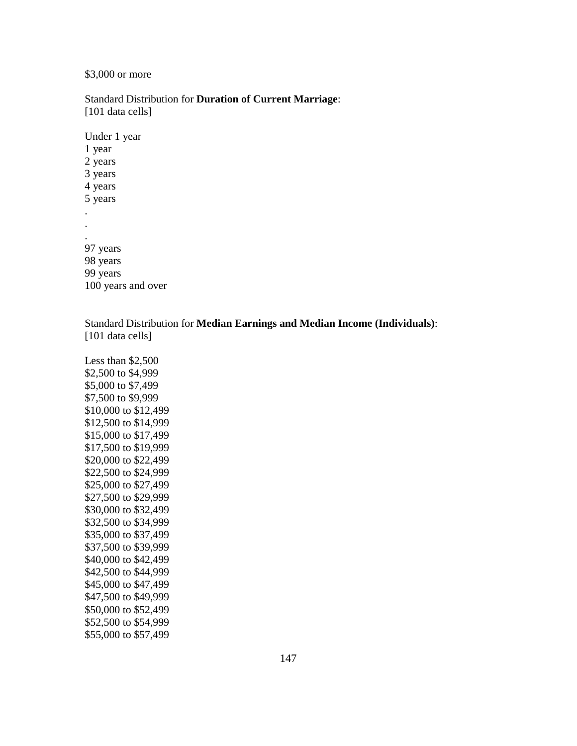$3,000 or more

Standard Distribution for **Duration of Current Marriage**:
[101 data cells]

Under 1 year
1 year
2 years
3 years
4 years
5 years
.
.
.
97 years
98 years
99 years
100 years and over

Standard Distribution for **Median Earnings and Median Income (Individuals)**:
[101 data cells]

Less than $2,500
$2,500 to $4,999
$5,000 to $7,499
$7,500 to $9,999
$10,000 to $12,499
$12,500 to $14,999
$15,000 to $17,499
$17,500 to $19,999
$20,000 to $22,499
$22,500 to $24,999
$25,000 to $27,499
$27,500 to $29,999
$30,000 to $32,499
$32,500 to $34,999
$35,000 to $37,499
$37,500 to $39,999
$40,000 to $42,499
$42,500 to $44,999
$45,000 to $47,499
$47,500 to $49,999
$50,000 to $52,499
$52,500 to $54,999
$55,000 to $57,499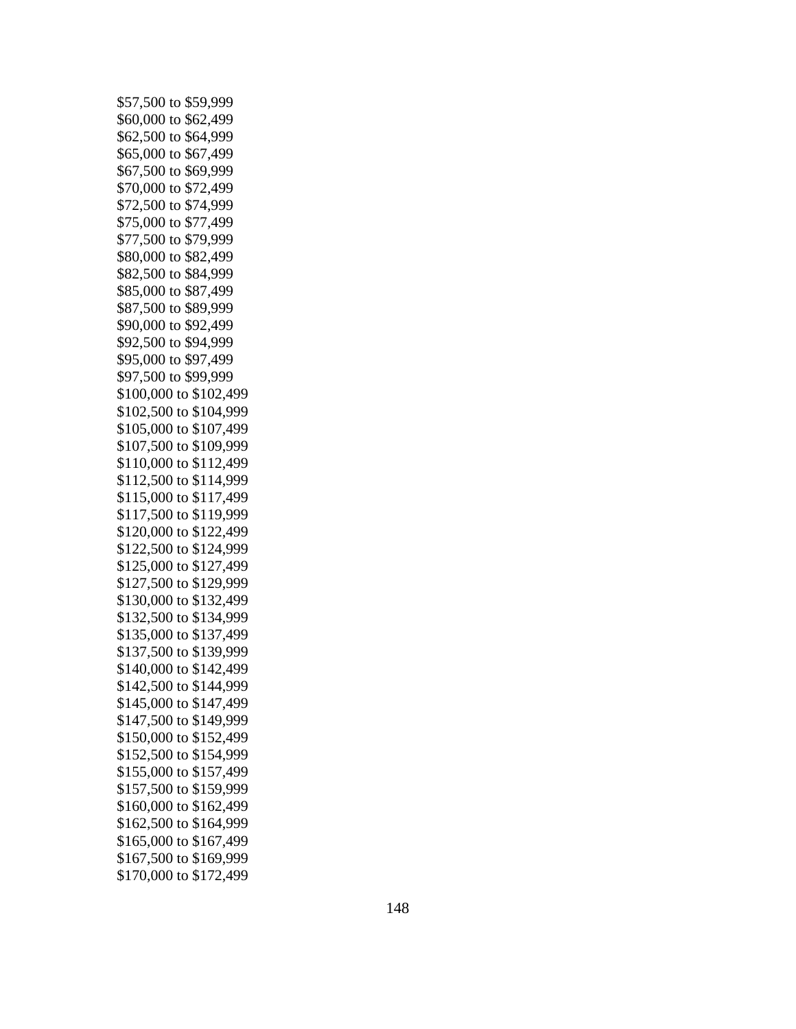$57,500 to $59,999
$60,000 to $62,499
$62,500 to $64,999
$65,000 to $67,499
$67,500 to $69,999
$70,000 to $72,499
$72,500 to $74,999
$75,000 to $77,499
$77,500 to $79,999
$80,000 to $82,499
$82,500 to $84,999
$85,000 to $87,499
$87,500 to $89,999
$90,000 to $92,499
$92,500 to $94,999
$95,000 to $97,499
$97,500 to $99,999
$100,000 to $102,499
$102,500 to $104,999
$105,000 to $107,499
$107,500 to $109,999
$110,000 to $112,499
$112,500 to $114,999
$115,000 to $117,499
$117,500 to $119,999
$120,000 to $122,499
$122,500 to $124,999
$125,000 to $127,499
$127,500 to $129,999
$130,000 to $132,499
$132,500 to $134,999
$135,000 to $137,499
$137,500 to $139,999
$140,000 to $142,499
$142,500 to $144,999
$145,000 to $147,499
$147,500 to $149,999
$150,000 to $152,499
$152,500 to $154,999
$155,000 to $157,499
$157,500 to $159,999
$160,000 to $162,499
$162,500 to $164,999
$165,000 to $167,499
$167,500 to $169,999
$170,000 to $172,499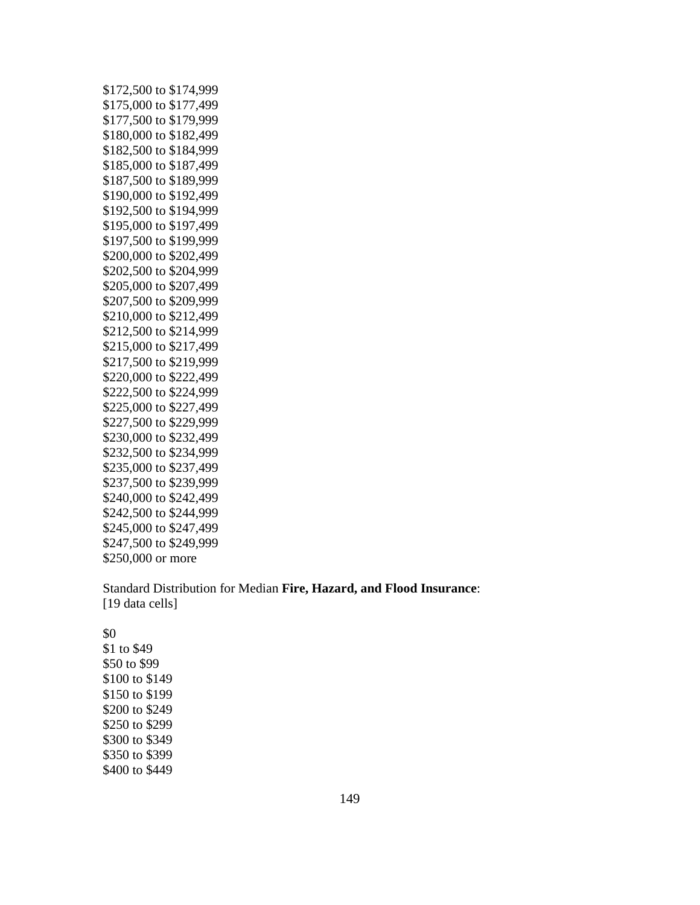$172,500 to $174,999
$175,000 to $177,499
$177,500 to $179,999
$180,000 to $182,499
$182,500 to $184,999
$185,000 to $187,499
$187,500 to $189,999
$190,000 to $192,499
$192,500 to $194,999
$195,000 to $197,499
$197,500 to $199,999
$200,000 to $202,499
$202,500 to $204,999
$205,000 to $207,499
$207,500 to $209,999
$210,000 to $212,499
$212,500 to $214,999
$215,000 to $217,499
$217,500 to $219,999
$220,000 to $222,499
$222,500 to $224,999
$225,000 to $227,499
$227,500 to $229,999
$230,000 to $232,499
$232,500 to $234,999
$235,000 to $237,499
$237,500 to $239,999
$240,000 to $242,499
$242,500 to $244,999
$245,000 to $247,499
$247,500 to $249,999
$250,000 or more

Standard Distribution for Median **Fire, Hazard, and Flood Insurance**:
[19 data cells]

$0
$1 to $49
$50 to $99
$100 to $149
$150 to $199
$200 to $249
$250 to $299
$300 to $349
$350 to $399
$400 to $449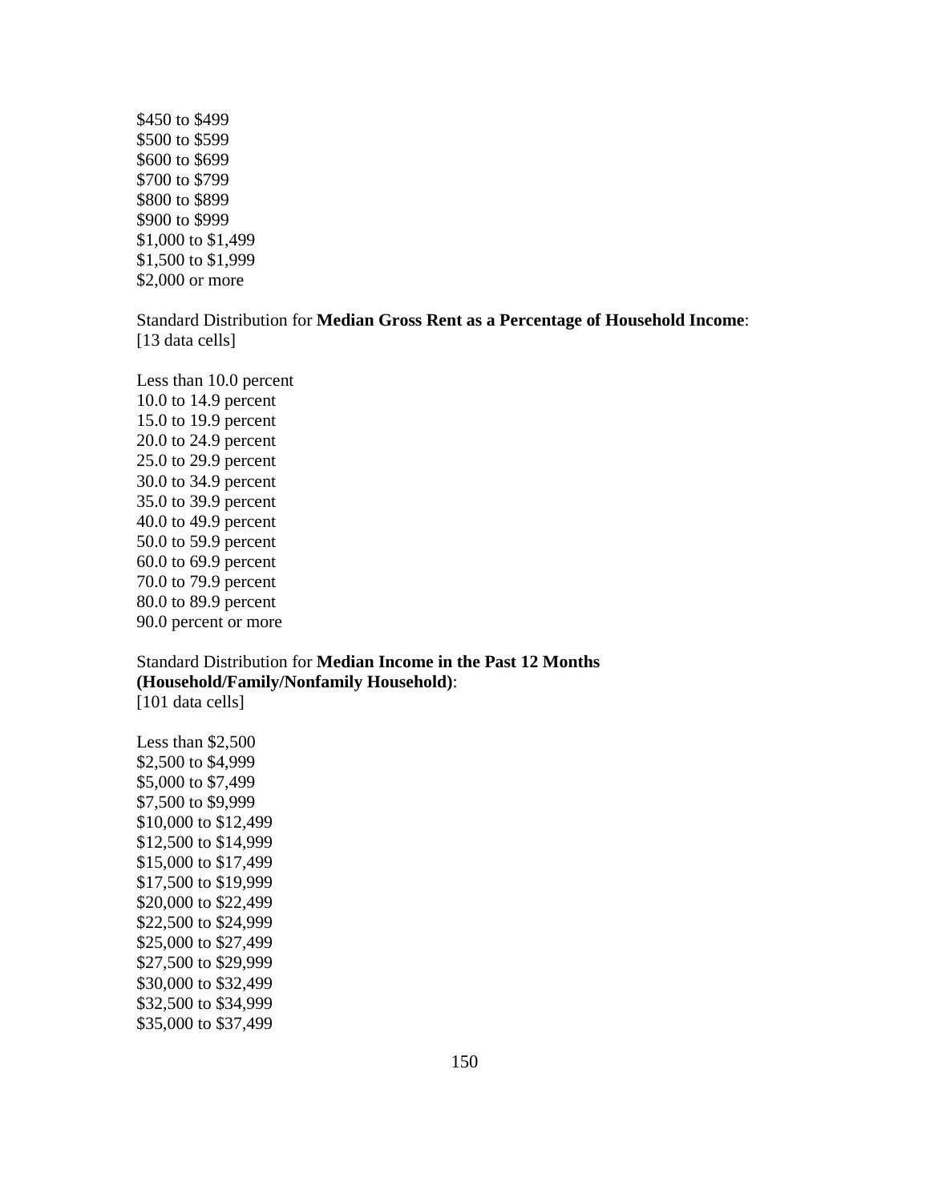$450 to $499
$500 to $599
$600 to $699
$700 to $799
$800 to $899
$900 to $999
$1,000 to $1,499
$1,500 to $1,999
$2,000 or more

Standard Distribution for **Median Gross Rent as a Percentage of Household Income**:
[13 data cells]

Less than 10.0 percent
10.0 to 14.9 percent
15.0 to 19.9 percent
20.0 to 24.9 percent
25.0 to 29.9 percent
30.0 to 34.9 percent
35.0 to 39.9 percent
40.0 to 49.9 percent
50.0 to 59.9 percent
60.0 to 69.9 percent
70.0 to 79.9 percent
80.0 to 89.9 percent
90.0 percent or more

Standard Distribution for **Median Income in the Past 12 Months (Household/Family/Nonfamily Household)**:
[101 data cells]

Less than $2,500
$2,500 to $4,999
$5,000 to $7,499
$7,500 to $9,999
$10,000 to $12,499
$12,500 to $14,999
$15,000 to $17,499
$17,500 to $19,999
$20,000 to $22,499
$22,500 to $24,999
$25,000 to $27,499
$27,500 to $29,999
$30,000 to $32,499
$32,500 to $34,999
$35,000 to $37,499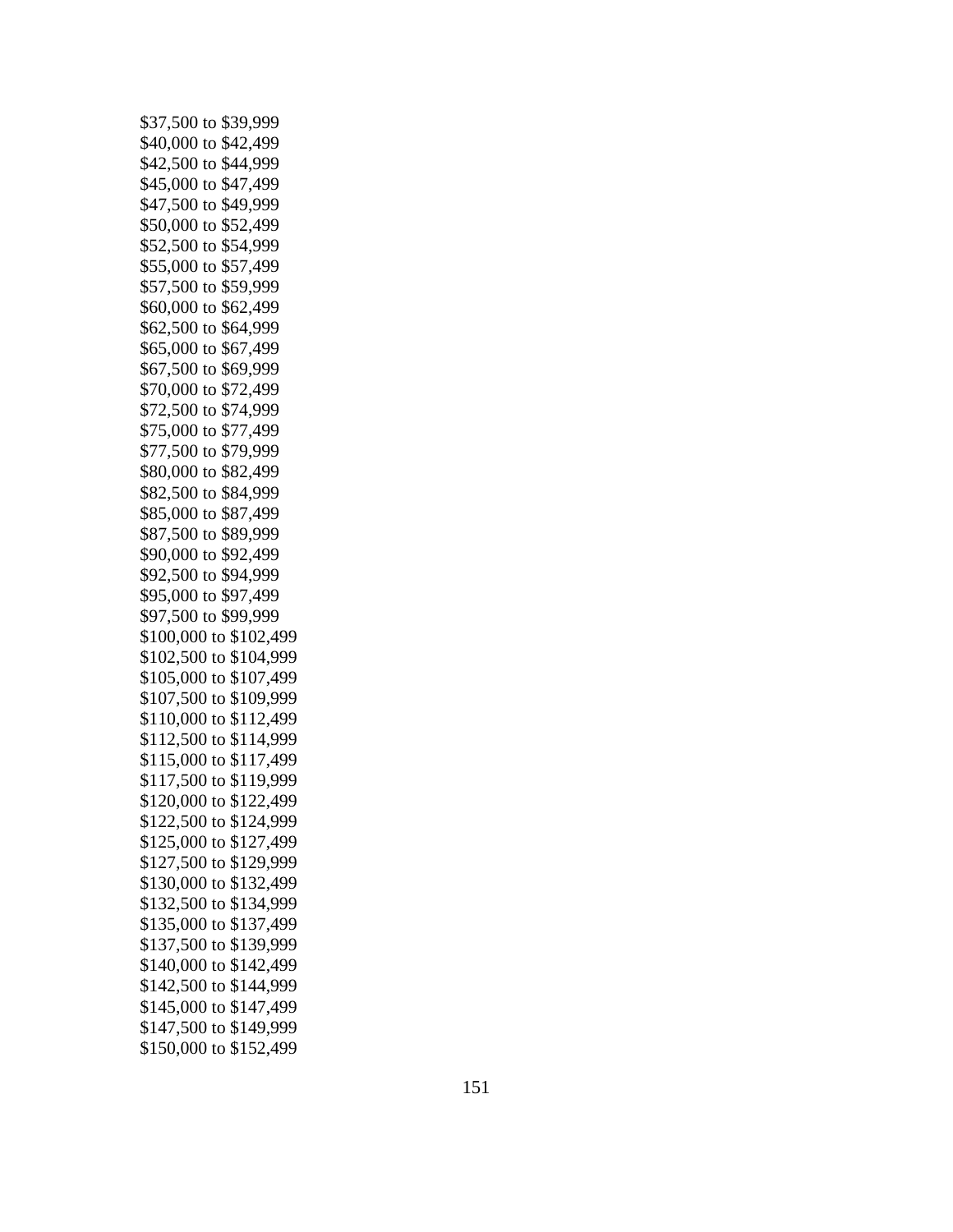$37,500 to $39,999
$40,000 to $42,499
$42,500 to $44,999
$45,000 to $47,499
$47,500 to $49,999
$50,000 to $52,499
$52,500 to $54,999
$55,000 to $57,499
$57,500 to $59,999
$60,000 to $62,499
$62,500 to $64,999
$65,000 to $67,499
$67,500 to $69,999
$70,000 to $72,499
$72,500 to $74,999
$75,000 to $77,499
$77,500 to $79,999
$80,000 to $82,499
$82,500 to $84,999
$85,000 to $87,499
$87,500 to $89,999
$90,000 to $92,499
$92,500 to $94,999
$95,000 to $97,499
$97,500 to $99,999
$100,000 to $102,499
$102,500 to $104,999
$105,000 to $107,499
$107,500 to $109,999
$110,000 to $112,499
$112,500 to $114,999
$115,000 to $117,499
$117,500 to $119,999
$120,000 to $122,499
$122,500 to $124,999
$125,000 to $127,499
$127,500 to $129,999
$130,000 to $132,499
$132,500 to $134,999
$135,000 to $137,499
$137,500 to $139,999
$140,000 to $142,499
$142,500 to $144,999
$145,000 to $147,499
$147,500 to $149,999
$150,000 to $152,499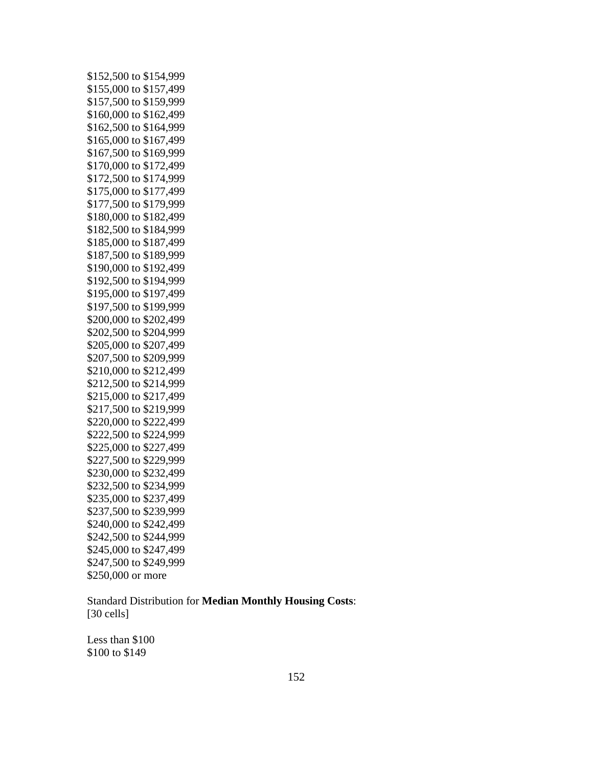$152,500 to $154,999
$155,000 to $157,499
$157,500 to $159,999
$160,000 to $162,499
$162,500 to $164,999
$165,000 to $167,499
$167,500 to $169,999
$170,000 to $172,499
$172,500 to $174,999
$175,000 to $177,499
$177,500 to $179,999
$180,000 to $182,499
$182,500 to $184,999
$185,000 to $187,499
$187,500 to $189,999
$190,000 to $192,499
$192,500 to $194,999
$195,000 to $197,499
$197,500 to $199,999
$200,000 to $202,499
$202,500 to $204,999
$205,000 to $207,499
$207,500 to $209,999
$210,000 to $212,499
$212,500 to $214,999
$215,000 to $217,499
$217,500 to $219,999
$220,000 to $222,499
$222,500 to $224,999
$225,000 to $227,499
$227,500 to $229,999
$230,000 to $232,499
$232,500 to $234,999
$235,000 to $237,499
$237,500 to $239,999
$240,000 to $242,499
$242,500 to $244,999
$245,000 to $247,499
$247,500 to $249,999
$250,000 or more

Standard Distribution for **Median Monthly Housing Costs**:
[30 cells]

Less than $100
$100 to $149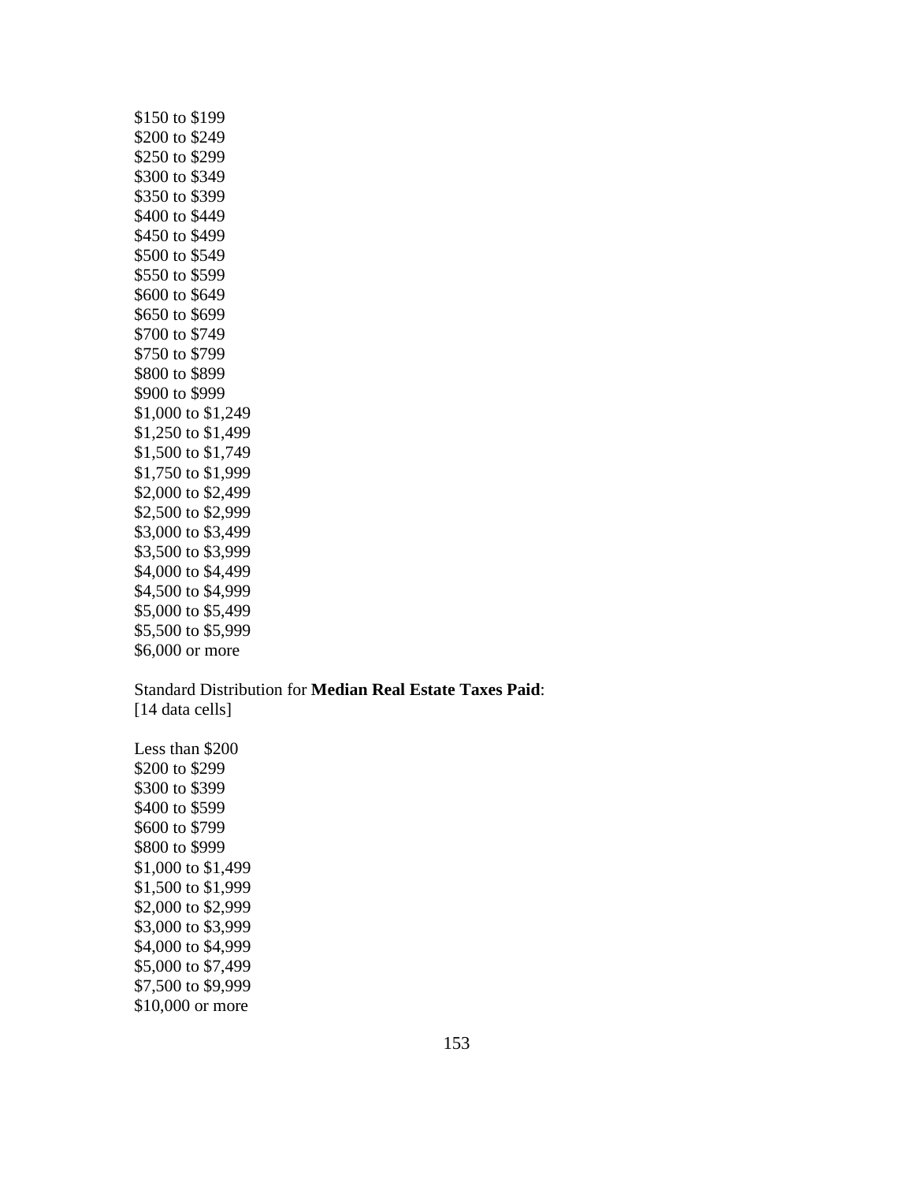$150 to $199
$200 to $249
$250 to $299
$300 to $349
$350 to $399
$400 to $449
$450 to $499
$500 to $549
$550 to $599
$600 to $649
$650 to $699
$700 to $749
$750 to $799
$800 to $899
$900 to $999
$1,000 to $1,249
$1,250 to $1,499
$1,500 to $1,749
$1,750 to $1,999
$2,000 to $2,499
$2,500 to $2,999
$3,000 to $3,499
$3,500 to $3,999
$4,000 to $4,499
$4,500 to $4,999
$5,000 to $5,499
$5,500 to $5,999
$6,000 or more

Standard Distribution for **Median Real Estate Taxes Paid**:
[14 data cells]

Less than $200
$200 to $299
$300 to $399
$400 to $599
$600 to $799
$800 to $999
$1,000 to $1,499
$1,500 to $1,999
$2,000 to $2,999
$3,000 to $3,999
$4,000 to $4,999
$5,000 to $7,499
$7,500 to $9,999
$10,000 or more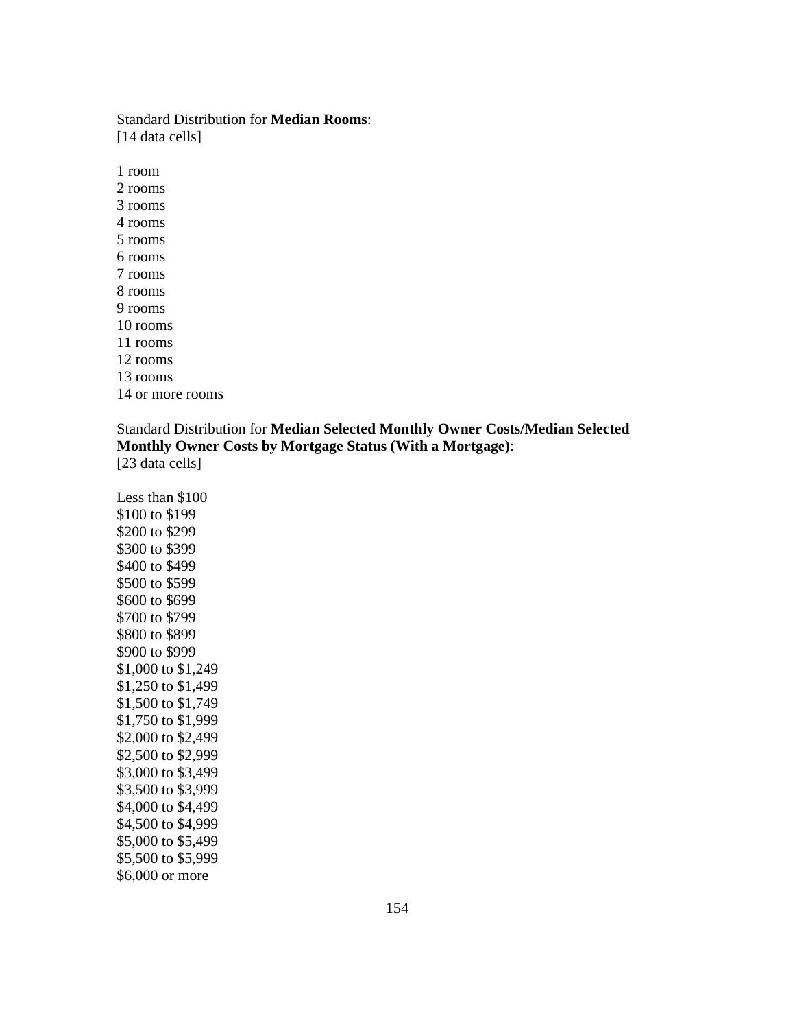Standard Distribution for **Median Rooms**:
[14 data cells]

1 room
2 rooms
3 rooms
4 rooms
5 rooms
6 rooms
7 rooms
8 rooms
9 rooms
10 rooms
11 rooms
12 rooms
13 rooms
14 or more rooms

Standard Distribution for **Median Selected Monthly Owner Costs/Median Selected Monthly Owner Costs by Mortgage Status (With a Mortgage)**:
[23 data cells]

Less than $100
$100 to $199
$200 to $299
$300 to $399
$400 to $499
$500 to $599
$600 to $699
$700 to $799
$800 to $899
$900 to $999
$1,000 to $1,249
$1,250 to $1,499
$1,500 to $1,749
$1,750 to $1,999
$2,000 to $2,499
$2,500 to $2,999
$3,000 to $3,499
$3,500 to $3,999
$4,000 to $4,499
$4,500 to $4,999
$5,000 to $5,499
$5,500 to $5,999
$6,000 or more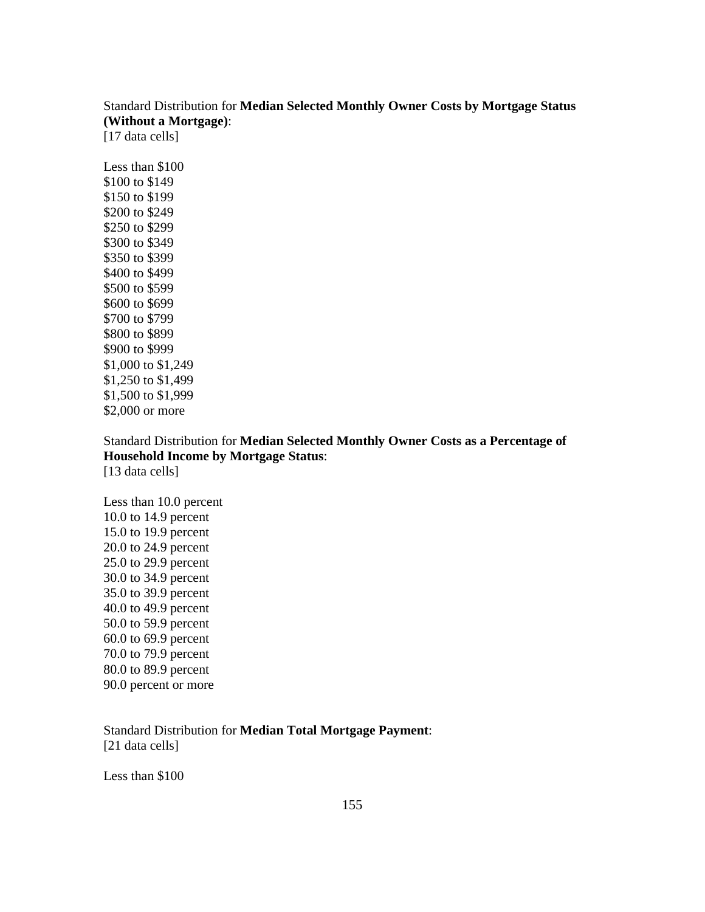Standard Distribution for **Median Selected Monthly Owner Costs by Mortgage Status (Without a Mortgage)**:
[17 data cells]

Less than $100
$100 to $149
$150 to $199
$200 to $249
$250 to $299
$300 to $349
$350 to $399
$400 to $499
$500 to $599
$600 to $699
$700 to $799
$800 to $899
$900 to $999
$1,000 to $1,249
$1,250 to $1,499
$1,500 to $1,999
$2,000 or more

Standard Distribution for **Median Selected Monthly Owner Costs as a Percentage of Household Income by Mortgage Status**:
[13 data cells]

Less than 10.0 percent
10.0 to 14.9 percent
15.0 to 19.9 percent
20.0 to 24.9 percent
25.0 to 29.9 percent
30.0 to 34.9 percent
35.0 to 39.9 percent
40.0 to 49.9 percent
50.0 to 59.9 percent
60.0 to 69.9 percent
70.0 to 79.9 percent
80.0 to 89.9 percent
90.0 percent or more

Standard Distribution for **Median Total Mortgage Payment**:
[21 data cells]

Less than $100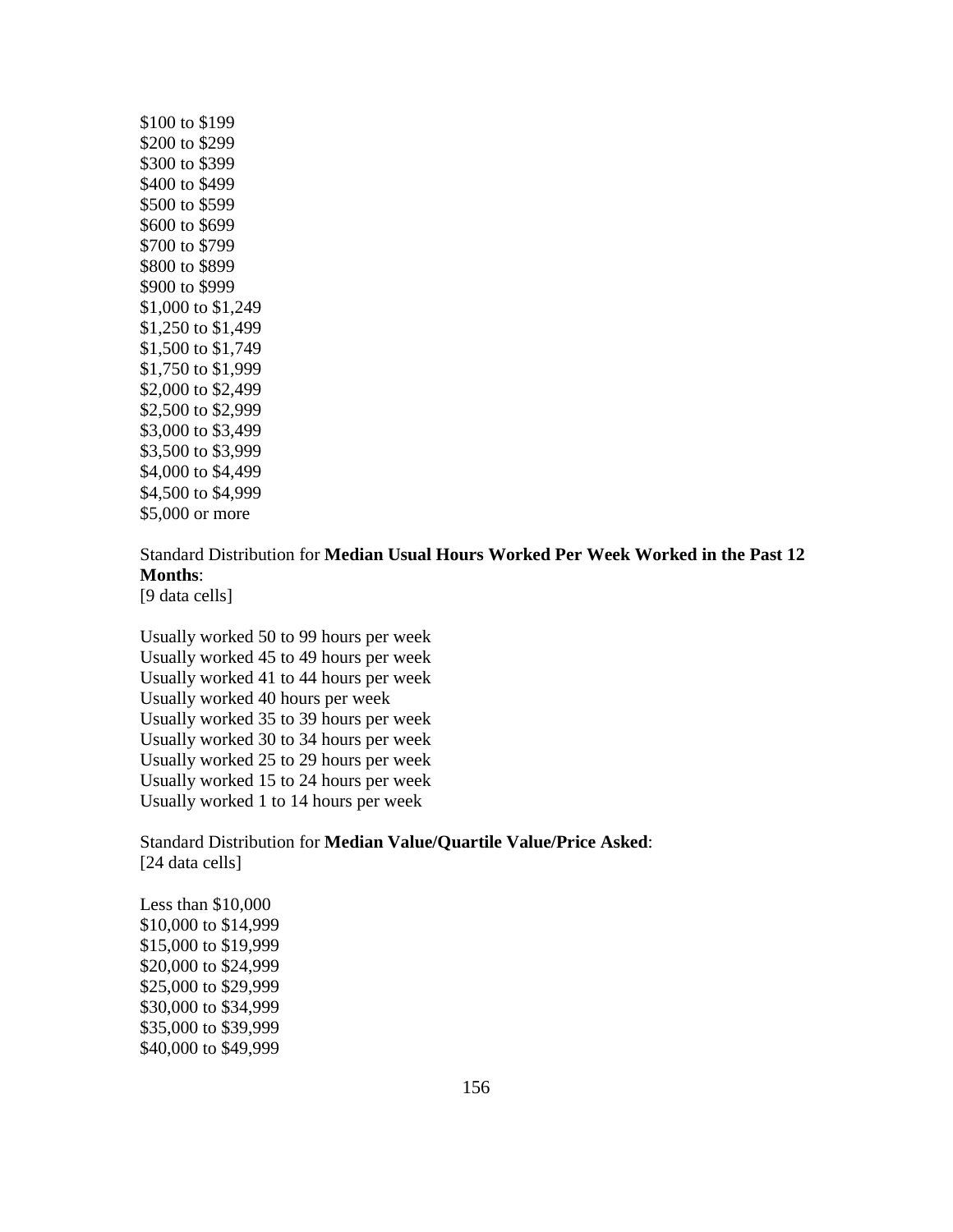$100 to $199
$200 to $299
$300 to $399
$400 to $499
$500 to $599
$600 to $699
$700 to $799
$800 to $899
$900 to $999
$1,000 to $1,249
$1,250 to $1,499
$1,500 to $1,749
$1,750 to $1,999
$2,000 to $2,499
$2,500 to $2,999
$3,000 to $3,499
$3,500 to $3,999
$4,000 to $4,499
$4,500 to $4,999
$5,000 or more

Standard Distribution for **Median Usual Hours Worked Per Week Worked in the Past 12 Months**:
[9 data cells]

Usually worked 50 to 99 hours per week
Usually worked 45 to 49 hours per week
Usually worked 41 to 44 hours per week
Usually worked 40 hours per week
Usually worked 35 to 39 hours per week
Usually worked 30 to 34 hours per week
Usually worked 25 to 29 hours per week
Usually worked 15 to 24 hours per week
Usually worked 1 to 14 hours per week

Standard Distribution for **Median Value/Quartile Value/Price Asked**:
[24 data cells]

Less than $10,000
$10,000 to $14,999
$15,000 to $19,999
$20,000 to $24,999
$25,000 to $29,999
$30,000 to $34,999
$35,000 to $39,999
$40,000 to $49,999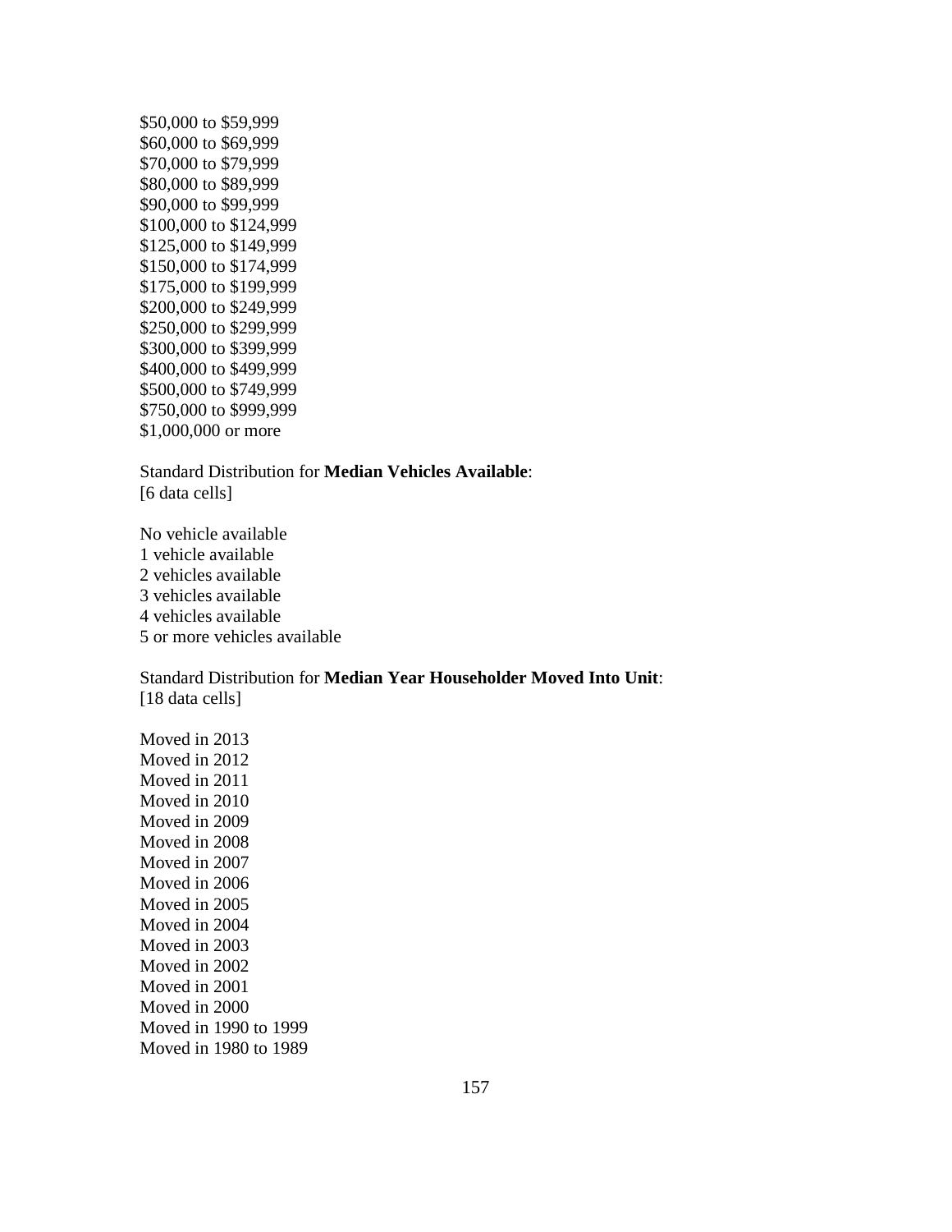$50,000 to $59,999
$60,000 to $69,999
$70,000 to $79,999
$80,000 to $89,999
$90,000 to $99,999
$100,000 to $124,999
$125,000 to $149,999
$150,000 to $174,999
$175,000 to $199,999
$200,000 to $249,999
$250,000 to $299,999
$300,000 to $399,999
$400,000 to $499,999
$500,000 to $749,999
$750,000 to $999,999
$1,000,000 or more

Standard Distribution for **Median Vehicles Available**:
[6 data cells]

No vehicle available
1 vehicle available
2 vehicles available
3 vehicles available
4 vehicles available
5 or more vehicles available

Standard Distribution for **Median Year Householder Moved Into Unit**:
[18 data cells]

Moved in 2013
Moved in 2012
Moved in 2011
Moved in 2010
Moved in 2009
Moved in 2008
Moved in 2007
Moved in 2006
Moved in 2005
Moved in 2004
Moved in 2003
Moved in 2002
Moved in 2001
Moved in 2000
Moved in 1990 to 1999
Moved in 1980 to 1989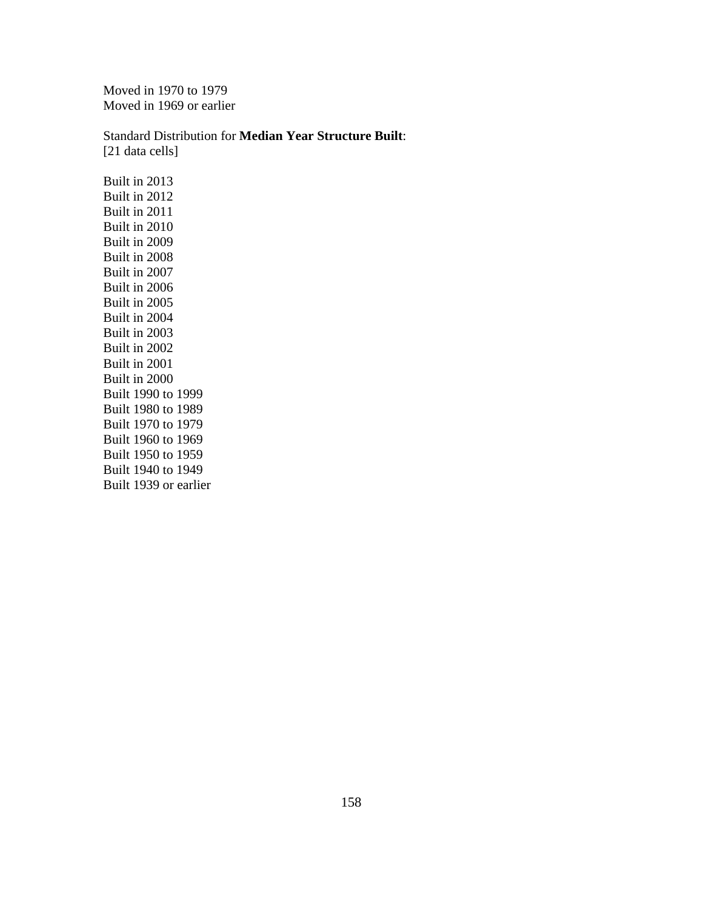Moved in 1970 to 1979
Moved in 1969 or earlier

Standard Distribution for **Median Year Structure Built**:
[21 data cells]

Built in 2013
Built in 2012
Built in 2011
Built in 2010
Built in 2009
Built in 2008
Built in 2007
Built in 2006
Built in 2005
Built in 2004
Built in 2003
Built in 2002
Built in 2001
Built in 2000
Built 1990 to 1999
Built 1980 to 1989
Built 1970 to 1979
Built 1960 to 1969
Built 1950 to 1959
Built 1940 to 1949
Built 1939 or earlier